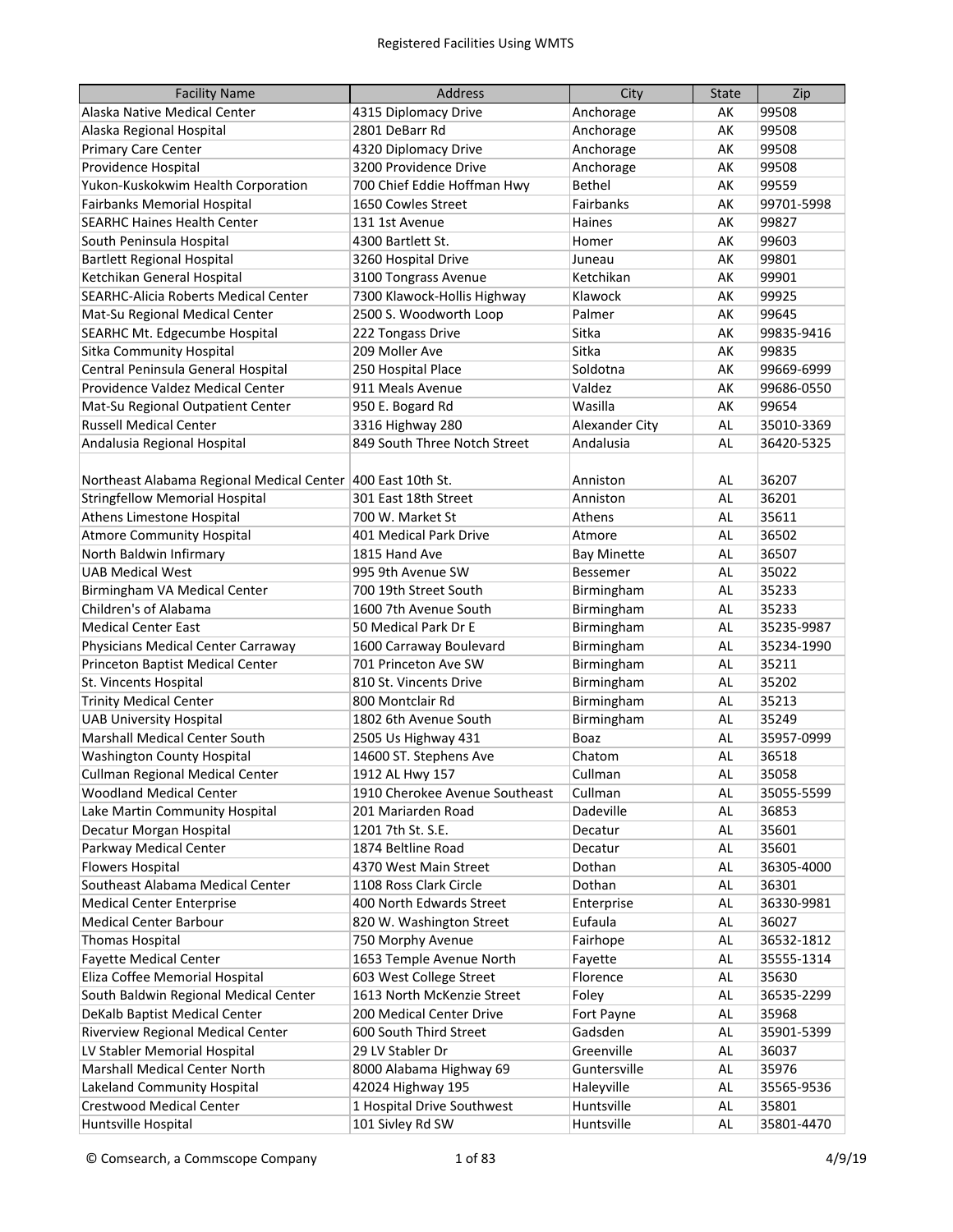# Registered Facilities Using WMTS

| Facility Name | Address | City | State | Zip |
|---|---|---|---|---|
| Alaska Native Medical Center | 4315 Diplomacy Drive | Anchorage | AK | 99508 |
| Alaska Regional Hospital | 2801 DeBarr Rd | Anchorage | AK | 99508 |
| Primary Care Center | 4320 Diplomacy Drive | Anchorage | AK | 99508 |
| Providence Hospital | 3200 Providence Drive | Anchorage | AK | 99508 |
| Yukon-Kuskokwim Health Corporation | 700 Chief Eddie Hoffman Hwy | Bethel | AK | 99559 |
| Fairbanks Memorial Hospital | 1650 Cowles Street | Fairbanks | AK | 99701-5998 |
| SEARHC Haines Health Center | 131 1st Avenue | Haines | AK | 99827 |
| South Peninsula Hospital | 4300 Bartlett St. | Homer | AK | 99603 |
| Bartlett Regional Hospital | 3260 Hospital Drive | Juneau | AK | 99801 |
| Ketchikan General Hospital | 3100 Tongrass Avenue | Ketchikan | AK | 99901 |
| SEARHC-Alicia Roberts Medical Center | 7300 Klawock-Hollis Highway | Klawock | AK | 99925 |
| Mat-Su Regional Medical Center | 2500 S. Woodworth Loop | Palmer | AK | 99645 |
| SEARHC Mt. Edgecumbe Hospital | 222 Tongass Drive | Sitka | AK | 99835-9416 |
| Sitka Community Hospital | 209 Moller Ave | Sitka | AK | 99835 |
| Central Peninsula General Hospital | 250 Hospital Place | Soldotna | AK | 99669-6999 |
| Providence Valdez Medical Center | 911 Meals Avenue | Valdez | AK | 99686-0550 |
| Mat-Su Regional Outpatient Center | 950 E. Bogard Rd | Wasilla | AK | 99654 |
| Russell Medical Center | 3316 Highway 280 | Alexander City | AL | 35010-3369 |
| Andalusia Regional Hospital | 849 South Three Notch Street | Andalusia | AL | 36420-5325 |
| Northeast Alabama Regional Medical Center | 400 East 10th St. | Anniston | AL | 36207 |
| Stringfellow Memorial Hospital | 301 East 18th Street | Anniston | AL | 36201 |
| Athens Limestone Hospital | 700 W. Market St | Athens | AL | 35611 |
| Atmore Community Hospital | 401 Medical Park Drive | Atmore | AL | 36502 |
| North Baldwin Infirmary | 1815 Hand Ave | Bay Minette | AL | 36507 |
| UAB Medical West | 995 9th Avenue SW | Bessemer | AL | 35022 |
| Birmingham VA Medical Center | 700 19th Street South | Birmingham | AL | 35233 |
| Children's of Alabama | 1600 7th Avenue South | Birmingham | AL | 35233 |
| Medical Center East | 50 Medical Park Dr E | Birmingham | AL | 35235-9987 |
| Physicians Medical Center Carraway | 1600 Carraway Boulevard | Birmingham | AL | 35234-1990 |
| Princeton Baptist Medical Center | 701 Princeton Ave SW | Birmingham | AL | 35211 |
| St. Vincents Hospital | 810 St. Vincents Drive | Birmingham | AL | 35202 |
| Trinity Medical Center | 800 Montclair Rd | Birmingham | AL | 35213 |
| UAB University Hospital | 1802 6th Avenue South | Birmingham | AL | 35249 |
| Marshall Medical Center South | 2505 Us Highway 431 | Boaz | AL | 35957-0999 |
| Washington County Hospital | 14600 ST. Stephens Ave | Chatom | AL | 36518 |
| Cullman Regional Medical Center | 1912 AL Hwy 157 | Cullman | AL | 35058 |
| Woodland Medical Center | 1910 Cherokee Avenue Southeast | Cullman | AL | 35055-5599 |
| Lake Martin Community Hospital | 201 Mariarden Road | Dadeville | AL | 36853 |
| Decatur Morgan Hospital | 1201 7th St. S.E. | Decatur | AL | 35601 |
| Parkway Medical Center | 1874 Beltline Road | Decatur | AL | 35601 |
| Flowers Hospital | 4370 West Main Street | Dothan | AL | 36305-4000 |
| Southeast Alabama Medical Center | 1108 Ross Clark Circle | Dothan | AL | 36301 |
| Medical Center Enterprise | 400 North Edwards Street | Enterprise | AL | 36330-9981 |
| Medical Center Barbour | 820 W. Washington Street | Eufaula | AL | 36027 |
| Thomas Hospital | 750 Morphy Avenue | Fairhope | AL | 36532-1812 |
| Fayette Medical Center | 1653 Temple Avenue North | Fayette | AL | 35555-1314 |
| Eliza Coffee Memorial Hospital | 603 West College Street | Florence | AL | 35630 |
| South Baldwin Regional Medical Center | 1613 North McKenzie Street | Foley | AL | 36535-2299 |
| DeKalb Baptist Medical Center | 200 Medical Center Drive | Fort Payne | AL | 35968 |
| Riverview Regional Medical Center | 600 South Third Street | Gadsden | AL | 35901-5399 |
| LV Stabler Memorial Hospital | 29 LV Stabler Dr | Greenville | AL | 36037 |
| Marshall Medical Center North | 8000 Alabama Highway 69 | Guntersville | AL | 35976 |
| Lakeland Community Hospital | 42024 Highway 195 | Haleyville | AL | 35565-9536 |
| Crestwood Medical Center | 1 Hospital Drive Southwest | Huntsville | AL | 35801 |
| Huntsville Hospital | 101 Sivley Rd SW | Huntsville | AL | 35801-4470 |

© Comsearch, a Commscope Company 4/9/19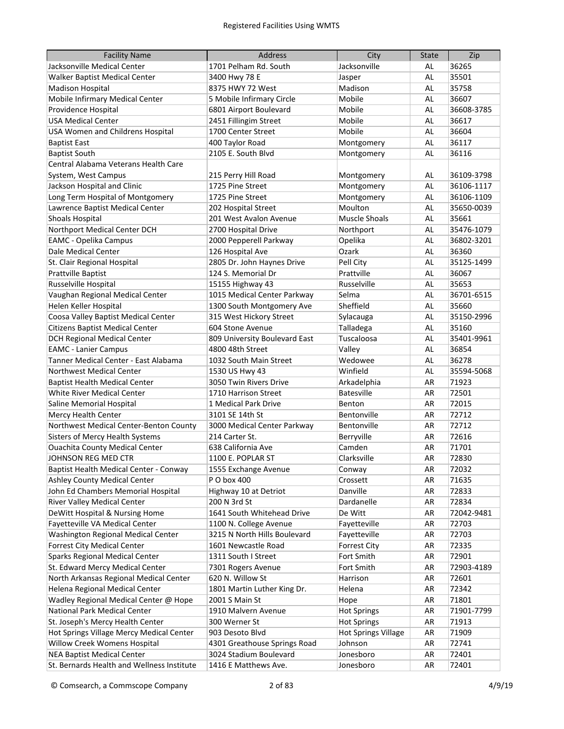| Facility Name | Address | City | State | Zip |
|---|---|---|---|---|
| Jacksonville Medical Center | 1701 Pelham Rd. South | Jacksonville | AL | 36265 |
| Walker Baptist Medical Center | 3400 Hwy 78 E | Jasper | AL | 35501 |
| Madison Hospital | 8375 HWY 72 West | Madison | AL | 35758 |
| Mobile Infirmary Medical Center | 5 Mobile Infirmary Circle | Mobile | AL | 36607 |
| Providence Hospital | 6801 Airport Boulevard | Mobile | AL | 36608-3785 |
| USA Medical Center | 2451 Fillingim Street | Mobile | AL | 36617 |
| USA Women and Childrens Hospital | 1700 Center Street | Mobile | AL | 36604 |
| Baptist East | 400 Taylor Road | Montgomery | AL | 36117 |
| Baptist South | 2105 E. South Blvd | Montgomery | AL | 36116 |
| Central Alabama Veterans Health Care System, West Campus | 215 Perry Hill Road | Montgomery | AL | 36109-3798 |
| Jackson Hospital and Clinic | 1725 Pine Street | Montgomery | AL | 36106-1117 |
| Long Term Hospital of Montgomery | 1725 Pine Street | Montgomery | AL | 36106-1109 |
| Lawrence Baptist Medical Center | 202 Hospital Street | Moulton | AL | 35650-0039 |
| Shoals Hospital | 201 West Avalon Avenue | Muscle Shoals | AL | 35661 |
| Northport Medical Center DCH | 2700 Hospital Drive | Northport | AL | 35476-1079 |
| EAMC - Opelika Campus | 2000 Pepperell Parkway | Opelika | AL | 36802-3201 |
| Dale Medical Center | 126 Hospital Ave | Ozark | AL | 36360 |
| St. Clair Regional Hospital | 2805 Dr. John Haynes Drive | Pell City | AL | 35125-1499 |
| Prattville Baptist | 124 S. Memorial Dr | Prattville | AL | 36067 |
| Russelville Hospital | 15155 Highway 43 | Russelville | AL | 35653 |
| Vaughan Regional Medical Center | 1015 Medical Center Parkway | Selma | AL | 36701-6515 |
| Helen Keller Hospital | 1300 South Montgomery Ave | Sheffield | AL | 35660 |
| Coosa Valley Baptist Medical Center | 315 West Hickory Street | Sylacauga | AL | 35150-2996 |
| Citizens Baptist Medical Center | 604 Stone Avenue | Talladega | AL | 35160 |
| DCH Regional Medical Center | 809 University Boulevard East | Tuscaloosa | AL | 35401-9961 |
| EAMC - Lanier Campus | 4800 48th Street | Valley | AL | 36854 |
| Tanner Medical Center - East Alabama | 1032 South Main Street | Wedowee | AL | 36278 |
| Northwest Medical Center | 1530 US Hwy 43 | Winfield | AL | 35594-5068 |
| Baptist Health Medical Center | 3050 Twin Rivers Drive | Arkadelphia | AR | 71923 |
| White River Medical Center | 1710 Harrison Street | Batesville | AR | 72501 |
| Saline Memorial Hospital | 1 Medical Park Drive | Benton | AR | 72015 |
| Mercy Health Center | 3101 SE 14th St | Bentonville | AR | 72712 |
| Northwest Medical Center-Benton County | 3000 Medical Center Parkway | Bentonville | AR | 72712 |
| Sisters of Mercy Health Systems | 214 Carter St. | Berryville | AR | 72616 |
| Ouachita County Medical Center | 638 California Ave | Camden | AR | 71701 |
| JOHNSON REG MED CTR | 1100 E. POPLAR ST | Clarksville | AR | 72830 |
| Baptist Health Medical Center - Conway | 1555 Exchange Avenue | Conway | AR | 72032 |
| Ashley County Medical Center | P O box 400 | Crossett | AR | 71635 |
| John Ed Chambers Memorial Hospital | Highway 10 at Detriot | Danville | AR | 72833 |
| River Valley Medical Center | 200 N 3rd St | Dardanelle | AR | 72834 |
| DeWitt Hospital & Nursing Home | 1641 South Whitehead Drive | De Witt | AR | 72042-9481 |
| Fayetteville VA Medical Center | 1100 N. College Avenue | Fayetteville | AR | 72703 |
| Washington Regional Medical Center | 3215 N North Hills Boulevard | Fayetteville | AR | 72703 |
| Forrest City Medical Center | 1601 Newcastle Road | Forrest City | AR | 72335 |
| Sparks Regional Medical Center | 1311 South I Street | Fort Smith | AR | 72901 |
| St. Edward Mercy Medical Center | 7301 Rogers Avenue | Fort Smith | AR | 72903-4189 |
| North Arkansas Regional Medical Center | 620 N. Willow St | Harrison | AR | 72601 |
| Helena Regional Medical Center | 1801 Martin Luther King Dr. | Helena | AR | 72342 |
| Wadley Regional Medical Center @ Hope | 2001 S Main St | Hope | AR | 71801 |
| National Park Medical Center | 1910 Malvern Avenue | Hot Springs | AR | 71901-7799 |
| St. Joseph's Mercy Health Center | 300 Werner St | Hot Springs | AR | 71913 |
| Hot Springs Village Mercy Medical Center | 903 Desoto Blvd | Hot Springs Village | AR | 71909 |
| Willow Creek Womens Hospital | 4301 Greathouse Springs Road | Johnson | AR | 72741 |
| NEA Baptist Medical Center | 3024 Stadium Boulevard | Jonesboro | AR | 72401 |
| St. Bernards Health and Wellness Institute | 1416 E Matthews Ave. | Jonesboro | AR | 72401 |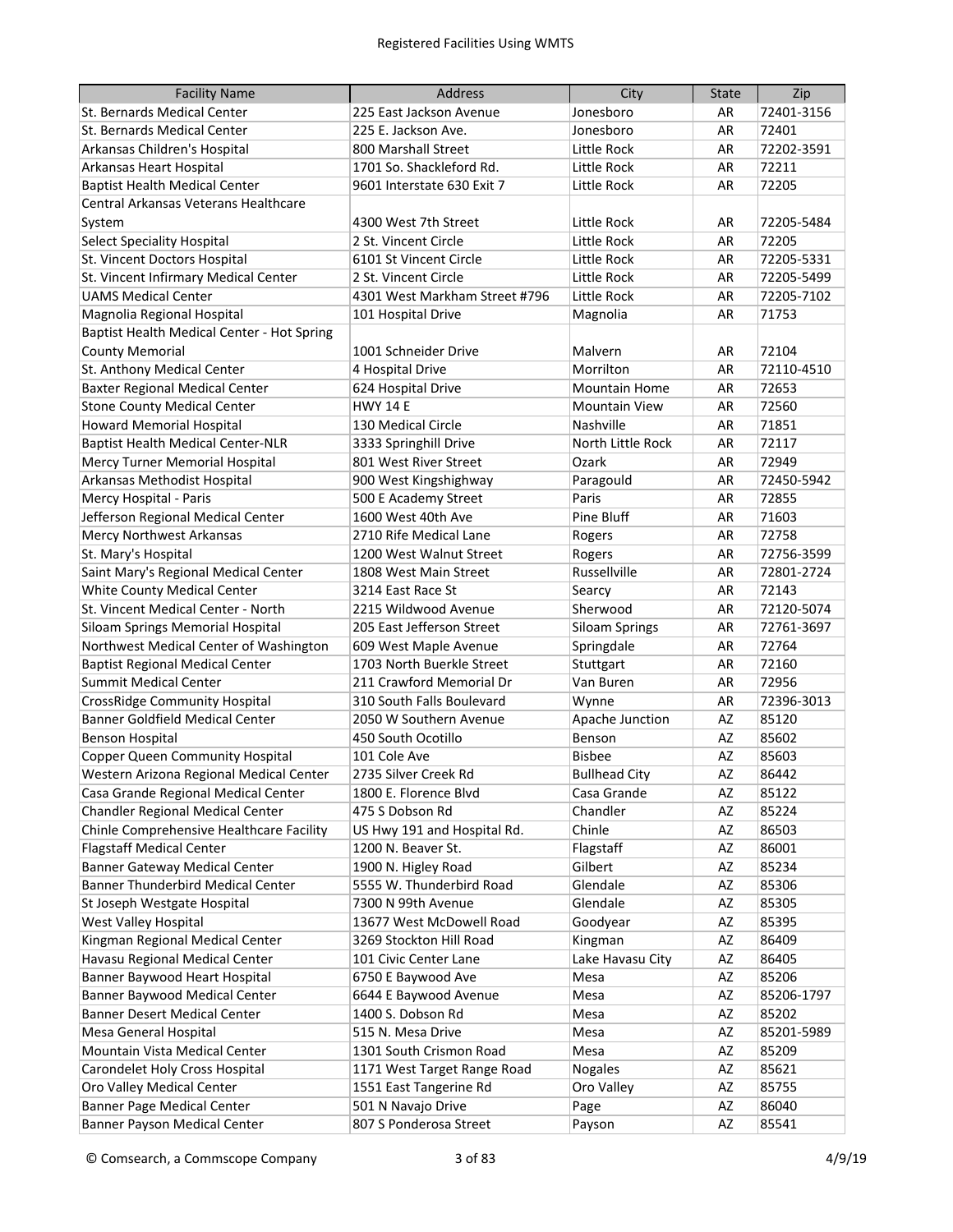| Facility Name | Address | City | State | Zip |
|---|---|---|---|---|
| St. Bernards Medical Center | 225 East Jackson Avenue | Jonesboro | AR | 72401-3156 |
| St. Bernards Medical Center | 225 E. Jackson Ave. | Jonesboro | AR | 72401 |
| Arkansas Children's Hospital | 800 Marshall Street | Little Rock | AR | 72202-3591 |
| Arkansas Heart Hospital | 1701 So. Shackleford Rd. | Little Rock | AR | 72211 |
| Baptist Health Medical Center | 9601 Interstate 630 Exit 7 | Little Rock | AR | 72205 |
| Central Arkansas Veterans Healthcare System | 4300 West 7th Street | Little Rock | AR | 72205-5484 |
| Select Speciality Hospital | 2 St. Vincent Circle | Little Rock | AR | 72205 |
| St. Vincent Doctors Hospital | 6101 St Vincent Circle | Little Rock | AR | 72205-5331 |
| St. Vincent Infirmary Medical Center | 2 St. Vincent Circle | Little Rock | AR | 72205-5499 |
| UAMS Medical Center | 4301 West Markham Street #796 | Little Rock | AR | 72205-7102 |
| Magnolia Regional Hospital | 101 Hospital Drive | Magnolia | AR | 71753 |
| Baptist Health Medical Center - Hot Spring County Memorial | 1001 Schneider Drive | Malvern | AR | 72104 |
| St. Anthony Medical Center | 4 Hospital Drive | Morrilton | AR | 72110-4510 |
| Baxter Regional Medical Center | 624 Hospital Drive | Mountain Home | AR | 72653 |
| Stone County Medical Center | HWY 14 E | Mountain View | AR | 72560 |
| Howard Memorial Hospital | 130 Medical Circle | Nashville | AR | 71851 |
| Baptist Health Medical Center-NLR | 3333 Springhill Drive | North Little Rock | AR | 72117 |
| Mercy Turner Memorial Hospital | 801 West River Street | Ozark | AR | 72949 |
| Arkansas Methodist Hospital | 900 West Kingshighway | Paragould | AR | 72450-5942 |
| Mercy Hospital - Paris | 500 E Academy Street | Paris | AR | 72855 |
| Jefferson Regional Medical Center | 1600 West 40th Ave | Pine Bluff | AR | 71603 |
| Mercy Northwest Arkansas | 2710 Rife Medical Lane | Rogers | AR | 72758 |
| St. Mary's Hospital | 1200 West Walnut Street | Rogers | AR | 72756-3599 |
| Saint Mary's Regional Medical Center | 1808 West Main Street | Russellville | AR | 72801-2724 |
| White County Medical Center | 3214 East Race St | Searcy | AR | 72143 |
| St. Vincent Medical Center - North | 2215 Wildwood Avenue | Sherwood | AR | 72120-5074 |
| Siloam Springs Memorial Hospital | 205 East Jefferson Street | Siloam Springs | AR | 72761-3697 |
| Northwest Medical Center of Washington | 609 West Maple Avenue | Springdale | AR | 72764 |
| Baptist Regional Medical Center | 1703 North Buerkle Street | Stuttgart | AR | 72160 |
| Summit Medical Center | 211 Crawford Memorial Dr | Van Buren | AR | 72956 |
| CrossRidge Community Hospital | 310 South Falls Boulevard | Wynne | AR | 72396-3013 |
| Banner Goldfield Medical Center | 2050 W Southern Avenue | Apache Junction | AZ | 85120 |
| Benson Hospital | 450 South Ocotillo | Benson | AZ | 85602 |
| Copper Queen Community Hospital | 101 Cole Ave | Bisbee | AZ | 85603 |
| Western Arizona Regional Medical Center | 2735 Silver Creek Rd | Bullhead City | AZ | 86442 |
| Casa Grande Regional Medical Center | 1800 E. Florence Blvd | Casa Grande | AZ | 85122 |
| Chandler Regional Medical Center | 475 S Dobson Rd | Chandler | AZ | 85224 |
| Chinle Comprehensive Healthcare Facility | US Hwy 191 and Hospital Rd. | Chinle | AZ | 86503 |
| Flagstaff Medical Center | 1200 N. Beaver St. | Flagstaff | AZ | 86001 |
| Banner Gateway Medical Center | 1900 N. Higley Road | Gilbert | AZ | 85234 |
| Banner Thunderbird Medical Center | 5555 W. Thunderbird Road | Glendale | AZ | 85306 |
| St Joseph Westgate Hospital | 7300 N 99th Avenue | Glendale | AZ | 85305 |
| West Valley Hospital | 13677 West McDowell Road | Goodyear | AZ | 85395 |
| Kingman Regional Medical Center | 3269 Stockton Hill Road | Kingman | AZ | 86409 |
| Havasu Regional Medical Center | 101 Civic Center Lane | Lake Havasu City | AZ | 86405 |
| Banner Baywood Heart Hospital | 6750 E Baywood Ave | Mesa | AZ | 85206 |
| Banner Baywood Medical Center | 6644 E Baywood Avenue | Mesa | AZ | 85206-1797 |
| Banner Desert Medical Center | 1400 S. Dobson Rd | Mesa | AZ | 85202 |
| Mesa General Hospital | 515 N. Mesa Drive | Mesa | AZ | 85201-5989 |
| Mountain Vista Medical Center | 1301 South Crismon Road | Mesa | AZ | 85209 |
| Carondelet Holy Cross Hospital | 1171 West Target Range Road | Nogales | AZ | 85621 |
| Oro Valley Medical Center | 1551 East Tangerine Rd | Oro Valley | AZ | 85755 |
| Banner Page Medical Center | 501 N Navajo Drive | Page | AZ | 86040 |
| Banner Payson Medical Center | 807 S Ponderosa Street | Payson | AZ | 85541 |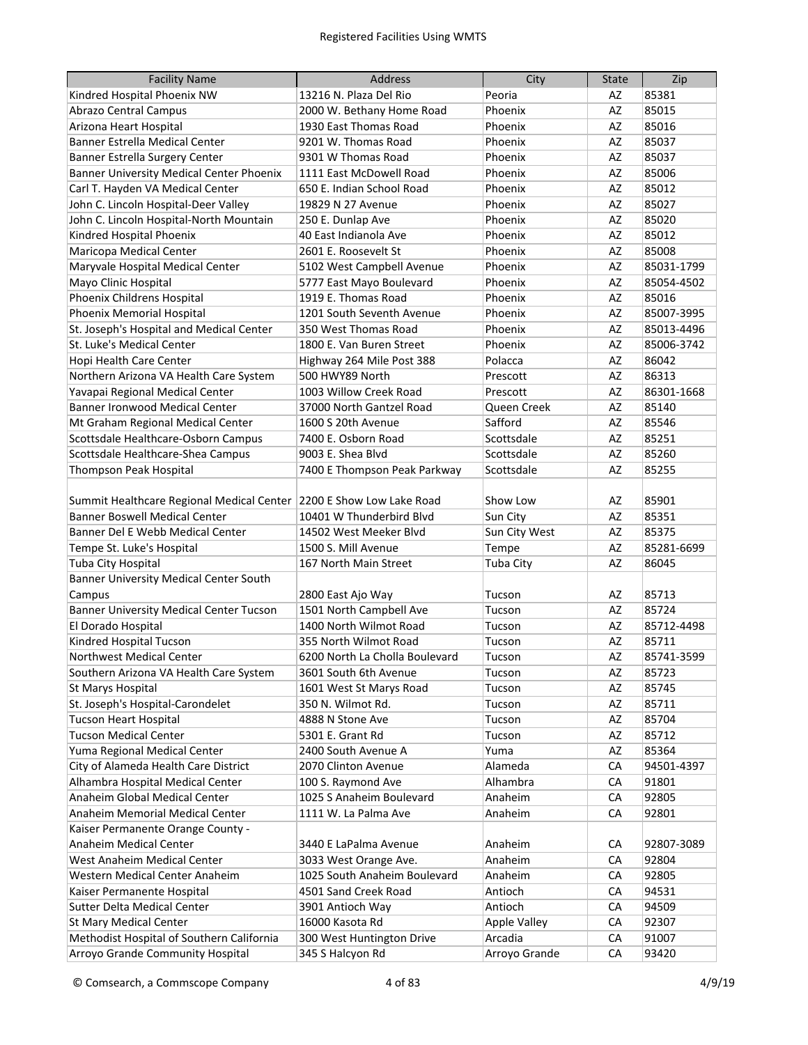| Facility Name | Address | City | State | Zip |
|---|---|---|---|---|
| Kindred Hospital Phoenix NW | 13216 N. Plaza Del Rio | Peoria | AZ | 85381 |
| Abrazo Central Campus | 2000 W. Bethany Home Road | Phoenix | AZ | 85015 |
| Arizona Heart Hospital | 1930 East Thomas Road | Phoenix | AZ | 85016 |
| Banner Estrella Medical Center | 9201 W. Thomas Road | Phoenix | AZ | 85037 |
| Banner Estrella Surgery Center | 9301 W Thomas Road | Phoenix | AZ | 85037 |
| Banner University Medical Center Phoenix | 1111 East McDowell Road | Phoenix | AZ | 85006 |
| Carl T. Hayden VA Medical Center | 650 E. Indian School Road | Phoenix | AZ | 85012 |
| John C. Lincoln Hospital-Deer Valley | 19829 N 27 Avenue | Phoenix | AZ | 85027 |
| John C. Lincoln Hospital-North Mountain | 250 E. Dunlap Ave | Phoenix | AZ | 85020 |
| Kindred Hospital Phoenix | 40 East Indianola Ave | Phoenix | AZ | 85012 |
| Maricopa Medical Center | 2601 E. Roosevelt St | Phoenix | AZ | 85008 |
| Maryvale Hospital Medical Center | 5102 West Campbell Avenue | Phoenix | AZ | 85031-1799 |
| Mayo Clinic Hospital | 5777 East Mayo Boulevard | Phoenix | AZ | 85054-4502 |
| Phoenix Childrens Hospital | 1919 E. Thomas Road | Phoenix | AZ | 85016 |
| Phoenix Memorial Hospital | 1201 South Seventh Avenue | Phoenix | AZ | 85007-3995 |
| St. Joseph's Hospital and Medical Center | 350 West Thomas Road | Phoenix | AZ | 85013-4496 |
| St. Luke's Medical Center | 1800 E. Van Buren Street | Phoenix | AZ | 85006-3742 |
| Hopi Health Care Center | Highway 264 Mile Post 388 | Polacca | AZ | 86042 |
| Northern Arizona VA Health Care System | 500 HWY89 North | Prescott | AZ | 86313 |
| Yavapai Regional Medical Center | 1003 Willow Creek Road | Prescott | AZ | 86301-1668 |
| Banner Ironwood Medical Center | 37000 North Gantzel Road | Queen Creek | AZ | 85140 |
| Mt Graham Regional Medical Center | 1600 S 20th Avenue | Safford | AZ | 85546 |
| Scottsdale Healthcare-Osborn Campus | 7400 E. Osborn Road | Scottsdale | AZ | 85251 |
| Scottsdale Healthcare-Shea Campus | 9003 E. Shea Blvd | Scottsdale | AZ | 85260 |
| Thompson Peak Hospital | 7400 E Thompson Peak Parkway | Scottsdale | AZ | 85255 |
| Summit Healthcare Regional Medical Center | 2200 E Show Low Lake Road | Show Low | AZ | 85901 |
| Banner Boswell Medical Center | 10401 W Thunderbird Blvd | Sun City | AZ | 85351 |
| Banner Del E Webb Medical Center | 14502 West Meeker Blvd | Sun City West | AZ | 85375 |
| Tempe St. Luke's Hospital | 1500 S. Mill Avenue | Tempe | AZ | 85281-6699 |
| Tuba City Hospital | 167 North Main Street | Tuba City | AZ | 86045 |
| Banner University Medical Center South Campus | 2800 East Ajo Way | Tucson | AZ | 85713 |
| Banner University Medical Center Tucson | 1501 North Campbell Ave | Tucson | AZ | 85724 |
| El Dorado Hospital | 1400 North Wilmot Road | Tucson | AZ | 85712-4498 |
| Kindred Hospital Tucson | 355 North Wilmot Road | Tucson | AZ | 85711 |
| Northwest Medical Center | 6200 North La Cholla Boulevard | Tucson | AZ | 85741-3599 |
| Southern Arizona VA Health Care System | 3601 South 6th Avenue | Tucson | AZ | 85723 |
| St Marys Hospital | 1601 West St Marys Road | Tucson | AZ | 85745 |
| St. Joseph's Hospital-Carondelet | 350 N. Wilmot Rd. | Tucson | AZ | 85711 |
| Tucson Heart Hospital | 4888 N Stone Ave | Tucson | AZ | 85704 |
| Tucson Medical Center | 5301 E. Grant Rd | Tucson | AZ | 85712 |
| Yuma Regional Medical Center | 2400 South Avenue A | Yuma | AZ | 85364 |
| City of Alameda Health Care District | 2070 Clinton Avenue | Alameda | CA | 94501-4397 |
| Alhambra Hospital Medical Center | 100 S. Raymond Ave | Alhambra | CA | 91801 |
| Anaheim Global Medical Center | 1025 S Anaheim Boulevard | Anaheim | CA | 92805 |
| Anaheim Memorial Medical Center | 1111 W. La Palma Ave | Anaheim | CA | 92801 |
| Kaiser Permanente Orange County - Anaheim Medical Center | 3440 E LaPalma Avenue | Anaheim | CA | 92807-3089 |
| West Anaheim Medical Center | 3033 West Orange Ave. | Anaheim | CA | 92804 |
| Western Medical Center Anaheim | 1025 South Anaheim Boulevard | Anaheim | CA | 92805 |
| Kaiser Permanente Hospital | 4501 Sand Creek Road | Antioch | CA | 94531 |
| Sutter Delta Medical Center | 3901 Antioch Way | Antioch | CA | 94509 |
| St Mary Medical Center | 16000 Kasota Rd | Apple Valley | CA | 92307 |
| Methodist Hospital of Southern California | 300 West Huntington Drive | Arcadia | CA | 91007 |
| Arroyo Grande Community Hospital | 345 S Halcyon Rd | Arroyo Grande | CA | 93420 |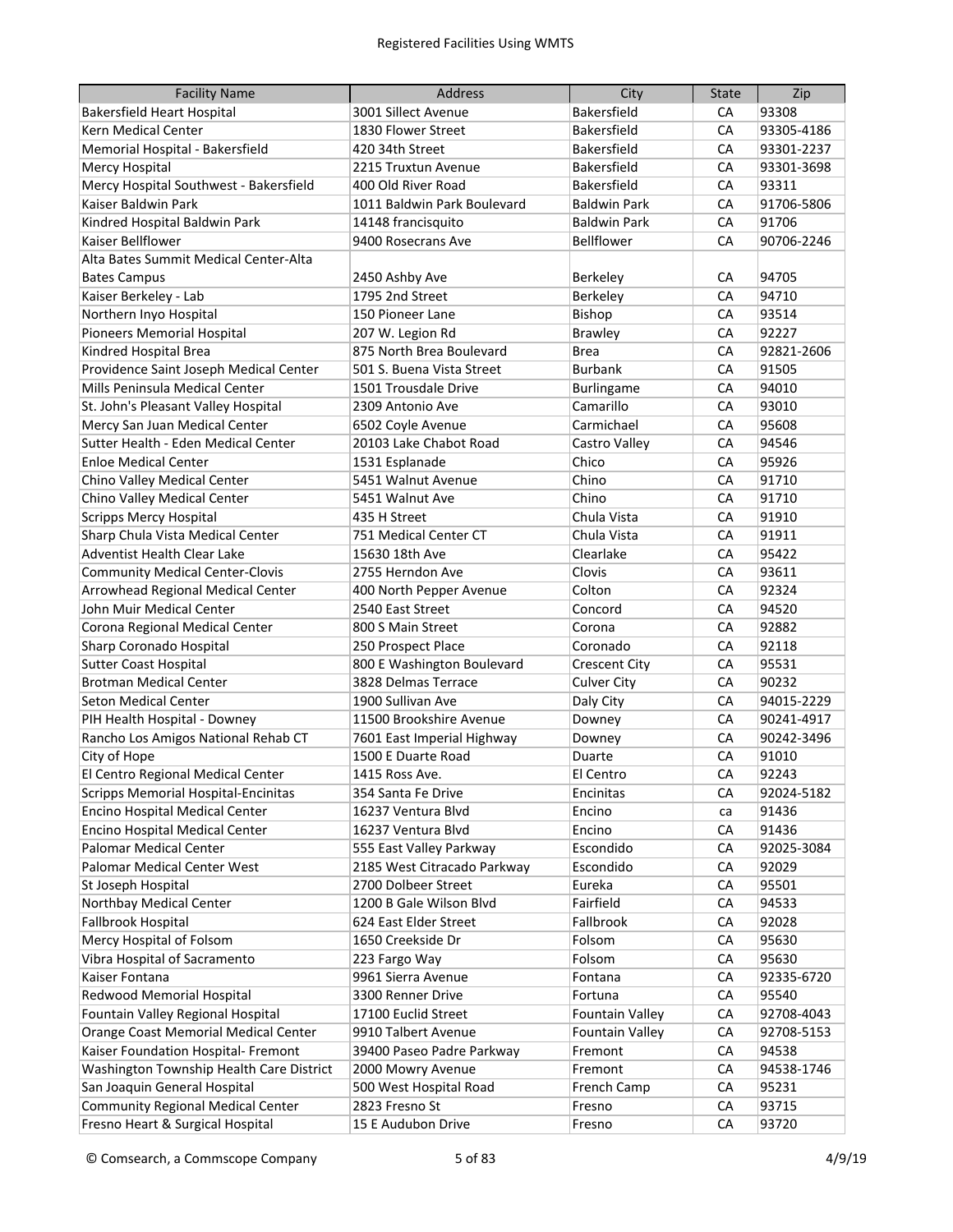| Facility Name | Address | City | State | Zip |
|---|---|---|---|---|
| Bakersfield Heart Hospital | 3001 Sillect Avenue | Bakersfield | CA | 93308 |
| Kern Medical Center | 1830 Flower Street | Bakersfield | CA | 93305-4186 |
| Memorial Hospital - Bakersfield | 420 34th Street | Bakersfield | CA | 93301-2237 |
| Mercy Hospital | 2215 Truxtun Avenue | Bakersfield | CA | 93301-3698 |
| Mercy Hospital Southwest - Bakersfield | 400 Old River Road | Bakersfield | CA | 93311 |
| Kaiser Baldwin Park | 1011 Baldwin Park Boulevard | Baldwin Park | CA | 91706-5806 |
| Kindred Hospital Baldwin Park | 14148 francisquito | Baldwin Park | CA | 91706 |
| Kaiser Bellflower | 9400 Rosecrans Ave | Bellflower | CA | 90706-2246 |
| Alta Bates Summit Medical Center-Alta Bates Campus | 2450 Ashby Ave | Berkeley | CA | 94705 |
| Kaiser Berkeley - Lab | 1795 2nd Street | Berkeley | CA | 94710 |
| Northern Inyo Hospital | 150 Pioneer Lane | Bishop | CA | 93514 |
| Pioneers Memorial Hospital | 207 W. Legion Rd | Brawley | CA | 92227 |
| Kindred Hospital Brea | 875 North Brea Boulevard | Brea | CA | 92821-2606 |
| Providence Saint Joseph Medical Center | 501 S. Buena Vista Street | Burbank | CA | 91505 |
| Mills Peninsula Medical Center | 1501 Trousdale Drive | Burlingame | CA | 94010 |
| St. John's Pleasant Valley Hospital | 2309 Antonio Ave | Camarillo | CA | 93010 |
| Mercy San Juan Medical Center | 6502 Coyle Avenue | Carmichael | CA | 95608 |
| Sutter Health - Eden Medical Center | 20103 Lake Chabot Road | Castro Valley | CA | 94546 |
| Enloe Medical Center | 1531 Esplanade | Chico | CA | 95926 |
| Chino Valley Medical Center | 5451 Walnut Avenue | Chino | CA | 91710 |
| Chino Valley Medical Center | 5451 Walnut Ave | Chino | CA | 91710 |
| Scripps Mercy Hospital | 435 H Street | Chula Vista | CA | 91910 |
| Sharp Chula Vista Medical Center | 751 Medical Center CT | Chula Vista | CA | 91911 |
| Adventist Health Clear Lake | 15630 18th Ave | Clearlake | CA | 95422 |
| Community Medical Center-Clovis | 2755 Herndon Ave | Clovis | CA | 93611 |
| Arrowhead Regional Medical Center | 400 North Pepper Avenue | Colton | CA | 92324 |
| John Muir Medical Center | 2540 East Street | Concord | CA | 94520 |
| Corona Regional Medical Center | 800 S Main Street | Corona | CA | 92882 |
| Sharp Coronado Hospital | 250 Prospect Place | Coronado | CA | 92118 |
| Sutter Coast Hospital | 800 E Washington Boulevard | Crescent City | CA | 95531 |
| Brotman Medical Center | 3828 Delmas Terrace | Culver City | CA | 90232 |
| Seton Medical Center | 1900 Sullivan Ave | Daly City | CA | 94015-2229 |
| PIH Health Hospital - Downey | 11500 Brookshire Avenue | Downey | CA | 90241-4917 |
| Rancho Los Amigos National Rehab CT | 7601 East Imperial Highway | Downey | CA | 90242-3496 |
| City of Hope | 1500 E Duarte Road | Duarte | CA | 91010 |
| El Centro Regional Medical Center | 1415 Ross Ave. | El Centro | CA | 92243 |
| Scripps Memorial Hospital-Encinitas | 354 Santa Fe Drive | Encinitas | CA | 92024-5182 |
| Encino Hospital Medical Center | 16237 Ventura Blvd | Encino | ca | 91436 |
| Encino Hospital Medical Center | 16237 Ventura Blvd | Encino | CA | 91436 |
| Palomar Medical Center | 555 East Valley Parkway | Escondido | CA | 92025-3084 |
| Palomar Medical Center West | 2185 West Citracado Parkway | Escondido | CA | 92029 |
| St Joseph Hospital | 2700 Dolbeer Street | Eureka | CA | 95501 |
| Northbay Medical Center | 1200 B Gale Wilson Blvd | Fairfield | CA | 94533 |
| Fallbrook Hospital | 624 East Elder Street | Fallbrook | CA | 92028 |
| Mercy Hospital of Folsom | 1650 Creekside Dr | Folsom | CA | 95630 |
| Vibra Hospital of Sacramento | 223 Fargo Way | Folsom | CA | 95630 |
| Kaiser Fontana | 9961 Sierra Avenue | Fontana | CA | 92335-6720 |
| Redwood Memorial Hospital | 3300 Renner Drive | Fortuna | CA | 95540 |
| Fountain Valley Regional Hospital | 17100 Euclid Street | Fountain Valley | CA | 92708-4043 |
| Orange Coast Memorial Medical Center | 9910 Talbert Avenue | Fountain Valley | CA | 92708-5153 |
| Kaiser Foundation Hospital- Fremont | 39400 Paseo Padre Parkway | Fremont | CA | 94538 |
| Washington Township Health Care District | 2000 Mowry Avenue | Fremont | CA | 94538-1746 |
| San Joaquin General Hospital | 500 West Hospital Road | French Camp | CA | 95231 |
| Community Regional Medical Center | 2823 Fresno St | Fresno | CA | 93715 |
| Fresno Heart & Surgical Hospital | 15 E Audubon Drive | Fresno | CA | 93720 |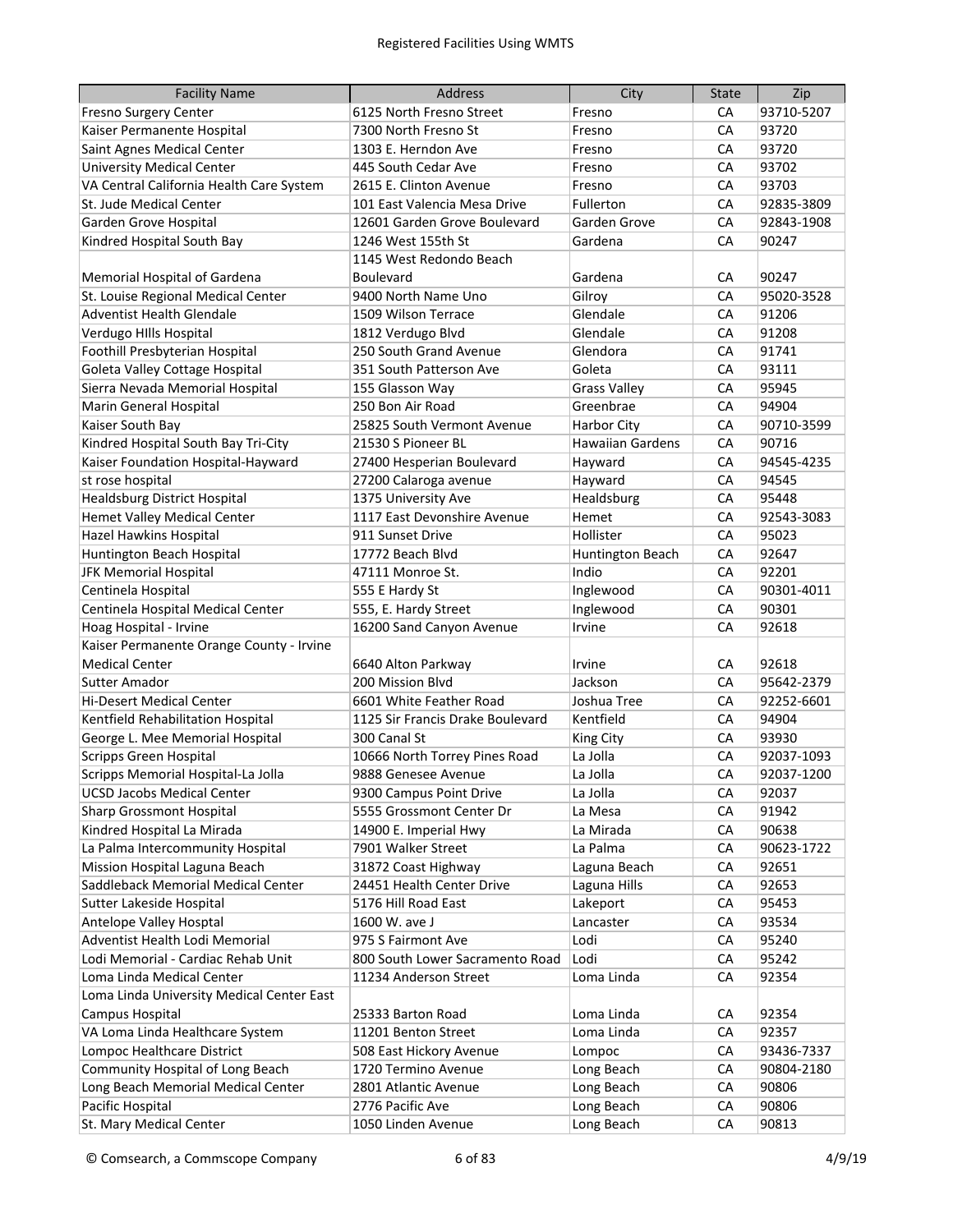| Facility Name | Address | City | State | Zip |
| --- | --- | --- | --- | --- |
| Fresno Surgery Center | 6125 North Fresno Street | Fresno | CA | 93710-5207 |
| Kaiser Permanente Hospital | 7300 North Fresno St | Fresno | CA | 93720 |
| Saint Agnes Medical Center | 1303 E. Herndon Ave | Fresno | CA | 93720 |
| University Medical Center | 445 South Cedar Ave | Fresno | CA | 93702 |
| VA Central California Health Care System | 2615 E. Clinton Avenue | Fresno | CA | 93703 |
| St. Jude Medical Center | 101 East Valencia Mesa Drive | Fullerton | CA | 92835-3809 |
| Garden Grove Hospital | 12601 Garden Grove Boulevard | Garden Grove | CA | 92843-1908 |
| Kindred Hospital South Bay | 1246 West 155th St | Gardena | CA | 90247 |
| Memorial Hospital of Gardena | 1145 West Redondo Beach Boulevard | Gardena | CA | 90247 |
| St. Louise Regional Medical Center | 9400 North Name Uno | Gilroy | CA | 95020-3528 |
| Adventist Health Glendale | 1509 Wilson Terrace | Glendale | CA | 91206 |
| Verdugo HIlls Hospital | 1812 Verdugo Blvd | Glendale | CA | 91208 |
| Foothill Presbyterian Hospital | 250 South Grand Avenue | Glendora | CA | 91741 |
| Goleta Valley Cottage Hospital | 351 South Patterson Ave | Goleta | CA | 93111 |
| Sierra Nevada Memorial Hospital | 155 Glasson Way | Grass Valley | CA | 95945 |
| Marin General Hospital | 250 Bon Air Road | Greenbrae | CA | 94904 |
| Kaiser South Bay | 25825 South Vermont Avenue | Harbor City | CA | 90710-3599 |
| Kindred Hospital South Bay Tri-City | 21530 S Pioneer BL | Hawaiian Gardens | CA | 90716 |
| Kaiser Foundation Hospital-Hayward | 27400 Hesperian Boulevard | Hayward | CA | 94545-4235 |
| st rose hospital | 27200 Calaroga avenue | Hayward | CA | 94545 |
| Healdsburg District Hospital | 1375 University Ave | Healdsburg | CA | 95448 |
| Hemet Valley Medical Center | 1117 East Devonshire Avenue | Hemet | CA | 92543-3083 |
| Hazel Hawkins Hospital | 911 Sunset Drive | Hollister | CA | 95023 |
| Huntington Beach Hospital | 17772 Beach Blvd | Huntington Beach | CA | 92647 |
| JFK Memorial Hospital | 47111 Monroe St. | Indio | CA | 92201 |
| Centinela Hospital | 555 E Hardy St | Inglewood | CA | 90301-4011 |
| Centinela Hospital Medical Center | 555, E. Hardy Street | Inglewood | CA | 90301 |
| Hoag Hospital - Irvine | 16200 Sand Canyon Avenue | Irvine | CA | 92618 |
| Kaiser Permanente Orange County - Irvine Medical Center | 6640 Alton Parkway | Irvine | CA | 92618 |
| Sutter Amador | 200 Mission Blvd | Jackson | CA | 95642-2379 |
| Hi-Desert Medical Center | 6601 White Feather Road | Joshua Tree | CA | 92252-6601 |
| Kentfield Rehabilitation Hospital | 1125 Sir Francis Drake Boulevard | Kentfield | CA | 94904 |
| George L. Mee Memorial Hospital | 300 Canal St | King City | CA | 93930 |
| Scripps Green Hospital | 10666 North Torrey Pines Road | La Jolla | CA | 92037-1093 |
| Scripps Memorial Hospital-La Jolla | 9888 Genesee Avenue | La Jolla | CA | 92037-1200 |
| UCSD Jacobs Medical Center | 9300 Campus Point Drive | La Jolla | CA | 92037 |
| Sharp Grossmont Hospital | 5555 Grossmont Center Dr | La Mesa | CA | 91942 |
| Kindred Hospital La Mirada | 14900 E. Imperial Hwy | La Mirada | CA | 90638 |
| La Palma Intercommunity Hospital | 7901 Walker Street | La Palma | CA | 90623-1722 |
| Mission Hospital Laguna Beach | 31872 Coast Highway | Laguna Beach | CA | 92651 |
| Saddleback Memorial Medical Center | 24451 Health Center Drive | Laguna Hills | CA | 92653 |
| Sutter Lakeside Hospital | 5176 Hill Road East | Lakeport | CA | 95453 |
| Antelope Valley Hosptal | 1600 W. ave J | Lancaster | CA | 93534 |
| Adventist Health Lodi Memorial | 975 S Fairmont Ave | Lodi | CA | 95240 |
| Lodi Memorial - Cardiac Rehab Unit | 800 South Lower Sacramento Road | Lodi | CA | 95242 |
| Loma Linda Medical Center | 11234 Anderson Street | Loma Linda | CA | 92354 |
| Loma Linda University Medical Center East Campus Hospital | 25333 Barton Road | Loma Linda | CA | 92354 |
| VA Loma Linda Healthcare System | 11201 Benton Street | Loma Linda | CA | 92357 |
| Lompoc Healthcare District | 508 East Hickory Avenue | Lompoc | CA | 93436-7337 |
| Community Hospital of Long Beach | 1720 Termino Avenue | Long Beach | CA | 90804-2180 |
| Long Beach Memorial Medical Center | 2801 Atlantic Avenue | Long Beach | CA | 90806 |
| Pacific Hospital | 2776 Pacific Ave | Long Beach | CA | 90806 |
| St. Mary Medical Center | 1050 Linden Avenue | Long Beach | CA | 90813 |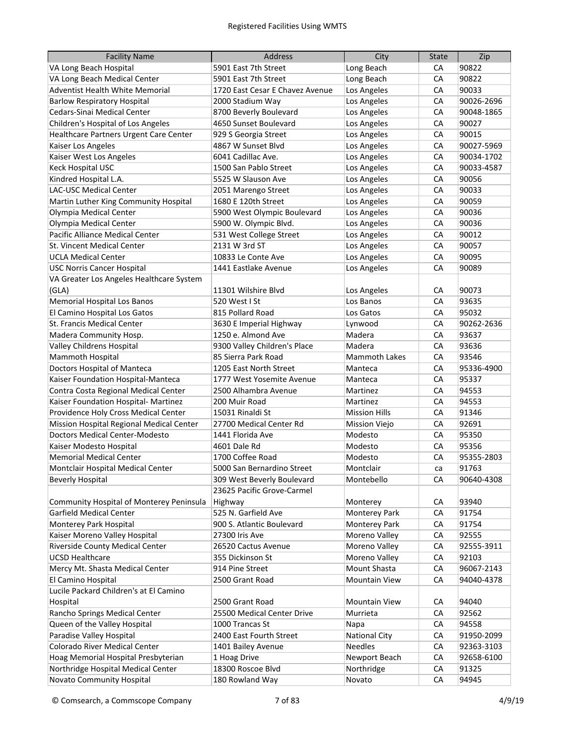| Facility Name | Address | City | State | Zip |
|---|---|---|---|---|
| VA Long Beach Hospital | 5901 East 7th Street | Long Beach | CA | 90822 |
| VA Long Beach Medical Center | 5901 East 7th Street | Long Beach | CA | 90822 |
| Adventist Health White Memorial | 1720 East Cesar E Chavez Avenue | Los Angeles | CA | 90033 |
| Barlow Respiratory Hospital | 2000 Stadium Way | Los Angeles | CA | 90026-2696 |
| Cedars-Sinai Medical Center | 8700 Beverly Boulevard | Los Angeles | CA | 90048-1865 |
| Children's Hospital of Los Angeles | 4650 Sunset Boulevard | Los Angeles | CA | 90027 |
| Healthcare Partners Urgent Care Center | 929 S Georgia Street | Los Angeles | CA | 90015 |
| Kaiser Los Angeles | 4867 W Sunset Blvd | Los Angeles | CA | 90027-5969 |
| Kaiser West Los Angeles | 6041 Cadillac Ave. | Los Angeles | CA | 90034-1702 |
| Keck Hospital USC | 1500 San Pablo Street | Los Angeles | CA | 90033-4587 |
| Kindred Hospital L.A. | 5525 W Slauson Ave | Los Angeles | CA | 90056 |
| LAC-USC Medical Center | 2051 Marengo Street | Los Angeles | CA | 90033 |
| Martin Luther King Community Hospital | 1680 E 120th Street | Los Angeles | CA | 90059 |
| Olympia Medical Center | 5900 West Olympic Boulevard | Los Angeles | CA | 90036 |
| Olympia Medical Center | 5900 W. Olympic Blvd. | Los Angeles | CA | 90036 |
| Pacific Alliance Medical Center | 531 West College Street | Los Angeles | CA | 90012 |
| St. Vincent Medical Center | 2131 W 3rd ST | Los Angeles | CA | 90057 |
| UCLA Medical Center | 10833 Le Conte Ave | Los Angeles | CA | 90095 |
| USC Norris Cancer Hospital | 1441 Eastlake Avenue | Los Angeles | CA | 90089 |
| VA Greater Los Angeles Healthcare System (GLA) | 11301 Wilshire Blvd | Los Angeles | CA | 90073 |
| Memorial Hospital Los Banos | 520 West I St | Los Banos | CA | 93635 |
| El Camino Hospital Los Gatos | 815 Pollard Road | Los Gatos | CA | 95032 |
| St. Francis Medical Center | 3630 E Imperial Highway | Lynwood | CA | 90262-2636 |
| Madera Community Hosp. | 1250 e. Almond Ave | Madera | CA | 93637 |
| Valley Childrens Hospital | 9300 Valley Children's Place | Madera | CA | 93636 |
| Mammoth Hospital | 85 Sierra Park Road | Mammoth Lakes | CA | 93546 |
| Doctors Hospital of Manteca | 1205 East North Street | Manteca | CA | 95336-4900 |
| Kaiser Foundation Hospital-Manteca | 1777 West Yosemite Avenue | Manteca | CA | 95337 |
| Contra Costa Regional Medical Center | 2500 Alhambra Avenue | Martinez | CA | 94553 |
| Kaiser Foundation Hospital- Martinez | 200 Muir Road | Martinez | CA | 94553 |
| Providence Holy Cross Medical Center | 15031 Rinaldi St | Mission Hills | CA | 91346 |
| Mission Hospital Regional Medical Center | 27700 Medical Center Rd | Mission Viejo | CA | 92691 |
| Doctors Medical Center-Modesto | 1441 Florida Ave | Modesto | CA | 95350 |
| Kaiser Modesto Hospital | 4601 Dale Rd | Modesto | CA | 95356 |
| Memorial Medical Center | 1700 Coffee Road | Modesto | CA | 95355-2803 |
| Montclair Hospital Medical Center | 5000 San Bernardino Street | Montclair | ca | 91763 |
| Beverly Hospital | 309 West Beverly Boulevard | Montebello | CA | 90640-4308 |
| Community Hospital of Monterey Peninsula | 23625 Pacific Grove-Carmel Highway | Monterey | CA | 93940 |
| Garfield Medical Center | 525 N. Garfield Ave | Monterey Park | CA | 91754 |
| Monterey Park Hospital | 900 S. Atlantic Boulevard | Monterey Park | CA | 91754 |
| Kaiser Moreno Valley Hospital | 27300 Iris Ave | Moreno Valley | CA | 92555 |
| Riverside County Medical Center | 26520 Cactus Avenue | Moreno Valley | CA | 92555-3911 |
| UCSD Healthcare | 355 Dickinson St | Moreno Valley | CA | 92103 |
| Mercy Mt. Shasta Medical Center | 914 Pine Street | Mount Shasta | CA | 96067-2143 |
| El Camino Hospital | 2500 Grant Road | Mountain View | CA | 94040-4378 |
| Lucile Packard Children's at El Camino Hospital | 2500 Grant Road | Mountain View | CA | 94040 |
| Rancho Springs Medical Center | 25500 Medical Center Drive | Murrieta | CA | 92562 |
| Queen of the Valley Hospital | 1000 Trancas St | Napa | CA | 94558 |
| Paradise Valley Hospital | 2400 East Fourth Street | National City | CA | 91950-2099 |
| Colorado River Medical Center | 1401 Bailey Avenue | Needles | CA | 92363-3103 |
| Hoag Memorial Hospital Presbyterian | 1 Hoag Drive | Newport Beach | CA | 92658-6100 |
| Northridge Hospital Medical Center | 18300 Roscoe Blvd | Northridge | CA | 91325 |
| Novato Community Hospital | 180 Rowland Way | Novato | CA | 94945 |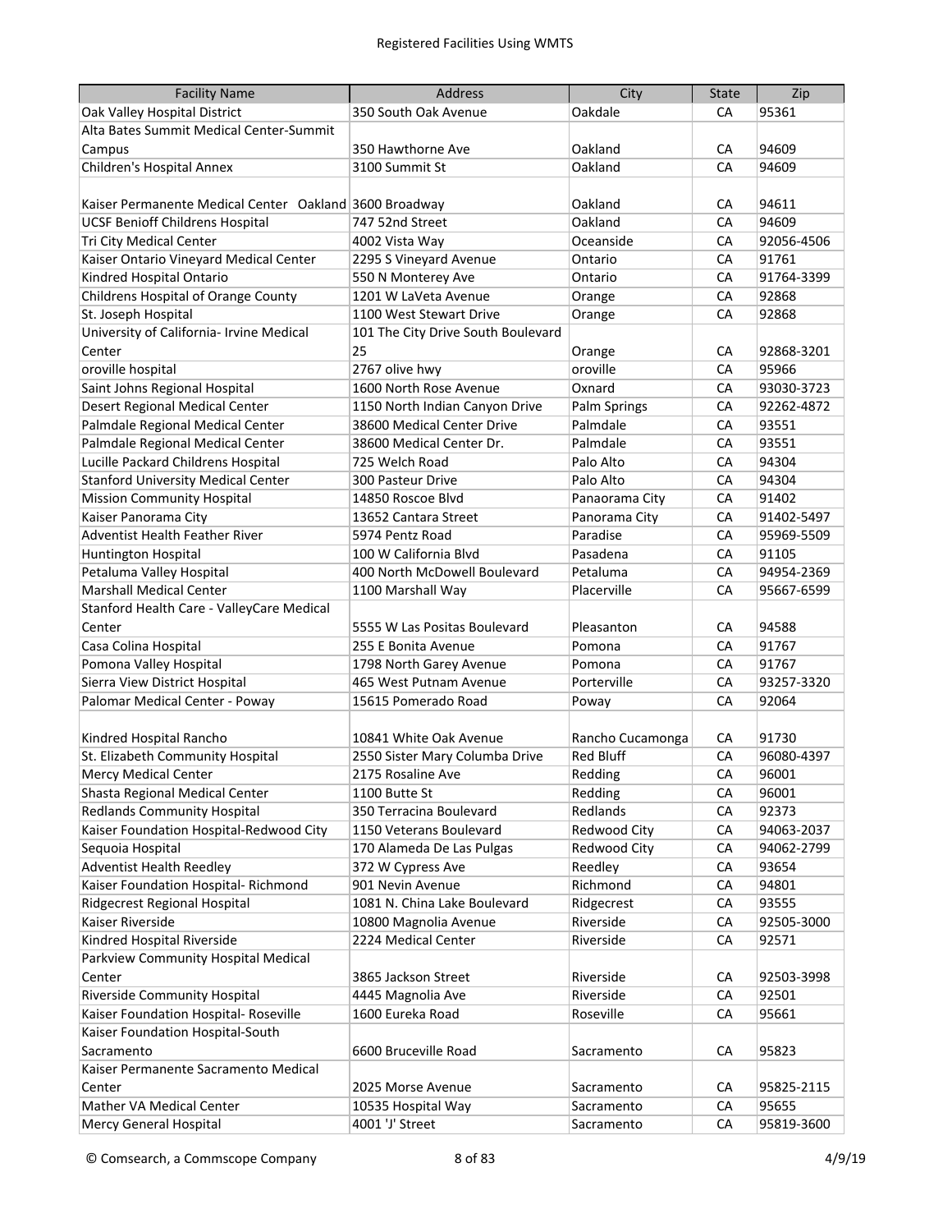| Facility Name | Address | City | State | Zip |
|---|---|---|---|---|
| Oak Valley Hospital District | 350 South Oak Avenue | Oakdale | CA | 95361 |
| Alta Bates Summit Medical Center-Summit Campus | 350 Hawthorne Ave | Oakland | CA | 94609 |
| Children's Hospital Annex | 3100 Summit St | Oakland | CA | 94609 |
| Kaiser Permanente Medical Center Oakland | 3600 Broadway | Oakland | CA | 94611 |
| UCSF Benioff Childrens Hospital | 747 52nd Street | Oakland | CA | 94609 |
| Tri City Medical Center | 4002 Vista Way | Oceanside | CA | 92056-4506 |
| Kaiser Ontario Vineyard Medical Center | 2295 S Vineyard Avenue | Ontario | CA | 91761 |
| Kindred Hospital Ontario | 550 N Monterey Ave | Ontario | CA | 91764-3399 |
| Childrens Hospital of Orange County | 1201 W LaVeta Avenue | Orange | CA | 92868 |
| St. Joseph Hospital | 1100 West Stewart Drive | Orange | CA | 92868 |
| University of California- Irvine Medical Center | 101 The City Drive South Boulevard 25 | Orange | CA | 92868-3201 |
| oroville hospital | 2767 olive hwy | oroville | CA | 95966 |
| Saint Johns Regional Hospital | 1600 North Rose Avenue | Oxnard | CA | 93030-3723 |
| Desert Regional Medical Center | 1150 North Indian Canyon Drive | Palm Springs | CA | 92262-4872 |
| Palmdale Regional Medical Center | 38600 Medical Center Drive | Palmdale | CA | 93551 |
| Palmdale Regional Medical Center | 38600 Medical Center Dr. | Palmdale | CA | 93551 |
| Lucille Packard Childrens Hospital | 725 Welch Road | Palo Alto | CA | 94304 |
| Stanford University Medical Center | 300 Pasteur Drive | Palo Alto | CA | 94304 |
| Mission Community Hospital | 14850 Roscoe Blvd | Panaorama City | CA | 91402 |
| Kaiser Panorama City | 13652 Cantara Street | Panorama City | CA | 91402-5497 |
| Adventist Health Feather River | 5974 Pentz Road | Paradise | CA | 95969-5509 |
| Huntington Hospital | 100 W California Blvd | Pasadena | CA | 91105 |
| Petaluma Valley Hospital | 400 North McDowell Boulevard | Petaluma | CA | 94954-2369 |
| Marshall Medical Center | 1100 Marshall Way | Placerville | CA | 95667-6599 |
| Stanford Health Care - ValleyCare Medical Center | 5555 W Las Positas Boulevard | Pleasanton | CA | 94588 |
| Casa Colina Hospital | 255 E Bonita Avenue | Pomona | CA | 91767 |
| Pomona Valley Hospital | 1798 North Garey Avenue | Pomona | CA | 91767 |
| Sierra View District Hospital | 465 West Putnam Avenue | Porterville | CA | 93257-3320 |
| Palomar Medical Center - Poway | 15615 Pomerado Road | Poway | CA | 92064 |
| Kindred Hospital Rancho | 10841 White Oak Avenue | Rancho Cucamonga | CA | 91730 |
| St. Elizabeth Community Hospital | 2550 Sister Mary Columba Drive | Red Bluff | CA | 96080-4397 |
| Mercy Medical Center | 2175 Rosaline Ave | Redding | CA | 96001 |
| Shasta Regional Medical Center | 1100 Butte St | Redding | CA | 96001 |
| Redlands Community Hospital | 350 Terracina Boulevard | Redlands | CA | 92373 |
| Kaiser Foundation Hospital-Redwood City | 1150 Veterans Boulevard | Redwood City | CA | 94063-2037 |
| Sequoia Hospital | 170 Alameda De Las Pulgas | Redwood City | CA | 94062-2799 |
| Adventist Health Reedley | 372 W Cypress Ave | Reedley | CA | 93654 |
| Kaiser Foundation Hospital- Richmond | 901 Nevin Avenue | Richmond | CA | 94801 |
| Ridgecrest Regional Hospital | 1081 N. China Lake Boulevard | Ridgecrest | CA | 93555 |
| Kaiser Riverside | 10800 Magnolia Avenue | Riverside | CA | 92505-3000 |
| Kindred Hospital Riverside | 2224 Medical Center | Riverside | CA | 92571 |
| Parkview Community Hospital Medical Center | 3865 Jackson Street | Riverside | CA | 92503-3998 |
| Riverside Community Hospital | 4445 Magnolia Ave | Riverside | CA | 92501 |
| Kaiser Foundation Hospital- Roseville | 1600 Eureka Road | Roseville | CA | 95661 |
| Kaiser Foundation Hospital-South Sacramento | 6600 Bruceville Road | Sacramento | CA | 95823 |
| Kaiser Permanente Sacramento Medical Center | 2025 Morse Avenue | Sacramento | CA | 95825-2115 |
| Mather VA Medical Center | 10535 Hospital Way | Sacramento | CA | 95655 |
| Mercy General Hospital | 4001 'J' Street | Sacramento | CA | 95819-3600 |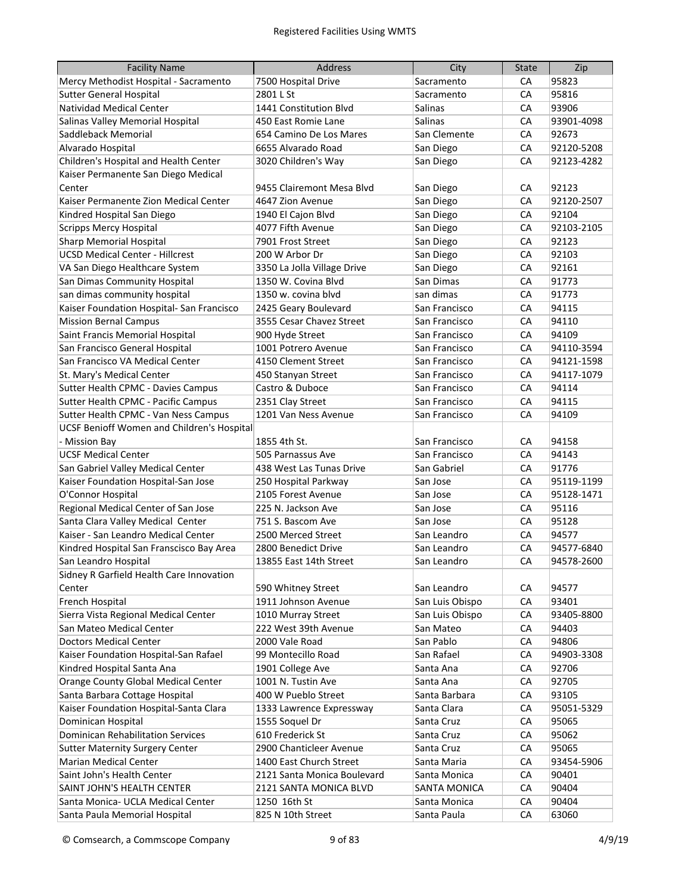# Registered Facilities Using WMTS

| Facility Name | Address | City | State | Zip |
|---|---|---|---|---|
| Mercy Methodist Hospital - Sacramento | 7500 Hospital Drive | Sacramento | CA | 95823 |
| Sutter General Hospital | 2801 L St | Sacramento | CA | 95816 |
| Natividad Medical Center | 1441 Constitution Blvd | Salinas | CA | 93906 |
| Salinas Valley Memorial Hospital | 450 East Romie Lane | Salinas | CA | 93901-4098 |
| Saddleback Memorial | 654 Camino De Los Mares | San Clemente | CA | 92673 |
| Alvarado Hospital | 6655 Alvarado Road | San Diego | CA | 92120-5208 |
| Children's Hospital and Health Center | 3020 Children's Way | San Diego | CA | 92123-4282 |
| Kaiser Permanente San Diego Medical Center | 9455 Clairemont Mesa Blvd | San Diego | CA | 92123 |
| Kaiser Permanente Zion Medical Center | 4647 Zion Avenue | San Diego | CA | 92120-2507 |
| Kindred Hospital San Diego | 1940 El Cajon Blvd | San Diego | CA | 92104 |
| Scripps Mercy Hospital | 4077 Fifth Avenue | San Diego | CA | 92103-2105 |
| Sharp Memorial Hospital | 7901 Frost Street | San Diego | CA | 92123 |
| UCSD Medical Center - Hillcrest | 200 W Arbor Dr | San Diego | CA | 92103 |
| VA San Diego Healthcare System | 3350 La Jolla Village Drive | San Diego | CA | 92161 |
| San Dimas Community Hospital | 1350 W. Covina Blvd | San Dimas | CA | 91773 |
| san dimas community hospital | 1350 w. covina blvd | san dimas | CA | 91773 |
| Kaiser Foundation Hospital- San Francisco | 2425 Geary Boulevard | San Francisco | CA | 94115 |
| Mission Bernal Campus | 3555 Cesar Chavez Street | San Francisco | CA | 94110 |
| Saint Francis Memorial Hospital | 900 Hyde Street | San Francisco | CA | 94109 |
| San Francisco General Hospital | 1001 Potrero Avenue | San Francisco | CA | 94110-3594 |
| San Francisco VA Medical Center | 4150 Clement Street | San Francisco | CA | 94121-1598 |
| St. Mary's Medical Center | 450 Stanyan Street | San Francisco | CA | 94117-1079 |
| Sutter Health CPMC - Davies Campus | Castro & Duboce | San Francisco | CA | 94114 |
| Sutter Health CPMC - Pacific Campus | 2351 Clay Street | San Francisco | CA | 94115 |
| Sutter Health CPMC - Van Ness Campus | 1201 Van Ness Avenue | San Francisco | CA | 94109 |
| UCSF Benioff Women and Children's Hospital - Mission Bay | 1855 4th St. | San Francisco | CA | 94158 |
| UCSF Medical Center | 505 Parnassus Ave | San Francisco | CA | 94143 |
| San Gabriel Valley Medical Center | 438 West Las Tunas Drive | San Gabriel | CA | 91776 |
| Kaiser Foundation Hospital-San Jose | 250 Hospital Parkway | San Jose | CA | 95119-1199 |
| O'Connor Hospital | 2105 Forest Avenue | San Jose | CA | 95128-1471 |
| Regional Medical Center of San Jose | 225 N. Jackson Ave | San Jose | CA | 95116 |
| Santa Clara Valley Medical Center | 751 S. Bascom Ave | San Jose | CA | 95128 |
| Kaiser - San Leandro Medical Center | 2500 Merced Street | San Leandro | CA | 94577 |
| Kindred Hospital San Franscisco Bay Area | 2800 Benedict Drive | San Leandro | CA | 94577-6840 |
| San Leandro Hospital | 13855 East 14th Street | San Leandro | CA | 94578-2600 |
| Sidney R Garfield Health Care Innovation Center | 590 Whitney Street | San Leandro | CA | 94577 |
| French Hospital | 1911 Johnson Avenue | San Luis Obispo | CA | 93401 |
| Sierra Vista Regional Medical Center | 1010 Murray Street | San Luis Obispo | CA | 93405-8800 |
| San Mateo Medical Center | 222 West 39th Avenue | San Mateo | CA | 94403 |
| Doctors Medical Center | 2000 Vale Road | San Pablo | CA | 94806 |
| Kaiser Foundation Hospital-San Rafael | 99 Montecillo Road | San Rafael | CA | 94903-3308 |
| Kindred Hospital Santa Ana | 1901 College Ave | Santa Ana | CA | 92706 |
| Orange County Global Medical Center | 1001 N. Tustin Ave | Santa Ana | CA | 92705 |
| Santa Barbara Cottage Hospital | 400 W Pueblo Street | Santa Barbara | CA | 93105 |
| Kaiser Foundation Hospital-Santa Clara | 1333 Lawrence Expressway | Santa Clara | CA | 95051-5329 |
| Dominican Hospital | 1555 Soquel Dr | Santa Cruz | CA | 95065 |
| Dominican Rehabilitation Services | 610 Frederick St | Santa Cruz | CA | 95062 |
| Sutter Maternity Surgery Center | 2900 Chanticleer Avenue | Santa Cruz | CA | 95065 |
| Marian Medical Center | 1400 East Church Street | Santa Maria | CA | 93454-5906 |
| Saint John's Health Center | 2121 Santa Monica Boulevard | Santa Monica | CA | 90401 |
| SAINT JOHN'S HEALTH CENTER | 2121 SANTA MONICA BLVD | SANTA MONICA | CA | 90404 |
| Santa Monica- UCLA Medical Center | 1250 16th St | Santa Monica | CA | 90404 |
| Santa Paula Memorial Hospital | 825 N 10th Street | Santa Paula | CA | 63060 |

© Comsearch, a Commscope Company 4/9/19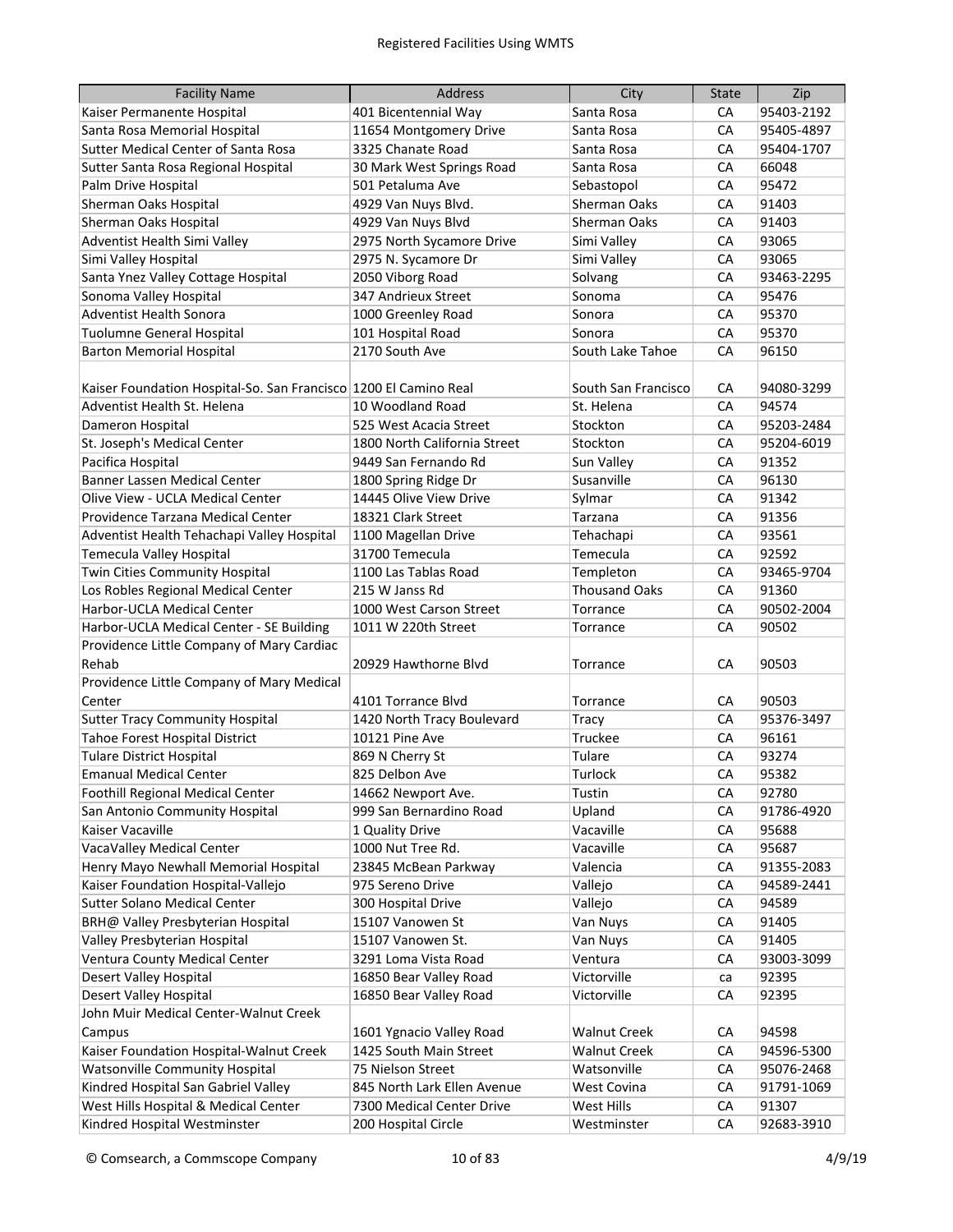| Facility Name | Address | City | State | Zip |
|---|---|---|---|---|
| Kaiser Permanente Hospital | 401 Bicentennial Way | Santa Rosa | CA | 95403-2192 |
| Santa Rosa Memorial Hospital | 11654 Montgomery Drive | Santa Rosa | CA | 95405-4897 |
| Sutter Medical Center of Santa Rosa | 3325 Chanate Road | Santa Rosa | CA | 95404-1707 |
| Sutter Santa Rosa Regional Hospital | 30 Mark West Springs Road | Santa Rosa | CA | 66048 |
| Palm Drive Hospital | 501 Petaluma Ave | Sebastopol | CA | 95472 |
| Sherman Oaks Hospital | 4929 Van Nuys Blvd. | Sherman Oaks | CA | 91403 |
| Sherman Oaks Hospital | 4929 Van Nuys Blvd | Sherman Oaks | CA | 91403 |
| Adventist Health Simi Valley | 2975 North Sycamore Drive | Simi Valley | CA | 93065 |
| Simi Valley Hospital | 2975 N. Sycamore Dr | Simi Valley | CA | 93065 |
| Santa Ynez Valley Cottage Hospital | 2050 Viborg Road | Solvang | CA | 93463-2295 |
| Sonoma Valley Hospital | 347 Andrieux Street | Sonoma | CA | 95476 |
| Adventist Health Sonora | 1000 Greenley Road | Sonora | CA | 95370 |
| Tuolumne General Hospital | 101 Hospital Road | Sonora | CA | 95370 |
| Barton Memorial Hospital | 2170 South Ave | South Lake Tahoe | CA | 96150 |
| Kaiser Foundation Hospital-So. San Francisco | 1200 El Camino Real | South San Francisco | CA | 94080-3299 |
| Adventist Health St. Helena | 10 Woodland Road | St. Helena | CA | 94574 |
| Dameron Hospital | 525 West Acacia Street | Stockton | CA | 95203-2484 |
| St. Joseph's Medical Center | 1800 North California Street | Stockton | CA | 95204-6019 |
| Pacifica Hospital | 9449 San Fernando Rd | Sun Valley | CA | 91352 |
| Banner Lassen Medical Center | 1800 Spring Ridge Dr | Susanville | CA | 96130 |
| Olive View - UCLA Medical Center | 14445 Olive View Drive | Sylmar | CA | 91342 |
| Providence Tarzana Medical Center | 18321 Clark Street | Tarzana | CA | 91356 |
| Adventist Health Tehachapi Valley Hospital | 1100 Magellan Drive | Tehachapi | CA | 93561 |
| Temecula Valley Hospital | 31700 Temecula | Temecula | CA | 92592 |
| Twin Cities Community Hospital | 1100 Las Tablas Road | Templeton | CA | 93465-9704 |
| Los Robles Regional Medical Center | 215 W Janss Rd | Thousand Oaks | CA | 91360 |
| Harbor-UCLA Medical Center | 1000 West Carson Street | Torrance | CA | 90502-2004 |
| Harbor-UCLA Medical Center - SE Building | 1011 W 220th Street | Torrance | CA | 90502 |
| Providence Little Company of Mary Cardiac Rehab | 20929 Hawthorne Blvd | Torrance | CA | 90503 |
| Providence Little Company of Mary Medical Center | 4101 Torrance Blvd | Torrance | CA | 90503 |
| Sutter Tracy Community Hospital | 1420 North Tracy Boulevard | Tracy | CA | 95376-3497 |
| Tahoe Forest Hospital District | 10121 Pine Ave | Truckee | CA | 96161 |
| Tulare District Hospital | 869 N Cherry St | Tulare | CA | 93274 |
| Emanual Medical Center | 825 Delbon Ave | Turlock | CA | 95382 |
| Foothill Regional Medical Center | 14662 Newport Ave. | Tustin | CA | 92780 |
| San Antonio Community Hospital | 999 San Bernardino Road | Upland | CA | 91786-4920 |
| Kaiser Vacaville | 1 Quality Drive | Vacaville | CA | 95688 |
| VacaValley Medical Center | 1000 Nut Tree Rd. | Vacaville | CA | 95687 |
| Henry Mayo Newhall Memorial Hospital | 23845 McBean Parkway | Valencia | CA | 91355-2083 |
| Kaiser Foundation Hospital-Vallejo | 975 Sereno Drive | Vallejo | CA | 94589-2441 |
| Sutter Solano Medical Center | 300 Hospital Drive | Vallejo | CA | 94589 |
| BRH@ Valley Presbyterian Hospital | 15107 Vanowen St | Van Nuys | CA | 91405 |
| Valley Presbyterian Hospital | 15107 Vanowen St. | Van Nuys | CA | 91405 |
| Ventura County Medical Center | 3291 Loma Vista Road | Ventura | CA | 93003-3099 |
| Desert Valley Hospital | 16850 Bear Valley Road | Victorville | ca | 92395 |
| Desert Valley Hospital | 16850 Bear Valley Road | Victorville | CA | 92395 |
| John Muir Medical Center-Walnut Creek Campus | 1601 Ygnacio Valley Road | Walnut Creek | CA | 94598 |
| Kaiser Foundation Hospital-Walnut Creek | 1425 South Main Street | Walnut Creek | CA | 94596-5300 |
| Watsonville Community Hospital | 75 Nielson Street | Watsonville | CA | 95076-2468 |
| Kindred Hospital San Gabriel Valley | 845 North Lark Ellen Avenue | West Covina | CA | 91791-1069 |
| West Hills Hospital & Medical Center | 7300 Medical Center Drive | West Hills | CA | 91307 |
| Kindred Hospital Westminster | 200 Hospital Circle | Westminster | CA | 92683-3910 |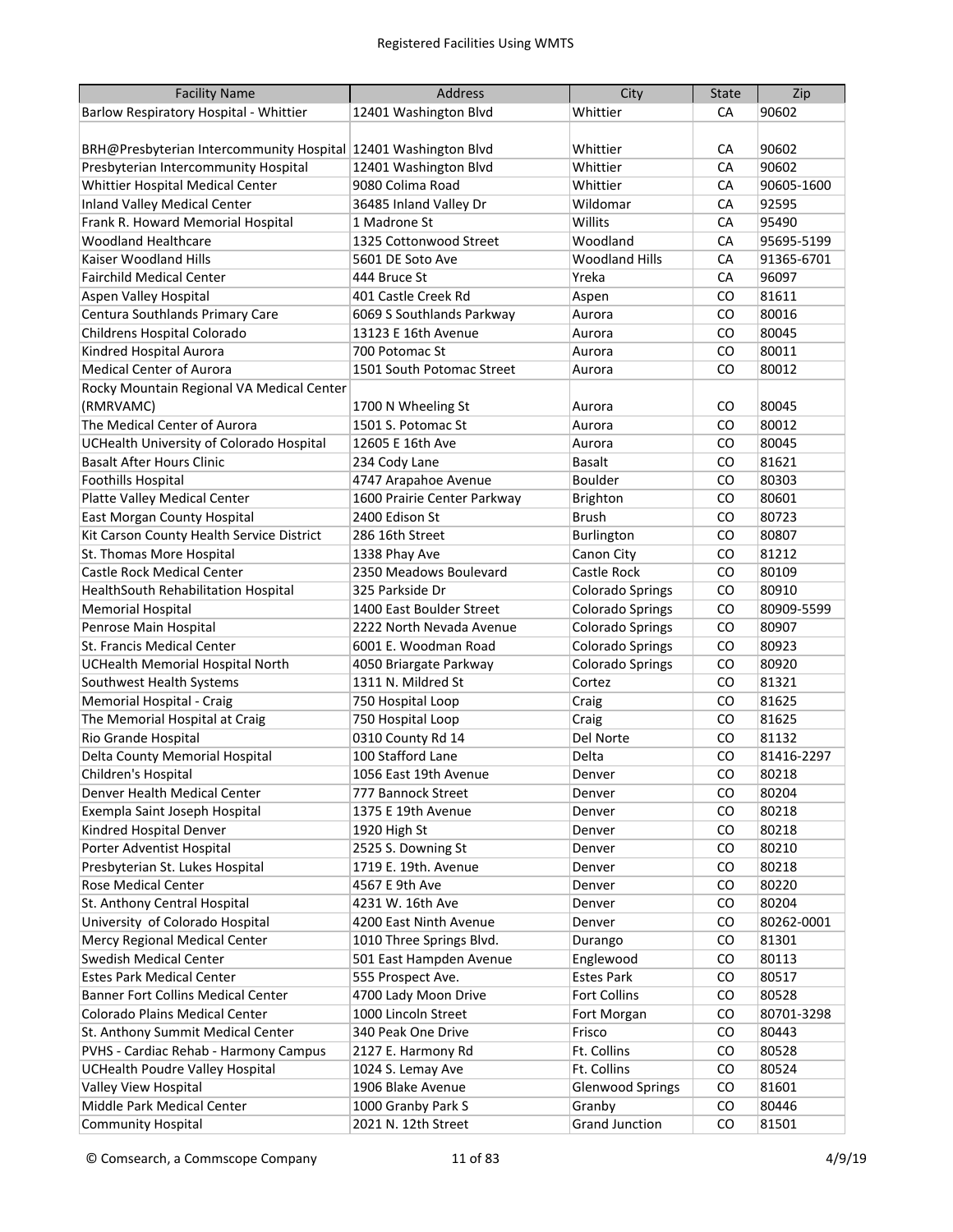| Facility Name | Address | City | State | Zip |
|---|---|---|---|---|
| Barlow Respiratory Hospital - Whittier | 12401 Washington Blvd | Whittier | CA | 90602 |
| BRH@Presbyterian Intercommunity Hospital | 12401 Washington Blvd | Whittier | CA | 90602 |
| Presbyterian Intercommunity Hospital | 12401 Washington Blvd | Whittier | CA | 90602 |
| Whittier Hospital Medical Center | 9080 Colima Road | Whittier | CA | 90605-1600 |
| Inland Valley Medical Center | 36485 Inland Valley Dr | Wildomar | CA | 92595 |
| Frank R. Howard Memorial Hospital | 1 Madrone St | Willits | CA | 95490 |
| Woodland Healthcare | 1325 Cottonwood Street | Woodland | CA | 95695-5199 |
| Kaiser Woodland Hills | 5601 DE Soto Ave | Woodland Hills | CA | 91365-6701 |
| Fairchild Medical Center | 444 Bruce St | Yreka | CA | 96097 |
| Aspen Valley Hospital | 401 Castle Creek Rd | Aspen | CO | 81611 |
| Centura Southlands Primary Care | 6069 S Southlands Parkway | Aurora | CO | 80016 |
| Childrens Hospital Colorado | 13123 E 16th Avenue | Aurora | CO | 80045 |
| Kindred Hospital Aurora | 700 Potomac St | Aurora | CO | 80011 |
| Medical Center of Aurora | 1501 South Potomac Street | Aurora | CO | 80012 |
| Rocky Mountain Regional VA Medical Center (RMRVAMC) | 1700 N Wheeling St | Aurora | CO | 80045 |
| The Medical Center of Aurora | 1501 S. Potomac St | Aurora | CO | 80012 |
| UCHealth University of Colorado Hospital | 12605 E 16th Ave | Aurora | CO | 80045 |
| Basalt After Hours Clinic | 234 Cody Lane | Basalt | CO | 81621 |
| Foothills Hospital | 4747 Arapahoe Avenue | Boulder | CO | 80303 |
| Platte Valley Medical Center | 1600 Prairie Center Parkway | Brighton | CO | 80601 |
| East Morgan County Hospital | 2400 Edison St | Brush | CO | 80723 |
| Kit Carson County Health Service District | 286 16th Street | Burlington | CO | 80807 |
| St. Thomas More Hospital | 1338 Phay Ave | Canon City | CO | 81212 |
| Castle Rock Medical Center | 2350 Meadows Boulevard | Castle Rock | CO | 80109 |
| HealthSouth Rehabilitation Hospital | 325 Parkside Dr | Colorado Springs | CO | 80910 |
| Memorial Hospital | 1400 East Boulder Street | Colorado Springs | CO | 80909-5599 |
| Penrose Main Hospital | 2222 North Nevada Avenue | Colorado Springs | CO | 80907 |
| St. Francis Medical Center | 6001 E. Woodman Road | Colorado Springs | CO | 80923 |
| UCHealth Memorial Hospital North | 4050 Briargate Parkway | Colorado Springs | CO | 80920 |
| Southwest Health Systems | 1311 N. Mildred St | Cortez | CO | 81321 |
| Memorial Hospital - Craig | 750 Hospital Loop | Craig | CO | 81625 |
| The Memorial Hospital at Craig | 750 Hospital Loop | Craig | CO | 81625 |
| Rio Grande Hospital | 0310 County Rd 14 | Del Norte | CO | 81132 |
| Delta County Memorial Hospital | 100 Stafford Lane | Delta | CO | 81416-2297 |
| Children's Hospital | 1056 East 19th Avenue | Denver | CO | 80218 |
| Denver Health Medical Center | 777 Bannock Street | Denver | CO | 80204 |
| Exempla Saint Joseph Hospital | 1375 E 19th Avenue | Denver | CO | 80218 |
| Kindred Hospital Denver | 1920 High St | Denver | CO | 80218 |
| Porter Adventist Hospital | 2525 S. Downing St | Denver | CO | 80210 |
| Presbyterian St. Lukes Hospital | 1719 E. 19th. Avenue | Denver | CO | 80218 |
| Rose Medical Center | 4567 E 9th Ave | Denver | CO | 80220 |
| St. Anthony Central Hospital | 4231 W. 16th Ave | Denver | CO | 80204 |
| University of Colorado Hospital | 4200 East Ninth Avenue | Denver | CO | 80262-0001 |
| Mercy Regional Medical Center | 1010 Three Springs Blvd. | Durango | CO | 81301 |
| Swedish Medical Center | 501 East Hampden Avenue | Englewood | CO | 80113 |
| Estes Park Medical Center | 555 Prospect Ave. | Estes Park | CO | 80517 |
| Banner Fort Collins Medical Center | 4700 Lady Moon Drive | Fort Collins | CO | 80528 |
| Colorado Plains Medical Center | 1000 Lincoln Street | Fort Morgan | CO | 80701-3298 |
| St. Anthony Summit Medical Center | 340 Peak One Drive | Frisco | CO | 80443 |
| PVHS - Cardiac Rehab - Harmony Campus | 2127 E. Harmony Rd | Ft. Collins | CO | 80528 |
| UCHealth Poudre Valley Hospital | 1024 S. Lemay Ave | Ft. Collins | CO | 80524 |
| Valley View Hospital | 1906 Blake Avenue | Glenwood Springs | CO | 81601 |
| Middle Park Medical Center | 1000 Granby Park S | Granby | CO | 80446 |
| Community Hospital | 2021 N. 12th Street | Grand Junction | CO | 81501 |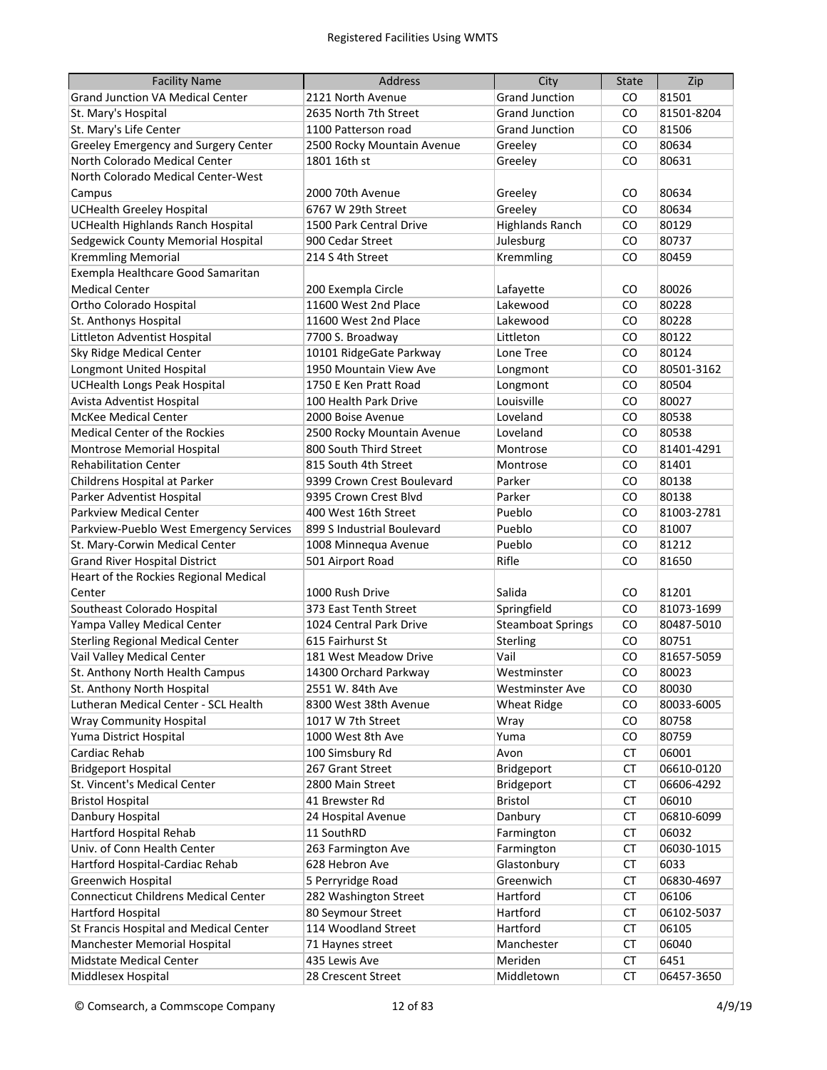| Facility Name | Address | City | State | Zip |
|---|---|---|---|---|
| Grand Junction VA Medical Center | 2121 North Avenue | Grand Junction | CO | 81501 |
| St. Mary's Hospital | 2635 North 7th Street | Grand Junction | CO | 81501-8204 |
| St. Mary's Life Center | 1100 Patterson road | Grand Junction | CO | 81506 |
| Greeley Emergency and Surgery Center | 2500 Rocky Mountain Avenue | Greeley | CO | 80634 |
| North Colorado Medical Center | 1801 16th st | Greeley | CO | 80631 |
| North Colorado Medical Center-West Campus | 2000 70th Avenue | Greeley | CO | 80634 |
| UCHealth Greeley Hospital | 6767 W 29th Street | Greeley | CO | 80634 |
| UCHealth Highlands Ranch Hospital | 1500 Park Central Drive | Highlands Ranch | CO | 80129 |
| Sedgewick County Memorial Hospital | 900 Cedar Street | Julesburg | CO | 80737 |
| Kremmling Memorial | 214 S 4th Street | Kremmling | CO | 80459 |
| Exempla Healthcare Good Samaritan Medical Center | 200 Exempla Circle | Lafayette | CO | 80026 |
| Ortho Colorado Hospital | 11600 West 2nd Place | Lakewood | CO | 80228 |
| St. Anthonys Hospital | 11600 West 2nd Place | Lakewood | CO | 80228 |
| Littleton Adventist Hospital | 7700 S. Broadway | Littleton | CO | 80122 |
| Sky Ridge Medical Center | 10101 RidgeGate Parkway | Lone Tree | CO | 80124 |
| Longmont United Hospital | 1950 Mountain View Ave | Longmont | CO | 80501-3162 |
| UCHealth Longs Peak Hospital | 1750 E Ken Pratt Road | Longmont | CO | 80504 |
| Avista Adventist Hospital | 100 Health Park Drive | Louisville | CO | 80027 |
| McKee Medical Center | 2000 Boise Avenue | Loveland | CO | 80538 |
| Medical Center of the Rockies | 2500 Rocky Mountain Avenue | Loveland | CO | 80538 |
| Montrose Memorial Hospital | 800 South Third Street | Montrose | CO | 81401-4291 |
| Rehabilitation Center | 815 South 4th Street | Montrose | CO | 81401 |
| Childrens Hospital at Parker | 9399 Crown Crest Boulevard | Parker | CO | 80138 |
| Parker Adventist Hospital | 9395 Crown Crest Blvd | Parker | CO | 80138 |
| Parkview Medical Center | 400 West 16th Street | Pueblo | CO | 81003-2781 |
| Parkview-Pueblo West Emergency Services | 899 S Industrial Boulevard | Pueblo | CO | 81007 |
| St. Mary-Corwin Medical Center | 1008 Minnequa Avenue | Pueblo | CO | 81212 |
| Grand River Hospital District | 501 Airport Road | Rifle | CO | 81650 |
| Heart of the Rockies Regional Medical Center | 1000 Rush Drive | Salida | CO | 81201 |
| Southeast Colorado Hospital | 373 East Tenth Street | Springfield | CO | 81073-1699 |
| Yampa Valley Medical Center | 1024 Central Park Drive | Steamboat Springs | CO | 80487-5010 |
| Sterling Regional Medical Center | 615 Fairhurst St | Sterling | CO | 80751 |
| Vail Valley Medical Center | 181 West Meadow Drive | Vail | CO | 81657-5059 |
| St. Anthony North Health Campus | 14300 Orchard Parkway | Westminster | CO | 80023 |
| St. Anthony North Hospital | 2551 W. 84th Ave | Westminster Ave | CO | 80030 |
| Lutheran Medical Center - SCL Health | 8300 West 38th Avenue | Wheat Ridge | CO | 80033-6005 |
| Wray Community Hospital | 1017 W 7th Street | Wray | CO | 80758 |
| Yuma District Hospital | 1000 West 8th Ave | Yuma | CO | 80759 |
| Cardiac Rehab | 100 Simsbury Rd | Avon | CT | 06001 |
| Bridgeport Hospital | 267 Grant Street | Bridgeport | CT | 06610-0120 |
| St. Vincent's Medical Center | 2800 Main Street | Bridgeport | CT | 06606-4292 |
| Bristol Hospital | 41 Brewster Rd | Bristol | CT | 06010 |
| Danbury Hospital | 24 Hospital Avenue | Danbury | CT | 06810-6099 |
| Hartford Hospital Rehab | 11 SouthRD | Farmington | CT | 06032 |
| Univ. of Conn Health Center | 263 Farmington Ave | Farmington | CT | 06030-1015 |
| Hartford Hospital-Cardiac Rehab | 628 Hebron Ave | Glastonbury | CT | 6033 |
| Greenwich Hospital | 5 Perryridge Road | Greenwich | CT | 06830-4697 |
| Connecticut Childrens Medical Center | 282 Washington Street | Hartford | CT | 06106 |
| Hartford Hospital | 80 Seymour Street | Hartford | CT | 06102-5037 |
| St Francis Hospital and Medical Center | 114 Woodland Street | Hartford | CT | 06105 |
| Manchester Memorial Hospital | 71 Haynes street | Manchester | CT | 06040 |
| Midstate Medical Center | 435 Lewis Ave | Meriden | CT | 6451 |
| Middlesex Hospital | 28 Crescent Street | Middletown | CT | 06457-3650 |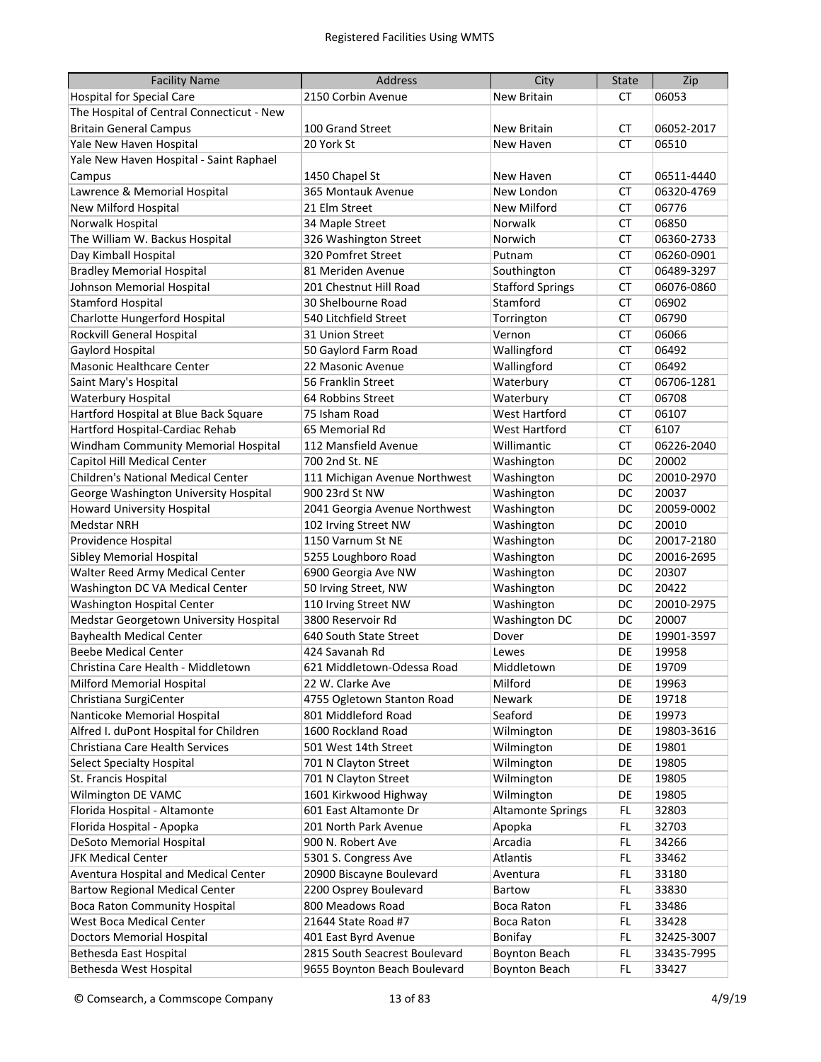| Facility Name | Address | City | State | Zip |
|---|---|---|---|---|
| Hospital for Special Care | 2150 Corbin Avenue | New Britain | CT | 06053 |
| The Hospital of Central Connecticut - New Britain General Campus | 100 Grand Street | New Britain | CT | 06052-2017 |
| Yale New Haven Hospital | 20 York St | New Haven | CT | 06510 |
| Yale New Haven Hospital - Saint Raphael Campus | 1450 Chapel St | New Haven | CT | 06511-4440 |
| Lawrence & Memorial Hospital | 365 Montauk Avenue | New London | CT | 06320-4769 |
| New Milford Hospital | 21 Elm Street | New Milford | CT | 06776 |
| Norwalk Hospital | 34 Maple Street | Norwalk | CT | 06850 |
| The William W. Backus Hospital | 326 Washington Street | Norwich | CT | 06360-2733 |
| Day Kimball Hospital | 320 Pomfret Street | Putnam | CT | 06260-0901 |
| Bradley Memorial Hospital | 81 Meriden Avenue | Southington | CT | 06489-3297 |
| Johnson Memorial Hospital | 201 Chestnut Hill Road | Stafford Springs | CT | 06076-0860 |
| Stamford Hospital | 30 Shelbourne Road | Stamford | CT | 06902 |
| Charlotte Hungerford Hospital | 540 Litchfield Street | Torrington | CT | 06790 |
| Rockvill General Hospital | 31 Union Street | Vernon | CT | 06066 |
| Gaylord Hospital | 50 Gaylord Farm Road | Wallingford | CT | 06492 |
| Masonic Healthcare Center | 22 Masonic Avenue | Wallingford | CT | 06492 |
| Saint Mary's Hospital | 56 Franklin Street | Waterbury | CT | 06706-1281 |
| Waterbury Hospital | 64 Robbins Street | Waterbury | CT | 06708 |
| Hartford Hospital at Blue Back Square | 75 Isham Road | West Hartford | CT | 06107 |
| Hartford Hospital-Cardiac Rehab | 65 Memorial Rd | West Hartford | CT | 6107 |
| Windham Community Memorial Hospital | 112 Mansfield Avenue | Willimantic | CT | 06226-2040 |
| Capitol Hill Medical Center | 700 2nd St. NE | Washington | DC | 20002 |
| Children's National Medical Center | 111 Michigan Avenue Northwest | Washington | DC | 20010-2970 |
| George Washington University Hospital | 900 23rd St NW | Washington | DC | 20037 |
| Howard University Hospital | 2041 Georgia Avenue Northwest | Washington | DC | 20059-0002 |
| Medstar NRH | 102 Irving Street NW | Washington | DC | 20010 |
| Providence Hospital | 1150 Varnum St NE | Washington | DC | 20017-2180 |
| Sibley Memorial Hospital | 5255 Loughboro Road | Washington | DC | 20016-2695 |
| Walter Reed Army Medical Center | 6900 Georgia Ave NW | Washington | DC | 20307 |
| Washington DC VA Medical Center | 50 Irving Street, NW | Washington | DC | 20422 |
| Washington Hospital Center | 110 Irving Street NW | Washington | DC | 20010-2975 |
| Medstar Georgetown University Hospital | 3800 Reservoir Rd | Washington DC | DC | 20007 |
| Bayhealth Medical Center | 640 South State Street | Dover | DE | 19901-3597 |
| Beebe Medical Center | 424 Savanah Rd | Lewes | DE | 19958 |
| Christina Care Health - Middletown | 621 Middletown-Odessa Road | Middletown | DE | 19709 |
| Milford Memorial Hospital | 22 W. Clarke Ave | Milford | DE | 19963 |
| Christiana SurgiCenter | 4755 Ogletown Stanton Road | Newark | DE | 19718 |
| Nanticoke Memorial Hospital | 801 Middleford Road | Seaford | DE | 19973 |
| Alfred I. duPont Hospital for Children | 1600 Rockland Road | Wilmington | DE | 19803-3616 |
| Christiana Care Health Services | 501 West 14th Street | Wilmington | DE | 19801 |
| Select Specialty Hospital | 701 N Clayton Street | Wilmington | DE | 19805 |
| St. Francis Hospital | 701 N Clayton Street | Wilmington | DE | 19805 |
| Wilmington DE VAMC | 1601 Kirkwood Highway | Wilmington | DE | 19805 |
| Florida Hospital - Altamonte | 601 East Altamonte Dr | Altamonte Springs | FL | 32803 |
| Florida Hospital - Apopka | 201 North Park Avenue | Apopka | FL | 32703 |
| DeSoto Memorial Hospital | 900 N. Robert Ave | Arcadia | FL | 34266 |
| JFK Medical Center | 5301 S. Congress Ave | Atlantis | FL | 33462 |
| Aventura Hospital and Medical Center | 20900 Biscayne Boulevard | Aventura | FL | 33180 |
| Bartow Regional Medical Center | 2200 Osprey Boulevard | Bartow | FL | 33830 |
| Boca Raton Community Hospital | 800 Meadows Road | Boca Raton | FL | 33486 |
| West Boca Medical Center | 21644 State Road #7 | Boca Raton | FL | 33428 |
| Doctors Memorial Hospital | 401 East Byrd Avenue | Bonifay | FL | 32425-3007 |
| Bethesda East Hospital | 2815 South Seacrest Boulevard | Boynton Beach | FL | 33435-7995 |
| Bethesda West Hospital | 9655 Boynton Beach Boulevard | Boynton Beach | FL | 33427 |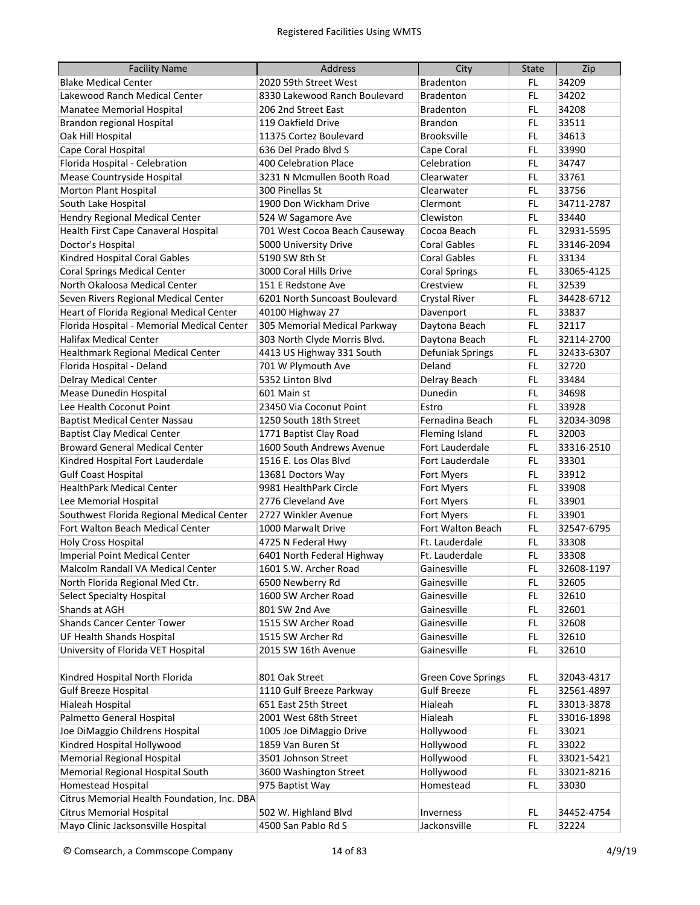| Facility Name | Address | City | State | Zip |
|---|---|---|---|---|
| Blake Medical Center | 2020 59th Street West | Bradenton | FL | 34209 |
| Lakewood Ranch Medical Center | 8330 Lakewood Ranch Boulevard | Bradenton | FL | 34202 |
| Manatee Memorial Hospital | 206 2nd Street East | Bradenton | FL | 34208 |
| Brandon regional Hospital | 119 Oakfield Drive | Brandon | FL | 33511 |
| Oak Hill Hospital | 11375 Cortez Boulevard | Brooksville | FL | 34613 |
| Cape Coral Hospital | 636 Del Prado Blvd S | Cape Coral | FL | 33990 |
| Florida Hospital - Celebration | 400 Celebration Place | Celebration | FL | 34747 |
| Mease Countryside Hospital | 3231 N Mcmullen Booth Road | Clearwater | FL | 33761 |
| Morton Plant Hospital | 300 Pinellas St | Clearwater | FL | 33756 |
| South Lake Hospital | 1900 Don Wickham Drive | Clermont | FL | 34711-2787 |
| Hendry Regional Medical Center | 524 W Sagamore Ave | Clewiston | FL | 33440 |
| Health First Cape Canaveral Hospital | 701 West Cocoa Beach Causeway | Cocoa Beach | FL | 32931-5595 |
| Doctor's Hospital | 5000 University Drive | Coral Gables | FL | 33146-2094 |
| Kindred Hospital Coral Gables | 5190 SW 8th St | Coral Gables | FL | 33134 |
| Coral Springs Medical Center | 3000 Coral Hills Drive | Coral Springs | FL | 33065-4125 |
| North Okaloosa Medical Center | 151 E Redstone Ave | Crestview | FL | 32539 |
| Seven Rivers Regional Medical Center | 6201 North Suncoast Boulevard | Crystal River | FL | 34428-6712 |
| Heart of Florida Regional Medical Center | 40100 Highway 27 | Davenport | FL | 33837 |
| Florida Hospital - Memorial Medical Center | 305 Memorial Medical Parkway | Daytona Beach | FL | 32117 |
| Halifax Medical Center | 303 North Clyde Morris Blvd. | Daytona Beach | FL | 32114-2700 |
| Healthmark Regional Medical Center | 4413 US Highway 331 South | Defuniak Springs | FL | 32433-6307 |
| Florida Hospital - Deland | 701 W Plymouth Ave | Deland | FL | 32720 |
| Delray Medical Center | 5352 Linton Blvd | Delray Beach | FL | 33484 |
| Mease Dunedin Hospital | 601 Main st | Dunedin | FL | 34698 |
| Lee Health Coconut Point | 23450 Via Coconut Point | Estro | FL | 33928 |
| Baptist Medical Center Nassau | 1250 South 18th Street | Fernandina Beach | FL | 32034-3098 |
| Baptist Clay Medical Center | 1771 Baptist Clay Road | Fleming Island | FL | 32003 |
| Broward General Medical Center | 1600 South Andrews Avenue | Fort Lauderdale | FL | 33316-2510 |
| Kindred Hospital Fort Lauderdale | 1516 E. Los Olas Blvd | Fort Lauderdale | FL | 33301 |
| Gulf Coast Hospital | 13681 Doctors Way | Fort Myers | FL | 33912 |
| HealthPark Medical Center | 9981 HealthPark Circle | Fort Myers | FL | 33908 |
| Lee Memorial Hospital | 2776 Cleveland Ave | Fort Myers | FL | 33901 |
| Southwest Florida Regional Medical Center | 2727 Winkler Avenue | Fort Myers | FL | 33901 |
| Fort Walton Beach Medical Center | 1000 Marwalt Drive | Fort Walton Beach | FL | 32547-6795 |
| Holy Cross Hospital | 4725 N Federal Hwy | Ft. Lauderdale | FL | 33308 |
| Imperial Point Medical Center | 6401 North Federal Highway | Ft. Lauderdale | FL | 33308 |
| Malcolm Randall VA Medical Center | 1601 S.W. Archer Road | Gainesville | FL | 32608-1197 |
| North Florida Regional Med Ctr. | 6500 Newberry Rd | Gainesville | FL | 32605 |
| Select Specialty Hospital | 1600 SW Archer Road | Gainesville | FL | 32610 |
| Shands at AGH | 801 SW 2nd Ave | Gainesville | FL | 32601 |
| Shands Cancer Center Tower | 1515 SW Archer Road | Gainesville | FL | 32608 |
| UF Health Shands Hospital | 1515 SW Archer Rd | Gainesville | FL | 32610 |
| University of Florida VET Hospital | 2015 SW 16th Avenue | Gainesville | FL | 32610 |
| Kindred Hospital North Florida | 801 Oak Street | Green Cove Springs | FL | 32043-4317 |
| Gulf Breeze Hospital | 1110 Gulf Breeze Parkway | Gulf Breeze | FL | 32561-4897 |
| Hialeah Hospital | 651 East 25th Street | Hialeah | FL | 33013-3878 |
| Palmetto General Hospital | 2001 West 68th Street | Hialeah | FL | 33016-1898 |
| Joe DiMaggio Childrens Hospital | 1005 Joe DiMaggio Drive | Hollywood | FL | 33021 |
| Kindred Hospital Hollywood | 1859 Van Buren St | Hollywood | FL | 33022 |
| Memorial Regional Hospital | 3501 Johnson Street | Hollywood | FL | 33021-5421 |
| Memorial Regional Hospital South | 3600 Washington Street | Hollywood | FL | 33021-8216 |
| Homestead Hospital | 975 Baptist Way | Homestead | FL | 33030 |
| Citrus Memorial Health Foundation, Inc. DBA Citrus Memorial Hospital | 502 W. Highland Blvd | Inverness | FL | 34452-4754 |
| Mayo Clinic Jacksonville Hospital | 4500 San Pablo Rd S | Jacksonville | FL | 32224 |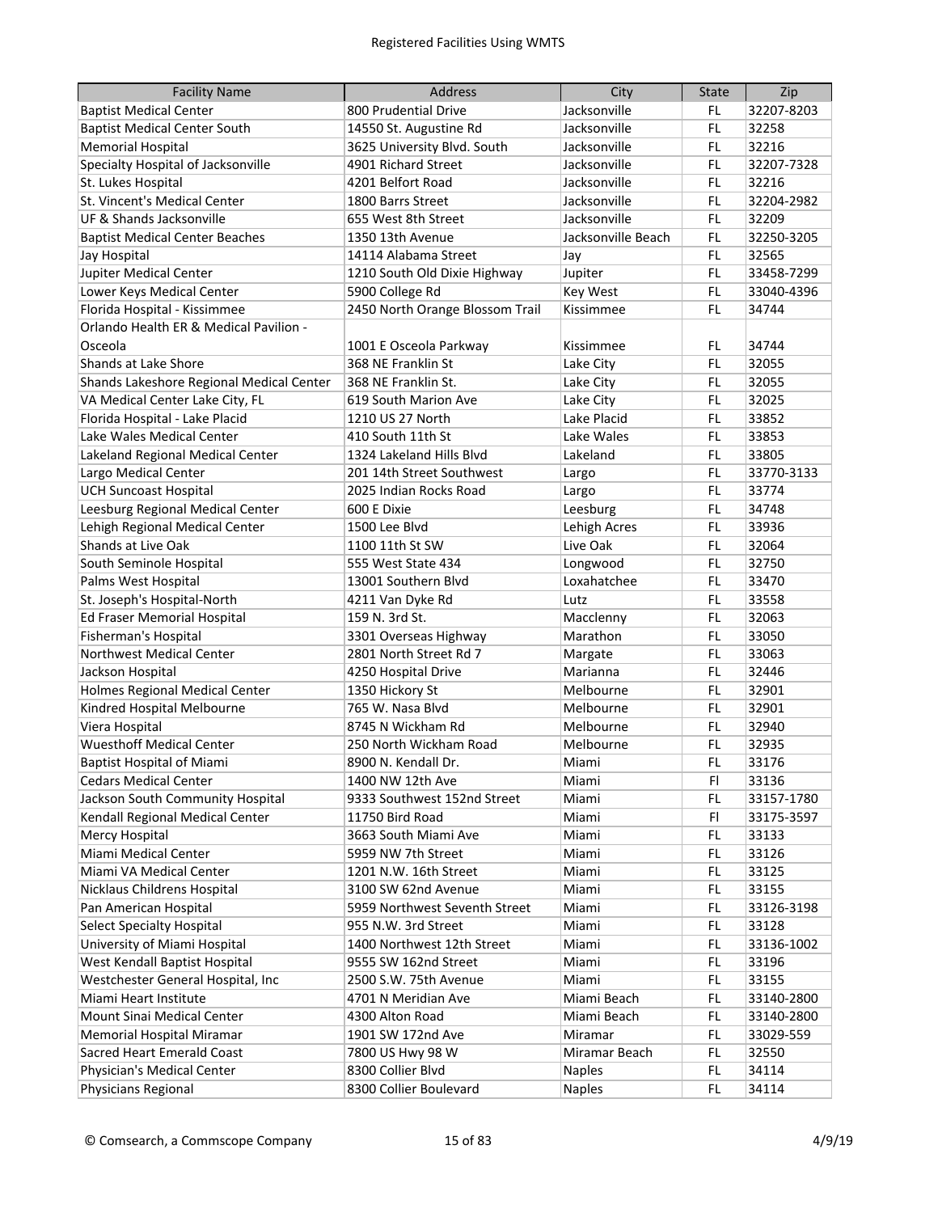| Facility Name | Address | City | State | Zip |
|---|---|---|---|---|
| Baptist Medical Center | 800 Prudential Drive | Jacksonville | FL | 32207-8203 |
| Baptist Medical Center South | 14550 St. Augustine Rd | Jacksonville | FL | 32258 |
| Memorial Hospital | 3625 University Blvd. South | Jacksonville | FL | 32216 |
| Specialty Hospital of Jacksonville | 4901 Richard Street | Jacksonville | FL | 32207-7328 |
| St. Lukes Hospital | 4201 Belfort Road | Jacksonville | FL | 32216 |
| St. Vincent's Medical Center | 1800 Barrs Street | Jacksonville | FL | 32204-2982 |
| UF & Shands Jacksonville | 655 West 8th Street | Jacksonville | FL | 32209 |
| Baptist Medical Center Beaches | 1350 13th Avenue | Jacksonville Beach | FL | 32250-3205 |
| Jay Hospital | 14114 Alabama Street | Jay | FL | 32565 |
| Jupiter Medical Center | 1210 South Old Dixie Highway | Jupiter | FL | 33458-7299 |
| Lower Keys Medical Center | 5900 College Rd | Key West | FL | 33040-4396 |
| Florida Hospital - Kissimmee | 2450 North Orange Blossom Trail | Kissimmee | FL | 34744 |
| Orlando Health ER & Medical Pavilion - Osceola | 1001 E Osceola Parkway | Kissimmee | FL | 34744 |
| Shands at Lake Shore | 368 NE Franklin St | Lake City | FL | 32055 |
| Shands Lakeshore Regional Medical Center | 368 NE Franklin St. | Lake City | FL | 32055 |
| VA Medical Center Lake City, FL | 619 South Marion Ave | Lake City | FL | 32025 |
| Florida Hospital - Lake Placid | 1210 US 27 North | Lake Placid | FL | 33852 |
| Lake Wales Medical Center | 410 South 11th St | Lake Wales | FL | 33853 |
| Lakeland Regional Medical Center | 1324 Lakeland Hills Blvd | Lakeland | FL | 33805 |
| Largo Medical Center | 201 14th Street Southwest | Largo | FL | 33770-3133 |
| UCH Suncoast Hospital | 2025 Indian Rocks Road | Largo | FL | 33774 |
| Leesburg Regional Medical Center | 600 E Dixie | Leesburg | FL | 34748 |
| Lehigh Regional Medical Center | 1500 Lee Blvd | Lehigh Acres | FL | 33936 |
| Shands at Live Oak | 1100 11th St SW | Live Oak | FL | 32064 |
| South Seminole Hospital | 555 West State 434 | Longwood | FL | 32750 |
| Palms West Hospital | 13001 Southern Blvd | Loxahatchee | FL | 33470 |
| St. Joseph's Hospital-North | 4211 Van Dyke Rd | Lutz | FL | 33558 |
| Ed Fraser Memorial Hospital | 159 N. 3rd St. | Macclenny | FL | 32063 |
| Fisherman's Hospital | 3301 Overseas Highway | Marathon | FL | 33050 |
| Northwest Medical Center | 2801 North Street Rd 7 | Margate | FL | 33063 |
| Jackson Hospital | 4250 Hospital Drive | Marianna | FL | 32446 |
| Holmes Regional Medical Center | 1350 Hickory St | Melbourne | FL | 32901 |
| Kindred Hospital Melbourne | 765 W. Nasa Blvd | Melbourne | FL | 32901 |
| Viera Hospital | 8745 N Wickham Rd | Melbourne | FL | 32940 |
| Wuesthoff Medical Center | 250 North Wickham Road | Melbourne | FL | 32935 |
| Baptist Hospital of Miami | 8900 N. Kendall Dr. | Miami | FL | 33176 |
| Cedars Medical Center | 1400 NW 12th Ave | Miami | Fl | 33136 |
| Jackson South Community Hospital | 9333 Southwest 152nd Street | Miami | FL | 33157-1780 |
| Kendall Regional Medical Center | 11750 Bird Road | Miami | Fl | 33175-3597 |
| Mercy Hospital | 3663 South Miami Ave | Miami | FL | 33133 |
| Miami Medical Center | 5959 NW 7th Street | Miami | FL | 33126 |
| Miami VA Medical Center | 1201 N.W. 16th Street | Miami | FL | 33125 |
| Nicklaus Childrens Hospital | 3100 SW 62nd Avenue | Miami | FL | 33155 |
| Pan American Hospital | 5959 Northwest Seventh Street | Miami | FL | 33126-3198 |
| Select Specialty Hospital | 955 N.W. 3rd Street | Miami | FL | 33128 |
| University of Miami Hospital | 1400 Northwest 12th Street | Miami | FL | 33136-1002 |
| West Kendall Baptist Hospital | 9555 SW 162nd Street | Miami | FL | 33196 |
| Westchester General Hospital, Inc | 2500 S.W. 75th Avenue | Miami | FL | 33155 |
| Miami Heart Institute | 4701 N Meridian Ave | Miami Beach | FL | 33140-2800 |
| Mount Sinai Medical Center | 4300 Alton Road | Miami Beach | FL | 33140-2800 |
| Memorial Hospital Miramar | 1901 SW 172nd Ave | Miramar | FL | 33029-559 |
| Sacred Heart Emerald Coast | 7800 US Hwy 98 W | Miramar Beach | FL | 32550 |
| Physician's Medical Center | 8300 Collier Blvd | Naples | FL | 34114 |
| Physicians Regional | 8300 Collier Boulevard | Naples | FL | 34114 |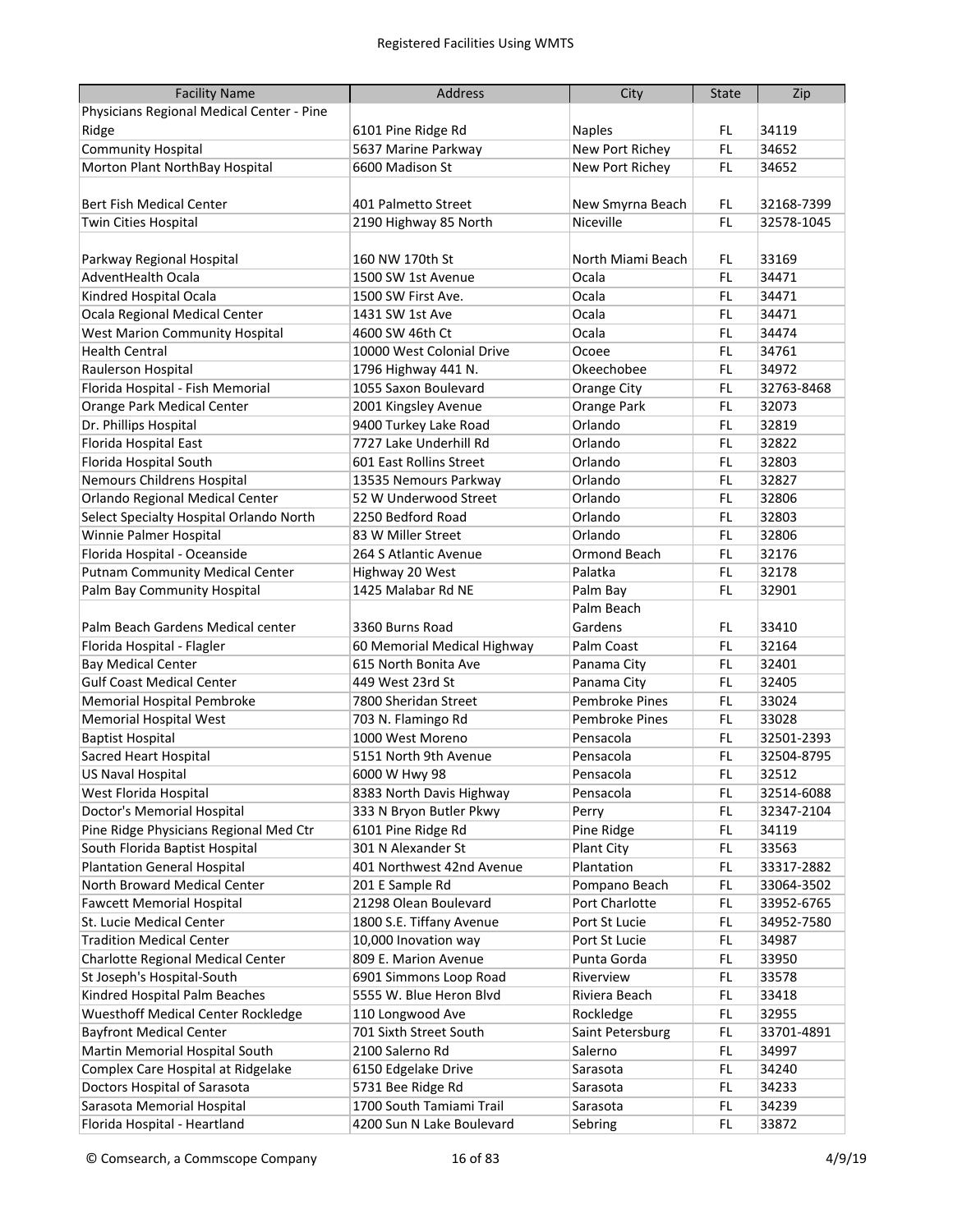| Facility Name | Address | City | State | Zip |
| --- | --- | --- | --- | --- |
| Physicians Regional Medical Center - Pine Ridge | 6101 Pine Ridge Rd | Naples | FL | 34119 |
| Community Hospital | 5637 Marine Parkway | New Port Richey | FL | 34652 |
| Morton Plant NorthBay Hospital | 6600 Madison St | New Port Richey | FL | 34652 |
| Bert Fish Medical Center | 401 Palmetto Street | New Smyrna Beach | FL | 32168-7399 |
| Twin Cities Hospital | 2190 Highway 85 North | Niceville | FL | 32578-1045 |
| Parkway Regional Hospital | 160 NW 170th St | North Miami Beach | FL | 33169 |
| AdventHealth Ocala | 1500 SW 1st Avenue | Ocala | FL | 34471 |
| Kindred Hospital Ocala | 1500 SW First Ave. | Ocala | FL | 34471 |
| Ocala Regional Medical Center | 1431 SW 1st Ave | Ocala | FL | 34471 |
| West Marion Community Hospital | 4600 SW 46th Ct | Ocala | FL | 34474 |
| Health Central | 10000 West Colonial Drive | Ocoee | FL | 34761 |
| Raulerson Hospital | 1796 Highway 441 N. | Okeechobee | FL | 34972 |
| Florida Hospital - Fish Memorial | 1055 Saxon Boulevard | Orange City | FL | 32763-8468 |
| Orange Park Medical Center | 2001 Kingsley Avenue | Orange Park | FL | 32073 |
| Dr. Phillips Hospital | 9400 Turkey Lake Road | Orlando | FL | 32819 |
| Florida Hospital East | 7727 Lake Underhill Rd | Orlando | FL | 32822 |
| Florida Hospital South | 601 East Rollins Street | Orlando | FL | 32803 |
| Nemours Childrens Hospital | 13535 Nemours Parkway | Orlando | FL | 32827 |
| Orlando Regional Medical Center | 52 W Underwood Street | Orlando | FL | 32806 |
| Select Specialty Hospital Orlando North | 2250 Bedford Road | Orlando | FL | 32803 |
| Winnie Palmer Hospital | 83 W Miller Street | Orlando | FL | 32806 |
| Florida Hospital - Oceanside | 264 S Atlantic Avenue | Ormond Beach | FL | 32176 |
| Putnam Community Medical Center | Highway 20 West | Palatka | FL | 32178 |
| Palm Bay Community Hospital | 1425 Malabar Rd NE | Palm Bay | FL | 32901 |
| Palm Beach Gardens Medical center | 3360 Burns Road | Palm Beach Gardens | FL | 33410 |
| Florida Hospital - Flagler | 60 Memorial Medical Highway | Palm Coast | FL | 32164 |
| Bay Medical Center | 615 North Bonita Ave | Panama City | FL | 32401 |
| Gulf Coast Medical Center | 449 West 23rd St | Panama City | FL | 32405 |
| Memorial Hospital Pembroke | 7800 Sheridan Street | Pembroke Pines | FL | 33024 |
| Memorial Hospital West | 703 N. Flamingo Rd | Pembroke Pines | FL | 33028 |
| Baptist Hospital | 1000 West Moreno | Pensacola | FL | 32501-2393 |
| Sacred Heart Hospital | 5151 North 9th Avenue | Pensacola | FL | 32504-8795 |
| US Naval Hospital | 6000 W Hwy 98 | Pensacola | FL | 32512 |
| West Florida Hospital | 8383 North Davis Highway | Pensacola | FL | 32514-6088 |
| Doctor's Memorial Hospital | 333 N Bryon Butler Pkwy | Perry | FL | 32347-2104 |
| Pine Ridge Physicians Regional Med Ctr | 6101 Pine Ridge Rd | Pine Ridge | FL | 34119 |
| South Florida Baptist Hospital | 301 N Alexander St | Plant City | FL | 33563 |
| Plantation General Hospital | 401 Northwest 42nd Avenue | Plantation | FL | 33317-2882 |
| North Broward Medical Center | 201 E Sample Rd | Pompano Beach | FL | 33064-3502 |
| Fawcett Memorial Hospital | 21298 Olean Boulevard | Port Charlotte | FL | 33952-6765 |
| St. Lucie Medical Center | 1800 S.E. Tiffany Avenue | Port St Lucie | FL | 34952-7580 |
| Tradition Medical Center | 10,000 Inovation way | Port St Lucie | FL | 34987 |
| Charlotte Regional Medical Center | 809 E. Marion Avenue | Punta Gorda | FL | 33950 |
| St Joseph's Hospital-South | 6901 Simmons Loop Road | Riverview | FL | 33578 |
| Kindred Hospital Palm Beaches | 5555 W. Blue Heron Blvd | Riviera Beach | FL | 33418 |
| Wuesthoff Medical Center Rockledge | 110 Longwood Ave | Rockledge | FL | 32955 |
| Bayfront Medical Center | 701 Sixth Street South | Saint Petersburg | FL | 33701-4891 |
| Martin Memorial Hospital South | 2100 Salerno Rd | Salerno | FL | 34997 |
| Complex Care Hospital at Ridgelake | 6150 Edgelake Drive | Sarasota | FL | 34240 |
| Doctors Hospital of Sarasota | 5731 Bee Ridge Rd | Sarasota | FL | 34233 |
| Sarasota Memorial Hospital | 1700 South Tamiami Trail | Sarasota | FL | 34239 |
| Florida Hospital - Heartland | 4200 Sun N Lake Boulevard | Sebring | FL | 33872 |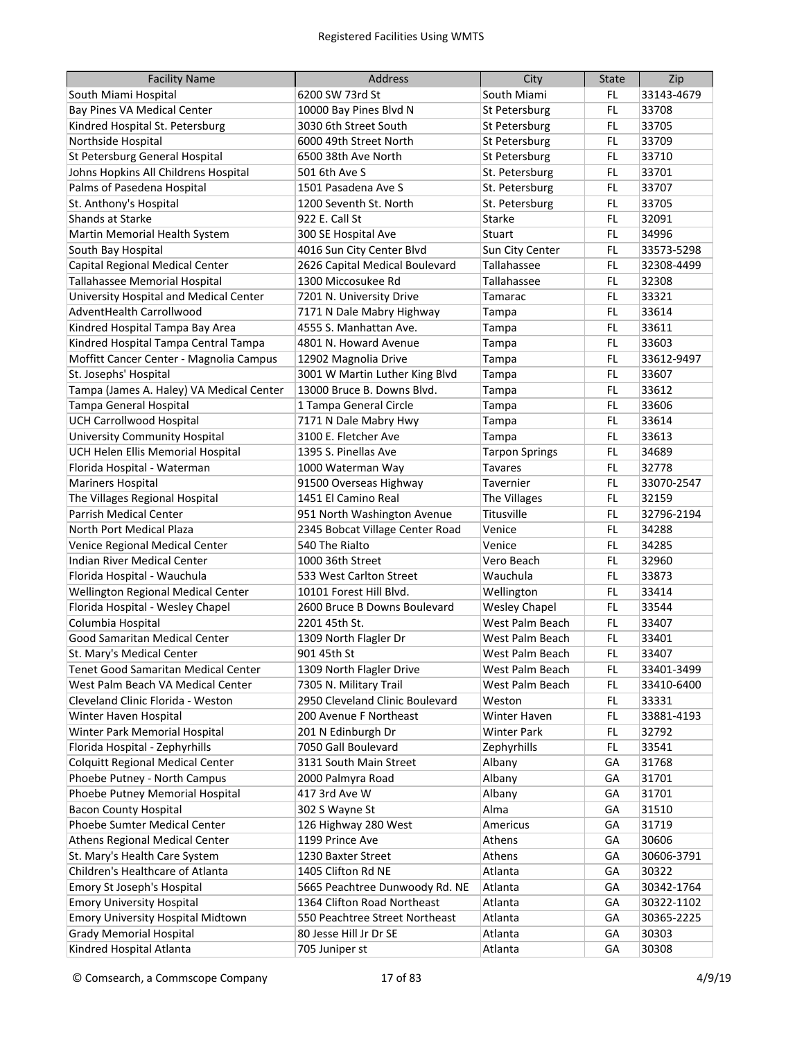| Facility Name | Address | City | State | Zip |
|---|---|---|---|---|
| South Miami Hospital | 6200 SW 73rd St | South Miami | FL | 33143-4679 |
| Bay Pines VA Medical Center | 10000 Bay Pines Blvd N | St Petersburg | FL | 33708 |
| Kindred Hospital St. Petersburg | 3030 6th Street South | St Petersburg | FL | 33705 |
| Northside Hospital | 6000 49th Street North | St Petersburg | FL | 33709 |
| St Petersburg General Hospital | 6500 38th Ave North | St Petersburg | FL | 33710 |
| Johns Hopkins All Childrens Hospital | 501 6th Ave S | St. Petersburg | FL | 33701 |
| Palms of Pasedena Hospital | 1501 Pasadena Ave S | St. Petersburg | FL | 33707 |
| St. Anthony's Hospital | 1200 Seventh St. North | St. Petersburg | FL | 33705 |
| Shands at Starke | 922 E. Call St | Starke | FL | 32091 |
| Martin Memorial Health System | 300 SE Hospital Ave | Stuart | FL | 34996 |
| South Bay Hospital | 4016 Sun City Center Blvd | Sun City Center | FL | 33573-5298 |
| Capital Regional Medical Center | 2626 Capital Medical Boulevard | Tallahassee | FL | 32308-4499 |
| Tallahassee Memorial Hospital | 1300 Miccosukee Rd | Tallahassee | FL | 32308 |
| University Hospital and Medical Center | 7201 N. University Drive | Tamarac | FL | 33321 |
| AdventHealth Carrollwood | 7171 N Dale Mabry Highway | Tampa | FL | 33614 |
| Kindred Hospital Tampa Bay Area | 4555 S. Manhattan Ave. | Tampa | FL | 33611 |
| Kindred Hospital Tampa Central Tampa | 4801 N. Howard Avenue | Tampa | FL | 33603 |
| Moffitt Cancer Center - Magnolia Campus | 12902 Magnolia Drive | Tampa | FL | 33612-9497 |
| St. Josephs' Hospital | 3001 W Martin Luther King Blvd | Tampa | FL | 33607 |
| Tampa (James A. Haley) VA Medical Center | 13000 Bruce B. Downs Blvd. | Tampa | FL | 33612 |
| Tampa General Hospital | 1 Tampa General Circle | Tampa | FL | 33606 |
| UCH Carrollwood Hospital | 7171 N Dale Mabry Hwy | Tampa | FL | 33614 |
| University Community Hospital | 3100 E. Fletcher Ave | Tampa | FL | 33613 |
| UCH Helen Ellis Memorial Hospital | 1395 S. Pinellas Ave | Tarpon Springs | FL | 34689 |
| Florida Hospital - Waterman | 1000 Waterman Way | Tavares | FL | 32778 |
| Mariners Hospital | 91500 Overseas Highway | Tavernier | FL | 33070-2547 |
| The Villages Regional Hospital | 1451 El Camino Real | The Villages | FL | 32159 |
| Parrish Medical Center | 951 North Washington Avenue | Titusville | FL | 32796-2194 |
| North Port Medical Plaza | 2345 Bobcat Village Center Road | Venice | FL | 34288 |
| Venice Regional Medical Center | 540 The Rialto | Venice | FL | 34285 |
| Indian River Medical Center | 1000 36th Street | Vero Beach | FL | 32960 |
| Florida Hospital - Wauchula | 533 West Carlton Street | Wauchula | FL | 33873 |
| Wellington Regional Medical Center | 10101 Forest Hill Blvd. | Wellington | FL | 33414 |
| Florida Hospital - Wesley Chapel | 2600 Bruce B Downs Boulevard | Wesley Chapel | FL | 33544 |
| Columbia Hospital | 2201 45th St. | West Palm Beach | FL | 33407 |
| Good Samaritan Medical Center | 1309 North Flagler Dr | West Palm Beach | FL | 33401 |
| St. Mary's Medical Center | 901 45th St | West Palm Beach | FL | 33407 |
| Tenet Good Samaritan Medical Center | 1309 North Flagler Drive | West Palm Beach | FL | 33401-3499 |
| West Palm Beach VA Medical Center | 7305 N. Military Trail | West Palm Beach | FL | 33410-6400 |
| Cleveland Clinic Florida - Weston | 2950 Cleveland Clinic Boulevard | Weston | FL | 33331 |
| Winter Haven Hospital | 200 Avenue F Northeast | Winter Haven | FL | 33881-4193 |
| Winter Park Memorial Hospital | 201 N Edinburgh Dr | Winter Park | FL | 32792 |
| Florida Hospital - Zephyrhills | 7050 Gall Boulevard | Zephyrhills | FL | 33541 |
| Colquitt Regional Medical Center | 3131 South Main Street | Albany | GA | 31768 |
| Phoebe Putney - North Campus | 2000 Palmyra Road | Albany | GA | 31701 |
| Phoebe Putney Memorial Hospital | 417 3rd Ave W | Albany | GA | 31701 |
| Bacon County Hospital | 302 S Wayne St | Alma | GA | 31510 |
| Phoebe Sumter Medical Center | 126 Highway 280 West | Americus | GA | 31719 |
| Athens Regional Medical Center | 1199 Prince Ave | Athens | GA | 30606 |
| St. Mary's Health Care System | 1230 Baxter Street | Athens | GA | 30606-3791 |
| Children's Healthcare of Atlanta | 1405 Clifton Rd NE | Atlanta | GA | 30322 |
| Emory St Joseph's Hospital | 5665 Peachtree Dunwoody Rd. NE | Atlanta | GA | 30342-1764 |
| Emory University Hospital | 1364 Clifton Road Northeast | Atlanta | GA | 30322-1102 |
| Emory University Hospital Midtown | 550 Peachtree Street Northeast | Atlanta | GA | 30365-2225 |
| Grady Memorial Hospital | 80 Jesse Hill Jr Dr SE | Atlanta | GA | 30303 |
| Kindred Hospital Atlanta | 705 Juniper st | Atlanta | GA | 30308 |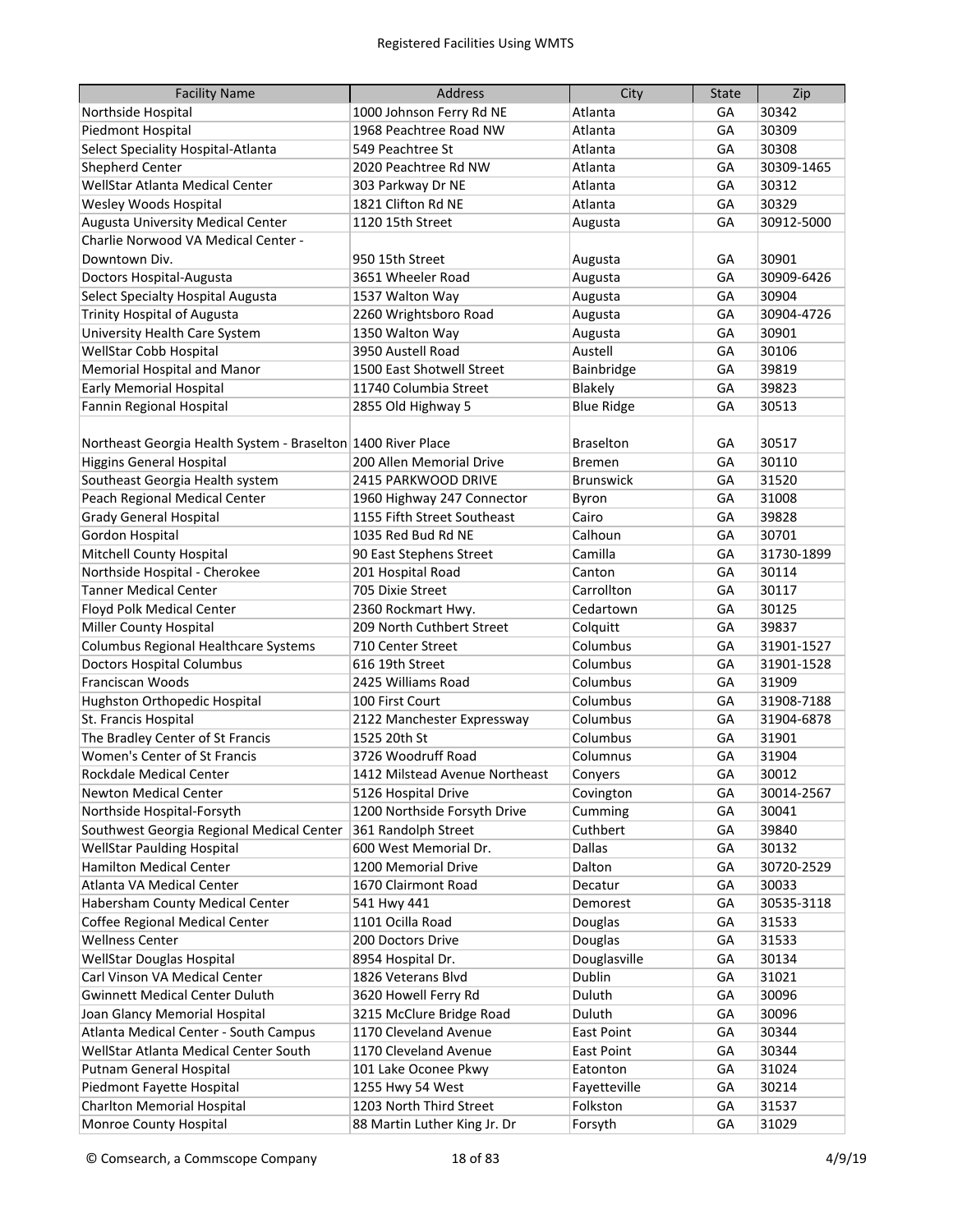# Registered Facilities Using WMTS

| Facility Name | Address | City | State | Zip |
|---|---|---|---|---|
| Northside Hospital | 1000 Johnson Ferry Rd NE | Atlanta | GA | 30342 |
| Piedmont Hospital | 1968 Peachtree Road NW | Atlanta | GA | 30309 |
| Select Speciality Hospital-Atlanta | 549 Peachtree St | Atlanta | GA | 30308 |
| Shepherd Center | 2020 Peachtree Rd NW | Atlanta | GA | 30309-1465 |
| WellStar Atlanta Medical Center | 303 Parkway Dr NE | Atlanta | GA | 30312 |
| Wesley Woods Hospital | 1821 Clifton Rd NE | Atlanta | GA | 30329 |
| Augusta University Medical Center | 1120 15th Street | Augusta | GA | 30912-5000 |
| Charlie Norwood VA Medical Center - Downtown Div. | 950 15th Street | Augusta | GA | 30901 |
| Doctors Hospital-Augusta | 3651 Wheeler Road | Augusta | GA | 30909-6426 |
| Select Specialty Hospital Augusta | 1537 Walton Way | Augusta | GA | 30904 |
| Trinity Hospital of Augusta | 2260 Wrightsboro Road | Augusta | GA | 30904-4726 |
| University Health Care System | 1350 Walton Way | Augusta | GA | 30901 |
| WellStar Cobb Hospital | 3950 Austell Road | Austell | GA | 30106 |
| Memorial Hospital and Manor | 1500 East Shotwell Street | Bainbridge | GA | 39819 |
| Early Memorial Hospital | 11740 Columbia Street | Blakely | GA | 39823 |
| Fannin Regional Hospital | 2855 Old Highway 5 | Blue Ridge | GA | 30513 |
| Northeast Georgia Health System - Braselton | 1400 River Place | Braselton | GA | 30517 |
| Higgins General Hospital | 200 Allen Memorial Drive | Bremen | GA | 30110 |
| Southeast Georgia Health system | 2415 PARKWOOD DRIVE | Brunswick | GA | 31520 |
| Peach Regional Medical Center | 1960 Highway 247 Connector | Byron | GA | 31008 |
| Grady General Hospital | 1155 Fifth Street Southeast | Cairo | GA | 39828 |
| Gordon Hospital | 1035 Red Bud Rd NE | Calhoun | GA | 30701 |
| Mitchell County Hospital | 90 East Stephens Street | Camilla | GA | 31730-1899 |
| Northside Hospital - Cherokee | 201 Hospital Road | Canton | GA | 30114 |
| Tanner Medical Center | 705 Dixie Street | Carrollton | GA | 30117 |
| Floyd Polk Medical Center | 2360 Rockmart Hwy. | Cedartown | GA | 30125 |
| Miller County Hospital | 209 North Cuthbert Street | Colquitt | GA | 39837 |
| Columbus Regional Healthcare Systems | 710 Center Street | Columbus | GA | 31901-1527 |
| Doctors Hospital Columbus | 616 19th Street | Columbus | GA | 31901-1528 |
| Franciscan Woods | 2425 Williams Road | Columbus | GA | 31909 |
| Hughston Orthopedic Hospital | 100 First Court | Columbus | GA | 31908-7188 |
| St. Francis Hospital | 2122 Manchester Expressway | Columbus | GA | 31904-6878 |
| The Bradley Center of St Francis | 1525 20th St | Columbus | GA | 31901 |
| Women's Center of St Francis | 3726 Woodruff Road | Columnus | GA | 31904 |
| Rockdale Medical Center | 1412 Milstead Avenue Northeast | Conyers | GA | 30012 |
| Newton Medical Center | 5126 Hospital Drive | Covington | GA | 30014-2567 |
| Northside Hospital-Forsyth | 1200 Northside Forsyth Drive | Cumming | GA | 30041 |
| Southwest Georgia Regional Medical Center | 361 Randolph Street | Cuthbert | GA | 39840 |
| WellStar Paulding Hospital | 600 West Memorial Dr. | Dallas | GA | 30132 |
| Hamilton Medical Center | 1200 Memorial Drive | Dalton | GA | 30720-2529 |
| Atlanta VA Medical Center | 1670 Clairmont Road | Decatur | GA | 30033 |
| Habersham County Medical Center | 541 Hwy 441 | Demorest | GA | 30535-3118 |
| Coffee Regional Medical Center | 1101 Ocilla Road | Douglas | GA | 31533 |
| Wellness Center | 200 Doctors Drive | Douglas | GA | 31533 |
| WellStar Douglas Hospital | 8954 Hospital Dr. | Douglasville | GA | 30134 |
| Carl Vinson VA Medical Center | 1826 Veterans Blvd | Dublin | GA | 31021 |
| Gwinnett Medical Center Duluth | 3620 Howell Ferry Rd | Duluth | GA | 30096 |
| Joan Glancy Memorial Hospital | 3215 McClure Bridge Road | Duluth | GA | 30096 |
| Atlanta Medical Center - South Campus | 1170 Cleveland Avenue | East Point | GA | 30344 |
| WellStar Atlanta Medical Center South | 1170 Cleveland Avenue | East Point | GA | 30344 |
| Putnam General Hospital | 101 Lake Oconee Pkwy | Eatonton | GA | 31024 |
| Piedmont Fayette Hospital | 1255 Hwy 54 West | Fayetteville | GA | 30214 |
| Charlton Memorial Hospital | 1203 North Third Street | Folkston | GA | 31537 |
| Monroe County Hospital | 88 Martin Luther King Jr. Dr | Forsyth | GA | 31029 |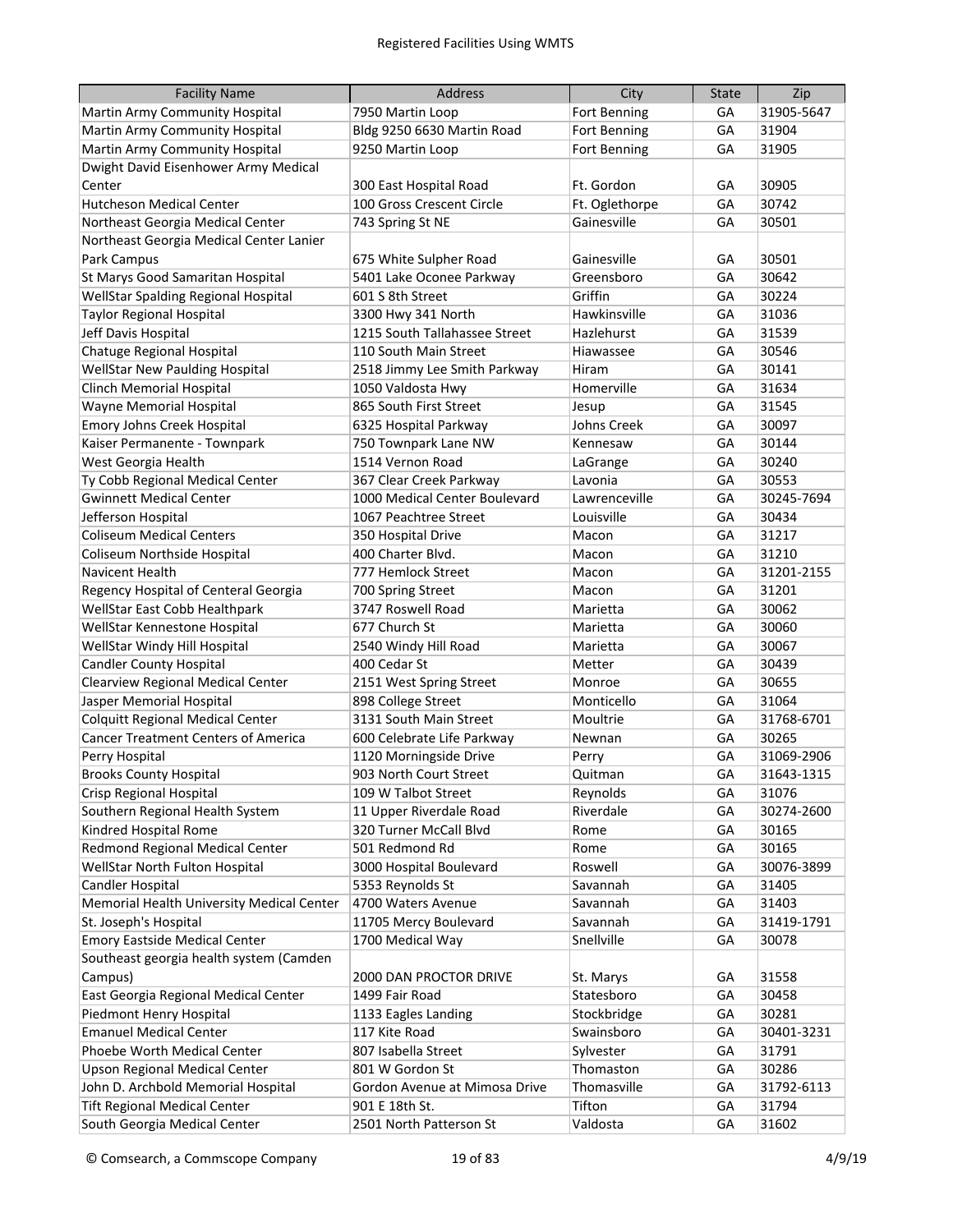| Facility Name | Address | City | State | Zip |
|---|---|---|---|---|
| Martin Army Community Hospital | 7950 Martin Loop | Fort Benning | GA | 31905-5647 |
| Martin Army Community Hospital | Bldg 9250 6630 Martin Road | Fort Benning | GA | 31904 |
| Martin Army Community Hospital | 9250 Martin Loop | Fort Benning | GA | 31905 |
| Dwight David Eisenhower Army Medical Center | 300 East Hospital Road | Ft. Gordon | GA | 30905 |
| Hutcheson Medical Center | 100 Gross Crescent Circle | Ft. Oglethorpe | GA | 30742 |
| Northeast Georgia Medical Center | 743 Spring St NE | Gainesville | GA | 30501 |
| Northeast Georgia Medical Center Lanier Park Campus | 675 White Sulpher Road | Gainesville | GA | 30501 |
| St Marys Good Samaritan Hospital | 5401 Lake Oconee Parkway | Greensboro | GA | 30642 |
| WellStar Spalding Regional Hospital | 601 S 8th Street | Griffin | GA | 30224 |
| Taylor Regional Hospital | 3300 Hwy 341 North | Hawkinsville | GA | 31036 |
| Jeff Davis Hospital | 1215 South Tallahassee Street | Hazlehurst | GA | 31539 |
| Chatuge Regional Hospital | 110 South Main Street | Hiawassee | GA | 30546 |
| WellStar New Paulding Hospital | 2518 Jimmy Lee Smith Parkway | Hiram | GA | 30141 |
| Clinch Memorial Hospital | 1050 Valdosta Hwy | Homerville | GA | 31634 |
| Wayne Memorial Hospital | 865 South First Street | Jesup | GA | 31545 |
| Emory Johns Creek Hospital | 6325 Hospital Parkway | Johns Creek | GA | 30097 |
| Kaiser Permanente - Townpark | 750 Townpark Lane NW | Kennesaw | GA | 30144 |
| West Georgia Health | 1514 Vernon Road | LaGrange | GA | 30240 |
| Ty Cobb Regional Medical Center | 367 Clear Creek Parkway | Lavonia | GA | 30553 |
| Gwinnett Medical Center | 1000 Medical Center Boulevard | Lawrenceville | GA | 30245-7694 |
| Jefferson Hospital | 1067 Peachtree Street | Louisville | GA | 30434 |
| Coliseum Medical Centers | 350 Hospital Drive | Macon | GA | 31217 |
| Coliseum Northside Hospital | 400 Charter Blvd. | Macon | GA | 31210 |
| Navicent Health | 777 Hemlock Street | Macon | GA | 31201-2155 |
| Regency Hospital of Centeral Georgia | 700 Spring Street | Macon | GA | 31201 |
| WellStar East Cobb Healthpark | 3747 Roswell Road | Marietta | GA | 30062 |
| WellStar Kennestone Hospital | 677 Church St | Marietta | GA | 30060 |
| WellStar Windy Hill Hospital | 2540 Windy Hill Road | Marietta | GA | 30067 |
| Candler County Hospital | 400 Cedar St | Metter | GA | 30439 |
| Clearview Regional Medical Center | 2151 West Spring Street | Monroe | GA | 30655 |
| Jasper Memorial Hospital | 898 College Street | Monticello | GA | 31064 |
| Colquitt Regional Medical Center | 3131 South Main Street | Moultrie | GA | 31768-6701 |
| Cancer Treatment Centers of America | 600 Celebrate Life Parkway | Newnan | GA | 30265 |
| Perry Hospital | 1120 Morningside Drive | Perry | GA | 31069-2906 |
| Brooks County Hospital | 903 North Court Street | Quitman | GA | 31643-1315 |
| Crisp Regional Hospital | 109 W Talbot Street | Reynolds | GA | 31076 |
| Southern Regional Health System | 11 Upper Riverdale Road | Riverdale | GA | 30274-2600 |
| Kindred Hospital Rome | 320 Turner McCall Blvd | Rome | GA | 30165 |
| Redmond Regional Medical Center | 501 Redmond Rd | Rome | GA | 30165 |
| WellStar North Fulton Hospital | 3000 Hospital Boulevard | Roswell | GA | 30076-3899 |
| Candler Hospital | 5353 Reynolds St | Savannah | GA | 31405 |
| Memorial Health University Medical Center | 4700 Waters Avenue | Savannah | GA | 31403 |
| St. Joseph's Hospital | 11705 Mercy Boulevard | Savannah | GA | 31419-1791 |
| Emory Eastside Medical Center | 1700 Medical Way | Snellville | GA | 30078 |
| Southeast georgia health system (Camden Campus) | 2000 DAN PROCTOR DRIVE | St. Marys | GA | 31558 |
| East Georgia Regional Medical Center | 1499 Fair Road | Statesboro | GA | 30458 |
| Piedmont Henry Hospital | 1133 Eagles Landing | Stockbridge | GA | 30281 |
| Emanuel Medical Center | 117 Kite Road | Swainsboro | GA | 30401-3231 |
| Phoebe Worth Medical Center | 807 Isabella Street | Sylvester | GA | 31791 |
| Upson Regional Medical Center | 801 W Gordon St | Thomaston | GA | 30286 |
| John D. Archbold Memorial Hospital | Gordon Avenue at Mimosa Drive | Thomasville | GA | 31792-6113 |
| Tift Regional Medical Center | 901 E 18th St. | Tifton | GA | 31794 |
| South Georgia Medical Center | 2501 North Patterson St | Valdosta | GA | 31602 |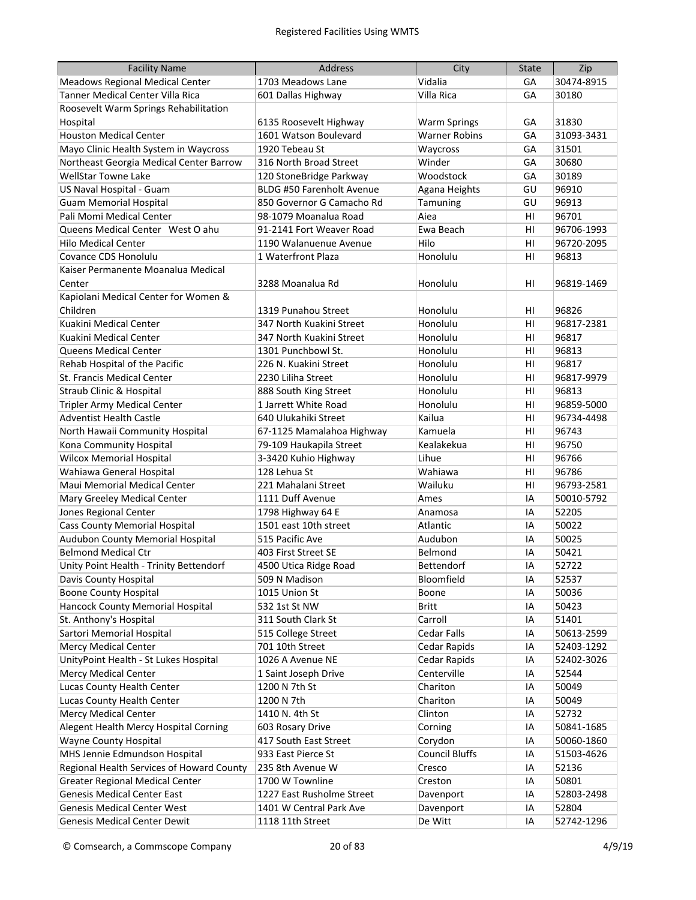| Facility Name | Address | City | State | Zip |
| --- | --- | --- | --- | --- |
| Meadows Regional Medical Center | 1703 Meadows Lane | Vidalia | GA | 30474-8915 |
| Tanner Medical Center Villa Rica | 601 Dallas Highway | Villa Rica | GA | 30180 |
| Roosevelt Warm Springs Rehabilitation Hospital | 6135 Roosevelt Highway | Warm Springs | GA | 31830 |
| Houston Medical Center | 1601 Watson Boulevard | Warner Robins | GA | 31093-3431 |
| Mayo Clinic Health System in Waycross | 1920 Tebeau St | Waycross | GA | 31501 |
| Northeast Georgia Medical Center Barrow | 316 North Broad Street | Winder | GA | 30680 |
| WellStar Towne Lake | 120 StoneBridge Parkway | Woodstock | GA | 30189 |
| US Naval Hospital - Guam | BLDG #50 Farenholt Avenue | Agana Heights | GU | 96910 |
| Guam Memorial Hospital | 850 Governor G Camacho Rd | Tamuning | GU | 96913 |
| Pali Momi Medical Center | 98-1079 Moanalua Road | Aiea | HI | 96701 |
| Queens Medical Center  West O ahu | 91-2141 Fort Weaver Road | Ewa Beach | HI | 96706-1993 |
| Hilo Medical Center | 1190 Walanuenue Avenue | Hilo | HI | 96720-2095 |
| Covance CDS Honolulu | 1 Waterfront Plaza | Honolulu | HI | 96813 |
| Kaiser Permanente Moanalua Medical Center | 3288 Moanalua Rd | Honolulu | HI | 96819-1469 |
| Kapiolani Medical Center for Women & Children | 1319 Punahou Street | Honolulu | HI | 96826 |
| Kuakini Medical Center | 347 North Kuakini Street | Honolulu | HI | 96817-2381 |
| Kuakini Medical Center | 347 North Kuakini Street | Honolulu | HI | 96817 |
| Queens Medical Center | 1301 Punchbowl St. | Honolulu | HI | 96813 |
| Rehab Hospital of the Pacific | 226 N. Kuakini Street | Honolulu | HI | 96817 |
| St. Francis Medical Center | 2230 Liliha Street | Honolulu | HI | 96817-9979 |
| Straub Clinic & Hospital | 888 South King Street | Honolulu | HI | 96813 |
| Tripler Army Medical Center | 1 Jarrett White Road | Honolulu | HI | 96859-5000 |
| Adventist Health Castle | 640 Ulukahiki Street | Kailua | HI | 96734-4498 |
| North Hawaii Community Hospital | 67-1125 Mamalahoa Highway | Kamuela | HI | 96743 |
| Kona Community Hospital | 79-109 Haukapila Street | Kealakekua | HI | 96750 |
| Wilcox Memorial Hospital | 3-3420 Kuhio Highway | Lihue | HI | 96766 |
| Wahiawa General Hospital | 128 Lehua St | Wahiawa | HI | 96786 |
| Maui Memorial Medical Center | 221 Mahalani Street | Wailuku | HI | 96793-2581 |
| Mary Greeley Medical Center | 1111 Duff Avenue | Ames | IA | 50010-5792 |
| Jones Regional Center | 1798 Highway 64 E | Anamosa | IA | 52205 |
| Cass County Memorial Hospital | 1501 east 10th street | Atlantic | IA | 50022 |
| Audubon County Memorial Hospital | 515 Pacific Ave | Audubon | IA | 50025 |
| Belmond Medical Ctr | 403 First Street SE | Belmond | IA | 50421 |
| Unity Point Health - Trinity Bettendorf | 4500 Utica Ridge Road | Bettendorf | IA | 52722 |
| Davis County Hospital | 509 N Madison | Bloomfield | IA | 52537 |
| Boone County Hospital | 1015 Union St | Boone | IA | 50036 |
| Hancock County Memorial Hospital | 532 1st St NW | Britt | IA | 50423 |
| St. Anthony's Hospital | 311 South Clark St | Carroll | IA | 51401 |
| Sartori Memorial Hospital | 515 College Street | Cedar Falls | IA | 50613-2599 |
| Mercy Medical Center | 701 10th Street | Cedar Rapids | IA | 52403-1292 |
| UnityPoint Health - St Lukes Hospital | 1026 A Avenue NE | Cedar Rapids | IA | 52402-3026 |
| Mercy Medical Center | 1 Saint Joseph Drive | Centerville | IA | 52544 |
| Lucas County Health Center | 1200 N 7th St | Chariton | IA | 50049 |
| Lucas County Health Center | 1200 N 7th | Chariton | IA | 50049 |
| Mercy Medical Center | 1410 N. 4th St | Clinton | IA | 52732 |
| Alegent Health Mercy Hospital Corning | 603 Rosary Drive | Corning | IA | 50841-1685 |
| Wayne County Hospital | 417 South East Street | Corydon | IA | 50060-1860 |
| MHS Jennie Edmundson Hospital | 933 East Pierce St | Council Bluffs | IA | 51503-4626 |
| Regional Health Services of Howard County | 235 8th Avenue W | Cresco | IA | 52136 |
| Greater Regional Medical Center | 1700 W Townline | Creston | IA | 50801 |
| Genesis Medical Center East | 1227 East Rusholme Street | Davenport | IA | 52803-2498 |
| Genesis Medical Center West | 1401 W Central Park Ave | Davenport | IA | 52804 |
| Genesis Medical Center Dewit | 1118 11th Street | De Witt | IA | 52742-1296 |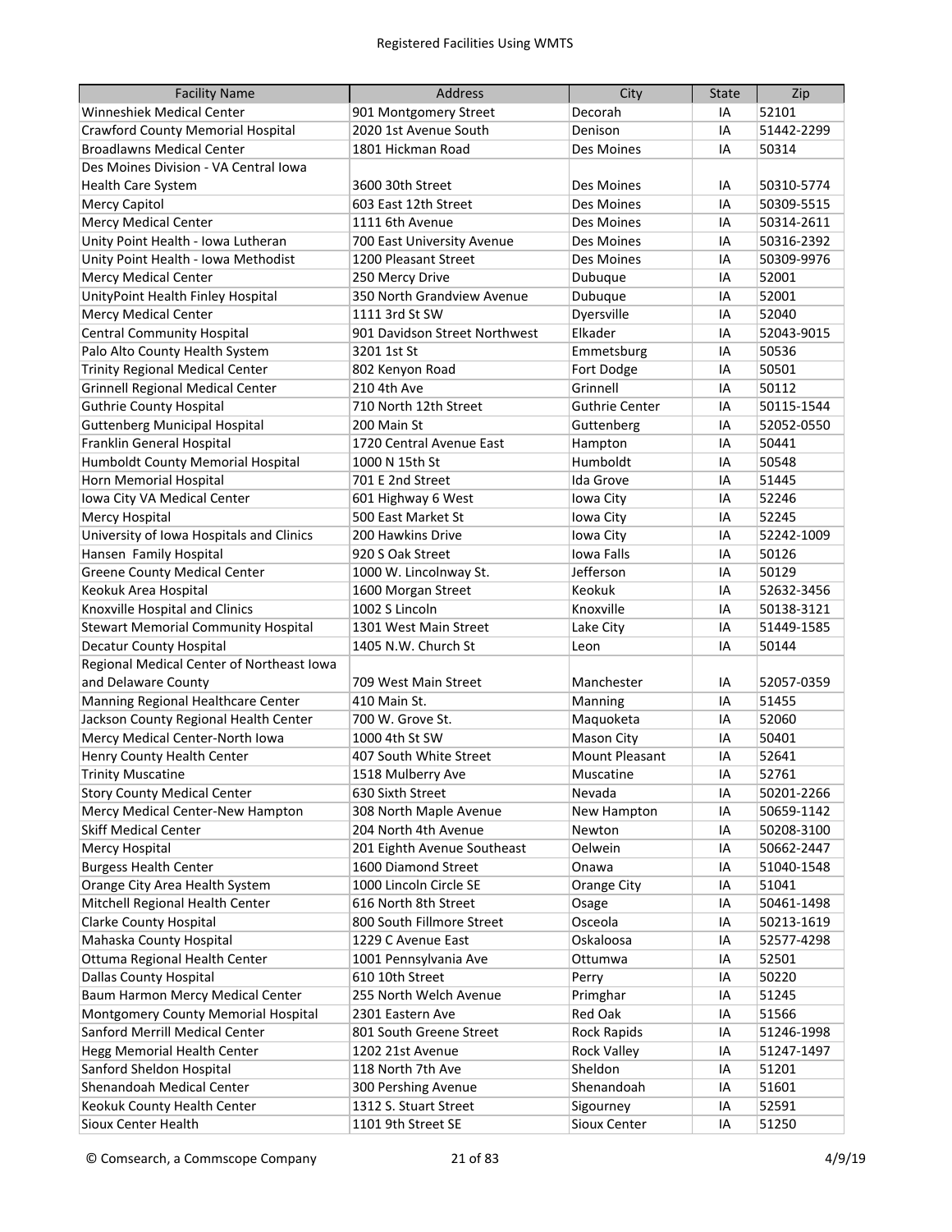| Facility Name | Address | City | State | Zip |
|---|---|---|---|---|
| Winneshiek Medical Center | 901 Montgomery Street | Decorah | IA | 52101 |
| Crawford County Memorial Hospital | 2020 1st Avenue South | Denison | IA | 51442-2299 |
| Broadlawns Medical Center | 1801 Hickman Road | Des Moines | IA | 50314 |
| Des Moines Division - VA Central Iowa Health Care System | 3600 30th Street | Des Moines | IA | 50310-5774 |
| Mercy Capitol | 603 East 12th Street | Des Moines | IA | 50309-5515 |
| Mercy Medical Center | 1111 6th Avenue | Des Moines | IA | 50314-2611 |
| Unity Point Health - Iowa Lutheran | 700 East University Avenue | Des Moines | IA | 50316-2392 |
| Unity Point Health - Iowa Methodist | 1200 Pleasant Street | Des Moines | IA | 50309-9976 |
| Mercy Medical Center | 250 Mercy Drive | Dubuque | IA | 52001 |
| UnityPoint Health Finley Hospital | 350 North Grandview Avenue | Dubuque | IA | 52001 |
| Mercy Medical Center | 1111 3rd St SW | Dyersville | IA | 52040 |
| Central Community Hospital | 901 Davidson Street Northwest | Elkader | IA | 52043-9015 |
| Palo Alto County Health System | 3201 1st St | Emmetsburg | IA | 50536 |
| Trinity Regional Medical Center | 802 Kenyon Road | Fort Dodge | IA | 50501 |
| Grinnell Regional Medical Center | 210 4th Ave | Grinnell | IA | 50112 |
| Guthrie County Hospital | 710 North 12th Street | Guthrie Center | IA | 50115-1544 |
| Guttenberg Municipal Hospital | 200 Main St | Guttenberg | IA | 52052-0550 |
| Franklin General Hospital | 1720 Central Avenue East | Hampton | IA | 50441 |
| Humboldt County Memorial Hospital | 1000 N 15th St | Humboldt | IA | 50548 |
| Horn Memorial Hospital | 701 E 2nd Street | Ida Grove | IA | 51445 |
| Iowa City VA Medical Center | 601 Highway 6 West | Iowa City | IA | 52246 |
| Mercy Hospital | 500 East Market St | Iowa City | IA | 52245 |
| University of Iowa Hospitals and Clinics | 200 Hawkins Drive | Iowa City | IA | 52242-1009 |
| Hansen Family Hospital | 920 S Oak Street | Iowa Falls | IA | 50126 |
| Greene County Medical Center | 1000 W. Lincolnway St. | Jefferson | IA | 50129 |
| Keokuk Area Hospital | 1600 Morgan Street | Keokuk | IA | 52632-3456 |
| Knoxville Hospital and Clinics | 1002 S Lincoln | Knoxville | IA | 50138-3121 |
| Stewart Memorial Community Hospital | 1301 West Main Street | Lake City | IA | 51449-1585 |
| Decatur County Hospital | 1405 N.W. Church St | Leon | IA | 50144 |
| Regional Medical Center of Northeast Iowa and Delaware County | 709 West Main Street | Manchester | IA | 52057-0359 |
| Manning Regional Healthcare Center | 410 Main St. | Manning | IA | 51455 |
| Jackson County Regional Health Center | 700 W. Grove St. | Maquoketa | IA | 52060 |
| Mercy Medical Center-North Iowa | 1000 4th St SW | Mason City | IA | 50401 |
| Henry County Health Center | 407 South White Street | Mount Pleasant | IA | 52641 |
| Trinity Muscatine | 1518 Mulberry Ave | Muscatine | IA | 52761 |
| Story County Medical Center | 630 Sixth Street | Nevada | IA | 50201-2266 |
| Mercy Medical Center-New Hampton | 308 North Maple Avenue | New Hampton | IA | 50659-1142 |
| Skiff Medical Center | 204 North 4th Avenue | Newton | IA | 50208-3100 |
| Mercy Hospital | 201 Eighth Avenue Southeast | Oelwein | IA | 50662-2447 |
| Burgess Health Center | 1600 Diamond Street | Onawa | IA | 51040-1548 |
| Orange City Area Health System | 1000 Lincoln Circle SE | Orange City | IA | 51041 |
| Mitchell Regional Health Center | 616 North 8th Street | Osage | IA | 50461-1498 |
| Clarke County Hospital | 800 South Fillmore Street | Osceola | IA | 50213-1619 |
| Mahaska County Hospital | 1229 C Avenue East | Oskaloosa | IA | 52577-4298 |
| Ottuma Regional Health Center | 1001 Pennsylvania Ave | Ottumwa | IA | 52501 |
| Dallas County Hospital | 610 10th Street | Perry | IA | 50220 |
| Baum Harmon Mercy Medical Center | 255 North Welch Avenue | Primghar | IA | 51245 |
| Montgomery County Memorial Hospital | 2301 Eastern Ave | Red Oak | IA | 51566 |
| Sanford Merrill Medical Center | 801 South Greene Street | Rock Rapids | IA | 51246-1998 |
| Hegg Memorial Health Center | 1202 21st Avenue | Rock Valley | IA | 51247-1497 |
| Sanford Sheldon Hospital | 118 North 7th Ave | Sheldon | IA | 51201 |
| Shenandoah Medical Center | 300 Pershing Avenue | Shenandoah | IA | 51601 |
| Keokuk County Health Center | 1312 S. Stuart Street | Sigourney | IA | 52591 |
| Sioux Center Health | 1101 9th Street SE | Sioux Center | IA | 51250 |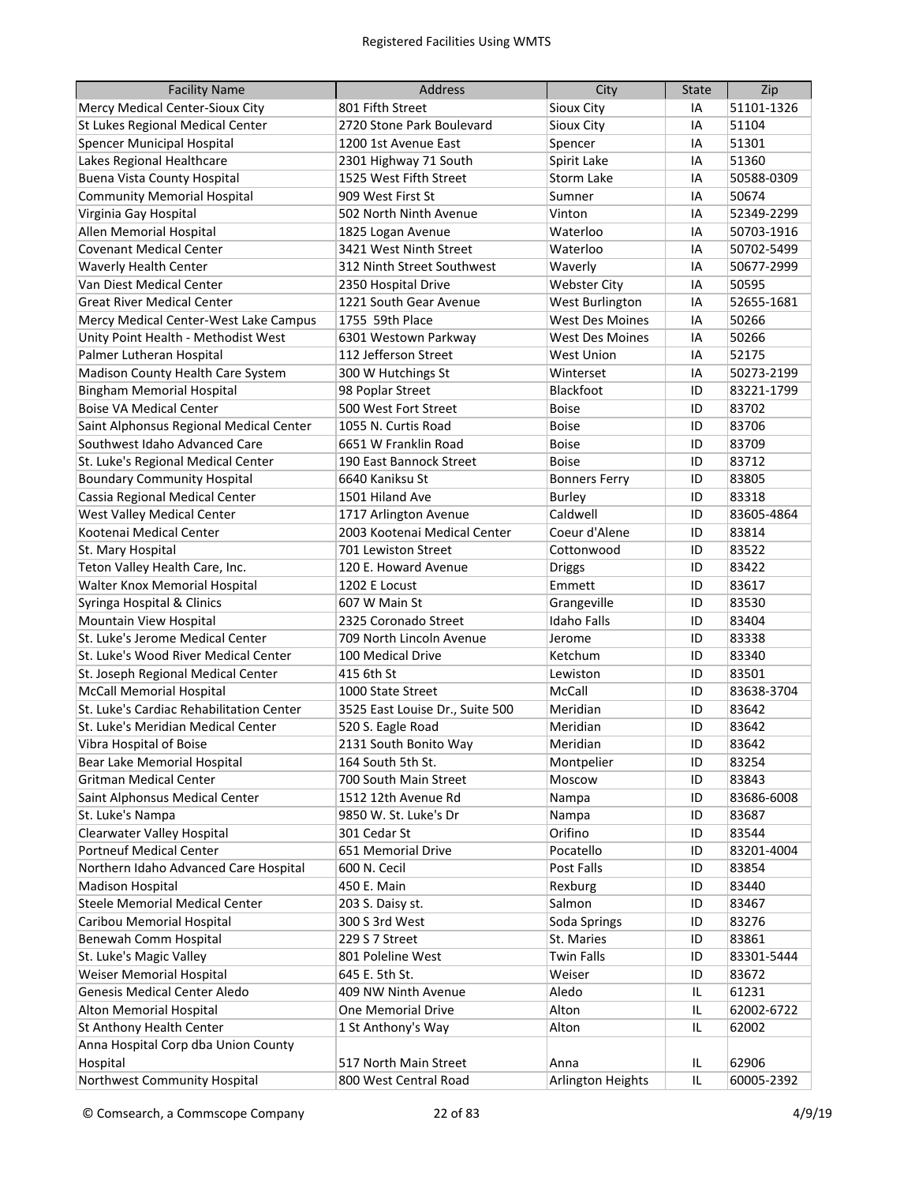| Facility Name | Address | City | State | Zip |
|---|---|---|---|---|
| Mercy Medical Center-Sioux City | 801 Fifth Street | Sioux City | IA | 51101-1326 |
| St Lukes Regional Medical Center | 2720 Stone Park Boulevard | Sioux City | IA | 51104 |
| Spencer Municipal Hospital | 1200 1st Avenue East | Spencer | IA | 51301 |
| Lakes Regional Healthcare | 2301 Highway 71 South | Spirit Lake | IA | 51360 |
| Buena Vista County Hospital | 1525 West Fifth Street | Storm Lake | IA | 50588-0309 |
| Community Memorial Hospital | 909 West First St | Sumner | IA | 50674 |
| Virginia Gay Hospital | 502 North Ninth Avenue | Vinton | IA | 52349-2299 |
| Allen Memorial Hospital | 1825 Logan Avenue | Waterloo | IA | 50703-1916 |
| Covenant Medical Center | 3421 West Ninth Street | Waterloo | IA | 50702-5499 |
| Waverly Health Center | 312 Ninth Street Southwest | Waverly | IA | 50677-2999 |
| Van Diest Medical Center | 2350 Hospital Drive | Webster City | IA | 50595 |
| Great River Medical Center | 1221 South Gear Avenue | West Burlington | IA | 52655-1681 |
| Mercy Medical Center-West Lake Campus | 1755 59th Place | West Des Moines | IA | 50266 |
| Unity Point Health - Methodist West | 6301 Westown Parkway | West Des Moines | IA | 50266 |
| Palmer Lutheran Hospital | 112 Jefferson Street | West Union | IA | 52175 |
| Madison County Health Care System | 300 W Hutchings St | Winterset | IA | 50273-2199 |
| Bingham Memorial Hospital | 98 Poplar Street | Blackfoot | ID | 83221-1799 |
| Boise VA Medical Center | 500 West Fort Street | Boise | ID | 83702 |
| Saint Alphonsus Regional Medical Center | 1055 N. Curtis Road | Boise | ID | 83706 |
| Southwest Idaho Advanced Care | 6651 W Franklin Road | Boise | ID | 83709 |
| St. Luke's Regional Medical Center | 190 East Bannock Street | Boise | ID | 83712 |
| Boundary Community Hospital | 6640 Kaniksu St | Bonners Ferry | ID | 83805 |
| Cassia Regional Medical Center | 1501 Hiland Ave | Burley | ID | 83318 |
| West Valley Medical Center | 1717 Arlington Avenue | Caldwell | ID | 83605-4864 |
| Kootenai Medical Center | 2003 Kootenai Medical Center | Coeur d'Alene | ID | 83814 |
| St. Mary Hospital | 701 Lewiston Street | Cottonwood | ID | 83522 |
| Teton Valley Health Care, Inc. | 120 E. Howard Avenue | Driggs | ID | 83422 |
| Walter Knox Memorial Hospital | 1202 E Locust | Emmett | ID | 83617 |
| Syringa Hospital & Clinics | 607 W Main St | Grangeville | ID | 83530 |
| Mountain View Hospital | 2325 Coronado Street | Idaho Falls | ID | 83404 |
| St. Luke's Jerome Medical Center | 709 North Lincoln Avenue | Jerome | ID | 83338 |
| St. Luke's Wood River Medical Center | 100 Medical Drive | Ketchum | ID | 83340 |
| St. Joseph Regional Medical Center | 415 6th St | Lewiston | ID | 83501 |
| McCall Memorial Hospital | 1000 State Street | McCall | ID | 83638-3704 |
| St. Luke's Cardiac Rehabilitation Center | 3525 East Louise Dr., Suite 500 | Meridian | ID | 83642 |
| St. Luke's Meridian Medical Center | 520 S. Eagle Road | Meridian | ID | 83642 |
| Vibra Hospital of Boise | 2131 South Bonito Way | Meridian | ID | 83642 |
| Bear Lake Memorial Hospital | 164 South 5th St. | Montpelier | ID | 83254 |
| Gritman Medical Center | 700 South Main Street | Moscow | ID | 83843 |
| Saint Alphonsus Medical Center | 1512 12th Avenue Rd | Nampa | ID | 83686-6008 |
| St. Luke's Nampa | 9850 W. St. Luke's Dr | Nampa | ID | 83687 |
| Clearwater Valley Hospital | 301 Cedar St | Orifino | ID | 83544 |
| Portneuf Medical Center | 651 Memorial Drive | Pocatello | ID | 83201-4004 |
| Northern Idaho Advanced Care Hospital | 600 N. Cecil | Post Falls | ID | 83854 |
| Madison Hospital | 450 E. Main | Rexburg | ID | 83440 |
| Steele Memorial Medical Center | 203 S. Daisy st. | Salmon | ID | 83467 |
| Caribou Memorial Hospital | 300 S 3rd West | Soda Springs | ID | 83276 |
| Benewah Comm Hospital | 229 S 7 Street | St. Maries | ID | 83861 |
| St. Luke's Magic Valley | 801 Poleline West | Twin Falls | ID | 83301-5444 |
| Weiser Memorial Hospital | 645 E. 5th St. | Weiser | ID | 83672 |
| Genesis Medical Center Aledo | 409 NW Ninth Avenue | Aledo | IL | 61231 |
| Alton Memorial Hospital | One Memorial Drive | Alton | IL | 62002-6722 |
| St Anthony Health Center | 1 St Anthony's Way | Alton | IL | 62002 |
| Anna Hospital Corp dba Union County Hospital | 517 North Main Street | Anna | IL | 62906 |
| Northwest Community Hospital | 800 West Central Road | Arlington Heights | IL | 60005-2392 |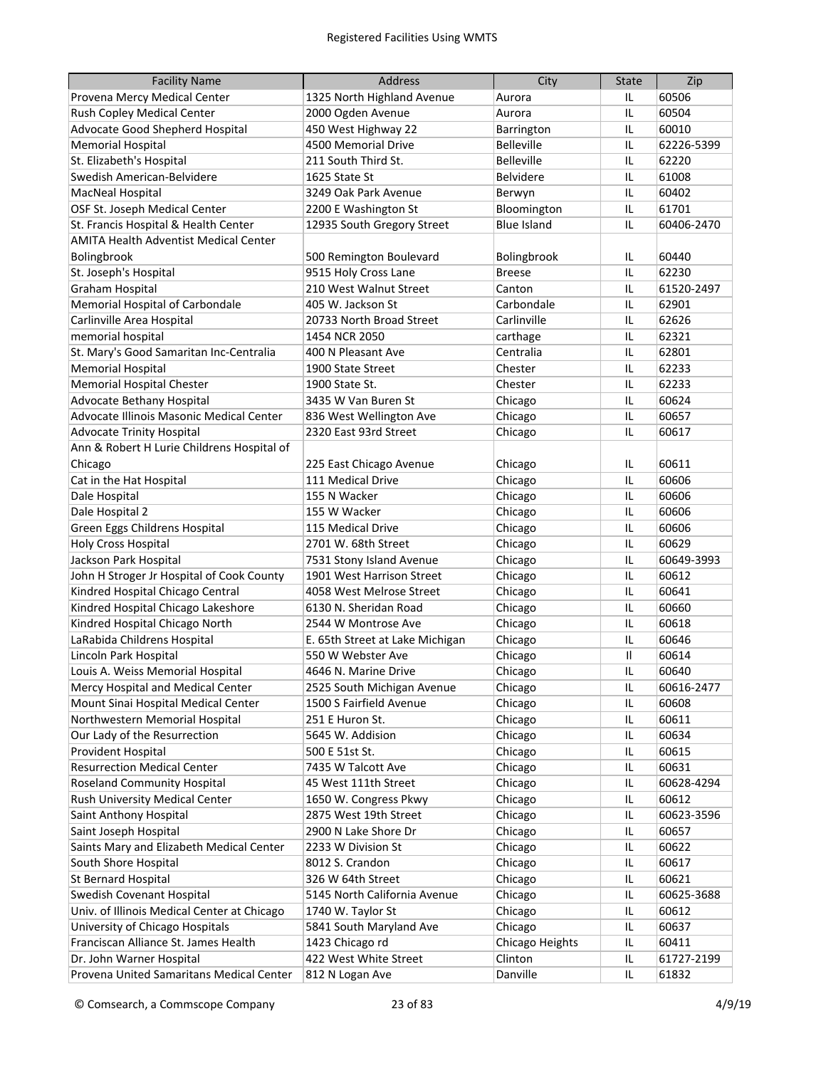| Facility Name | Address | City | State | Zip |
|---|---|---|---|---|
| Provena Mercy Medical Center | 1325 North Highland Avenue | Aurora | IL | 60506 |
| Rush Copley Medical Center | 2000 Ogden Avenue | Aurora | IL | 60504 |
| Advocate Good Shepherd Hospital | 450 West Highway 22 | Barrington | IL | 60010 |
| Memorial Hospital | 4500 Memorial Drive | Belleville | IL | 62226-5399 |
| St. Elizabeth's Hospital | 211 South Third St. | Belleville | IL | 62220 |
| Swedish American-Belvidere | 1625 State St | Belvidere | IL | 61008 |
| MacNeal Hospital | 3249 Oak Park Avenue | Berwyn | IL | 60402 |
| OSF St. Joseph Medical Center | 2200 E Washington St | Bloomington | IL | 61701 |
| St. Francis Hospital & Health Center | 12935 South Gregory Street | Blue Island | IL | 60406-2470 |
| AMITA Health Adventist Medical Center Bolingbrook | 500 Remington Boulevard | Bolingbrook | IL | 60440 |
| St. Joseph's Hospital | 9515 Holy Cross Lane | Breese | IL | 62230 |
| Graham Hospital | 210 West Walnut Street | Canton | IL | 61520-2497 |
| Memorial Hospital of Carbondale | 405 W. Jackson St | Carbondale | IL | 62901 |
| Carlinville Area Hospital | 20733 North Broad Street | Carlinville | IL | 62626 |
| memorial hospital | 1454 NCR 2050 | carthage | IL | 62321 |
| St. Mary's Good Samaritan Inc-Centralia | 400 N Pleasant Ave | Centralia | IL | 62801 |
| Memorial Hospital | 1900 State Street | Chester | IL | 62233 |
| Memorial Hospital Chester | 1900 State St. | Chester | IL | 62233 |
| Advocate Bethany Hospital | 3435 W Van Buren St | Chicago | IL | 60624 |
| Advocate Illinois Masonic Medical Center | 836 West Wellington Ave | Chicago | IL | 60657 |
| Advocate Trinity Hospital | 2320 East 93rd Street | Chicago | IL | 60617 |
| Ann & Robert H Lurie Childrens Hospital of Chicago | 225 East Chicago Avenue | Chicago | IL | 60611 |
| Cat in the Hat Hospital | 111 Medical Drive | Chicago | IL | 60606 |
| Dale Hospital | 155 N Wacker | Chicago | IL | 60606 |
| Dale Hospital 2 | 155 W Wacker | Chicago | IL | 60606 |
| Green Eggs Childrens Hospital | 115 Medical Drive | Chicago | IL | 60606 |
| Holy Cross Hospital | 2701 W. 68th Street | Chicago | IL | 60629 |
| Jackson Park Hospital | 7531 Stony Island Avenue | Chicago | IL | 60649-3993 |
| John H Stroger Jr Hospital of Cook County | 1901 West Harrison Street | Chicago | IL | 60612 |
| Kindred Hospital Chicago Central | 4058 West Melrose Street | Chicago | IL | 60641 |
| Kindred Hospital Chicago Lakeshore | 6130 N. Sheridan Road | Chicago | IL | 60660 |
| Kindred Hospital Chicago North | 2544 W Montrose Ave | Chicago | IL | 60618 |
| LaRabida Childrens Hospital | E. 65th Street at Lake Michigan | Chicago | IL | 60646 |
| Lincoln Park Hospital | 550 W Webster Ave | Chicago | Il | 60614 |
| Louis A. Weiss Memorial Hospital | 4646 N. Marine Drive | Chicago | IL | 60640 |
| Mercy Hospital and Medical Center | 2525 South Michigan Avenue | Chicago | IL | 60616-2477 |
| Mount Sinai Hospital Medical Center | 1500 S Fairfield Avenue | Chicago | IL | 60608 |
| Northwestern Memorial Hospital | 251 E Huron St. | Chicago | IL | 60611 |
| Our Lady of the Resurrection | 5645 W. Addision | Chicago | IL | 60634 |
| Provident Hospital | 500 E 51st St. | Chicago | IL | 60615 |
| Resurrection Medical Center | 7435 W Talcott Ave | Chicago | IL | 60631 |
| Roseland Community Hospital | 45 West 111th Street | Chicago | IL | 60628-4294 |
| Rush University Medical Center | 1650 W. Congress Pkwy | Chicago | IL | 60612 |
| Saint Anthony Hospital | 2875 West 19th Street | Chicago | IL | 60623-3596 |
| Saint Joseph Hospital | 2900 N Lake Shore Dr | Chicago | IL | 60657 |
| Saints Mary and Elizabeth Medical Center | 2233 W Division St | Chicago | IL | 60622 |
| South Shore Hospital | 8012 S. Crandon | Chicago | IL | 60617 |
| St Bernard Hospital | 326 W 64th Street | Chicago | IL | 60621 |
| Swedish Covenant Hospital | 5145 North California Avenue | Chicago | IL | 60625-3688 |
| Univ. of Illinois Medical Center at Chicago | 1740 W. Taylor St | Chicago | IL | 60612 |
| University of Chicago Hospitals | 5841 South Maryland Ave | Chicago | IL | 60637 |
| Franciscan Alliance St. James Health | 1423 Chicago rd | Chicago Heights | IL | 60411 |
| Dr. John Warner Hospital | 422 West White Street | Clinton | IL | 61727-2199 |
| Provena United Samaritans Medical Center | 812 N Logan Ave | Danville | IL | 61832 |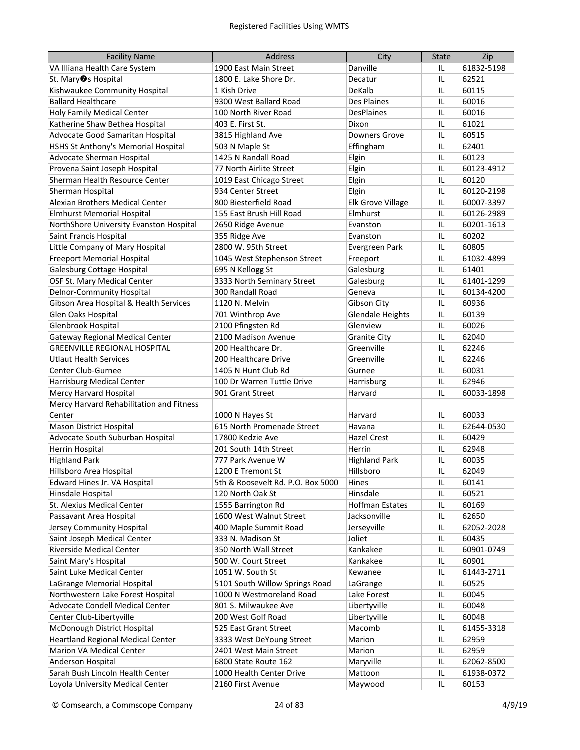Registered Facilities Using WMTS

| Facility Name | Address | City | State | Zip |
|---|---|---|---|---|
| VA Illiana Health Care System | 1900 East Main Street | Danville | IL | 61832-5198 |
| St. Mary�s Hospital | 1800 E. Lake Shore Dr. | Decatur | IL | 62521 |
| Kishwaukee Community Hospital | 1 Kish Drive | DeKalb | IL | 60115 |
| Ballard Healthcare | 9300 West Ballard Road | Des Plaines | IL | 60016 |
| Holy Family Medical Center | 100 North River Road | DesPlaines | IL | 60016 |
| Katherine Shaw Bethea Hospital | 403 E. First St. | Dixon | IL | 61021 |
| Advocate Good Samaritan Hospital | 3815 Highland Ave | Downers Grove | IL | 60515 |
| HSHS St Anthony's Memorial Hospital | 503 N Maple St | Effingham | IL | 62401 |
| Advocate Sherman Hospital | 1425 N Randall Road | Elgin | IL | 60123 |
| Provena Saint Joseph Hospital | 77 North Airlite Street | Elgin | IL | 60123-4912 |
| Sherman Health Resource Center | 1019 East Chicago Street | Elgin | IL | 60120 |
| Sherman Hospital | 934 Center Street | Elgin | IL | 60120-2198 |
| Alexian Brothers Medical Center | 800 Biesterfield Road | Elk Grove Village | IL | 60007-3397 |
| Elmhurst Memorial Hospital | 155 East Brush Hill Road | Elmhurst | IL | 60126-2989 |
| NorthShore University Evanston Hospital | 2650 Ridge Avenue | Evanston | IL | 60201-1613 |
| Saint Francis Hospital | 355 Ridge Ave | Evanston | IL | 60202 |
| Little Company of Mary Hospital | 2800 W. 95th Street | Evergreen Park | IL | 60805 |
| Freeport Memorial Hospital | 1045 West Stephenson Street | Freeport | IL | 61032-4899 |
| Galesburg Cottage Hospital | 695 N Kellogg St | Galesburg | IL | 61401 |
| OSF St. Mary Medical Center | 3333 North Seminary Street | Galesburg | IL | 61401-1299 |
| Delnor-Community Hospital | 300 Randall Road | Geneva | IL | 60134-4200 |
| Gibson Area Hospital & Health Services | 1120 N. Melvin | Gibson City | IL | 60936 |
| Glen Oaks Hospital | 701 Winthrop Ave | Glendale Heights | IL | 60139 |
| Glenbrook Hospital | 2100 Pfingsten Rd | Glenview | IL | 60026 |
| Gateway Regional Medical Center | 2100 Madison Avenue | Granite City | IL | 62040 |
| GREENVILLE REGIONAL HOSPITAL | 200 Healthcare Dr. | Greenville | IL | 62246 |
| Utlaut Health Services | 200 Healthcare Drive | Greenville | IL | 62246 |
| Center Club-Gurnee | 1405 N Hunt Club Rd | Gurnee | IL | 60031 |
| Harrisburg Medical Center | 100 Dr Warren Tuttle Drive | Harrisburg | IL | 62946 |
| Mercy Harvard Hospital | 901 Grant Street | Harvard | IL | 60033-1898 |
| Mercy Harvard Rehabilitation and Fitness Center | 1000 N Hayes St | Harvard | IL | 60033 |
| Mason District Hospital | 615 North Promenade Street | Havana | IL | 62644-0530 |
| Advocate South Suburban Hospital | 17800 Kedzie Ave | Hazel Crest | IL | 60429 |
| Herrin Hospital | 201 South 14th Street | Herrin | IL | 62948 |
| Highland Park | 777 Park Avenue W | Highland Park | IL | 60035 |
| Hillsboro Area Hospital | 1200 E Tremont St | Hillsboro | IL | 62049 |
| Edward Hines Jr. VA Hospital | 5th & Roosevelt Rd. P.O. Box 5000 | Hines | IL | 60141 |
| Hinsdale Hospital | 120 North Oak St | Hinsdale | IL | 60521 |
| St. Alexius Medical Center | 1555 Barrington Rd | Hoffman Estates | IL | 60169 |
| Passavant Area Hospital | 1600 West Walnut Street | Jacksonville | IL | 62650 |
| Jersey Community Hospital | 400 Maple Summit Road | Jerseyville | IL | 62052-2028 |
| Saint Joseph Medical Center | 333 N. Madison St | Joliet | IL | 60435 |
| Riverside Medical Center | 350 North Wall Street | Kankakee | IL | 60901-0749 |
| Saint Mary's Hospital | 500 W. Court Street | Kankakee | IL | 60901 |
| Saint Luke Medical Center | 1051 W. South St | Kewanee | IL | 61443-2711 |
| LaGrange Memorial Hospital | 5101 South Willow Springs Road | LaGrange | IL | 60525 |
| Northwestern Lake Forest Hospital | 1000 N Westmoreland Road | Lake Forest | IL | 60045 |
| Advocate Condell Medical Center | 801 S. Milwaukee Ave | Libertyville | IL | 60048 |
| Center Club-Libertyville | 200 West Golf Road | Libertyville | IL | 60048 |
| McDonough District Hospital | 525 East Grant Street | Macomb | IL | 61455-3318 |
| Heartland Regional Medical Center | 3333 West DeYoung Street | Marion | IL | 62959 |
| Marion VA Medical Center | 2401 West Main Street | Marion | IL | 62959 |
| Anderson Hospital | 6800 State Route 162 | Maryville | IL | 62062-8500 |
| Sarah Bush Lincoln Health Center | 1000 Health Center Drive | Mattoon | IL | 61938-0372 |
| Loyola University Medical Center | 2160 First Avenue | Maywood | IL | 60153 |

© Comsearch, a Commscope Company 4/9/19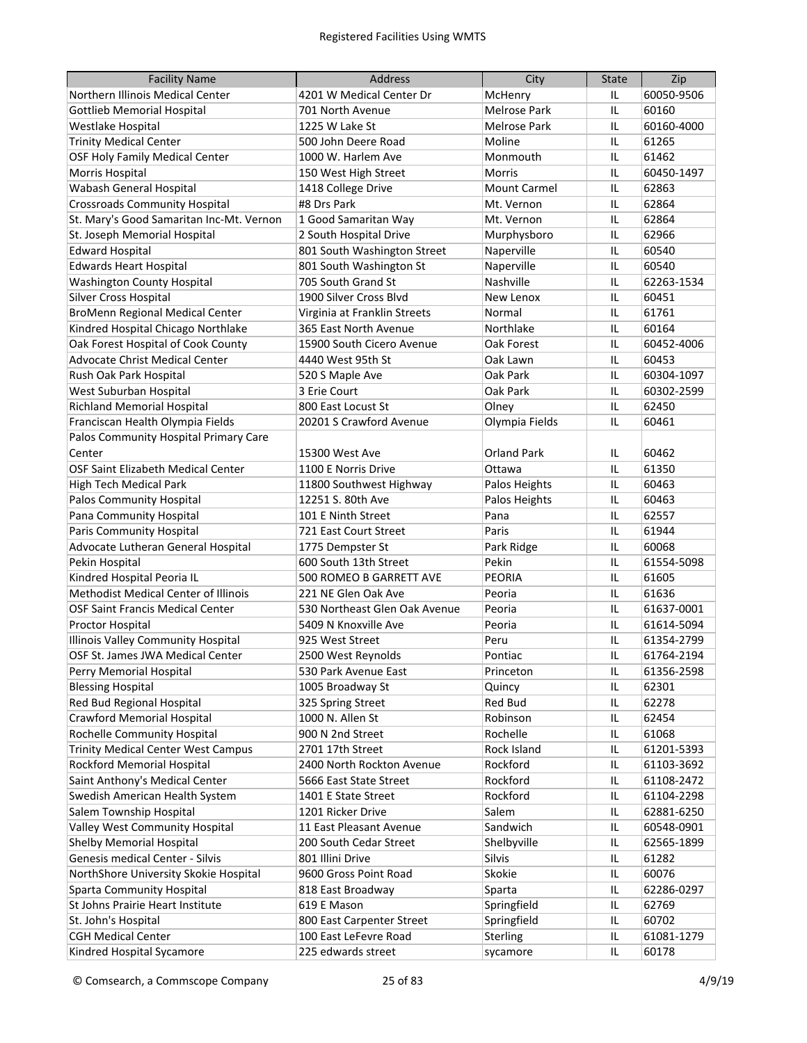| Facility Name | Address | City | State | Zip |
|---|---|---|---|---|
| Northern Illinois Medical Center | 4201 W Medical Center Dr | McHenry | IL | 60050-9506 |
| Gottlieb Memorial Hospital | 701 North Avenue | Melrose Park | IL | 60160 |
| Westlake Hospital | 1225 W Lake St | Melrose Park | IL | 60160-4000 |
| Trinity Medical Center | 500 John Deere Road | Moline | IL | 61265 |
| OSF Holy Family Medical Center | 1000 W. Harlem Ave | Monmouth | IL | 61462 |
| Morris Hospital | 150 West High Street | Morris | IL | 60450-1497 |
| Wabash General Hospital | 1418 College Drive | Mount Carmel | IL | 62863 |
| Crossroads Community Hospital | #8 Drs Park | Mt. Vernon | IL | 62864 |
| St. Mary's Good Samaritan Inc-Mt. Vernon | 1 Good Samaritan Way | Mt. Vernon | IL | 62864 |
| St. Joseph Memorial Hospital | 2 South Hospital Drive | Murphysboro | IL | 62966 |
| Edward Hospital | 801 South Washington Street | Naperville | IL | 60540 |
| Edwards Heart Hospital | 801 South Washington St | Naperville | IL | 60540 |
| Washington County Hospital | 705 South Grand St | Nashville | IL | 62263-1534 |
| Silver Cross Hospital | 1900 Silver Cross Blvd | New Lenox | IL | 60451 |
| BroMenn Regional Medical Center | Virginia at Franklin Streets | Normal | IL | 61761 |
| Kindred Hospital Chicago Northlake | 365 East North Avenue | Northlake | IL | 60164 |
| Oak Forest Hospital of Cook County | 15900 South Cicero Avenue | Oak Forest | IL | 60452-4006 |
| Advocate Christ Medical Center | 4440 West 95th St | Oak Lawn | IL | 60453 |
| Rush Oak Park Hospital | 520 S Maple Ave | Oak Park | IL | 60304-1097 |
| West Suburban Hospital | 3 Erie Court | Oak Park | IL | 60302-2599 |
| Richland Memorial Hospital | 800 East Locust St | Olney | IL | 62450 |
| Franciscan Health Olympia Fields | 20201 S Crawford Avenue | Olympia Fields | IL | 60461 |
| Palos Community Hospital Primary Care Center | 15300 West Ave | Orland Park | IL | 60462 |
| OSF Saint Elizabeth Medical Center | 1100 E Norris Drive | Ottawa | IL | 61350 |
| High Tech Medical Park | 11800 Southwest Highway | Palos Heights | IL | 60463 |
| Palos Community Hospital | 12251 S. 80th Ave | Palos Heights | IL | 60463 |
| Pana Community Hospital | 101 E Ninth Street | Pana | IL | 62557 |
| Paris Community Hospital | 721 East Court Street | Paris | IL | 61944 |
| Advocate Lutheran General Hospital | 1775 Dempster St | Park Ridge | IL | 60068 |
| Pekin Hospital | 600 South 13th Street | Pekin | IL | 61554-5098 |
| Kindred Hospital Peoria IL | 500 ROMEO B GARRETT AVE | PEORIA | IL | 61605 |
| Methodist Medical Center of Illinois | 221 NE Glen Oak Ave | Peoria | IL | 61636 |
| OSF Saint Francis Medical Center | 530 Northeast Glen Oak Avenue | Peoria | IL | 61637-0001 |
| Proctor Hospital | 5409 N Knoxville Ave | Peoria | IL | 61614-5094 |
| Illinois Valley Community Hospital | 925 West Street | Peru | IL | 61354-2799 |
| OSF St. James JWA Medical Center | 2500 West Reynolds | Pontiac | IL | 61764-2194 |
| Perry Memorial Hospital | 530 Park Avenue East | Princeton | IL | 61356-2598 |
| Blessing Hospital | 1005 Broadway St | Quincy | IL | 62301 |
| Red Bud Regional Hospital | 325 Spring Street | Red Bud | IL | 62278 |
| Crawford Memorial Hospital | 1000 N. Allen St | Robinson | IL | 62454 |
| Rochelle Community Hospital | 900 N 2nd Street | Rochelle | IL | 61068 |
| Trinity Medical Center West Campus | 2701 17th Street | Rock Island | IL | 61201-5393 |
| Rockford Memorial Hospital | 2400 North Rockton Avenue | Rockford | IL | 61103-3692 |
| Saint Anthony's Medical Center | 5666 East State Street | Rockford | IL | 61108-2472 |
| Swedish American Health System | 1401 E State Street | Rockford | IL | 61104-2298 |
| Salem Township Hospital | 1201 Ricker Drive | Salem | IL | 62881-6250 |
| Valley West Community Hospital | 11 East Pleasant Avenue | Sandwich | IL | 60548-0901 |
| Shelby Memorial Hospital | 200 South Cedar Street | Shelbyville | IL | 62565-1899 |
| Genesis medical Center - Silvis | 801 Illini Drive | Silvis | IL | 61282 |
| NorthShore University Skokie Hospital | 9600 Gross Point Road | Skokie | IL | 60076 |
| Sparta Community Hospital | 818 East Broadway | Sparta | IL | 62286-0297 |
| St Johns Prairie Heart Institute | 619 E Mason | Springfield | IL | 62769 |
| St. John's Hospital | 800 East Carpenter Street | Springfield | IL | 60702 |
| CGH Medical Center | 100 East LeFevre Road | Sterling | IL | 61081-1279 |
| Kindred Hospital Sycamore | 225 edwards street | sycamore | IL | 60178 |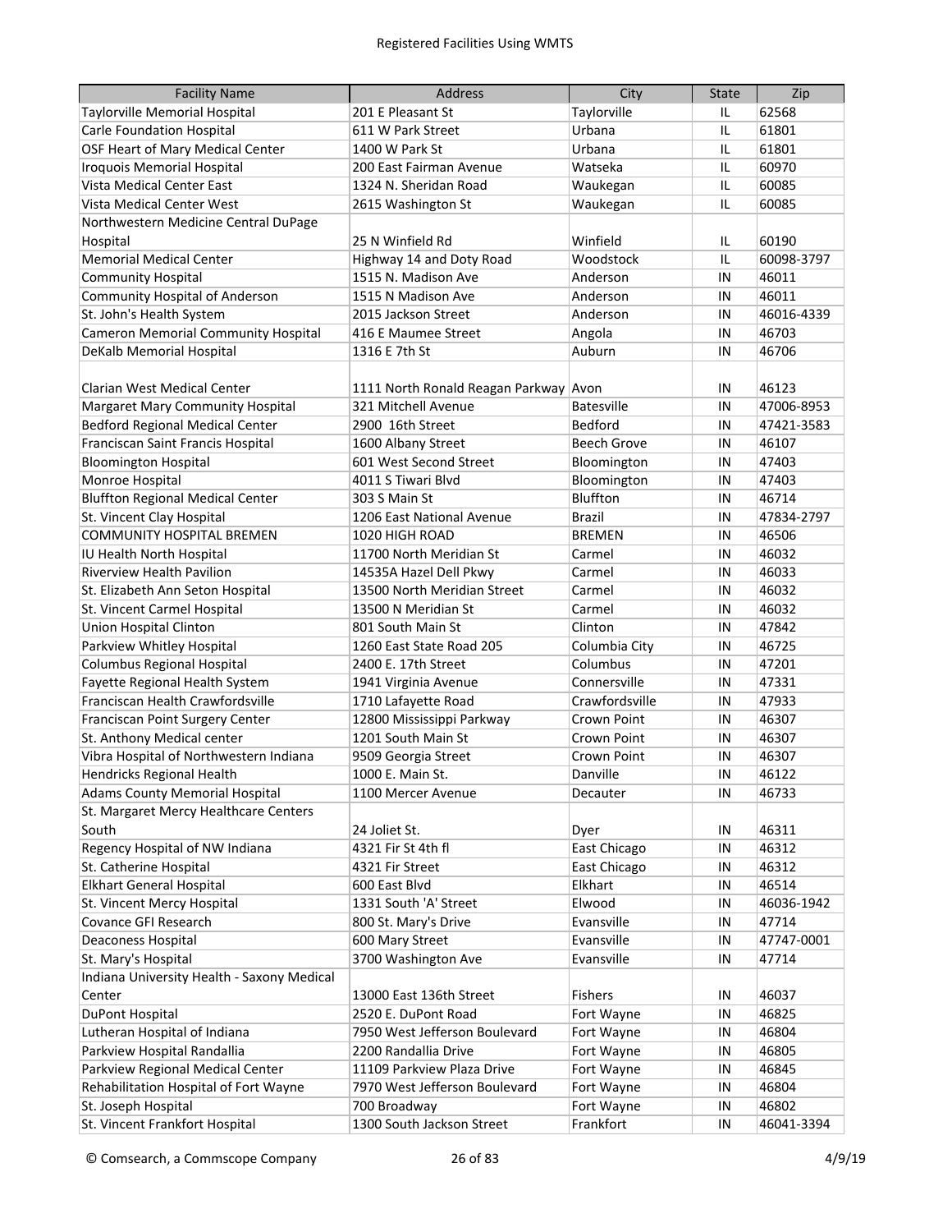Registered Facilities Using WMTS

| Facility Name | Address | City | State | Zip |
|---|---|---|---|---|
| Taylorville Memorial Hospital | 201 E Pleasant St | Taylorville | IL | 62568 |
| Carle Foundation Hospital | 611 W Park Street | Urbana | IL | 61801 |
| OSF Heart of Mary Medical Center | 1400 W Park St | Urbana | IL | 61801 |
| Iroquois Memorial Hospital | 200 East Fairman Avenue | Watseka | IL | 60970 |
| Vista Medical Center East | 1324 N. Sheridan Road | Waukegan | IL | 60085 |
| Vista Medical Center West | 2615 Washington St | Waukegan | IL | 60085 |
| Northwestern Medicine Central DuPage Hospital | 25 N Winfield Rd | Winfield | IL | 60190 |
| Memorial Medical Center | Highway 14 and Doty Road | Woodstock | IL | 60098-3797 |
| Community Hospital | 1515 N. Madison Ave | Anderson | IN | 46011 |
| Community Hospital of Anderson | 1515 N Madison Ave | Anderson | IN | 46011 |
| St. John's Health System | 2015 Jackson Street | Anderson | IN | 46016-4339 |
| Cameron Memorial Community Hospital | 416 E Maumee Street | Angola | IN | 46703 |
| DeKalb Memorial Hospital | 1316 E 7th St | Auburn | IN | 46706 |
| Clarian West Medical Center | 1111 North Ronald Reagan Parkway | Avon | IN | 46123 |
| Margaret Mary Community Hospital | 321 Mitchell Avenue | Batesville | IN | 47006-8953 |
| Bedford Regional Medical Center | 2900 16th Street | Bedford | IN | 47421-3583 |
| Franciscan Saint Francis Hospital | 1600 Albany Street | Beech Grove | IN | 46107 |
| Bloomington Hospital | 601 West Second Street | Bloomington | IN | 47403 |
| Monroe Hospital | 4011 S Tiwari Blvd | Bloomington | IN | 47403 |
| Bluffton Regional Medical Center | 303 S Main St | Bluffton | IN | 46714 |
| St. Vincent Clay Hospital | 1206 East National Avenue | Brazil | IN | 47834-2797 |
| COMMUNITY HOSPITAL BREMEN | 1020 HIGH ROAD | BREMEN | IN | 46506 |
| IU Health North Hospital | 11700 North Meridian St | Carmel | IN | 46032 |
| Riverview Health Pavilion | 14535A Hazel Dell Pkwy | Carmel | IN | 46033 |
| St. Elizabeth Ann Seton Hospital | 13500 North Meridian Street | Carmel | IN | 46032 |
| St. Vincent Carmel Hospital | 13500 N Meridian St | Carmel | IN | 46032 |
| Union Hospital Clinton | 801 South Main St | Clinton | IN | 47842 |
| Parkview Whitley Hospital | 1260 East State Road 205 | Columbia City | IN | 46725 |
| Columbus Regional Hospital | 2400 E. 17th Street | Columbus | IN | 47201 |
| Fayette Regional Health System | 1941 Virginia Avenue | Connersville | IN | 47331 |
| Franciscan Health Crawfordsville | 1710 Lafayette Road | Crawfordsville | IN | 47933 |
| Franciscan Point Surgery Center | 12800 Mississippi Parkway | Crown Point | IN | 46307 |
| St. Anthony Medical center | 1201 South Main St | Crown Point | IN | 46307 |
| Vibra Hospital of Northwestern Indiana | 9509 Georgia Street | Crown Point | IN | 46307 |
| Hendricks Regional Health | 1000 E. Main St. | Danville | IN | 46122 |
| Adams County Memorial Hospital | 1100 Mercer Avenue | Decauter | IN | 46733 |
| St. Margaret Mercy Healthcare Centers South | 24 Joliet St. | Dyer | IN | 46311 |
| Regency Hospital of NW Indiana | 4321 Fir St 4th fl | East Chicago | IN | 46312 |
| St. Catherine Hospital | 4321 Fir Street | East Chicago | IN | 46312 |
| Elkhart General Hospital | 600 East Blvd | Elkhart | IN | 46514 |
| St. Vincent Mercy Hospital | 1331 South 'A' Street | Elwood | IN | 46036-1942 |
| Covance GFI Research | 800 St. Mary's Drive | Evansville | IN | 47714 |
| Deaconess Hospital | 600 Mary Street | Evansville | IN | 47747-0001 |
| St. Mary's Hospital | 3700 Washington Ave | Evansville | IN | 47714 |
| Indiana University Health - Saxony Medical Center | 13000 East 136th Street | Fishers | IN | 46037 |
| DuPont Hospital | 2520 E. DuPont Road | Fort Wayne | IN | 46825 |
| Lutheran Hospital of Indiana | 7950 West Jefferson Boulevard | Fort Wayne | IN | 46804 |
| Parkview Hospital Randallia | 2200 Randallia Drive | Fort Wayne | IN | 46805 |
| Parkview Regional Medical Center | 11109 Parkview Plaza Drive | Fort Wayne | IN | 46845 |
| Rehabilitation Hospital of Fort Wayne | 7970 West Jefferson Boulevard | Fort Wayne | IN | 46804 |
| St. Joseph Hospital | 700 Broadway | Fort Wayne | IN | 46802 |
| St. Vincent Frankfort Hospital | 1300 South Jackson Street | Frankfort | IN | 46041-3394 |

© Comsearch, a Commscope Company 4/9/19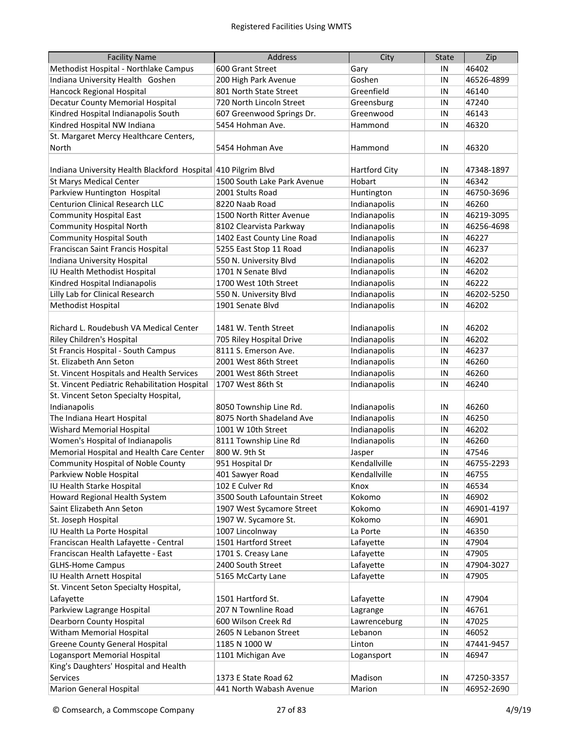| Facility Name | Address | City | State | Zip |
|---|---|---|---|---|
| Methodist Hospital - Northlake Campus | 600 Grant Street | Gary | IN | 46402 |
| Indiana University Health Goshen | 200 High Park Avenue | Goshen | IN | 46526-4899 |
| Hancock Regional Hospital | 801 North State Street | Greenfield | IN | 46140 |
| Decatur County Memorial Hospital | 720 North Lincoln Street | Greensburg | IN | 47240 |
| Kindred Hospital Indianapolis South | 607 Greenwood Springs Dr. | Greenwood | IN | 46143 |
| Kindred Hospital NW Indiana | 5454 Hohman Ave. | Hammond | IN | 46320 |
| St. Margaret Mercy Healthcare Centers, North | 5454 Hohman Ave | Hammond | IN | 46320 |
| Indiana University Health Blackford Hospital | 410 Pilgrim Blvd | Hartford City | IN | 47348-1897 |
| St Marys Medical Center | 1500 South Lake Park Avenue | Hobart | IN | 46342 |
| Parkview Huntington Hospital | 2001 Stults Road | Huntington | IN | 46750-3696 |
| Centurion Clinical Research LLC | 8220 Naab Road | Indianapolis | IN | 46260 |
| Community Hospital East | 1500 North Ritter Avenue | Indianapolis | IN | 46219-3095 |
| Community Hospital North | 8102 Clearvista Parkway | Indianapolis | IN | 46256-4698 |
| Community Hospital South | 1402 East County Line Road | Indianapolis | IN | 46227 |
| Franciscan Saint Francis Hospital | 5255 East Stop 11 Road | Indianapolis | IN | 46237 |
| Indiana University Hospital | 550 N. University Blvd | Indianapolis | IN | 46202 |
| IU Health Methodist Hospital | 1701 N Senate Blvd | Indianapolis | IN | 46202 |
| Kindred Hospital Indianapolis | 1700 West 10th Street | Indianapolis | IN | 46222 |
| Lilly Lab for Clinical Research | 550 N. University Blvd | Indianapolis | IN | 46202-5250 |
| Methodist Hospital | 1901 Senate Blvd | Indianapolis | IN | 46202 |
| Richard L. Roudebush VA Medical Center | 1481 W. Tenth Street | Indianapolis | IN | 46202 |
| Riley Children's Hospital | 705 Riley Hospital Drive | Indianapolis | IN | 46202 |
| St Francis Hospital - South Campus | 8111 S. Emerson Ave. | Indianapolis | IN | 46237 |
| St. Elizabeth Ann Seton | 2001 West 86th Street | Indianapolis | IN | 46260 |
| St. Vincent Hospitals and Health Services | 2001 West 86th Street | Indianapolis | IN | 46260 |
| St. Vincent Pediatric Rehabilitation Hospital | 1707 West 86th St | Indianapolis | IN | 46240 |
| St. Vincent Seton Specialty Hospital, Indianapolis | 8050 Township Line Rd. | Indianapolis | IN | 46260 |
| The Indiana Heart Hospital | 8075 North Shadeland Ave | Indianapolis | IN | 46250 |
| Wishard Memorial Hospital | 1001 W 10th Street | Indianapolis | IN | 46202 |
| Women's Hospital of Indianapolis | 8111 Township Line Rd | Indianapolis | IN | 46260 |
| Memorial Hospital and Health Care Center | 800 W. 9th St | Jasper | IN | 47546 |
| Community Hospital of Noble County | 951 Hospital Dr | Kendallville | IN | 46755-2293 |
| Parkview Noble Hospital | 401 Sawyer Road | Kendallville | IN | 46755 |
| IU Health Starke Hospital | 102 E Culver Rd | Knox | IN | 46534 |
| Howard Regional Health System | 3500 South Lafountain Street | Kokomo | IN | 46902 |
| Saint Elizabeth Ann Seton | 1907 West Sycamore Street | Kokomo | IN | 46901-4197 |
| St. Joseph Hospital | 1907 W. Sycamore St. | Kokomo | IN | 46901 |
| IU Health La Porte Hospital | 1007 Lincolnway | La Porte | IN | 46350 |
| Franciscan Health Lafayette - Central | 1501 Hartford Street | Lafayette | IN | 47904 |
| Franciscan Health Lafayette - East | 1701 S. Creasy Lane | Lafayette | IN | 47905 |
| GLHS-Home Campus | 2400 South Street | Lafayette | IN | 47904-3027 |
| IU Health Arnett Hospital | 5165 McCarty Lane | Lafayette | IN | 47905 |
| St. Vincent Seton Specialty Hospital, Lafayette | 1501 Hartford St. | Lafayette | IN | 47904 |
| Parkview Lagrange Hospital | 207 N Townline Road | Lagrange | IN | 46761 |
| Dearborn County Hospital | 600 Wilson Creek Rd | Lawrenceburg | IN | 47025 |
| Witham Memorial Hospital | 2605 N Lebanon Street | Lebanon | IN | 46052 |
| Greene County General Hospital | 1185 N 1000 W | Linton | IN | 47441-9457 |
| Logansport Memorial Hospital | 1101 Michigan Ave | Logansport | IN | 46947 |
| King's Daughters' Hospital and Health Services | 1373 E State Road 62 | Madison | IN | 47250-3357 |
| Marion General Hospital | 441 North Wabash Avenue | Marion | IN | 46952-2690 |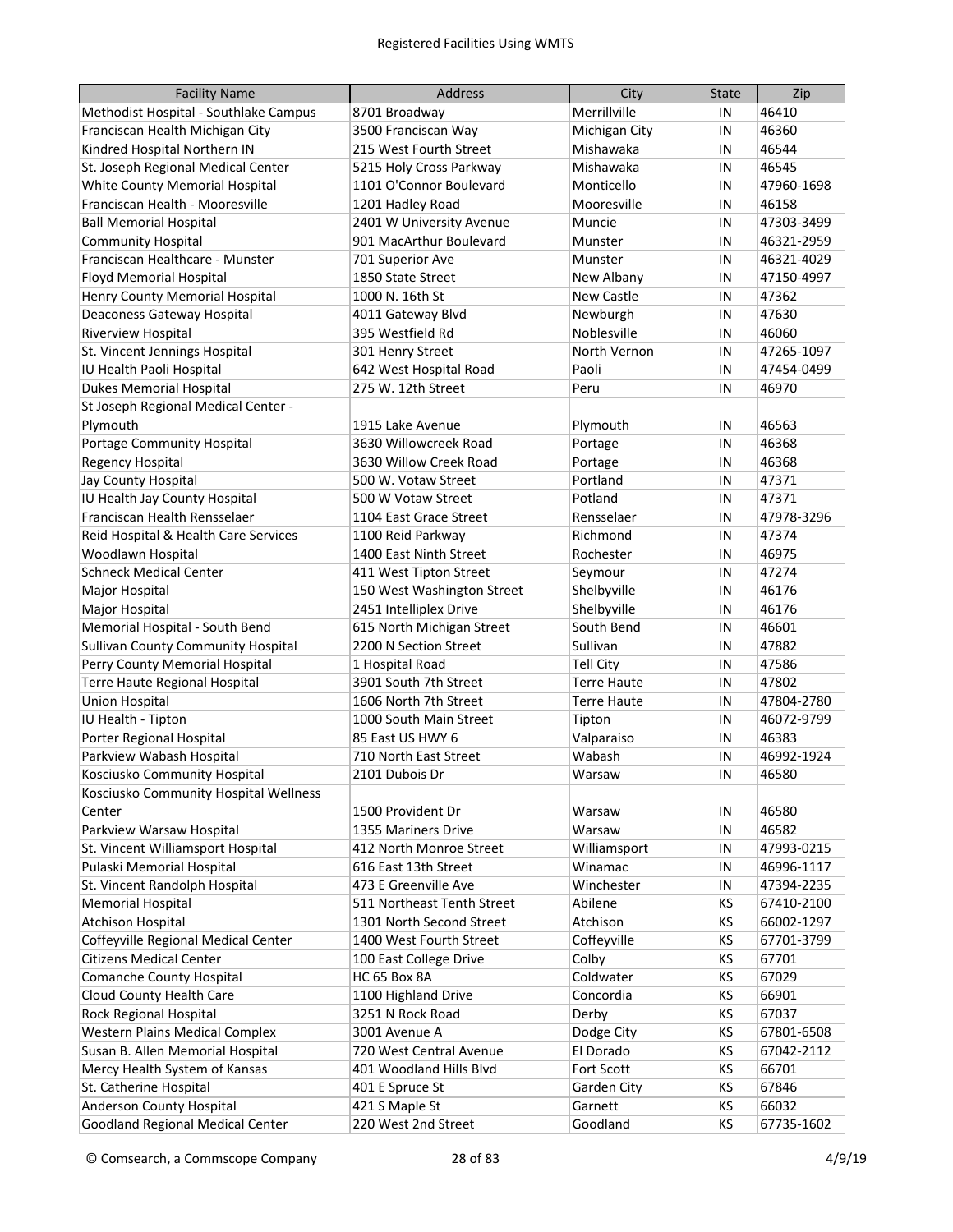| Facility Name | Address | City | State | Zip |
|---|---|---|---|---|
| Methodist Hospital - Southlake Campus | 8701 Broadway | Merrillville | IN | 46410 |
| Franciscan Health Michigan City | 3500 Franciscan Way | Michigan City | IN | 46360 |
| Kindred Hospital Northern IN | 215 West Fourth Street | Mishawaka | IN | 46544 |
| St. Joseph Regional Medical Center | 5215 Holy Cross Parkway | Mishawaka | IN | 46545 |
| White County Memorial Hospital | 1101 O'Connor Boulevard | Monticello | IN | 47960-1698 |
| Franciscan Health - Mooresville | 1201 Hadley Road | Mooresville | IN | 46158 |
| Ball Memorial Hospital | 2401 W University Avenue | Muncie | IN | 47303-3499 |
| Community Hospital | 901 MacArthur Boulevard | Munster | IN | 46321-2959 |
| Franciscan Healthcare - Munster | 701 Superior Ave | Munster | IN | 46321-4029 |
| Floyd Memorial Hospital | 1850 State Street | New Albany | IN | 47150-4997 |
| Henry County Memorial Hospital | 1000 N. 16th St | New Castle | IN | 47362 |
| Deaconess Gateway Hospital | 4011 Gateway Blvd | Newburgh | IN | 47630 |
| Riverview Hospital | 395 Westfield Rd | Noblesville | IN | 46060 |
| St. Vincent Jennings Hospital | 301 Henry Street | North Vernon | IN | 47265-1097 |
| IU Health Paoli Hospital | 642 West Hospital Road | Paoli | IN | 47454-0499 |
| Dukes Memorial Hospital | 275 W. 12th Street | Peru | IN | 46970 |
| St Joseph Regional Medical Center - Plymouth | 1915 Lake Avenue | Plymouth | IN | 46563 |
| Portage Community Hospital | 3630 Willowcreek Road | Portage | IN | 46368 |
| Regency Hospital | 3630 Willow Creek Road | Portage | IN | 46368 |
| Jay County Hospital | 500 W. Votaw Street | Portland | IN | 47371 |
| IU Health Jay County Hospital | 500 W Votaw Street | Potland | IN | 47371 |
| Franciscan Health Rensselaer | 1104 East Grace Street | Rensselaer | IN | 47978-3296 |
| Reid Hospital & Health Care Services | 1100 Reid Parkway | Richmond | IN | 47374 |
| Woodlawn Hospital | 1400 East Ninth Street | Rochester | IN | 46975 |
| Schneck Medical Center | 411 West Tipton Street | Seymour | IN | 47274 |
| Major Hospital | 150 West Washington Street | Shelbyville | IN | 46176 |
| Major Hospital | 2451 Intelliplex Drive | Shelbyville | IN | 46176 |
| Memorial Hospital - South Bend | 615 North Michigan Street | South Bend | IN | 46601 |
| Sullivan County Community Hospital | 2200 N Section Street | Sullivan | IN | 47882 |
| Perry County Memorial Hospital | 1 Hospital Road | Tell City | IN | 47586 |
| Terre Haute Regional Hospital | 3901 South 7th Street | Terre Haute | IN | 47802 |
| Union Hospital | 1606 North 7th Street | Terre Haute | IN | 47804-2780 |
| IU Health - Tipton | 1000 South Main Street | Tipton | IN | 46072-9799 |
| Porter Regional Hospital | 85 East US HWY 6 | Valparaiso | IN | 46383 |
| Parkview Wabash Hospital | 710 North East Street | Wabash | IN | 46992-1924 |
| Kosciusko Community Hospital | 2101 Dubois Dr | Warsaw | IN | 46580 |
| Kosciusko Community Hospital Wellness Center | 1500 Provident Dr | Warsaw | IN | 46580 |
| Parkview Warsaw Hospital | 1355 Mariners Drive | Warsaw | IN | 46582 |
| St. Vincent Williamsport Hospital | 412 North Monroe Street | Williamsport | IN | 47993-0215 |
| Pulaski Memorial Hospital | 616 East 13th Street | Winamac | IN | 46996-1117 |
| St. Vincent Randolph Hospital | 473 E Greenville Ave | Winchester | IN | 47394-2235 |
| Memorial Hospital | 511 Northeast Tenth Street | Abilene | KS | 67410-2100 |
| Atchison Hospital | 1301 North Second Street | Atchison | KS | 66002-1297 |
| Coffeyville Regional Medical Center | 1400 West Fourth Street | Coffeyville | KS | 67701-3799 |
| Citizens Medical Center | 100 East College Drive | Colby | KS | 67701 |
| Comanche County Hospital | HC 65 Box 8A | Coldwater | KS | 67029 |
| Cloud County Health Care | 1100 Highland Drive | Concordia | KS | 66901 |
| Rock Regional Hospital | 3251 N Rock Road | Derby | KS | 67037 |
| Western Plains Medical Complex | 3001 Avenue A | Dodge City | KS | 67801-6508 |
| Susan B. Allen Memorial Hospital | 720 West Central Avenue | El Dorado | KS | 67042-2112 |
| Mercy Health System of Kansas | 401 Woodland Hills Blvd | Fort Scott | KS | 66701 |
| St. Catherine Hospital | 401 E Spruce St | Garden City | KS | 67846 |
| Anderson County Hospital | 421 S Maple St | Garnett | KS | 66032 |
| Goodland Regional Medical Center | 220 West 2nd Street | Goodland | KS | 67735-1602 |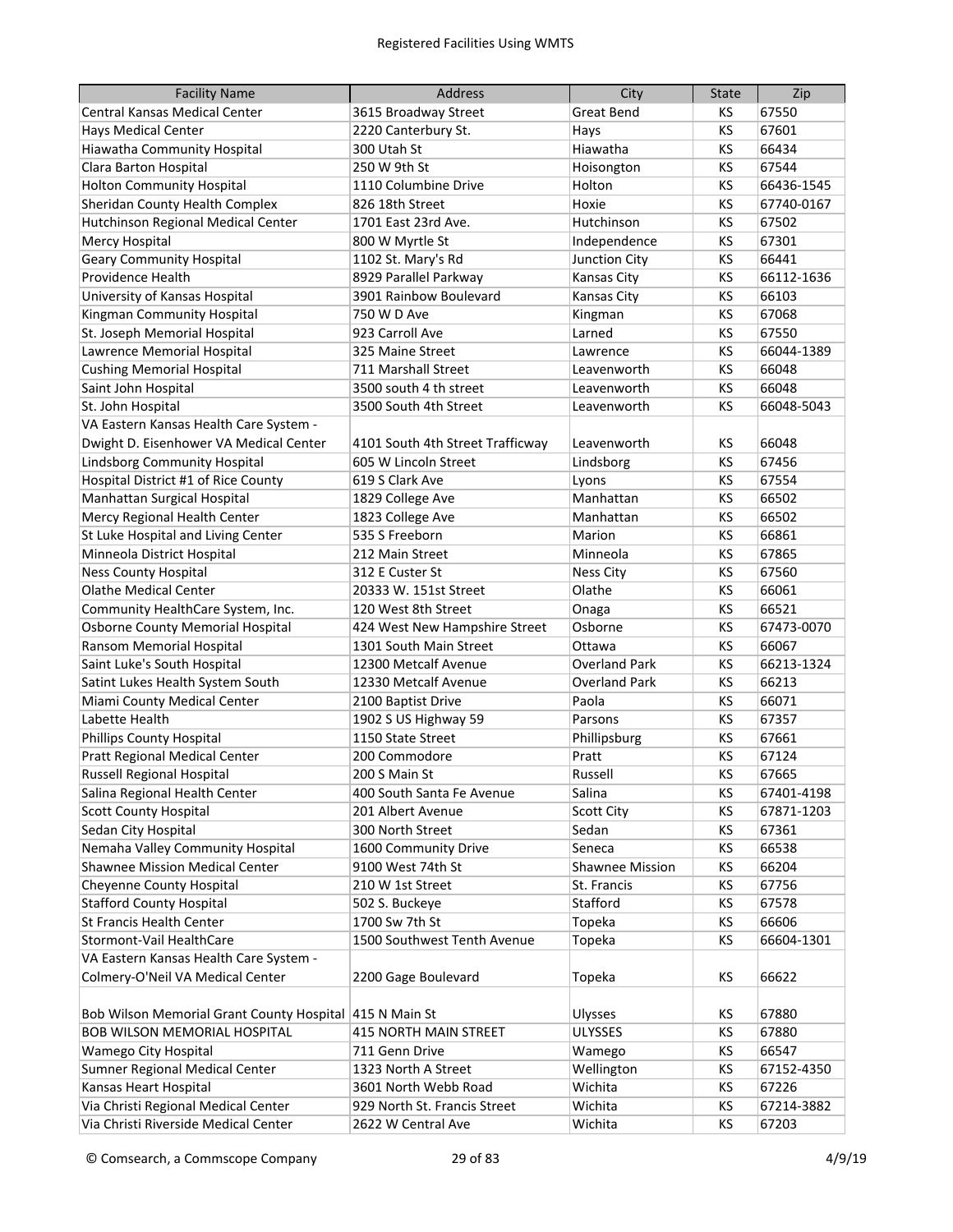Registered Facilities Using WMTS

| Facility Name | Address | City | State | Zip |
|---|---|---|---|---|
| Central Kansas Medical Center | 3615 Broadway Street | Great Bend | KS | 67550 |
| Hays Medical Center | 2220 Canterbury St. | Hays | KS | 67601 |
| Hiawatha Community Hospital | 300 Utah St | Hiawatha | KS | 66434 |
| Clara Barton Hospital | 250 W 9th St | Hoisington | KS | 67544 |
| Holton Community Hospital | 1110 Columbine Drive | Holton | KS | 66436-1545 |
| Sheridan County Health Complex | 826 18th Street | Hoxie | KS | 67740-0167 |
| Hutchinson Regional Medical Center | 1701 East 23rd Ave. | Hutchinson | KS | 67502 |
| Mercy Hospital | 800 W Myrtle St | Independence | KS | 67301 |
| Geary Community Hospital | 1102 St. Mary's Rd | Junction City | KS | 66441 |
| Providence Health | 8929 Parallel Parkway | Kansas City | KS | 66112-1636 |
| University of Kansas Hospital | 3901 Rainbow Boulevard | Kansas City | KS | 66103 |
| Kingman Community Hospital | 750 W D Ave | Kingman | KS | 67068 |
| St. Joseph Memorial Hospital | 923 Carroll Ave | Larned | KS | 67550 |
| Lawrence Memorial Hospital | 325 Maine Street | Lawrence | KS | 66044-1389 |
| Cushing Memorial Hospital | 711 Marshall Street | Leavenworth | KS | 66048 |
| Saint John Hospital | 3500 south 4 th street | Leavenworth | KS | 66048 |
| St. John Hospital | 3500 South 4th Street | Leavenworth | KS | 66048-5043 |
| VA Eastern Kansas Health Care System - Dwight D. Eisenhower VA Medical Center | 4101 South 4th Street Trafficway | Leavenworth | KS | 66048 |
| Lindsborg Community Hospital | 605 W Lincoln Street | Lindsborg | KS | 67456 |
| Hospital District #1 of Rice County | 619 S Clark Ave | Lyons | KS | 67554 |
| Manhattan Surgical Hospital | 1829 College Ave | Manhattan | KS | 66502 |
| Mercy Regional Health Center | 1823 College Ave | Manhattan | KS | 66502 |
| St Luke Hospital and Living Center | 535 S Freeborn | Marion | KS | 66861 |
| Minneola District Hospital | 212 Main Street | Minneola | KS | 67865 |
| Ness County Hospital | 312 E Custer St | Ness City | KS | 67560 |
| Olathe Medical Center | 20333 W. 151st Street | Olathe | KS | 66061 |
| Community HealthCare System, Inc. | 120 West 8th Street | Onaga | KS | 66521 |
| Osborne County Memorial Hospital | 424 West New Hampshire Street | Osborne | KS | 67473-0070 |
| Ransom Memorial Hospital | 1301 South Main Street | Ottawa | KS | 66067 |
| Saint Luke's South Hospital | 12300 Metcalf Avenue | Overland Park | KS | 66213-1324 |
| Satint Lukes Health System South | 12330 Metcalf Avenue | Overland Park | KS | 66213 |
| Miami County Medical Center | 2100 Baptist Drive | Paola | KS | 66071 |
| Labette Health | 1902 S US Highway 59 | Parsons | KS | 67357 |
| Phillips County Hospital | 1150 State Street | Phillipsburg | KS | 67661 |
| Pratt Regional Medical Center | 200 Commodore | Pratt | KS | 67124 |
| Russell Regional Hospital | 200 S Main St | Russell | KS | 67665 |
| Salina Regional Health Center | 400 South Santa Fe Avenue | Salina | KS | 67401-4198 |
| Scott County Hospital | 201 Albert Avenue | Scott City | KS | 67871-1203 |
| Sedan City Hospital | 300 North Street | Sedan | KS | 67361 |
| Nemaha Valley Community Hospital | 1600 Community Drive | Seneca | KS | 66538 |
| Shawnee Mission Medical Center | 9100 West 74th St | Shawnee Mission | KS | 66204 |
| Cheyenne County Hospital | 210 W 1st Street | St. Francis | KS | 67756 |
| Stafford County Hospital | 502 S. Buckeye | Stafford | KS | 67578 |
| St Francis Health Center | 1700 Sw 7th St | Topeka | KS | 66606 |
| Stormont-Vail HealthCare | 1500 Southwest Tenth Avenue | Topeka | KS | 66604-1301 |
| VA Eastern Kansas Health Care System - Colmery-O'Neil VA Medical Center | 2200 Gage Boulevard | Topeka | KS | 66622 |
| Bob Wilson Memorial Grant County Hospital | 415 N Main St | Ulysses | KS | 67880 |
| BOB WILSON MEMORIAL HOSPITAL | 415 NORTH MAIN STREET | ULYSSES | KS | 67880 |
| Wamego City Hospital | 711 Genn Drive | Wamego | KS | 66547 |
| Sumner Regional Medical Center | 1323 North A Street | Wellington | KS | 67152-4350 |
| Kansas Heart Hospital | 3601 North Webb Road | Wichita | KS | 67226 |
| Via Christi Regional Medical Center | 929 North St. Francis Street | Wichita | KS | 67214-3882 |
| Via Christi Riverside Medical Center | 2622 W Central Ave | Wichita | KS | 67203 |

© Comsearch, a Commscope Company 4/9/19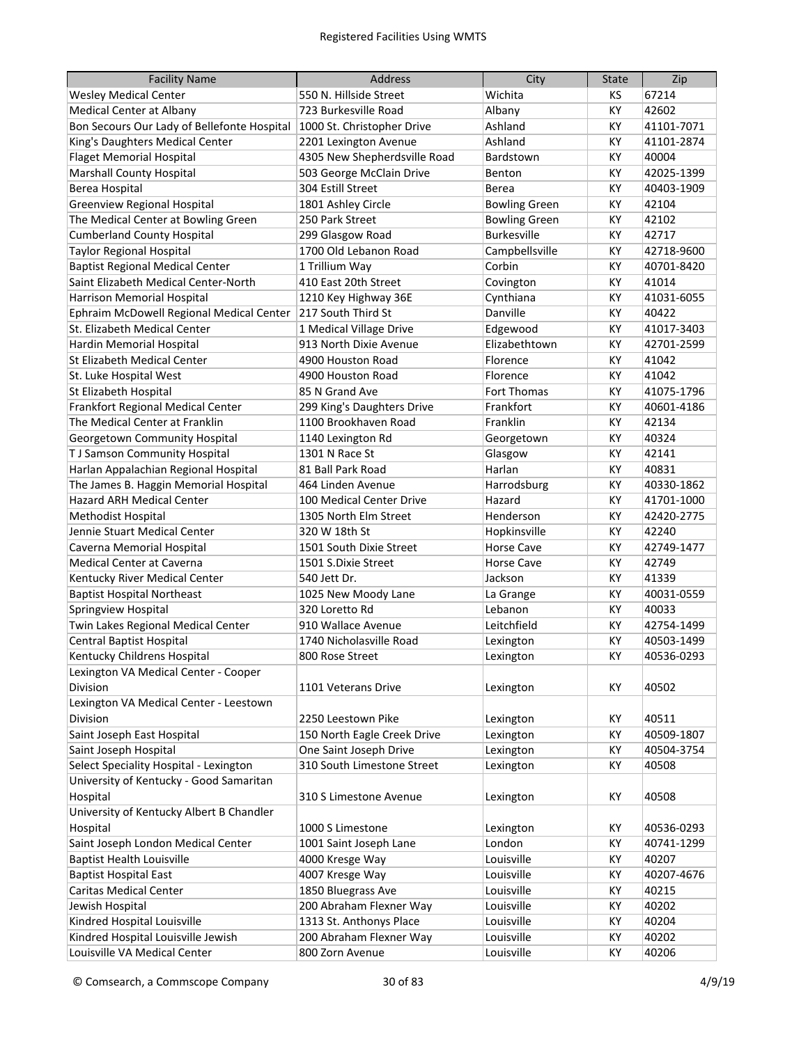| Facility Name | Address | City | State | Zip |
|---|---|---|---|---|
| Wesley Medical Center | 550 N. Hillside Street | Wichita | KS | 67214 |
| Medical Center at Albany | 723 Burkesville Road | Albany | KY | 42602 |
| Bon Secours Our Lady of Bellefonte Hospital | 1000 St. Christopher Drive | Ashland | KY | 41101-7071 |
| King's Daughters Medical Center | 2201 Lexington Avenue | Ashland | KY | 41101-2874 |
| Flaget Memorial Hospital | 4305 New Shepherdsville Road | Bardstown | KY | 40004 |
| Marshall County Hospital | 503 George McClain Drive | Benton | KY | 42025-1399 |
| Berea Hospital | 304 Estill Street | Berea | KY | 40403-1909 |
| Greenview Regional Hospital | 1801 Ashley Circle | Bowling Green | KY | 42104 |
| The Medical Center at Bowling Green | 250 Park Street | Bowling Green | KY | 42102 |
| Cumberland County Hospital | 299 Glasgow Road | Burkesville | KY | 42717 |
| Taylor Regional Hospital | 1700 Old Lebanon Road | Campbellsville | KY | 42718-9600 |
| Baptist Regional Medical Center | 1 Trillium Way | Corbin | KY | 40701-8420 |
| Saint Elizabeth Medical Center-North | 410 East 20th Street | Covington | KY | 41014 |
| Harrison Memorial Hospital | 1210 Key Highway 36E | Cynthiana | KY | 41031-6055 |
| Ephraim McDowell Regional Medical Center | 217 South Third St | Danville | KY | 40422 |
| St. Elizabeth Medical Center | 1 Medical Village Drive | Edgewood | KY | 41017-3403 |
| Hardin Memorial Hospital | 913 North Dixie Avenue | Elizabethtown | KY | 42701-2599 |
| St Elizabeth Medical Center | 4900 Houston Road | Florence | KY | 41042 |
| St. Luke Hospital West | 4900 Houston Road | Florence | KY | 41042 |
| St Elizabeth Hospital | 85 N Grand Ave | Fort Thomas | KY | 41075-1796 |
| Frankfort Regional Medical Center | 299 King's Daughters Drive | Frankfort | KY | 40601-4186 |
| The Medical Center at Franklin | 1100 Brookhaven Road | Franklin | KY | 42134 |
| Georgetown Community Hospital | 1140 Lexington Rd | Georgetown | KY | 40324 |
| T J Samson Community Hospital | 1301 N Race St | Glasgow | KY | 42141 |
| Harlan Appalachian Regional Hospital | 81 Ball Park Road | Harlan | KY | 40831 |
| The James B. Haggin Memorial Hospital | 464 Linden Avenue | Harrodsburg | KY | 40330-1862 |
| Hazard ARH Medical Center | 100 Medical Center Drive | Hazard | KY | 41701-1000 |
| Methodist Hospital | 1305 North Elm Street | Henderson | KY | 42420-2775 |
| Jennie Stuart Medical Center | 320 W 18th St | Hopkinsville | KY | 42240 |
| Caverna Memorial Hospital | 1501 South Dixie Street | Horse Cave | KY | 42749-1477 |
| Medical Center at Caverna | 1501 S.Dixie Street | Horse Cave | KY | 42749 |
| Kentucky River Medical Center | 540 Jett Dr. | Jackson | KY | 41339 |
| Baptist Hospital Northeast | 1025 New Moody Lane | La Grange | KY | 40031-0559 |
| Springview Hospital | 320 Loretto Rd | Lebanon | KY | 40033 |
| Twin Lakes Regional Medical Center | 910 Wallace Avenue | Leitchfield | KY | 42754-1499 |
| Central Baptist Hospital | 1740 Nicholasville Road | Lexington | KY | 40503-1499 |
| Kentucky Childrens Hospital | 800 Rose Street | Lexington | KY | 40536-0293 |
| Lexington VA Medical Center - Cooper Division | 1101 Veterans Drive | Lexington | KY | 40502 |
| Lexington VA Medical Center - Leestown Division | 2250 Leestown Pike | Lexington | KY | 40511 |
| Saint Joseph East Hospital | 150 North Eagle Creek Drive | Lexington | KY | 40509-1807 |
| Saint Joseph Hospital | One Saint Joseph Drive | Lexington | KY | 40504-3754 |
| Select Speciality Hospital - Lexington | 310 South Limestone Street | Lexington | KY | 40508 |
| University of Kentucky - Good Samaritan Hospital | 310 S Limestone Avenue | Lexington | KY | 40508 |
| University of Kentucky Albert B Chandler Hospital | 1000 S Limestone | Lexington | KY | 40536-0293 |
| Saint Joseph London Medical Center | 1001 Saint Joseph Lane | London | KY | 40741-1299 |
| Baptist Health Louisville | 4000 Kresge Way | Louisville | KY | 40207 |
| Baptist Hospital East | 4007 Kresge Way | Louisville | KY | 40207-4676 |
| Caritas Medical Center | 1850 Bluegrass Ave | Louisville | KY | 40215 |
| Jewish Hospital | 200 Abraham Flexner Way | Louisville | KY | 40202 |
| Kindred Hospital Louisville | 1313 St. Anthonys Place | Louisville | KY | 40204 |
| Kindred Hospital Louisville Jewish | 200 Abraham Flexner Way | Louisville | KY | 40202 |
| Louisville VA Medical Center | 800 Zorn Avenue | Louisville | KY | 40206 |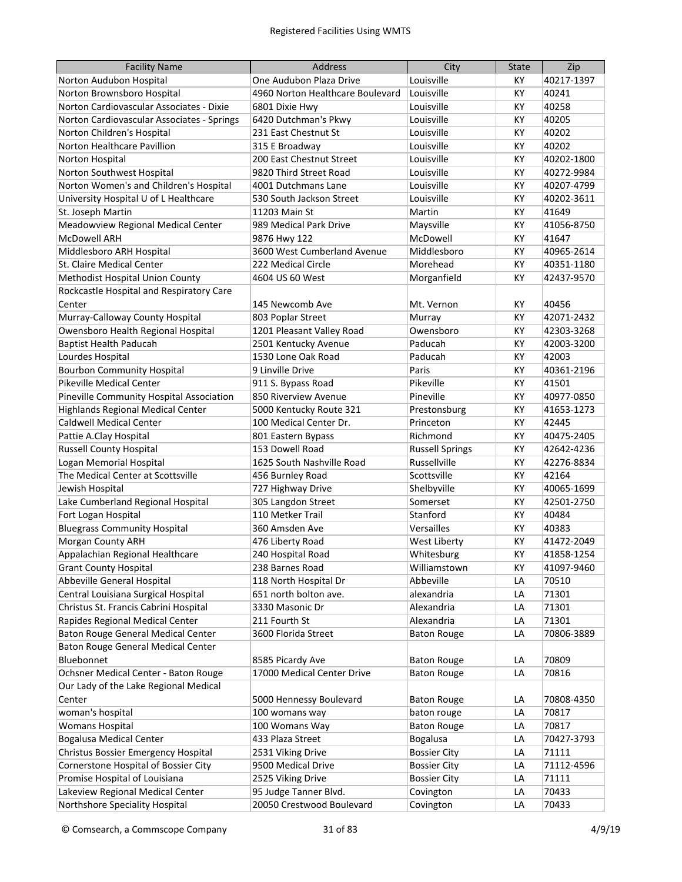Registered Facilities Using WMTS

| Facility Name | Address | City | State | Zip |
|---|---|---|---|---|
| Norton Audubon Hospital | One Audubon Plaza Drive | Louisville | KY | 40217-1397 |
| Norton Brownsboro Hospital | 4960 Norton Healthcare Boulevard | Louisville | KY | 40241 |
| Norton Cardiovascular Associates - Dixie | 6801 Dixie Hwy | Louisville | KY | 40258 |
| Norton Cardiovascular Associates - Springs | 6420 Dutchman's Pkwy | Louisville | KY | 40205 |
| Norton Children's Hospital | 231 East Chestnut St | Louisville | KY | 40202 |
| Norton Healthcare Pavillion | 315 E Broadway | Louisville | KY | 40202 |
| Norton Hospital | 200 East Chestnut Street | Louisville | KY | 40202-1800 |
| Norton Southwest Hospital | 9820 Third Street Road | Louisville | KY | 40272-9984 |
| Norton Women's and Children's Hospital | 4001 Dutchmans Lane | Louisville | KY | 40207-4799 |
| University Hospital U of L Healthcare | 530 South Jackson Street | Louisville | KY | 40202-3611 |
| St. Joseph Martin | 11203 Main St | Martin | KY | 41649 |
| Meadowview Regional Medical Center | 989 Medical Park Drive | Maysville | KY | 41056-8750 |
| McDowell ARH | 9876 Hwy 122 | McDowell | KY | 41647 |
| Middlesboro ARH Hospital | 3600 West Cumberland Avenue | Middlesboro | KY | 40965-2614 |
| St. Claire Medical Center | 222 Medical Circle | Morehead | KY | 40351-1180 |
| Methodist Hospital Union County | 4604 US 60 West | Morganfield | KY | 42437-9570 |
| Rockcastle Hospital and Respiratory Care Center | 145 Newcomb Ave | Mt. Vernon | KY | 40456 |
| Murray-Calloway County Hospital | 803 Poplar Street | Murray | KY | 42071-2432 |
| Owensboro Health Regional Hospital | 1201 Pleasant Valley Road | Owensboro | KY | 42303-3268 |
| Baptist Health Paducah | 2501 Kentucky Avenue | Paducah | KY | 42003-3200 |
| Lourdes Hospital | 1530 Lone Oak Road | Paducah | KY | 42003 |
| Bourbon Community Hospital | 9 Linville Drive | Paris | KY | 40361-2196 |
| Pikeville Medical Center | 911 S. Bypass Road | Pikeville | KY | 41501 |
| Pineville Community Hospital Association | 850 Riverview Avenue | Pineville | KY | 40977-0850 |
| Highlands Regional Medical Center | 5000 Kentucky Route 321 | Prestonsburg | KY | 41653-1273 |
| Caldwell Medical Center | 100 Medical Center Dr. | Princeton | KY | 42445 |
| Pattie A.Clay Hospital | 801 Eastern Bypass | Richmond | KY | 40475-2405 |
| Russell County Hospital | 153 Dowell Road | Russell Springs | KY | 42642-4236 |
| Logan Memorial Hospital | 1625 South Nashville Road | Russellville | KY | 42276-8834 |
| The Medical Center at Scottsville | 456 Burnley Road | Scottsville | KY | 42164 |
| Jewish Hospital | 727 Highway Drive | Shelbyville | KY | 40065-1699 |
| Lake Cumberland Regional Hospital | 305 Langdon Street | Somerset | KY | 42501-2750 |
| Fort Logan Hospital | 110 Metker Trail | Stanford | KY | 40484 |
| Bluegrass Community Hospital | 360 Amsden Ave | Versailles | KY | 40383 |
| Morgan County ARH | 476 Liberty Road | West Liberty | KY | 41472-2049 |
| Appalachian Regional Healthcare | 240 Hospital Road | Whitesburg | KY | 41858-1254 |
| Grant County Hospital | 238 Barnes Road | Williamstown | KY | 41097-9460 |
| Abbeville General Hospital | 118 North Hospital Dr | Abbeville | LA | 70510 |
| Central Louisiana Surgical Hospital | 651 north bolton ave. | alexandria | LA | 71301 |
| Christus St. Francis Cabrini Hospital | 3330 Masonic Dr | Alexandria | LA | 71301 |
| Rapides Regional Medical Center | 211 Fourth St | Alexandria | LA | 71301 |
| Baton Rouge General Medical Center | 3600 Florida Street | Baton Rouge | LA | 70806-3889 |
| Baton Rouge General Medical Center Bluebonnet | 8585 Picardy Ave | Baton Rouge | LA | 70809 |
| Ochsner Medical Center - Baton Rouge | 17000 Medical Center Drive | Baton Rouge | LA | 70816 |
| Our Lady of the Lake Regional Medical Center | 5000 Hennessy Boulevard | Baton Rouge | LA | 70808-4350 |
| woman's hospital | 100 womans way | baton rouge | LA | 70817 |
| Womans Hospital | 100 Womans Way | Baton Rouge | LA | 70817 |
| Bogalusa Medical Center | 433 Plaza Street | Bogalusa | LA | 70427-3793 |
| Christus Bossier Emergency Hospital | 2531 Viking Drive | Bossier City | LA | 71111 |
| Cornerstone Hospital of Bossier City | 9500 Medical Drive | Bossier City | LA | 71112-4596 |
| Promise Hospital of Louisiana | 2525 Viking Drive | Bossier City | LA | 71111 |
| Lakeview Regional Medical Center | 95 Judge Tanner Blvd. | Covington | LA | 70433 |
| Northshore Speciality Hospital | 20050 Crestwood Boulevard | Covington | LA | 70433 |

© Comsearch, a Commscope Company 4/9/19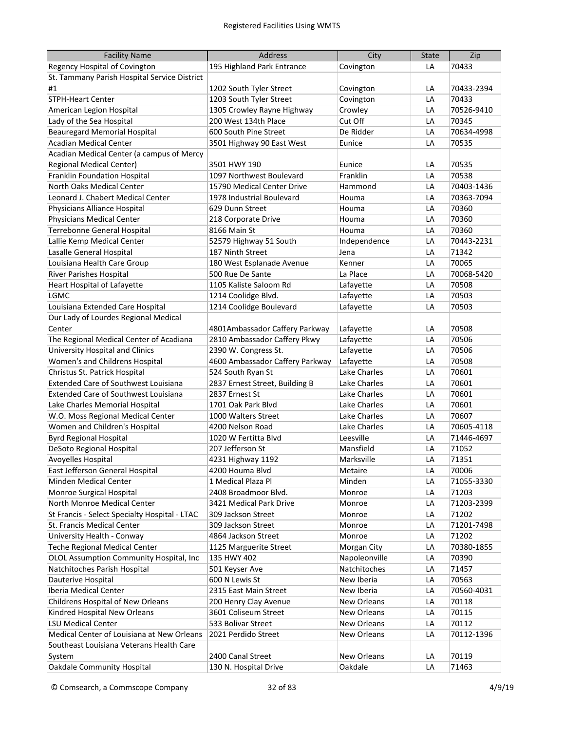# Registered Facilities Using WMTS

| Facility Name | Address | City | State | Zip |
|---|---|---|---|---|
| Regency Hospital of Covington | 195 Highland Park Entrance | Covington | LA | 70433 |
| St. Tammany Parish Hospital Service District #1 | 1202 South Tyler Street | Covington | LA | 70433-2394 |
| STPH-Heart Center | 1203 South Tyler Street | Covington | LA | 70433 |
| American Legion Hospital | 1305 Crowley Rayne Highway | Crowley | LA | 70526-9410 |
| Lady of the Sea Hospital | 200 West 134th Place | Cut Off | LA | 70345 |
| Beauregard Memorial Hospital | 600 South Pine Street | De Ridder | LA | 70634-4998 |
| Acadian Medical Center | 3501 Highway 90 East West | Eunice | LA | 70535 |
| Acadian Medical Center (a campus of Mercy Regional Medical Center) | 3501 HWY 190 | Eunice | LA | 70535 |
| Franklin Foundation Hospital | 1097 Northwest Boulevard | Franklin | LA | 70538 |
| North Oaks Medical Center | 15790 Medical Center Drive | Hammond | LA | 70403-1436 |
| Leonard J. Chabert Medical Center | 1978 Industrial Boulevard | Houma | LA | 70363-7094 |
| Physicians Alliance Hospital | 629 Dunn Street | Houma | LA | 70360 |
| Physicians Medical Center | 218 Corporate Drive | Houma | LA | 70360 |
| Terrebonne General Hospital | 8166 Main St | Houma | LA | 70360 |
| Lallie Kemp Medical Center | 52579 Highway 51 South | Independence | LA | 70443-2231 |
| Lasalle General Hospital | 187 Ninth Street | Jena | LA | 71342 |
| Louisiana Health Care Group | 180 West Esplanade Avenue | Kenner | LA | 70065 |
| River Parishes Hospital | 500 Rue De Sante | La Place | LA | 70068-5420 |
| Heart Hospital of Lafayette | 1105 Kaliste Saloom Rd | Lafayette | LA | 70508 |
| LGMC | 1214 Coolidge Blvd. | Lafayette | LA | 70503 |
| Louisiana Extended Care Hospital | 1214 Coolidge Boulevard | Lafayette | LA | 70503 |
| Our Lady of Lourdes Regional Medical Center | 4801Ambassador Caffery Parkway | Lafayette | LA | 70508 |
| The Regional Medical Center of Acadiana | 2810 Ambassador Caffery Pkwy | Lafayette | LA | 70506 |
| University Hospital and Clinics | 2390 W. Congress St. | Lafayette | LA | 70506 |
| Women's and Childrens Hospital | 4600 Ambassador Caffery Parkway | Lafayette | LA | 70508 |
| Christus St. Patrick Hospital | 524 South Ryan St | Lake Charles | LA | 70601 |
| Extended Care of Southwest Louisiana | 2837 Ernest Street, Building B | Lake Charles | LA | 70601 |
| Extended Care of Southwest Louisiana | 2837 Ernest St | Lake Charles | LA | 70601 |
| Lake Charles Memorial Hospital | 1701 Oak Park Blvd | Lake Charles | LA | 70601 |
| W.O. Moss Regional Medical Center | 1000 Walters Street | Lake Charles | LA | 70607 |
| Women and Children's Hospital | 4200 Nelson Road | Lake Charles | LA | 70605-4118 |
| Byrd Regional Hospital | 1020 W Fertitta Blvd | Leesville | LA | 71446-4697 |
| DeSoto Regional Hospital | 207 Jefferson St | Mansfield | LA | 71052 |
| Avoyelles Hospital | 4231 Highway 1192 | Marksville | LA | 71351 |
| East Jefferson General Hospital | 4200 Houma Blvd | Metaire | LA | 70006 |
| Minden Medical Center | 1 Medical Plaza Pl | Minden | LA | 71055-3330 |
| Monroe Surgical Hospital | 2408 Broadmoor Blvd. | Monroe | LA | 71203 |
| North Monroe Medical Center | 3421 Medical Park Drive | Monroe | LA | 71203-2399 |
| St Francis - Select Specialty Hospital - LTAC | 309 Jackson Street | Monroe | LA | 71202 |
| St. Francis Medical Center | 309 Jackson Street | Monroe | LA | 71201-7498 |
| University Health - Conway | 4864 Jackson Street | Monroe | LA | 71202 |
| Teche Regional Medical Center | 1125 Marguerite Street | Morgan City | LA | 70380-1855 |
| OLOL Assumption Community Hospital, Inc | 135 HWY 402 | Napoleonville | LA | 70390 |
| Natchitoches Parish Hospital | 501 Keyser Ave | Natchitoches | LA | 71457 |
| Dauterive Hospital | 600 N Lewis St | New Iberia | LA | 70563 |
| Iberia Medical Center | 2315 East Main Street | New Iberia | LA | 70560-4031 |
| Childrens Hospital of New Orleans | 200 Henry Clay Avenue | New Orleans | LA | 70118 |
| Kindred Hospital New Orleans | 3601 Coliseum Street | New Orleans | LA | 70115 |
| LSU Medical Center | 533 Bolivar Street | New Orleans | LA | 70112 |
| Medical Center of Louisiana at New Orleans | 2021 Perdido Street | New Orleans | LA | 70112-1396 |
| Southeast Louisiana Veterans Health Care System | 2400 Canal Street | New Orleans | LA | 70119 |
| Oakdale Community Hospital | 130 N. Hospital Drive | Oakdale | LA | 71463 |

© Comsearch, a Commscope Company 4/9/19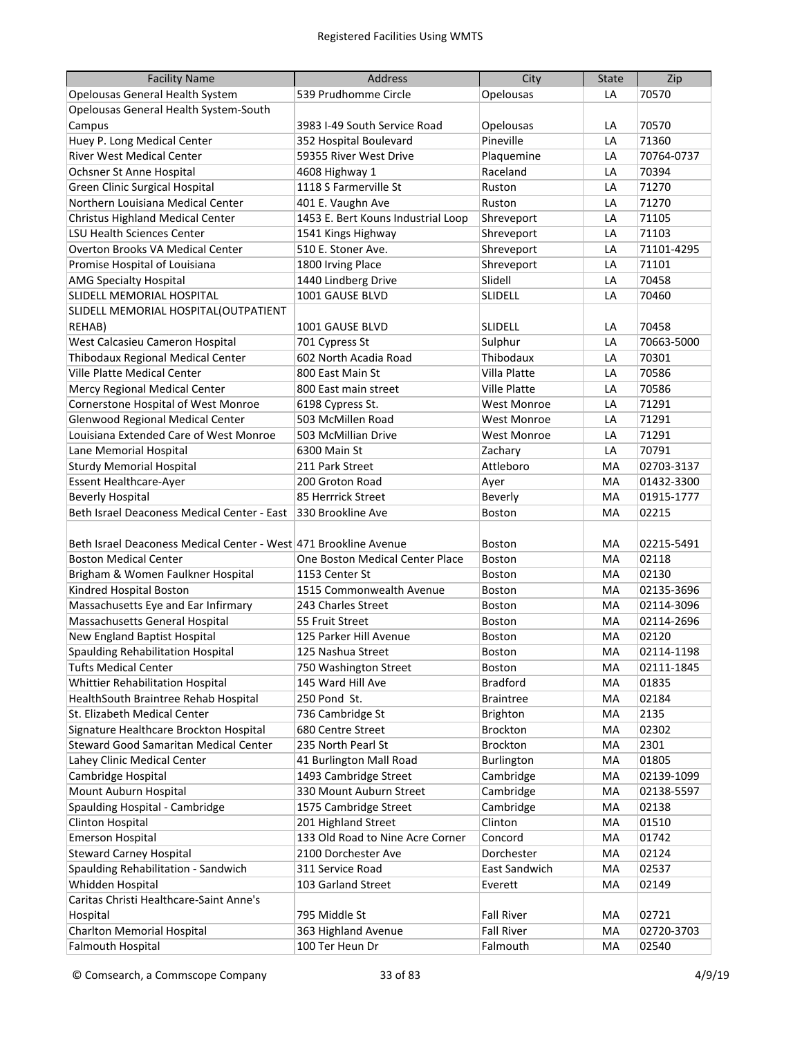| Facility Name | Address | City | State | Zip |
|---|---|---|---|---|
| Opelousas General Health System | 539 Prudhomme Circle | Opelousas | LA | 70570 |
| Opelousas General Health System-South Campus | 3983 I-49 South Service Road | Opelousas | LA | 70570 |
| Huey P. Long Medical Center | 352 Hospital Boulevard | Pineville | LA | 71360 |
| River West Medical Center | 59355 River West Drive | Plaquemine | LA | 70764-0737 |
| Ochsner St Anne Hospital | 4608 Highway 1 | Raceland | LA | 70394 |
| Green Clinic Surgical Hospital | 1118 S Farmerville St | Ruston | LA | 71270 |
| Northern Louisiana Medical Center | 401 E. Vaughn Ave | Ruston | LA | 71270 |
| Christus Highland Medical Center | 1453 E. Bert Kouns Industrial Loop | Shreveport | LA | 71105 |
| LSU Health Sciences Center | 1541 Kings Highway | Shreveport | LA | 71103 |
| Overton Brooks VA Medical Center | 510 E. Stoner Ave. | Shreveport | LA | 71101-4295 |
| Promise Hospital of Louisiana | 1800 Irving Place | Shreveport | LA | 71101 |
| AMG Specialty Hospital | 1440 Lindberg Drive | Slidell | LA | 70458 |
| SLIDELL MEMORIAL HOSPITAL | 1001 GAUSE BLVD | SLIDELL | LA | 70460 |
| SLIDELL MEMORIAL HOSPITAL(OUTPATIENT REHAB) | 1001 GAUSE BLVD | SLIDELL | LA | 70458 |
| West Calcasieu Cameron Hospital | 701 Cypress St | Sulphur | LA | 70663-5000 |
| Thibodaux Regional Medical Center | 602 North Acadia Road | Thibodaux | LA | 70301 |
| Ville Platte Medical Center | 800 East Main St | Villa Platte | LA | 70586 |
| Mercy Regional Medical Center | 800 East main street | Ville Platte | LA | 70586 |
| Cornerstone Hospital of West Monroe | 6198 Cypress St. | West Monroe | LA | 71291 |
| Glenwood Regional Medical Center | 503 McMillen Road | West Monroe | LA | 71291 |
| Louisiana Extended Care of West Monroe | 503 McMillian Drive | West Monroe | LA | 71291 |
| Lane Memorial Hospital | 6300 Main St | Zachary | LA | 70791 |
| Sturdy Memorial Hospital | 211 Park Street | Attleboro | MA | 02703-3137 |
| Essent Healthcare-Ayer | 200 Groton Road | Ayer | MA | 01432-3300 |
| Beverly Hospital | 85 Herrrick Street | Beverly | MA | 01915-1777 |
| Beth Israel Deaconess Medical Center - East | 330 Brookline Ave | Boston | MA | 02215 |
| Beth Israel Deaconess Medical Center - West | 471 Brookline Avenue | Boston | MA | 02215-5491 |
| Boston Medical Center | One Boston Medical Center Place | Boston | MA | 02118 |
| Brigham & Women Faulkner Hospital | 1153 Center St | Boston | MA | 02130 |
| Kindred Hospital Boston | 1515 Commonwealth Avenue | Boston | MA | 02135-3696 |
| Massachusetts Eye and Ear Infirmary | 243 Charles Street | Boston | MA | 02114-3096 |
| Massachusetts General Hospital | 55 Fruit Street | Boston | MA | 02114-2696 |
| New England Baptist Hospital | 125 Parker Hill Avenue | Boston | MA | 02120 |
| Spaulding Rehabilitation Hospital | 125 Nashua Street | Boston | MA | 02114-1198 |
| Tufts Medical Center | 750 Washington Street | Boston | MA | 02111-1845 |
| Whittier Rehabilitation Hospital | 145 Ward Hill Ave | Bradford | MA | 01835 |
| HealthSouth Braintree Rehab Hospital | 250 Pond St. | Braintree | MA | 02184 |
| St. Elizabeth Medical Center | 736 Cambridge St | Brighton | MA | 2135 |
| Signature Healthcare Brockton Hospital | 680 Centre Street | Brockton | MA | 02302 |
| Steward Good Samaritan Medical Center | 235 North Pearl St | Brockton | MA | 2301 |
| Lahey Clinic Medical Center | 41 Burlington Mall Road | Burlington | MA | 01805 |
| Cambridge Hospital | 1493 Cambridge Street | Cambridge | MA | 02139-1099 |
| Mount Auburn Hospital | 330 Mount Auburn Street | Cambridge | MA | 02138-5597 |
| Spaulding Hospital - Cambridge | 1575 Cambridge Street | Cambridge | MA | 02138 |
| Clinton Hospital | 201 Highland Street | Clinton | MA | 01510 |
| Emerson Hospital | 133 Old Road to Nine Acre Corner | Concord | MA | 01742 |
| Steward Carney Hospital | 2100 Dorchester Ave | Dorchester | MA | 02124 |
| Spaulding Rehabilitation - Sandwich | 311 Service Road | East Sandwich | MA | 02537 |
| Whidden Hospital | 103 Garland Street | Everett | MA | 02149 |
| Caritas Christi Healthcare-Saint Anne's Hospital | 795 Middle St | Fall River | MA | 02721 |
| Charlton Memorial Hospital | 363 Highland Avenue | Fall River | MA | 02720-3703 |
| Falmouth Hospital | 100 Ter Heun Dr | Falmouth | MA | 02540 |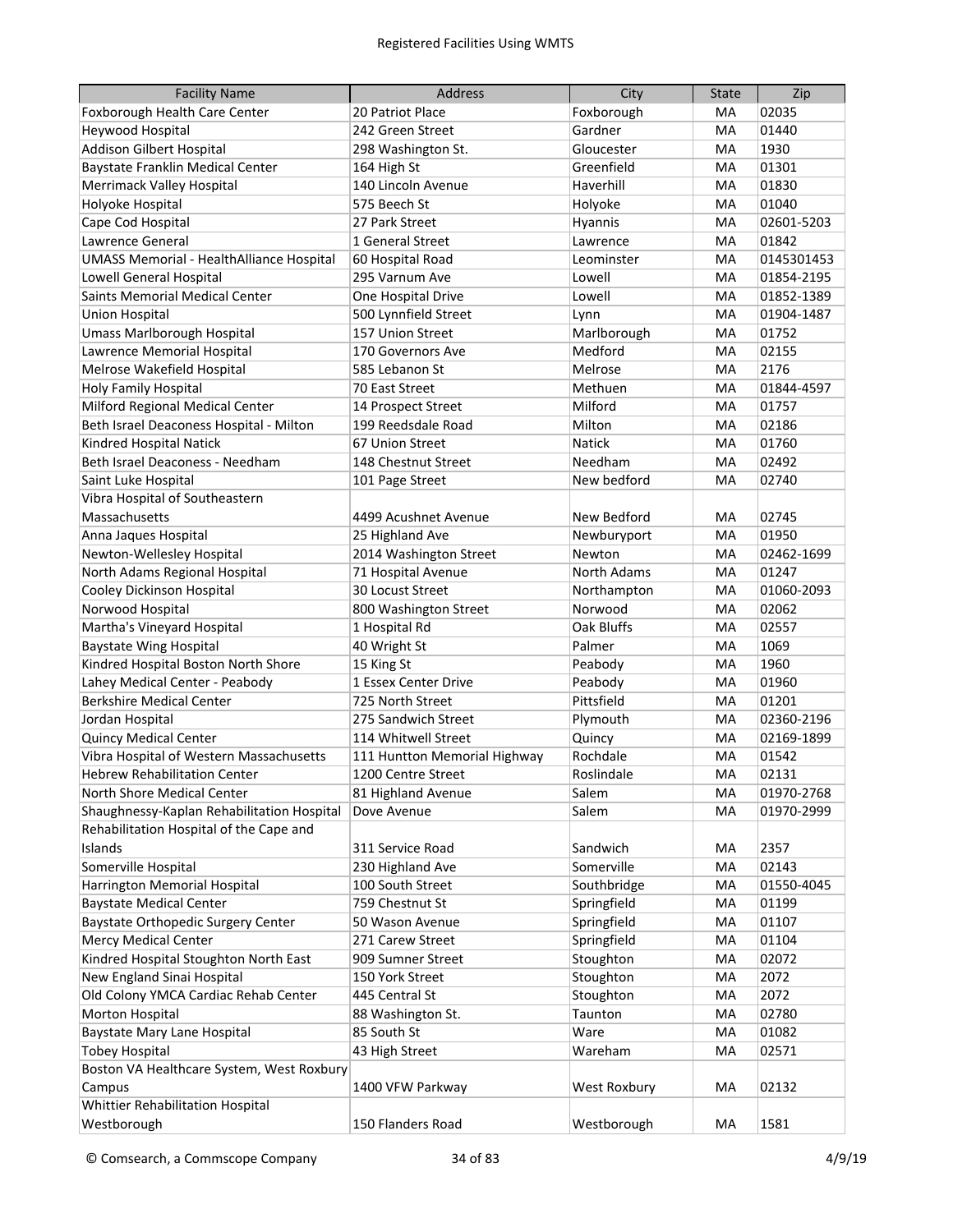| Facility Name | Address | City | State | Zip |
|---|---|---|---|---|
| Foxborough Health Care Center | 20 Patriot Place | Foxborough | MA | 02035 |
| Heywood Hospital | 242 Green Street | Gardner | MA | 01440 |
| Addison Gilbert Hospital | 298 Washington St. | Gloucester | MA | 1930 |
| Baystate Franklin Medical Center | 164 High St | Greenfield | MA | 01301 |
| Merrimack Valley Hospital | 140 Lincoln Avenue | Haverhill | MA | 01830 |
| Holyoke Hospital | 575 Beech St | Holyoke | MA | 01040 |
| Cape Cod Hospital | 27 Park Street | Hyannis | MA | 02601-5203 |
| Lawrence General | 1 General Street | Lawrence | MA | 01842 |
| UMASS Memorial - HealthAlliance Hospital | 60 Hospital Road | Leominster | MA | 0145301453 |
| Lowell General Hospital | 295 Varnum Ave | Lowell | MA | 01854-2195 |
| Saints Memorial Medical Center | One Hospital Drive | Lowell | MA | 01852-1389 |
| Union Hospital | 500 Lynnfield Street | Lynn | MA | 01904-1487 |
| Umass Marlborough Hospital | 157 Union Street | Marlborough | MA | 01752 |
| Lawrence Memorial Hospital | 170 Governors Ave | Medford | MA | 02155 |
| Melrose Wakefield Hospital | 585 Lebanon St | Melrose | MA | 2176 |
| Holy Family Hospital | 70 East Street | Methuen | MA | 01844-4597 |
| Milford Regional Medical Center | 14 Prospect Street | Milford | MA | 01757 |
| Beth Israel Deaconess Hospital - Milton | 199 Reedsdale Road | Milton | MA | 02186 |
| Kindred Hospital Natick | 67 Union Street | Natick | MA | 01760 |
| Beth Israel Deaconess - Needham | 148 Chestnut Street | Needham | MA | 02492 |
| Saint Luke Hospital | 101 Page Street | New bedford | MA | 02740 |
| Vibra Hospital of Southeastern Massachusetts | 4499 Acushnet Avenue | New Bedford | MA | 02745 |
| Anna Jaques Hospital | 25 Highland Ave | Newburyport | MA | 01950 |
| Newton-Wellesley Hospital | 2014 Washington Street | Newton | MA | 02462-1699 |
| North Adams Regional Hospital | 71 Hospital Avenue | North Adams | MA | 01247 |
| Cooley Dickinson Hospital | 30 Locust Street | Northampton | MA | 01060-2093 |
| Norwood Hospital | 800 Washington Street | Norwood | MA | 02062 |
| Martha's Vineyard Hospital | 1 Hospital Rd | Oak Bluffs | MA | 02557 |
| Baystate Wing Hospital | 40 Wright St | Palmer | MA | 1069 |
| Kindred Hospital Boston North Shore | 15 King St | Peabody | MA | 1960 |
| Lahey Medical Center - Peabody | 1 Essex Center Drive | Peabody | MA | 01960 |
| Berkshire Medical Center | 725 North Street | Pittsfield | MA | 01201 |
| Jordan Hospital | 275 Sandwich Street | Plymouth | MA | 02360-2196 |
| Quincy Medical Center | 114 Whitwell Street | Quincy | MA | 02169-1899 |
| Vibra Hospital of Western Massachusetts | 111 Huntton Memorial Highway | Rochdale | MA | 01542 |
| Hebrew Rehabilitation Center | 1200 Centre Street | Roslindale | MA | 02131 |
| North Shore Medical Center | 81 Highland Avenue | Salem | MA | 01970-2768 |
| Shaughnessy-Kaplan Rehabilitation Hospital | Dove Avenue | Salem | MA | 01970-2999 |
| Rehabilitation Hospital of the Cape and Islands | 311 Service Road | Sandwich | MA | 2357 |
| Somerville Hospital | 230 Highland Ave | Somerville | MA | 02143 |
| Harrington Memorial Hospital | 100 South Street | Southbridge | MA | 01550-4045 |
| Baystate Medical Center | 759 Chestnut St | Springfield | MA | 01199 |
| Baystate Orthopedic Surgery Center | 50 Wason Avenue | Springfield | MA | 01107 |
| Mercy Medical Center | 271 Carew Street | Springfield | MA | 01104 |
| Kindred Hospital Stoughton North East | 909 Sumner Street | Stoughton | MA | 02072 |
| New England Sinai Hospital | 150 York Street | Stoughton | MA | 2072 |
| Old Colony YMCA Cardiac Rehab Center | 445 Central St | Stoughton | MA | 2072 |
| Morton Hospital | 88 Washington St. | Taunton | MA | 02780 |
| Baystate Mary Lane Hospital | 85 South St | Ware | MA | 01082 |
| Tobey Hospital | 43 High Street | Wareham | MA | 02571 |
| Boston VA Healthcare System, West Roxbury Campus | 1400 VFW Parkway | West Roxbury | MA | 02132 |
| Whittier Rehabilitation Hospital Westborough | 150 Flanders Road | Westborough | MA | 1581 |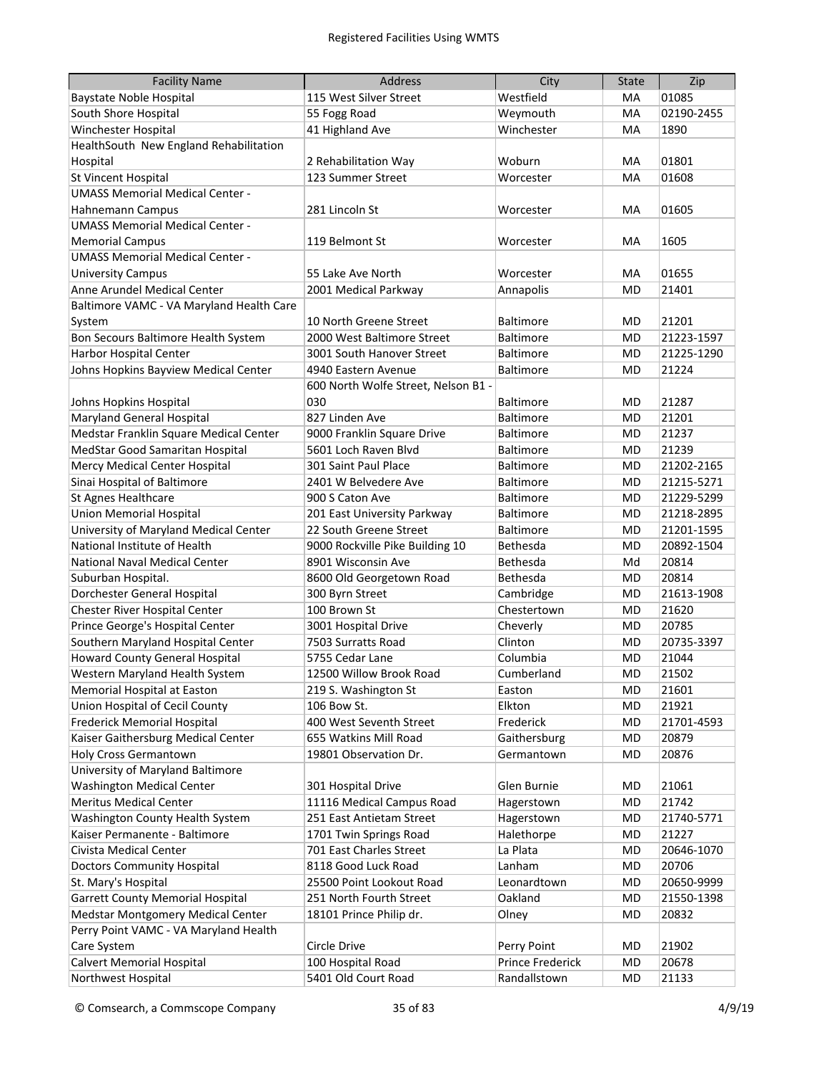| Facility Name | Address | City | State | Zip |
|---|---|---|---|---|
| Baystate Noble Hospital | 115 West Silver Street | Westfield | MA | 01085 |
| South Shore Hospital | 55 Fogg Road | Weymouth | MA | 02190-2455 |
| Winchester Hospital | 41 Highland Ave | Winchester | MA | 1890 |
| HealthSouth New England Rehabilitation Hospital | 2 Rehabilitation Way | Woburn | MA | 01801 |
| St Vincent Hospital | 123 Summer Street | Worcester | MA | 01608 |
| UMASS Memorial Medical Center - Hahnemann Campus | 281 Lincoln St | Worcester | MA | 01605 |
| UMASS Memorial Medical Center - Memorial Campus | 119 Belmont St | Worcester | MA | 1605 |
| UMASS Memorial Medical Center - University Campus | 55 Lake Ave North | Worcester | MA | 01655 |
| Anne Arundel Medical Center | 2001 Medical Parkway | Annapolis | MD | 21401 |
| Baltimore VAMC - VA Maryland Health Care System | 10 North Greene Street | Baltimore | MD | 21201 |
| Bon Secours Baltimore Health System | 2000 West Baltimore Street | Baltimore | MD | 21223-1597 |
| Harbor Hospital Center | 3001 South Hanover Street | Baltimore | MD | 21225-1290 |
| Johns Hopkins Bayview Medical Center | 4940 Eastern Avenue | Baltimore | MD | 21224 |
| Johns Hopkins Hospital | 600 North Wolfe Street, Nelson B1 - 030 | Baltimore | MD | 21287 |
| Maryland General Hospital | 827 Linden Ave | Baltimore | MD | 21201 |
| Medstar Franklin Square Medical Center | 9000 Franklin Square Drive | Baltimore | MD | 21237 |
| MedStar Good Samaritan Hospital | 5601 Loch Raven Blvd | Baltimore | MD | 21239 |
| Mercy Medical Center Hospital | 301 Saint Paul Place | Baltimore | MD | 21202-2165 |
| Sinai Hospital of Baltimore | 2401 W Belvedere Ave | Baltimore | MD | 21215-5271 |
| St Agnes Healthcare | 900 S Caton Ave | Baltimore | MD | 21229-5299 |
| Union Memorial Hospital | 201 East University Parkway | Baltimore | MD | 21218-2895 |
| University of Maryland Medical Center | 22 South Greene Street | Baltimore | MD | 21201-1595 |
| National Institute of Health | 9000 Rockville Pike Building 10 | Bethesda | MD | 20892-1504 |
| National Naval Medical Center | 8901 Wisconsin Ave | Bethesda | Md | 20814 |
| Suburban Hospital. | 8600 Old Georgetown Road | Bethesda | MD | 20814 |
| Dorchester General Hospital | 300 Byrn Street | Cambridge | MD | 21613-1908 |
| Chester River Hospital Center | 100 Brown St | Chestertown | MD | 21620 |
| Prince George's Hospital Center | 3001 Hospital Drive | Cheverly | MD | 20785 |
| Southern Maryland Hospital Center | 7503 Surratts Road | Clinton | MD | 20735-3397 |
| Howard County General Hospital | 5755 Cedar Lane | Columbia | MD | 21044 |
| Western Maryland Health System | 12500 Willow Brook Road | Cumberland | MD | 21502 |
| Memorial Hospital at Easton | 219 S. Washington St | Easton | MD | 21601 |
| Union Hospital of Cecil County | 106 Bow St. | Elkton | MD | 21921 |
| Frederick Memorial Hospital | 400 West Seventh Street | Frederick | MD | 21701-4593 |
| Kaiser Gaithersburg Medical Center | 655 Watkins Mill Road | Gaithersburg | MD | 20879 |
| Holy Cross Germantown | 19801 Observation Dr. | Germantown | MD | 20876 |
| University of Maryland Baltimore Washington Medical Center | 301 Hospital Drive | Glen Burnie | MD | 21061 |
| Meritus Medical Center | 11116 Medical Campus Road | Hagerstown | MD | 21742 |
| Washington County Health System | 251 East Antietam Street | Hagerstown | MD | 21740-5771 |
| Kaiser Permanente - Baltimore | 1701 Twin Springs Road | Halethorpe | MD | 21227 |
| Civista Medical Center | 701 East Charles Street | La Plata | MD | 20646-1070 |
| Doctors Community Hospital | 8118 Good Luck Road | Lanham | MD | 20706 |
| St. Mary's Hospital | 25500 Point Lookout Road | Leonardtown | MD | 20650-9999 |
| Garrett County Memorial Hospital | 251 North Fourth Street | Oakland | MD | 21550-1398 |
| Medstar Montgomery Medical Center | 18101 Prince Philip dr. | Olney | MD | 20832 |
| Perry Point VAMC - VA Maryland Health Care System | Circle Drive | Perry Point | MD | 21902 |
| Calvert Memorial Hospital | 100 Hospital Road | Prince Frederick | MD | 20678 |
| Northwest Hospital | 5401 Old Court Road | Randallstown | MD | 21133 |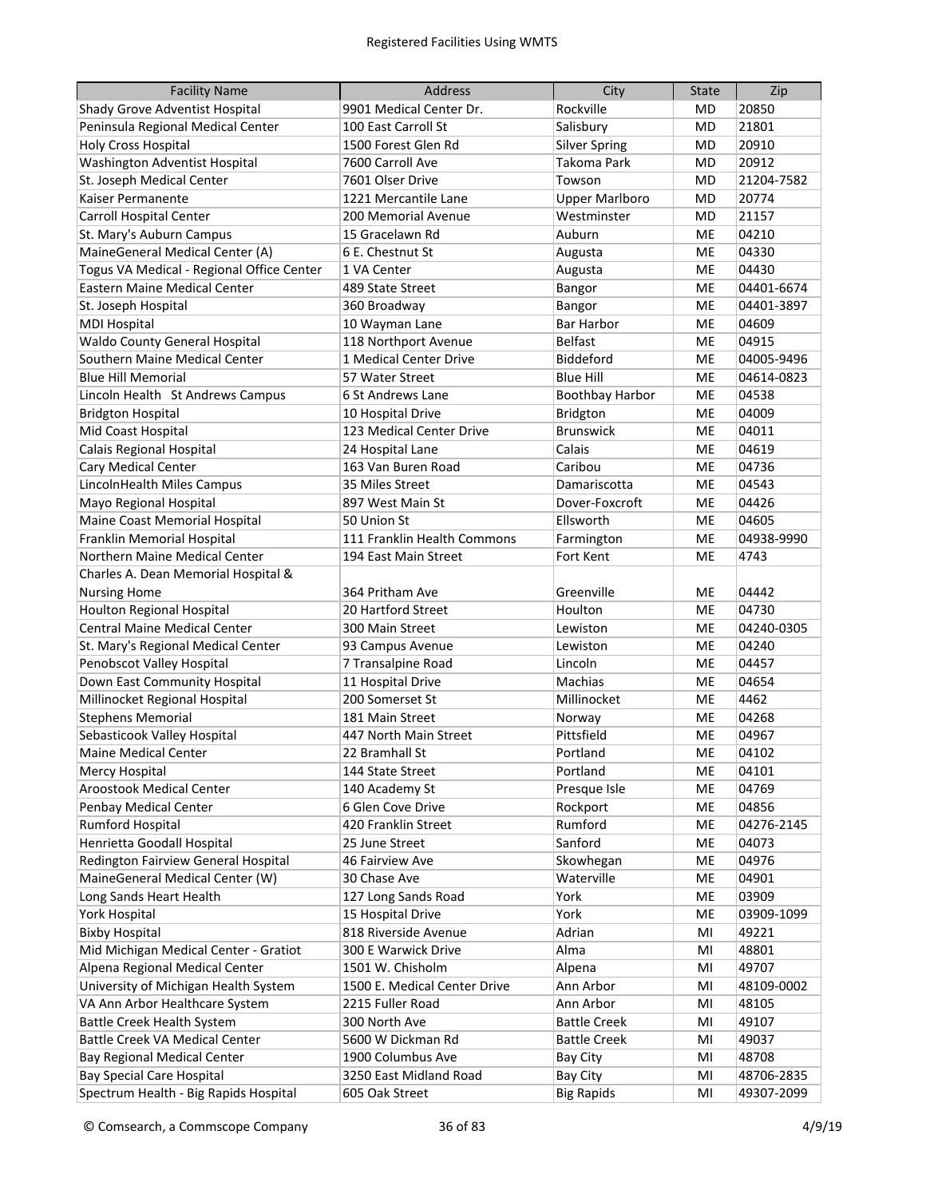## Registered Facilities Using WMTS

| Facility Name | Address | City | State | Zip |
| --- | --- | --- | --- | --- |
| Shady Grove Adventist Hospital | 9901 Medical Center Dr. | Rockville | MD | 20850 |
| Peninsula Regional Medical Center | 100 East Carroll St | Salisbury | MD | 21801 |
| Holy Cross Hospital | 1500 Forest Glen Rd | Silver Spring | MD | 20910 |
| Washington Adventist Hospital | 7600 Carroll Ave | Takoma Park | MD | 20912 |
| St. Joseph Medical Center | 7601 Olser Drive | Towson | MD | 21204-7582 |
| Kaiser Permanente | 1221 Mercantile Lane | Upper Marlboro | MD | 20774 |
| Carroll Hospital Center | 200 Memorial Avenue | Westminster | MD | 21157 |
| St. Mary's Auburn Campus | 15 Gracelawn Rd | Auburn | ME | 04210 |
| MaineGeneral Medical Center (A) | 6 E. Chestnut St | Augusta | ME | 04330 |
| Togus VA Medical - Regional Office Center | 1 VA Center | Augusta | ME | 04430 |
| Eastern Maine Medical Center | 489 State Street | Bangor | ME | 04401-6674 |
| St. Joseph Hospital | 360 Broadway | Bangor | ME | 04401-3897 |
| MDI Hospital | 10 Wayman Lane | Bar Harbor | ME | 04609 |
| Waldo County General Hospital | 118 Northport Avenue | Belfast | ME | 04915 |
| Southern Maine Medical Center | 1 Medical Center Drive | Biddeford | ME | 04005-9496 |
| Blue Hill Memorial | 57 Water Street | Blue Hill | ME | 04614-0823 |
| Lincoln Health St Andrews Campus | 6 St Andrews Lane | Boothbay Harbor | ME | 04538 |
| Bridgton Hospital | 10 Hospital Drive | Bridgton | ME | 04009 |
| Mid Coast Hospital | 123 Medical Center Drive | Brunswick | ME | 04011 |
| Calais Regional Hospital | 24 Hospital Lane | Calais | ME | 04619 |
| Cary Medical Center | 163 Van Buren Road | Caribou | ME | 04736 |
| LincolnHealth Miles Campus | 35 Miles Street | Damariscotta | ME | 04543 |
| Mayo Regional Hospital | 897 West Main St | Dover-Foxcroft | ME | 04426 |
| Maine Coast Memorial Hospital | 50 Union St | Ellsworth | ME | 04605 |
| Franklin Memorial Hospital | 111 Franklin Health Commons | Farmington | ME | 04938-9990 |
| Northern Maine Medical Center | 194 East Main Street | Fort Kent | ME | 4743 |
| Charles A. Dean Memorial Hospital & Nursing Home | 364 Pritham Ave | Greenville | ME | 04442 |
| Houlton Regional Hospital | 20 Hartford Street | Houlton | ME | 04730 |
| Central Maine Medical Center | 300 Main Street | Lewiston | ME | 04240-0305 |
| St. Mary's Regional Medical Center | 93 Campus Avenue | Lewiston | ME | 04240 |
| Penobscot Valley Hospital | 7 Transalpine Road | Lincoln | ME | 04457 |
| Down East Community Hospital | 11 Hospital Drive | Machias | ME | 04654 |
| Millinocket Regional Hospital | 200 Somerset St | Millinocket | ME | 4462 |
| Stephens Memorial | 181 Main Street | Norway | ME | 04268 |
| Sebasticook Valley Hospital | 447 North Main Street | Pittsfield | ME | 04967 |
| Maine Medical Center | 22 Bramhall St | Portland | ME | 04102 |
| Mercy Hospital | 144 State Street | Portland | ME | 04101 |
| Aroostook Medical Center | 140 Academy St | Presque Isle | ME | 04769 |
| Penbay Medical Center | 6 Glen Cove Drive | Rockport | ME | 04856 |
| Rumford Hospital | 420 Franklin Street | Rumford | ME | 04276-2145 |
| Henrietta Goodall Hospital | 25 June Street | Sanford | ME | 04073 |
| Redington Fairview General Hospital | 46 Fairview Ave | Skowhegan | ME | 04976 |
| MaineGeneral Medical Center (W) | 30 Chase Ave | Waterville | ME | 04901 |
| Long Sands Heart Health | 127 Long Sands Road | York | ME | 03909 |
| York Hospital | 15 Hospital Drive | York | ME | 03909-1099 |
| Bixby Hospital | 818 Riverside Avenue | Adrian | MI | 49221 |
| Mid Michigan Medical Center - Gratiot | 300 E Warwick Drive | Alma | MI | 48801 |
| Alpena Regional Medical Center | 1501 W. Chisholm | Alpena | MI | 49707 |
| University of Michigan Health System | 1500 E. Medical Center Drive | Ann Arbor | MI | 48109-0002 |
| VA Ann Arbor Healthcare System | 2215 Fuller Road | Ann Arbor | MI | 48105 |
| Battle Creek Health System | 300 North Ave | Battle Creek | MI | 49107 |
| Battle Creek VA Medical Center | 5600 W Dickman Rd | Battle Creek | MI | 49037 |
| Bay Regional Medical Center | 1900 Columbus Ave | Bay City | MI | 48708 |
| Bay Special Care Hospital | 3250 East Midland Road | Bay City | MI | 48706-2835 |
| Spectrum Health - Big Rapids Hospital | 605 Oak Street | Big Rapids | MI | 49307-2099 |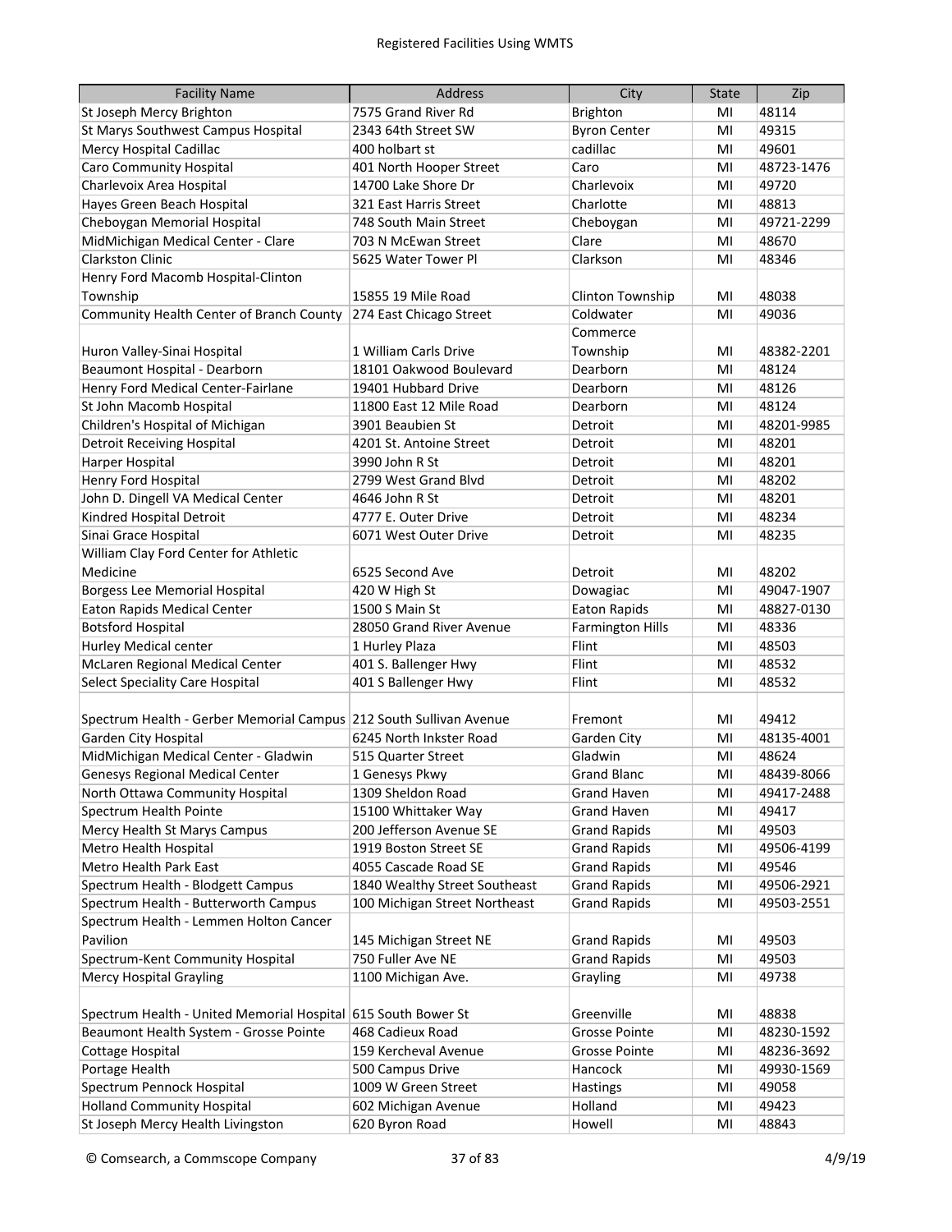| Facility Name | Address | City | State | Zip |
|---|---|---|---|---|
| St Joseph Mercy Brighton | 7575 Grand River Rd | Brighton | MI | 48114 |
| St Marys Southwest Campus Hospital | 2343 64th Street SW | Byron Center | MI | 49315 |
| Mercy Hospital Cadillac | 400 holbart st | cadillac | MI | 49601 |
| Caro Community Hospital | 401 North Hooper Street | Caro | MI | 48723-1476 |
| Charlevoix Area Hospital | 14700 Lake Shore Dr | Charlevoix | MI | 49720 |
| Hayes Green Beach Hospital | 321 East Harris Street | Charlotte | MI | 48813 |
| Cheboygan Memorial Hospital | 748 South Main Street | Cheboygan | MI | 49721-2299 |
| MidMichigan Medical Center - Clare | 703 N McEwan Street | Clare | MI | 48670 |
| Clarkston Clinic | 5625 Water Tower Pl | Clarkson | MI | 48346 |
| Henry Ford Macomb Hospital-Clinton Township | 15855 19 Mile Road | Clinton Township | MI | 48038 |
| Community Health Center of Branch County | 274 East Chicago Street | Coldwater | MI | 49036 |
| Huron Valley-Sinai Hospital | 1 William Carls Drive | Commerce Township | MI | 48382-2201 |
| Beaumont Hospital - Dearborn | 18101 Oakwood Boulevard | Dearborn | MI | 48124 |
| Henry Ford Medical Center-Fairlane | 19401 Hubbard Drive | Dearborn | MI | 48126 |
| St John Macomb Hospital | 11800 East 12 Mile Road | Dearborn | MI | 48124 |
| Children's Hospital of Michigan | 3901 Beaubien St | Detroit | MI | 48201-9985 |
| Detroit Receiving Hospital | 4201 St. Antoine Street | Detroit | MI | 48201 |
| Harper Hospital | 3990 John R St | Detroit | MI | 48201 |
| Henry Ford Hospital | 2799 West Grand Blvd | Detroit | MI | 48202 |
| John D. Dingell VA Medical Center | 4646 John R St | Detroit | MI | 48201 |
| Kindred Hospital Detroit | 4777 E. Outer Drive | Detroit | MI | 48234 |
| Sinai Grace Hospital | 6071 West Outer Drive | Detroit | MI | 48235 |
| William Clay Ford Center for Athletic Medicine | 6525 Second Ave | Detroit | MI | 48202 |
| Borgess Lee Memorial Hospital | 420 W High St | Dowagiac | MI | 49047-1907 |
| Eaton Rapids Medical Center | 1500 S Main St | Eaton Rapids | MI | 48827-0130 |
| Botsford Hospital | 28050 Grand River Avenue | Farmington Hills | MI | 48336 |
| Hurley Medical center | 1 Hurley Plaza | Flint | MI | 48503 |
| McLaren Regional Medical Center | 401 S. Ballenger Hwy | Flint | MI | 48532 |
| Select Speciality Care Hospital | 401 S Ballenger Hwy | Flint | MI | 48532 |
| Spectrum Health - Gerber Memorial Campus | 212 South Sullivan Avenue | Fremont | MI | 49412 |
| Garden City Hospital | 6245 North Inkster Road | Garden City | MI | 48135-4001 |
| MidMichigan Medical Center - Gladwin | 515 Quarter Street | Gladwin | MI | 48624 |
| Genesys Regional Medical Center | 1 Genesys Pkwy | Grand Blanc | MI | 48439-8066 |
| North Ottawa Community Hospital | 1309 Sheldon Road | Grand Haven | MI | 49417-2488 |
| Spectrum Health Pointe | 15100 Whittaker Way | Grand Haven | MI | 49417 |
| Mercy Health St Marys Campus | 200 Jefferson Avenue SE | Grand Rapids | MI | 49503 |
| Metro Health Hospital | 1919 Boston Street SE | Grand Rapids | MI | 49506-4199 |
| Metro Health Park East | 4055 Cascade Road SE | Grand Rapids | MI | 49546 |
| Spectrum Health - Blodgett Campus | 1840 Wealthy Street Southeast | Grand Rapids | MI | 49506-2921 |
| Spectrum Health - Butterworth Campus | 100 Michigan Street Northeast | Grand Rapids | MI | 49503-2551 |
| Spectrum Health - Lemmen Holton Cancer Pavilion | 145 Michigan Street NE | Grand Rapids | MI | 49503 |
| Spectrum-Kent Community Hospital | 750 Fuller Ave NE | Grand Rapids | MI | 49503 |
| Mercy Hospital Grayling | 1100 Michigan Ave. | Grayling | MI | 49738 |
| Spectrum Health - United Memorial Hospital | 615 South Bower St | Greenville | MI | 48838 |
| Beaumont Health System - Grosse Pointe | 468 Cadieux Road | Grosse Pointe | MI | 48230-1592 |
| Cottage Hospital | 159 Kercheval Avenue | Grosse Pointe | MI | 48236-3692 |
| Portage Health | 500 Campus Drive | Hancock | MI | 49930-1569 |
| Spectrum Pennock Hospital | 1009 W Green Street | Hastings | MI | 49058 |
| Holland Community Hospital | 602 Michigan Avenue | Holland | MI | 49423 |
| St Joseph Mercy Health Livingston | 620 Byron Road | Howell | MI | 48843 |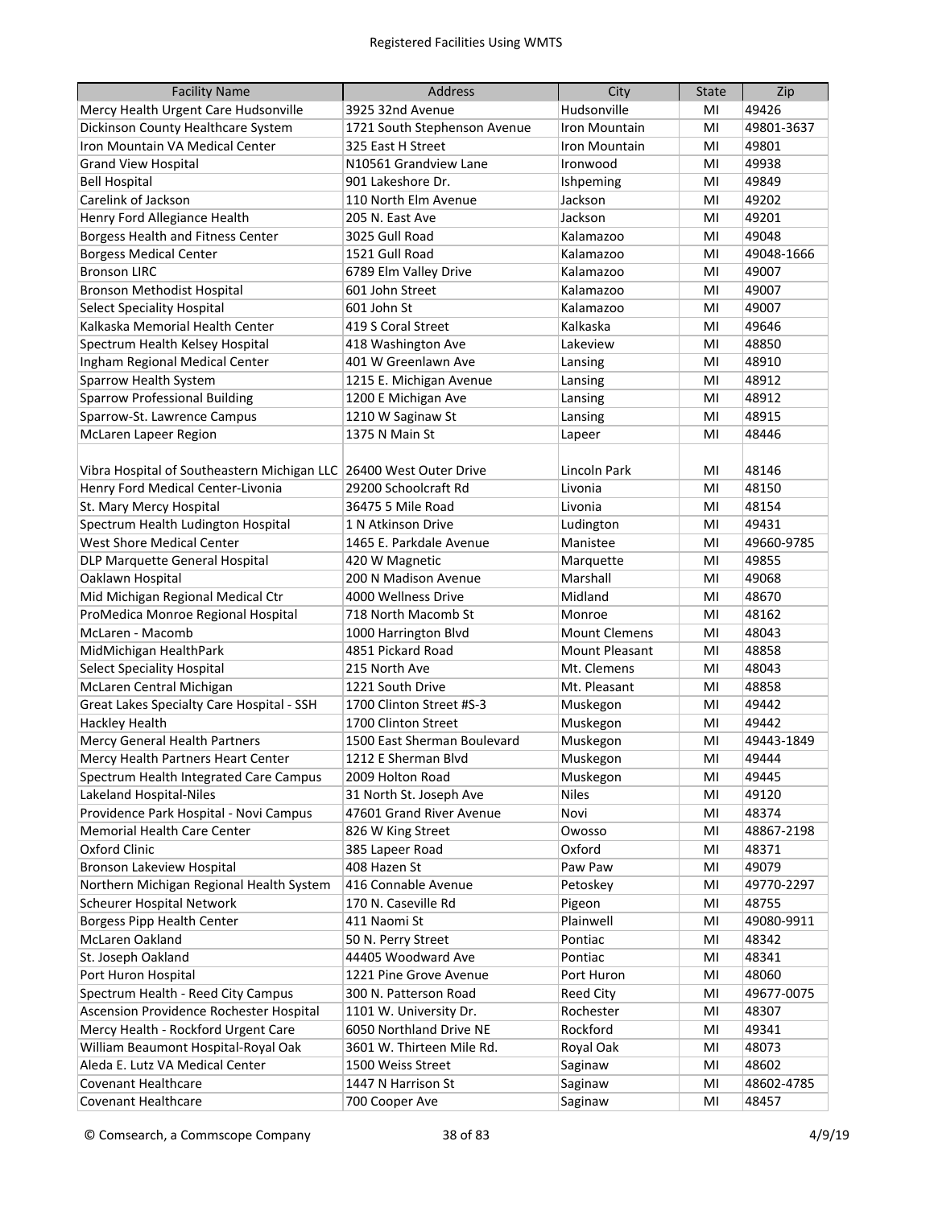| Facility Name | Address | City | State | Zip |
|---|---|---|---|---|
| Mercy Health Urgent Care Hudsonville | 3925 32nd Avenue | Hudsonville | MI | 49426 |
| Dickinson County Healthcare System | 1721 South Stephenson Avenue | Iron Mountain | MI | 49801-3637 |
| Iron Mountain VA Medical Center | 325 East H Street | Iron Mountain | MI | 49801 |
| Grand View Hospital | N10561 Grandview Lane | Ironwood | MI | 49938 |
| Bell Hospital | 901 Lakeshore Dr. | Ishpeming | MI | 49849 |
| Carelink of Jackson | 110 North Elm Avenue | Jackson | MI | 49202 |
| Henry Ford Allegiance Health | 205 N. East Ave | Jackson | MI | 49201 |
| Borgess Health and Fitness Center | 3025 Gull Road | Kalamazoo | MI | 49048 |
| Borgess Medical Center | 1521 Gull Road | Kalamazoo | MI | 49048-1666 |
| Bronson LIRC | 6789 Elm Valley Drive | Kalamazoo | MI | 49007 |
| Bronson Methodist Hospital | 601 John Street | Kalamazoo | MI | 49007 |
| Select Speciality Hospital | 601 John St | Kalamazoo | MI | 49007 |
| Kalkaska Memorial Health Center | 419 S Coral Street | Kalkaska | MI | 49646 |
| Spectrum Health Kelsey Hospital | 418 Washington Ave | Lakeview | MI | 48850 |
| Ingham Regional Medical Center | 401 W Greenlawn Ave | Lansing | MI | 48910 |
| Sparrow Health System | 1215 E. Michigan Avenue | Lansing | MI | 48912 |
| Sparrow Professional Building | 1200 E Michigan Ave | Lansing | MI | 48912 |
| Sparrow-St. Lawrence Campus | 1210 W Saginaw St | Lansing | MI | 48915 |
| McLaren Lapeer Region | 1375 N Main St | Lapeer | MI | 48446 |
| Vibra Hospital of Southeastern Michigan LLC | 26400 West Outer Drive | Lincoln Park | MI | 48146 |
| Henry Ford Medical Center-Livonia | 29200 Schoolcraft Rd | Livonia | MI | 48150 |
| St. Mary Mercy Hospital | 36475 5 Mile Road | Livonia | MI | 48154 |
| Spectrum Health Ludington Hospital | 1 N Atkinson Drive | Ludington | MI | 49431 |
| West Shore Medical Center | 1465 E. Parkdale Avenue | Manistee | MI | 49660-9785 |
| DLP Marquette General Hospital | 420 W Magnetic | Marquette | MI | 49855 |
| Oaklawn Hospital | 200 N Madison Avenue | Marshall | MI | 49068 |
| Mid Michigan Regional Medical Ctr | 4000 Wellness Drive | Midland | MI | 48670 |
| ProMedica Monroe Regional Hospital | 718 North Macomb St | Monroe | MI | 48162 |
| McLaren - Macomb | 1000 Harrington Blvd | Mount Clemens | MI | 48043 |
| MidMichigan HealthPark | 4851 Pickard Road | Mount Pleasant | MI | 48858 |
| Select Speciality Hospital | 215 North Ave | Mt. Clemens | MI | 48043 |
| McLaren Central Michigan | 1221 South Drive | Mt. Pleasant | MI | 48858 |
| Great Lakes Specialty Care Hospital - SSH | 1700 Clinton Street #S-3 | Muskegon | MI | 49442 |
| Hackley Health | 1700 Clinton Street | Muskegon | MI | 49442 |
| Mercy General Health Partners | 1500 East Sherman Boulevard | Muskegon | MI | 49443-1849 |
| Mercy Health Partners Heart Center | 1212 E Sherman Blvd | Muskegon | MI | 49444 |
| Spectrum Health Integrated Care Campus | 2009 Holton Road | Muskegon | MI | 49445 |
| Lakeland Hospital-Niles | 31 North St. Joseph Ave | Niles | MI | 49120 |
| Providence Park Hospital - Novi Campus | 47601 Grand River Avenue | Novi | MI | 48374 |
| Memorial Health Care Center | 826 W King Street | Owosso | MI | 48867-2198 |
| Oxford Clinic | 385 Lapeer Road | Oxford | MI | 48371 |
| Bronson Lakeview Hospital | 408 Hazen St | Paw Paw | MI | 49079 |
| Northern Michigan Regional Health System | 416 Connable Avenue | Petoskey | MI | 49770-2297 |
| Scheurer Hospital Network | 170 N. Caseville Rd | Pigeon | MI | 48755 |
| Borgess Pipp Health Center | 411 Naomi St | Plainwell | MI | 49080-9911 |
| McLaren Oakland | 50 N. Perry Street | Pontiac | MI | 48342 |
| St. Joseph Oakland | 44405 Woodward Ave | Pontiac | MI | 48341 |
| Port Huron Hospital | 1221 Pine Grove Avenue | Port Huron | MI | 48060 |
| Spectrum Health - Reed City Campus | 300 N. Patterson Road | Reed City | MI | 49677-0075 |
| Ascension Providence Rochester Hospital | 1101 W. University Dr. | Rochester | MI | 48307 |
| Mercy Health - Rockford Urgent Care | 6050 Northland Drive NE | Rockford | MI | 49341 |
| William Beaumont Hospital-Royal Oak | 3601 W. Thirteen Mile Rd. | Royal Oak | MI | 48073 |
| Aleda E. Lutz VA Medical Center | 1500 Weiss Street | Saginaw | MI | 48602 |
| Covenant Healthcare | 1447 N Harrison St | Saginaw | MI | 48602-4785 |
| Covenant Healthcare | 700 Cooper Ave | Saginaw | MI | 48457 |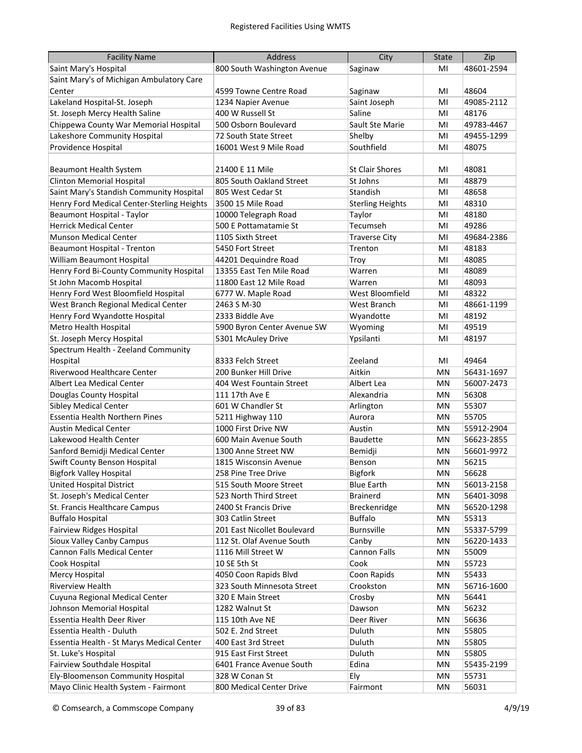| Facility Name | Address | City | State | Zip |
|---|---|---|---|---|
| Saint Mary's Hospital | 800 South Washington Avenue | Saginaw | MI | 48601-2594 |
| Saint Mary's of Michigan Ambulatory Care Center | 4599 Towne Centre Road | Saginaw | MI | 48604 |
| Lakeland Hospital-St. Joseph | 1234 Napier Avenue | Saint Joseph | MI | 49085-2112 |
| St. Joseph Mercy Health Saline | 400 W Russell St | Saline | MI | 48176 |
| Chippewa County War Memorial Hospital | 500 Osborn Boulevard | Sault Ste Marie | MI | 49783-4467 |
| Lakeshore Community Hospital | 72 South State Street | Shelby | MI | 49455-1299 |
| Providence Hospital | 16001 West 9 Mile Road | Southfield | MI | 48075 |
| Beaumont Health System | 21400 E 11 Mile | St Clair Shores | MI | 48081 |
| Clinton Memorial Hospital | 805 South Oakland Street | St Johns | MI | 48879 |
| Saint Mary's Standish Community Hospital | 805 West Cedar St | Standish | MI | 48658 |
| Henry Ford Medical Center-Sterling Heights | 3500 15 Mile Road | Sterling Heights | MI | 48310 |
| Beaumont Hospital - Taylor | 10000 Telegraph Road | Taylor | MI | 48180 |
| Herrick Medical Center | 500 E Pottamatamie St | Tecumseh | MI | 49286 |
| Munson Medical Center | 1105 Sixth Street | Traverse City | MI | 49684-2386 |
| Beaumont Hospital - Trenton | 5450 Fort Street | Trenton | MI | 48183 |
| William Beaumont Hospital | 44201 Dequindre Road | Troy | MI | 48085 |
| Henry Ford Bi-County Community Hospital | 13355 East Ten Mile Road | Warren | MI | 48089 |
| St John Macomb Hospital | 11800 East 12 Mile Road | Warren | MI | 48093 |
| Henry Ford West Bloomfield Hospital | 6777 W. Maple Road | West Bloomfield | MI | 48322 |
| West Branch Regional Medical Center | 2463 S M-30 | West Branch | MI | 48661-1199 |
| Henry Ford Wyandotte Hospital | 2333 Biddle Ave | Wyandotte | MI | 48192 |
| Metro Health Hospital | 5900 Byron Center Avenue SW | Wyoming | MI | 49519 |
| St. Joseph Mercy Hospital | 5301 McAuley Drive | Ypsilanti | MI | 48197 |
| Spectrum Health - Zeeland Community Hospital | 8333 Felch Street | Zeeland | MI | 49464 |
| Riverwood Healthcare Center | 200 Bunker Hill Drive | Aitkin | MN | 56431-1697 |
| Albert Lea Medical Center | 404 West Fountain Street | Albert Lea | MN | 56007-2473 |
| Douglas County Hospital | 111 17th Ave E | Alexandria | MN | 56308 |
| Sibley Medical Center | 601 W Chandler St | Arlington | MN | 55307 |
| Essentia Health Northern Pines | 5211 Highway 110 | Aurora | MN | 55705 |
| Austin Medical Center | 1000 First Drive NW | Austin | MN | 55912-2904 |
| Lakewood Health Center | 600 Main Avenue South | Baudette | MN | 56623-2855 |
| Sanford Bemidji Medical Center | 1300 Anne Street NW | Bemidji | MN | 56601-9972 |
| Swift County Benson Hospital | 1815 Wisconsin Avenue | Benson | MN | 56215 |
| Bigfork Valley Hospital | 258 Pine Tree Drive | Bigfork | MN | 56628 |
| United Hospital District | 515 South Moore Street | Blue Earth | MN | 56013-2158 |
| St. Joseph's Medical Center | 523 North Third Street | Brainerd | MN | 56401-3098 |
| St. Francis Healthcare Campus | 2400 St Francis Drive | Breckenridge | MN | 56520-1298 |
| Buffalo Hospital | 303 Catlin Street | Buffalo | MN | 55313 |
| Fairview Ridges Hospital | 201 East Nicollet Boulevard | Burnsville | MN | 55337-5799 |
| Sioux Valley Canby Campus | 112 St. Olaf Avenue South | Canby | MN | 56220-1433 |
| Cannon Falls Medical Center | 1116 Mill Street W | Cannon Falls | MN | 55009 |
| Cook Hospital | 10 SE 5th St | Cook | MN | 55723 |
| Mercy Hospital | 4050 Coon Rapids Blvd | Coon Rapids | MN | 55433 |
| Riverview Health | 323 South Minnesota Street | Crookston | MN | 56716-1600 |
| Cuyuna Regional Medical Center | 320 E Main Street | Crosby | MN | 56441 |
| Johnson Memorial Hospital | 1282 Walnut St | Dawson | MN | 56232 |
| Essentia Health Deer River | 115 10th Ave NE | Deer River | MN | 56636 |
| Essentia Health - Duluth | 502 E. 2nd Street | Duluth | MN | 55805 |
| Essentia Health - St Marys Medical Center | 400 East 3rd Street | Duluth | MN | 55805 |
| St. Luke's Hospital | 915 East First Street | Duluth | MN | 55805 |
| Fairview Southdale Hospital | 6401 France Avenue South | Edina | MN | 55435-2199 |
| Ely-Bloomenson Community Hospital | 328 W Conan St | Ely | MN | 55731 |
| Mayo Clinic Health System - Fairmont | 800 Medical Center Drive | Fairmont | MN | 56031 |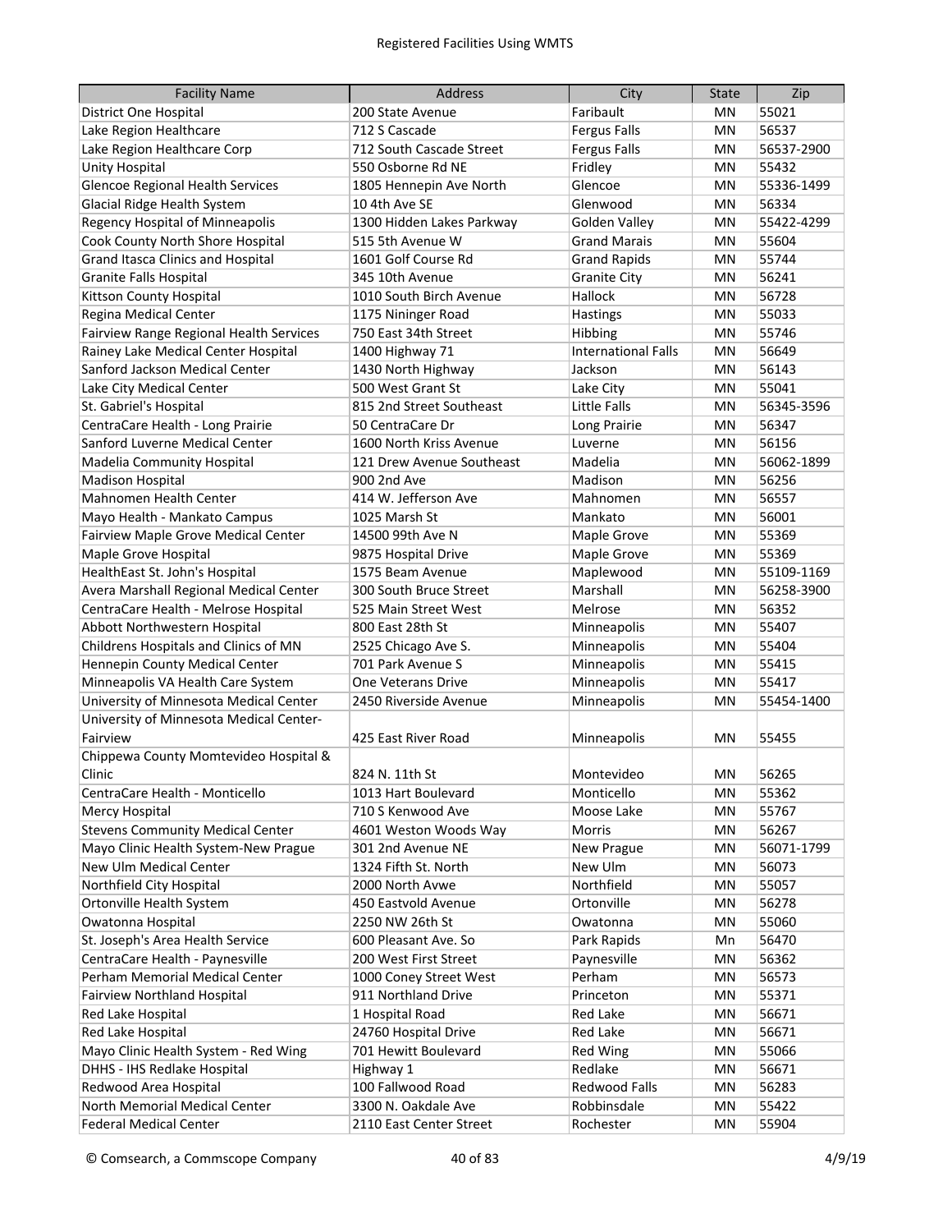| Facility Name | Address | City | State | Zip |
|---|---|---|---|---|
| District One Hospital | 200 State Avenue | Faribault | MN | 55021 |
| Lake Region Healthcare | 712 S Cascade | Fergus Falls | MN | 56537 |
| Lake Region Healthcare Corp | 712 South Cascade Street | Fergus Falls | MN | 56537-2900 |
| Unity Hospital | 550 Osborne Rd NE | Fridley | MN | 55432 |
| Glencoe Regional Health Services | 1805 Hennepin Ave North | Glencoe | MN | 55336-1499 |
| Glacial Ridge Health System | 10 4th Ave SE | Glenwood | MN | 56334 |
| Regency Hospital of Minneapolis | 1300 Hidden Lakes Parkway | Golden Valley | MN | 55422-4299 |
| Cook County North Shore Hospital | 515 5th Avenue W | Grand Marais | MN | 55604 |
| Grand Itasca Clinics and Hospital | 1601 Golf Course Rd | Grand Rapids | MN | 55744 |
| Granite Falls Hospital | 345 10th Avenue | Granite City | MN | 56241 |
| Kittson County Hospital | 1010 South Birch Avenue | Hallock | MN | 56728 |
| Regina Medical Center | 1175 Nininger Road | Hastings | MN | 55033 |
| Fairview Range Regional Health Services | 750 East 34th Street | Hibbing | MN | 55746 |
| Rainey Lake Medical Center Hospital | 1400 Highway 71 | International Falls | MN | 56649 |
| Sanford Jackson Medical Center | 1430 North Highway | Jackson | MN | 56143 |
| Lake City Medical Center | 500 West Grant St | Lake City | MN | 55041 |
| St. Gabriel's Hospital | 815 2nd Street Southeast | Little Falls | MN | 56345-3596 |
| CentraCare Health - Long Prairie | 50 CentraCare Dr | Long Prairie | MN | 56347 |
| Sanford Luverne Medical Center | 1600 North Kriss Avenue | Luverne | MN | 56156 |
| Madelia Community Hospital | 121 Drew Avenue Southeast | Madelia | MN | 56062-1899 |
| Madison Hospital | 900 2nd Ave | Madison | MN | 56256 |
| Mahnomen Health Center | 414 W. Jefferson Ave | Mahnomen | MN | 56557 |
| Mayo Health - Mankato Campus | 1025 Marsh St | Mankato | MN | 56001 |
| Fairview Maple Grove Medical Center | 14500 99th Ave N | Maple Grove | MN | 55369 |
| Maple Grove Hospital | 9875 Hospital Drive | Maple Grove | MN | 55369 |
| HealthEast St. John's Hospital | 1575 Beam Avenue | Maplewood | MN | 55109-1169 |
| Avera Marshall Regional Medical Center | 300 South Bruce Street | Marshall | MN | 56258-3900 |
| CentraCare Health - Melrose Hospital | 525 Main Street West | Melrose | MN | 56352 |
| Abbott Northwestern Hospital | 800 East 28th St | Minneapolis | MN | 55407 |
| Childrens Hospitals and Clinics of MN | 2525 Chicago Ave S. | Minneapolis | MN | 55404 |
| Hennepin County Medical Center | 701 Park Avenue S | Minneapolis | MN | 55415 |
| Minneapolis VA Health Care System | One Veterans Drive | Minneapolis | MN | 55417 |
| University of Minnesota Medical Center | 2450 Riverside Avenue | Minneapolis | MN | 55454-1400 |
| University of Minnesota Medical Center-Fairview | 425 East River Road | Minneapolis | MN | 55455 |
| Chippewa County Momtevideo Hospital & Clinic | 824 N. 11th St | Montevideo | MN | 56265 |
| CentraCare Health - Monticello | 1013 Hart Boulevard | Monticello | MN | 55362 |
| Mercy Hospital | 710 S Kenwood Ave | Moose Lake | MN | 55767 |
| Stevens Community Medical Center | 4601 Weston Woods Way | Morris | MN | 56267 |
| Mayo Clinic Health System-New Prague | 301 2nd Avenue NE | New Prague | MN | 56071-1799 |
| New Ulm Medical Center | 1324 Fifth St. North | New Ulm | MN | 56073 |
| Northfield City Hospital | 2000 North Avwe | Northfield | MN | 55057 |
| Ortonville Health System | 450 Eastvold Avenue | Ortonville | MN | 56278 |
| Owatonna Hospital | 2250 NW 26th St | Owatonna | MN | 55060 |
| St. Joseph's Area Health Service | 600 Pleasant Ave. So | Park Rapids | Mn | 56470 |
| CentraCare Health - Paynesville | 200 West First Street | Paynesville | MN | 56362 |
| Perham Memorial Medical Center | 1000 Coney Street West | Perham | MN | 56573 |
| Fairview Northland Hospital | 911 Northland Drive | Princeton | MN | 55371 |
| Red Lake Hospital | 1 Hospital Road | Red Lake | MN | 56671 |
| Red Lake Hospital | 24760 Hospital Drive | Red Lake | MN | 56671 |
| Mayo Clinic Health System - Red Wing | 701 Hewitt Boulevard | Red Wing | MN | 55066 |
| DHHS - IHS Redlake Hospital | Highway 1 | Redlake | MN | 56671 |
| Redwood Area Hospital | 100 Fallwood Road | Redwood Falls | MN | 56283 |
| North Memorial Medical Center | 3300 N. Oakdale Ave | Robbinsdale | MN | 55422 |
| Federal Medical Center | 2110 East Center Street | Rochester | MN | 55904 |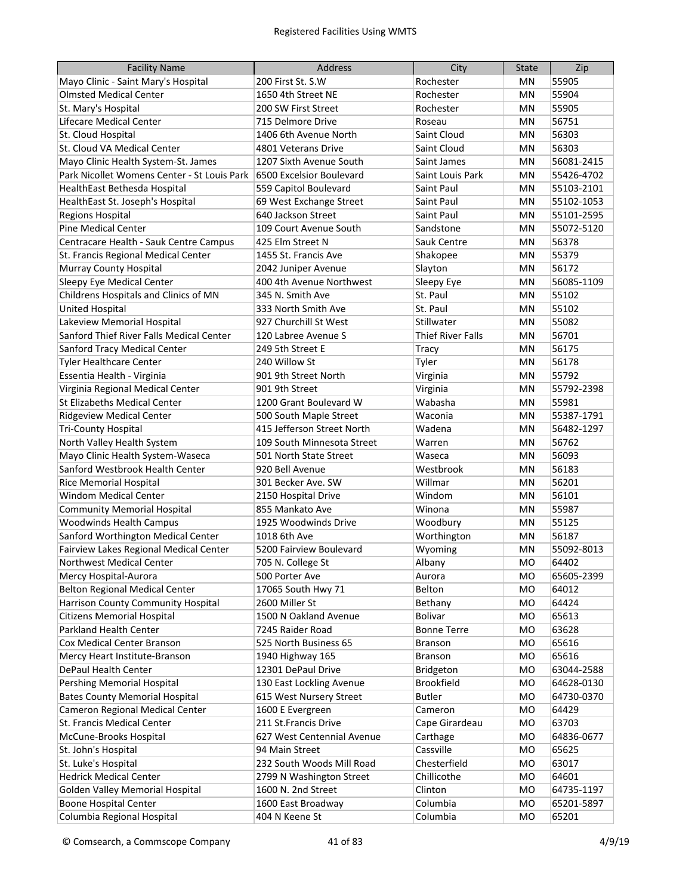| Facility Name | Address | City | State | Zip |
|---|---|---|---|---|
| Mayo Clinic - Saint Mary's Hospital | 200 First St. S.W | Rochester | MN | 55905 |
| Olmsted Medical Center | 1650 4th Street NE | Rochester | MN | 55904 |
| St. Mary's Hospital | 200 SW First Street | Rochester | MN | 55905 |
| Lifecare Medical Center | 715 Delmore Drive | Roseau | MN | 56751 |
| St. Cloud Hospital | 1406 6th Avenue North | Saint Cloud | MN | 56303 |
| St. Cloud VA Medical Center | 4801 Veterans Drive | Saint Cloud | MN | 56303 |
| Mayo Clinic Health System-St. James | 1207 Sixth Avenue South | Saint James | MN | 56081-2415 |
| Park Nicollet Womens Center - St Louis Park | 6500 Excelsior Boulevard | Saint Louis Park | MN | 55426-4702 |
| HealthEast Bethesda Hospital | 559 Capitol Boulevard | Saint Paul | MN | 55103-2101 |
| HealthEast St. Joseph's Hospital | 69 West Exchange Street | Saint Paul | MN | 55102-1053 |
| Regions Hospital | 640 Jackson Street | Saint Paul | MN | 55101-2595 |
| Pine Medical Center | 109 Court Avenue South | Sandstone | MN | 55072-5120 |
| Centracare Health - Sauk Centre Campus | 425 Elm Street N | Sauk Centre | MN | 56378 |
| St. Francis Regional Medical Center | 1455 St. Francis Ave | Shakopee | MN | 55379 |
| Murray County Hospital | 2042 Juniper Avenue | Slayton | MN | 56172 |
| Sleepy Eye Medical Center | 400 4th Avenue Northwest | Sleepy Eye | MN | 56085-1109 |
| Childrens Hospitals and Clinics of MN | 345 N. Smith Ave | St. Paul | MN | 55102 |
| United Hospital | 333 North Smith Ave | St. Paul | MN | 55102 |
| Lakeview Memorial Hospital | 927 Churchill St West | Stillwater | MN | 55082 |
| Sanford Thief River Falls Medical Center | 120 Labree Avenue S | Thief River Falls | MN | 56701 |
| Sanford Tracy Medical Center | 249 5th Street E | Tracy | MN | 56175 |
| Tyler Healthcare Center | 240 Willow St | Tyler | MN | 56178 |
| Essentia Health - Virginia | 901 9th Street North | Virginia | MN | 55792 |
| Virginia Regional Medical Center | 901 9th Street | Virginia | MN | 55792-2398 |
| St Elizabeths Medical Center | 1200 Grant Boulevard W | Wabasha | MN | 55981 |
| Ridgeview Medical Center | 500 South Maple Street | Waconia | MN | 55387-1791 |
| Tri-County Hospital | 415 Jefferson Street North | Wadena | MN | 56482-1297 |
| North Valley Health System | 109 South Minnesota Street | Warren | MN | 56762 |
| Mayo Clinic Health System-Waseca | 501 North State Street | Waseca | MN | 56093 |
| Sanford Westbrook Health Center | 920 Bell Avenue | Westbrook | MN | 56183 |
| Rice Memorial Hospital | 301 Becker Ave. SW | Willmar | MN | 56201 |
| Windom Medical Center | 2150 Hospital Drive | Windom | MN | 56101 |
| Community Memorial Hospital | 855 Mankato Ave | Winona | MN | 55987 |
| Woodwinds Health Campus | 1925 Woodwinds Drive | Woodbury | MN | 55125 |
| Sanford Worthington Medical Center | 1018 6th Ave | Worthington | MN | 56187 |
| Fairview Lakes Regional Medical Center | 5200 Fairview Boulevard | Wyoming | MN | 55092-8013 |
| Northwest Medical Center | 705 N. College St | Albany | MO | 64402 |
| Mercy Hospital-Aurora | 500 Porter Ave | Aurora | MO | 65605-2399 |
| Belton Regional Medical Center | 17065 South Hwy 71 | Belton | MO | 64012 |
| Harrison County Community Hospital | 2600 Miller St | Bethany | MO | 64424 |
| Citizens Memorial Hospital | 1500 N Oakland Avenue | Bolivar | MO | 65613 |
| Parkland Health Center | 7245 Raider Road | Bonne Terre | MO | 63628 |
| Cox Medical Center Branson | 525 North Business 65 | Branson | MO | 65616 |
| Mercy Heart Institute-Branson | 1940 Highway 165 | Branson | MO | 65616 |
| DePaul Health Center | 12301 DePaul Drive | Bridgeton | MO | 63044-2588 |
| Pershing Memorial Hospital | 130 East Lockling Avenue | Brookfield | MO | 64628-0130 |
| Bates County Memorial Hospital | 615 West Nursery Street | Butler | MO | 64730-0370 |
| Cameron Regional Medical Center | 1600 E Evergreen | Cameron | MO | 64429 |
| St. Francis Medical Center | 211 St.Francis Drive | Cape Girardeau | MO | 63703 |
| McCune-Brooks Hospital | 627 West Centennial Avenue | Carthage | MO | 64836-0677 |
| St. John's Hospital | 94 Main Street | Cassville | MO | 65625 |
| St. Luke's Hospital | 232 South Woods Mill Road | Chesterfield | MO | 63017 |
| Hedrick Medical Center | 2799 N Washington Street | Chillicothe | MO | 64601 |
| Golden Valley Memorial Hospital | 1600 N. 2nd Street | Clinton | MO | 64735-1197 |
| Boone Hospital Center | 1600 East Broadway | Columbia | MO | 65201-5897 |
| Columbia Regional Hospital | 404 N Keene St | Columbia | MO | 65201 |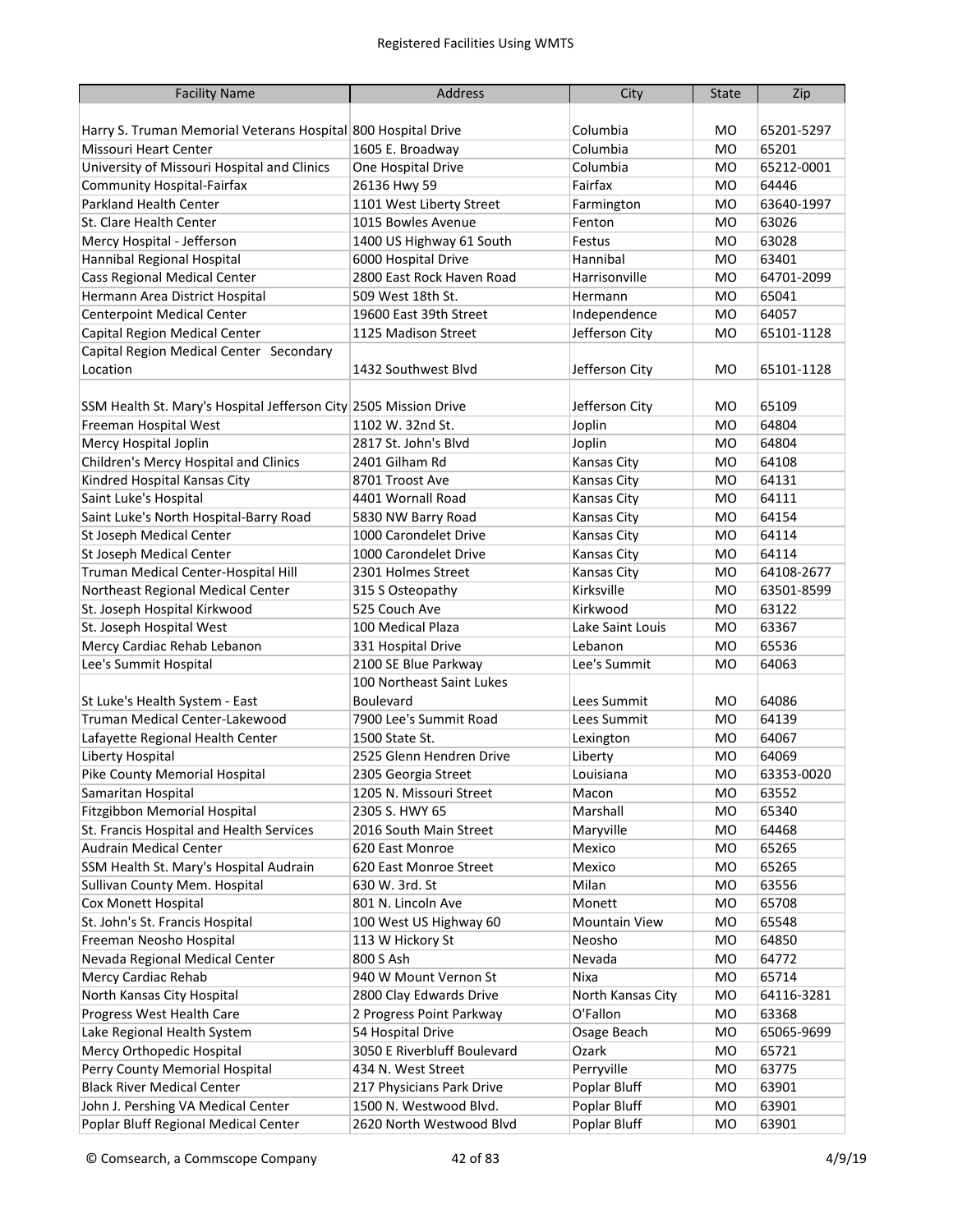| Facility Name | Address | City | State | Zip |
|---|---|---|---|---|
| Harry S. Truman Memorial Veterans Hospital | 800 Hospital Drive | Columbia | MO | 65201-5297 |
| Missouri Heart Center | 1605 E. Broadway | Columbia | MO | 65201 |
| University of Missouri Hospital and Clinics | One Hospital Drive | Columbia | MO | 65212-0001 |
| Community Hospital-Fairfax | 26136 Hwy 59 | Fairfax | MO | 64446 |
| Parkland Health Center | 1101 West Liberty Street | Farmington | MO | 63640-1997 |
| St. Clare Health Center | 1015 Bowles Avenue | Fenton | MO | 63026 |
| Mercy Hospital - Jefferson | 1400 US Highway 61 South | Festus | MO | 63028 |
| Hannibal Regional Hospital | 6000 Hospital Drive | Hannibal | MO | 63401 |
| Cass Regional Medical Center | 2800 East Rock Haven Road | Harrisonville | MO | 64701-2099 |
| Hermann Area District Hospital | 509 West 18th St. | Hermann | MO | 65041 |
| Centerpoint Medical Center | 19600 East 39th Street | Independence | MO | 64057 |
| Capital Region Medical Center | 1125 Madison Street | Jefferson City | MO | 65101-1128 |
| Capital Region Medical Center Secondary Location | 1432 Southwest Blvd | Jefferson City | MO | 65101-1128 |
| SSM Health St. Mary's Hospital Jefferson City | 2505 Mission Drive | Jefferson City | MO | 65109 |
| Freeman Hospital West | 1102 W. 32nd St. | Joplin | MO | 64804 |
| Mercy Hospital Joplin | 2817 St. John's Blvd | Joplin | MO | 64804 |
| Children's Mercy Hospital and Clinics | 2401 Gilham Rd | Kansas City | MO | 64108 |
| Kindred Hospital Kansas City | 8701 Troost Ave | Kansas City | MO | 64131 |
| Saint Luke's Hospital | 4401 Wornall Road | Kansas City | MO | 64111 |
| Saint Luke's North Hospital-Barry Road | 5830 NW Barry Road | Kansas City | MO | 64154 |
| St Joseph Medical Center | 1000 Carondelet Drive | Kansas City | MO | 64114 |
| St Joseph Medical Center | 1000 Carondelet Drive | Kansas City | MO | 64114 |
| Truman Medical Center-Hospital Hill | 2301 Holmes Street | Kansas City | MO | 64108-2677 |
| Northeast Regional Medical Center | 315 S Osteopathy | Kirksville | MO | 63501-8599 |
| St. Joseph Hospital Kirkwood | 525 Couch Ave | Kirkwood | MO | 63122 |
| St. Joseph Hospital West | 100 Medical Plaza | Lake Saint Louis | MO | 63367 |
| Mercy Cardiac Rehab Lebanon | 331 Hospital Drive | Lebanon | MO | 65536 |
| Lee's Summit Hospital | 2100 SE Blue Parkway | Lee's Summit | MO | 64063 |
| St Luke's Health System - East | 100 Northeast Saint Lukes Boulevard | Lees Summit | MO | 64086 |
| Truman Medical Center-Lakewood | 7900 Lee's Summit Road | Lees Summit | MO | 64139 |
| Lafayette Regional Health Center | 1500 State St. | Lexington | MO | 64067 |
| Liberty Hospital | 2525 Glenn Hendren Drive | Liberty | MO | 64069 |
| Pike County Memorial Hospital | 2305 Georgia Street | Louisiana | MO | 63353-0020 |
| Samaritan Hospital | 1205 N. Missouri Street | Macon | MO | 63552 |
| Fitzgibbon Memorial Hospital | 2305 S. HWY 65 | Marshall | MO | 65340 |
| St. Francis Hospital and Health Services | 2016 South Main Street | Maryville | MO | 64468 |
| Audrain Medical Center | 620 East Monroe | Mexico | MO | 65265 |
| SSM Health St. Mary's Hospital Audrain | 620 East Monroe Street | Mexico | MO | 65265 |
| Sullivan County Mem. Hospital | 630 W. 3rd. St | Milan | MO | 63556 |
| Cox Monett Hospital | 801 N. Lincoln Ave | Monett | MO | 65708 |
| St. John's St. Francis Hospital | 100 West US Highway 60 | Mountain View | MO | 65548 |
| Freeman Neosho Hospital | 113 W Hickory St | Neosho | MO | 64850 |
| Nevada Regional Medical Center | 800 S Ash | Nevada | MO | 64772 |
| Mercy Cardiac Rehab | 940 W Mount Vernon St | Nixa | MO | 65714 |
| North Kansas City Hospital | 2800 Clay Edwards Drive | North Kansas City | MO | 64116-3281 |
| Progress West Health Care | 2 Progress Point Parkway | O'Fallon | MO | 63368 |
| Lake Regional Health System | 54 Hospital Drive | Osage Beach | MO | 65065-9699 |
| Mercy Orthopedic Hospital | 3050 E Riverbluff Boulevard | Ozark | MO | 65721 |
| Perry County Memorial Hospital | 434 N. West Street | Perryville | MO | 63775 |
| Black River Medical Center | 217 Physicians Park Drive | Poplar Bluff | MO | 63901 |
| John J. Pershing VA Medical Center | 1500 N. Westwood Blvd. | Poplar Bluff | MO | 63901 |
| Poplar Bluff Regional Medical Center | 2620 North Westwood Blvd | Poplar Bluff | MO | 63901 |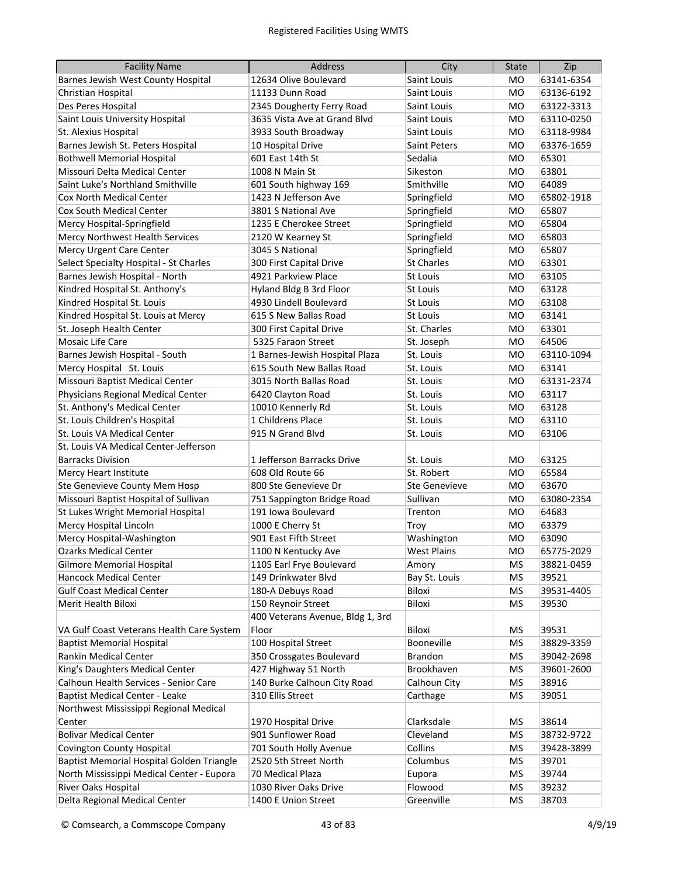| Facility Name | Address | City | State | Zip |
|---|---|---|---|---|
| Barnes Jewish West County Hospital | 12634 Olive Boulevard | Saint Louis | MO | 63141-6354 |
| Christian Hospital | 11133 Dunn Road | Saint Louis | MO | 63136-6192 |
| Des Peres Hospital | 2345 Dougherty Ferry Road | Saint Louis | MO | 63122-3313 |
| Saint Louis University Hospital | 3635 Vista Ave at Grand Blvd | Saint Louis | MO | 63110-0250 |
| St. Alexius Hospital | 3933 South Broadway | Saint Louis | MO | 63118-9984 |
| Barnes Jewish St. Peters Hospital | 10 Hospital Drive | Saint Peters | MO | 63376-1659 |
| Bothwell Memorial Hospital | 601 East 14th St | Sedalia | MO | 65301 |
| Missouri Delta Medical Center | 1008 N Main St | Sikeston | MO | 63801 |
| Saint Luke's Northland Smithville | 601 South highway 169 | Smithville | MO | 64089 |
| Cox North Medical Center | 1423 N Jefferson Ave | Springfield | MO | 65802-1918 |
| Cox South Medical Center | 3801 S National Ave | Springfield | MO | 65807 |
| Mercy Hospital-Springfield | 1235 E Cherokee Street | Springfield | MO | 65804 |
| Mercy Northwest Health Services | 2120 W Kearney St | Springfield | MO | 65803 |
| Mercy Urgent Care Center | 3045 S National | Springfield | MO | 65807 |
| Select Specialty Hospital - St Charles | 300 First Capital Drive | St Charles | MO | 63301 |
| Barnes Jewish Hospital - North | 4921 Parkview Place | St Louis | MO | 63105 |
| Kindred Hospital St. Anthony's | Hyland Bldg B 3rd Floor | St Louis | MO | 63128 |
| Kindred Hospital St. Louis | 4930 Lindell Boulevard | St Louis | MO | 63108 |
| Kindred Hospital St. Louis at Mercy | 615 S New Ballas Road | St Louis | MO | 63141 |
| St. Joseph Health Center | 300 First Capital Drive | St. Charles | MO | 63301 |
| Mosaic Life Care | 5325 Faraon Street | St. Joseph | MO | 64506 |
| Barnes Jewish Hospital - South | 1 Barnes-Jewish Hospital Plaza | St. Louis | MO | 63110-1094 |
| Mercy Hospital St. Louis | 615 South New Ballas Road | St. Louis | MO | 63141 |
| Missouri Baptist Medical Center | 3015 North Ballas Road | St. Louis | MO | 63131-2374 |
| Physicians Regional Medical Center | 6420 Clayton Road | St. Louis | MO | 63117 |
| St. Anthony's Medical Center | 10010 Kennerly Rd | St. Louis | MO | 63128 |
| St. Louis Children's Hospital | 1 Childrens Place | St. Louis | MO | 63110 |
| St. Louis VA Medical Center | 915 N Grand Blvd | St. Louis | MO | 63106 |
| St. Louis VA Medical Center-Jefferson Barracks Division | 1 Jefferson Barracks Drive | St. Louis | MO | 63125 |
| Mercy Heart Institute | 608 Old Route 66 | St. Robert | MO | 65584 |
| Ste Genevieve County Mem Hosp | 800 Ste Genevieve Dr | Ste Genevieve | MO | 63670 |
| Missouri Baptist Hospital of Sullivan | 751 Sappington Bridge Road | Sullivan | MO | 63080-2354 |
| St Lukes Wright Memorial Hospital | 191 Iowa Boulevard | Trenton | MO | 64683 |
| Mercy Hospital Lincoln | 1000 E Cherry St | Troy | MO | 63379 |
| Mercy Hospital-Washington | 901 East Fifth Street | Washington | MO | 63090 |
| Ozarks Medical Center | 1100 N Kentucky Ave | West Plains | MO | 65775-2029 |
| Gilmore Memorial Hospital | 1105 Earl Frye Boulevard | Amory | MS | 38821-0459 |
| Hancock Medical Center | 149 Drinkwater Blvd | Bay St. Louis | MS | 39521 |
| Gulf Coast Medical Center | 180-A Debuys Road | Biloxi | MS | 39531-4405 |
| Merit Health Biloxi | 150 Reynoir Street | Biloxi | MS | 39530 |
| VA Gulf Coast Veterans Health Care System | 400 Veterans Avenue, Bldg 1, 3rd Floor | Biloxi | MS | 39531 |
| Baptist Memorial Hospital | 100 Hospital Street | Booneville | MS | 38829-3359 |
| Rankin Medical Center | 350 Crossgates Boulevard | Brandon | MS | 39042-2698 |
| King's Daughters Medical Center | 427 Highway 51 North | Brookhaven | MS | 39601-2600 |
| Calhoun Health Services - Senior Care | 140 Burke Calhoun City Road | Calhoun City | MS | 38916 |
| Baptist Medical Center - Leake | 310 Ellis Street | Carthage | MS | 39051 |
| Northwest Mississippi Regional Medical Center | 1970 Hospital Drive | Clarksdale | MS | 38614 |
| Bolivar Medical Center | 901 Sunflower Road | Cleveland | MS | 38732-9722 |
| Covington County Hospital | 701 South Holly Avenue | Collins | MS | 39428-3899 |
| Baptist Memorial Hospital Golden Triangle | 2520 5th Street North | Columbus | MS | 39701 |
| North Mississippi Medical Center - Eupora | 70 Medical Plaza | Eupora | MS | 39744 |
| River Oaks Hospital | 1030 River Oaks Drive | Flowood | MS | 39232 |
| Delta Regional Medical Center | 1400 E Union Street | Greenville | MS | 38703 |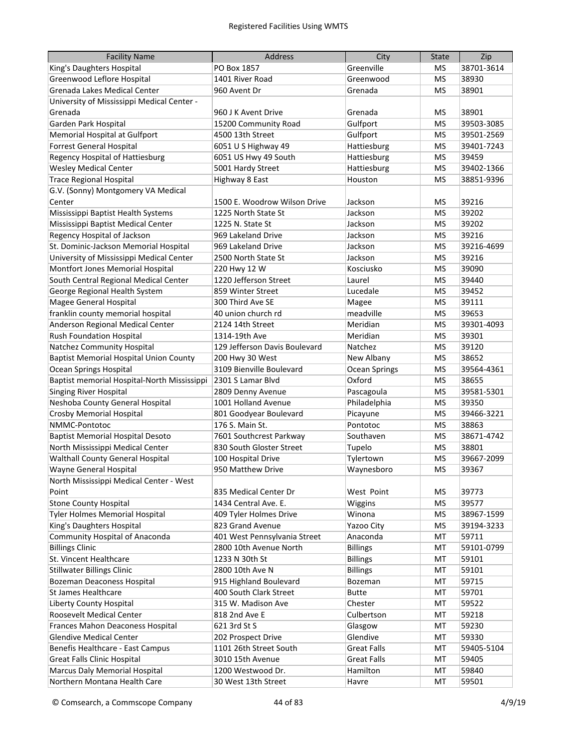| Facility Name | Address | City | State | Zip |
|---|---|---|---|---|
| King's Daughters Hospital | PO Box 1857 | Greenville | MS | 38701-3614 |
| Greenwood Leflore Hospital | 1401 River Road | Greenwood | MS | 38930 |
| Grenada Lakes Medical Center | 960 Avent Dr | Grenada | MS | 38901 |
| University of Mississippi Medical Center - Grenada | 960 J K Avent Drive | Grenada | MS | 38901 |
| Garden Park Hospital | 15200 Community Road | Gulfport | MS | 39503-3085 |
| Memorial Hospital at Gulfport | 4500 13th Street | Gulfport | MS | 39501-2569 |
| Forrest General Hospital | 6051 U S Highway 49 | Hattiesburg | MS | 39401-7243 |
| Regency Hospital of Hattiesburg | 6051 US Hwy 49 South | Hattiesburg | MS | 39459 |
| Wesley Medical Center | 5001 Hardy Street | Hattiesburg | MS | 39402-1366 |
| Trace Regional Hospital | Highway 8 East | Houston | MS | 38851-9396 |
| G.V. (Sonny) Montgomery VA Medical Center | 1500 E. Woodrow Wilson Drive | Jackson | MS | 39216 |
| Mississippi Baptist Health Systems | 1225 North State St | Jackson | MS | 39202 |
| Mississippi Baptist Medical Center | 1225 N. State St | Jackson | MS | 39202 |
| Regency Hospital of Jackson | 969 Lakeland Drive | Jackson | MS | 39216 |
| St. Dominic-Jackson Memorial Hospital | 969 Lakeland Drive | Jackson | MS | 39216-4699 |
| University of Mississippi Medical Center | 2500 North State St | Jackson | MS | 39216 |
| Montfort Jones Memorial Hospital | 220 Hwy 12 W | Kosciusko | MS | 39090 |
| South Central Regional Medical Center | 1220 Jefferson Street | Laurel | MS | 39440 |
| George Regional Health System | 859 Winter Street | Lucedale | MS | 39452 |
| Magee General Hospital | 300 Third Ave SE | Magee | MS | 39111 |
| franklin county memorial hospital | 40 union church rd | meadville | MS | 39653 |
| Anderson Regional Medical Center | 2124 14th Street | Meridian | MS | 39301-4093 |
| Rush Foundation Hospital | 1314-19th Ave | Meridian | MS | 39301 |
| Natchez Community Hospital | 129 Jefferson Davis Boulevard | Natchez | MS | 39120 |
| Baptist Memorial Hospital Union County | 200 Hwy 30 West | New Albany | MS | 38652 |
| Ocean Springs Hospital | 3109 Bienville Boulevard | Ocean Springs | MS | 39564-4361 |
| Baptist memorial Hospital-North Mississippi | 2301 S Lamar Blvd | Oxford | MS | 38655 |
| Singing River Hospital | 2809 Denny Avenue | Pascagoula | MS | 39581-5301 |
| Neshoba County General Hospital | 1001 Holland Avenue | Philadelphia | MS | 39350 |
| Crosby Memorial Hospital | 801 Goodyear Boulevard | Picayune | MS | 39466-3221 |
| NMMC-Pontotoc | 176 S. Main St. | Pontotoc | MS | 38863 |
| Baptist Memorial Hospital Desoto | 7601 Southcrest Parkway | Southaven | MS | 38671-4742 |
| North Mississippi Medical Center | 830 South Gloster Street | Tupelo | MS | 38801 |
| Walthall County General Hospital | 100 Hospital Drive | Tylertown | MS | 39667-2099 |
| Wayne General Hospital | 950 Matthew Drive | Waynesboro | MS | 39367 |
| North Mississippi Medical Center - West Point | 835 Medical Center Dr | West Point | MS | 39773 |
| Stone County Hospital | 1434 Central Ave. E. | Wiggins | MS | 39577 |
| Tyler Holmes Memorial Hospital | 409 Tyler Holmes Drive | Winona | MS | 38967-1599 |
| King's Daughters Hospital | 823 Grand Avenue | Yazoo City | MS | 39194-3233 |
| Community Hospital of Anaconda | 401 West Pennsylvania Street | Anaconda | MT | 59711 |
| Billings Clinic | 2800 10th Avenue North | Billings | MT | 59101-0799 |
| St. Vincent Healthcare | 1233 N 30th St | Billings | MT | 59101 |
| Stillwater Billings Clinic | 2800 10th Ave N | Billings | MT | 59101 |
| Bozeman Deaconess Hospital | 915 Highland Boulevard | Bozeman | MT | 59715 |
| St James Healthcare | 400 South Clark Street | Butte | MT | 59701 |
| Liberty County Hospital | 315 W. Madison Ave | Chester | MT | 59522 |
| Roosevelt Medical Center | 818 2nd Ave E | Culbertson | MT | 59218 |
| Frances Mahon Deaconess Hospital | 621 3rd St S | Glasgow | MT | 59230 |
| Glendive Medical Center | 202 Prospect Drive | Glendive | MT | 59330 |
| Benefis Healthcare - East Campus | 1101 26th Street South | Great Falls | MT | 59405-5104 |
| Great Falls Clinic Hospital | 3010 15th Avenue | Great Falls | MT | 59405 |
| Marcus Daly Memorial Hospital | 1200 Westwood Dr. | Hamilton | MT | 59840 |
| Northern Montana Health Care | 30 West 13th Street | Havre | MT | 59501 |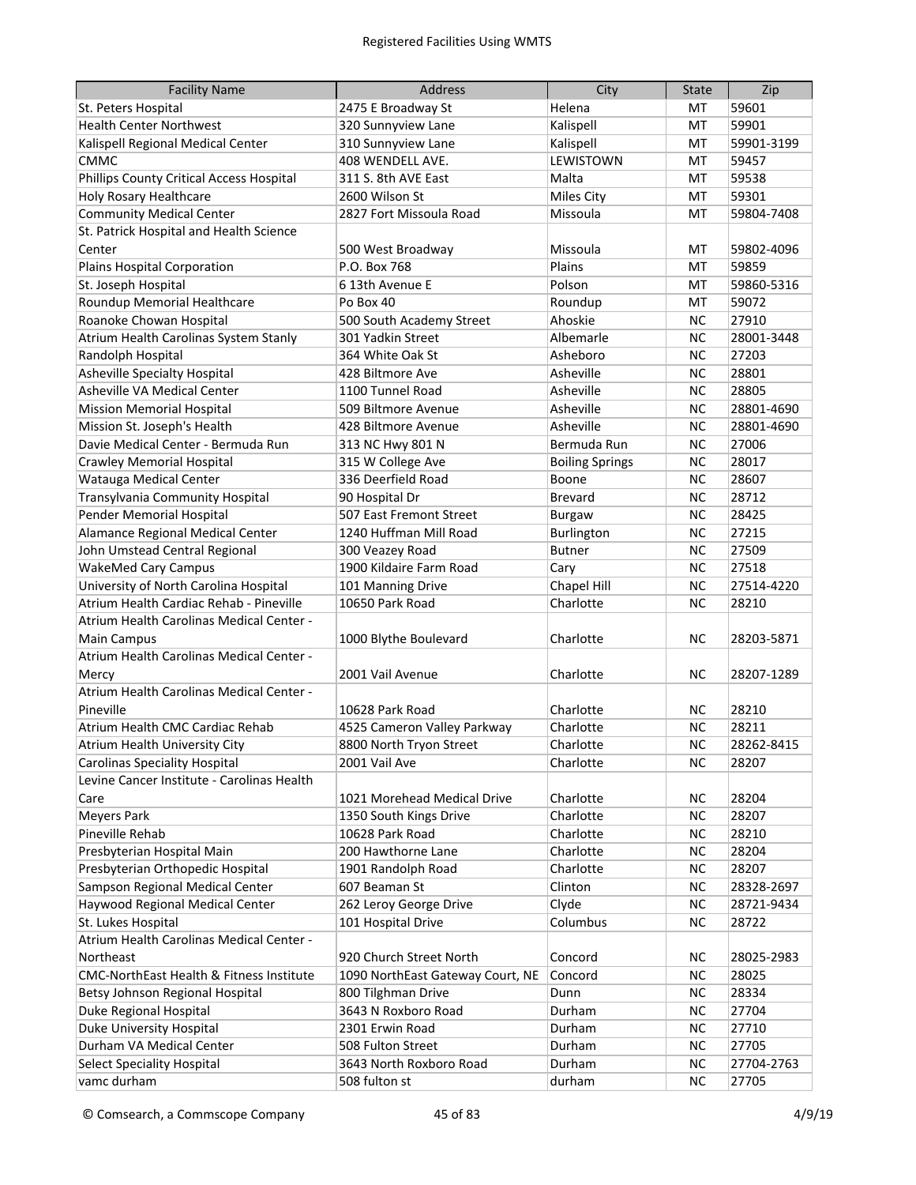| Facility Name | Address | City | State | Zip |
|---|---|---|---|---|
| St. Peters Hospital | 2475 E Broadway St | Helena | MT | 59601 |
| Health Center Northwest | 320 Sunnyview Lane | Kalispell | MT | 59901 |
| Kalispell Regional Medical Center | 310 Sunnyview Lane | Kalispell | MT | 59901-3199 |
| CMMC | 408 WENDELL AVE. | LEWISTOWN | MT | 59457 |
| Phillips County Critical Access Hospital | 311 S. 8th AVE East | Malta | MT | 59538 |
| Holy Rosary Healthcare | 2600 Wilson St | Miles City | MT | 59301 |
| Community Medical Center | 2827 Fort Missoula Road | Missoula | MT | 59804-7408 |
| St. Patrick Hospital and Health Science Center | 500 West Broadway | Missoula | MT | 59802-4096 |
| Plains Hospital Corporation | P.O. Box 768 | Plains | MT | 59859 |
| St. Joseph Hospital | 6 13th Avenue E | Polson | MT | 59860-5316 |
| Roundup Memorial Healthcare | Po Box 40 | Roundup | MT | 59072 |
| Roanoke Chowan Hospital | 500 South Academy Street | Ahoskie | NC | 27910 |
| Atrium Health Carolinas System Stanly | 301 Yadkin Street | Albemarle | NC | 28001-3448 |
| Randolph Hospital | 364 White Oak St | Asheboro | NC | 27203 |
| Asheville Specialty Hospital | 428 Biltmore Ave | Asheville | NC | 28801 |
| Asheville VA Medical Center | 1100 Tunnel Road | Asheville | NC | 28805 |
| Mission Memorial Hospital | 509 Biltmore Avenue | Asheville | NC | 28801-4690 |
| Mission St. Joseph's Health | 428 Biltmore Avenue | Asheville | NC | 28801-4690 |
| Davie Medical Center - Bermuda Run | 313 NC Hwy 801 N | Bermuda Run | NC | 27006 |
| Crawley Memorial Hospital | 315 W College Ave | Boiling Springs | NC | 28017 |
| Watauga Medical Center | 336 Deerfield Road | Boone | NC | 28607 |
| Transylvania Community Hospital | 90 Hospital Dr | Brevard | NC | 28712 |
| Pender Memorial Hospital | 507 East Fremont Street | Burgaw | NC | 28425 |
| Alamance Regional Medical Center | 1240 Huffman Mill Road | Burlington | NC | 27215 |
| John Umstead Central Regional | 300 Veazey Road | Butner | NC | 27509 |
| WakeMed Cary Campus | 1900 Kildaire Farm Road | Cary | NC | 27518 |
| University of North Carolina Hospital | 101 Manning Drive | Chapel Hill | NC | 27514-4220 |
| Atrium Health Cardiac Rehab - Pineville | 10650 Park Road | Charlotte | NC | 28210 |
| Atrium Health Carolinas Medical Center - Main Campus | 1000 Blythe Boulevard | Charlotte | NC | 28203-5871 |
| Atrium Health Carolinas Medical Center - Mercy | 2001 Vail Avenue | Charlotte | NC | 28207-1289 |
| Atrium Health Carolinas Medical Center - Pineville | 10628 Park Road | Charlotte | NC | 28210 |
| Atrium Health CMC Cardiac Rehab | 4525 Cameron Valley Parkway | Charlotte | NC | 28211 |
| Atrium Health University City | 8800 North Tryon Street | Charlotte | NC | 28262-8415 |
| Carolinas Speciality Hospital | 2001 Vail Ave | Charlotte | NC | 28207 |
| Levine Cancer Institute - Carolinas Health Care | 1021 Morehead Medical Drive | Charlotte | NC | 28204 |
| Meyers Park | 1350 South Kings Drive | Charlotte | NC | 28207 |
| Pineville Rehab | 10628 Park Road | Charlotte | NC | 28210 |
| Presbyterian Hospital Main | 200 Hawthorne Lane | Charlotte | NC | 28204 |
| Presbyterian Orthopedic Hospital | 1901 Randolph Road | Charlotte | NC | 28207 |
| Sampson Regional Medical Center | 607 Beaman St | Clinton | NC | 28328-2697 |
| Haywood Regional Medical Center | 262 Leroy George Drive | Clyde | NC | 28721-9434 |
| St. Lukes Hospital | 101 Hospital Drive | Columbus | NC | 28722 |
| Atrium Health Carolinas Medical Center - Northeast | 920 Church Street North | Concord | NC | 28025-2983 |
| CMC-NorthEast Health & Fitness Institute | 1090 NorthEast Gateway Court, NE | Concord | NC | 28025 |
| Betsy Johnson Regional Hospital | 800 Tilghman Drive | Dunn | NC | 28334 |
| Duke Regional Hospital | 3643 N Roxboro Road | Durham | NC | 27704 |
| Duke University Hospital | 2301 Erwin Road | Durham | NC | 27710 |
| Durham VA Medical Center | 508 Fulton Street | Durham | NC | 27705 |
| Select Speciality Hospital | 3643 North Roxboro Road | Durham | NC | 27704-2763 |
| vamc durham | 508 fulton st | durham | NC | 27705 |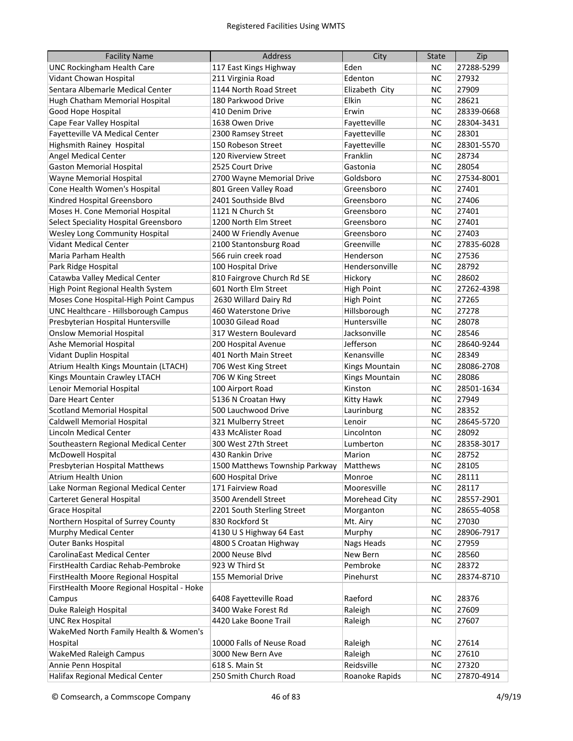| Facility Name | Address | City | State | Zip |
|---|---|---|---|---|
| UNC Rockingham Health Care | 117 East Kings Highway | Eden | NC | 27288-5299 |
| Vidant Chowan Hospital | 211 Virginia Road | Edenton | NC | 27932 |
| Sentara Albemarle Medical Center | 1144 North Road Street | Elizabeth City | NC | 27909 |
| Hugh Chatham Memorial Hospital | 180 Parkwood Drive | Elkin | NC | 28621 |
| Good Hope Hospital | 410 Denim Drive | Erwin | NC | 28339-0668 |
| Cape Fear Valley Hospital | 1638 Owen Drive | Fayetteville | NC | 28304-3431 |
| Fayetteville VA Medical Center | 2300 Ramsey Street | Fayetteville | NC | 28301 |
| Highsmith Rainey Hospital | 150 Robeson Street | Fayetteville | NC | 28301-5570 |
| Angel Medical Center | 120 Riverview Street | Franklin | NC | 28734 |
| Gaston Memorial Hospital | 2525 Court Drive | Gastonia | NC | 28054 |
| Wayne Memorial Hospital | 2700 Wayne Memorial Drive | Goldsboro | NC | 27534-8001 |
| Cone Health Women's Hospital | 801 Green Valley Road | Greensboro | NC | 27401 |
| Kindred Hospital Greensboro | 2401 Southside Blvd | Greensboro | NC | 27406 |
| Moses H. Cone Memorial Hospital | 1121 N Church St | Greensboro | NC | 27401 |
| Select Speciality Hospital Greensboro | 1200 North Elm Street | Greensboro | NC | 27401 |
| Wesley Long Community Hospital | 2400 W Friendly Avenue | Greensboro | NC | 27403 |
| Vidant Medical Center | 2100 Stantonsburg Road | Greenville | NC | 27835-6028 |
| Maria Parham Health | 566 ruin creek road | Henderson | NC | 27536 |
| Park Ridge Hospital | 100 Hospital Drive | Hendersonville | NC | 28792 |
| Catawba Valley Medical Center | 810 Fairgrove Church Rd SE | Hickory | NC | 28602 |
| High Point Regional Health System | 601 North Elm Street | High Point | NC | 27262-4398 |
| Moses Cone Hospital-High Point Campus | 2630 Willard Dairy Rd | High Point | NC | 27265 |
| UNC Healthcare - Hillsborough Campus | 460 Waterstone Drive | Hillsborough | NC | 27278 |
| Presbyterian Hospital Huntersville | 10030 Gilead Road | Huntersville | NC | 28078 |
| Onslow Memorial Hospital | 317 Western Boulevard | Jacksonville | NC | 28546 |
| Ashe Memorial Hospital | 200 Hospital Avenue | Jefferson | NC | 28640-9244 |
| Vidant Duplin Hospital | 401 North Main Street | Kenansville | NC | 28349 |
| Atrium Health Kings Mountain (LTACH) | 706 West King Street | Kings Mountain | NC | 28086-2708 |
| Kings Mountain Crawley LTACH | 706 W King Street | Kings Mountain | NC | 28086 |
| Lenoir Memorial Hospital | 100 Airport Road | Kinston | NC | 28501-1634 |
| Dare Heart Center | 5136 N Croatan Hwy | Kitty Hawk | NC | 27949 |
| Scotland Memorial Hospital | 500 Lauchwood Drive | Laurinburg | NC | 28352 |
| Caldwell Memorial Hospital | 321 Mulberry Street | Lenoir | NC | 28645-5720 |
| Lincoln Medical Center | 433 McAlister Road | Lincolnton | NC | 28092 |
| Southeastern Regional Medical Center | 300 West 27th Street | Lumberton | NC | 28358-3017 |
| McDowell Hospital | 430 Rankin Drive | Marion | NC | 28752 |
| Presbyterian Hospital Matthews | 1500 Matthews Township Parkway | Matthews | NC | 28105 |
| Atrium Health Union | 600 Hospital Drive | Monroe | NC | 28111 |
| Lake Norman Regional Medical Center | 171 Fairview Road | Mooresville | NC | 28117 |
| Carteret General Hospital | 3500 Arendell Street | Morehead City | NC | 28557-2901 |
| Grace Hospital | 2201 South Sterling Street | Morganton | NC | 28655-4058 |
| Northern Hospital of Surrey County | 830 Rockford St | Mt. Airy | NC | 27030 |
| Murphy Medical Center | 4130 U S Highway 64 East | Murphy | NC | 28906-7917 |
| Outer Banks Hospital | 4800 S Croatan Highway | Nags Heads | NC | 27959 |
| CarolinaEast Medical Center | 2000 Neuse Blvd | New Bern | NC | 28560 |
| FirstHealth Cardiac Rehab-Pembroke | 923 W Third St | Pembroke | NC | 28372 |
| FirstHealth Moore Regional Hospital | 155 Memorial Drive | Pinehurst | NC | 28374-8710 |
| FirstHealth Moore Regional Hospital - Hoke Campus | 6408 Fayetteville Road | Raeford | NC | 28376 |
| Duke Raleigh Hospital | 3400 Wake Forest Rd | Raleigh | NC | 27609 |
| UNC Rex Hospital | 4420 Lake Boone Trail | Raleigh | NC | 27607 |
| WakeMed North Family Health & Women's Hospital | 10000 Falls of Neuse Road | Raleigh | NC | 27614 |
| WakeMed Raleigh Campus | 3000 New Bern Ave | Raleigh | NC | 27610 |
| Annie Penn Hospital | 618 S. Main St | Reidsville | NC | 27320 |
| Halifax Regional Medical Center | 250 Smith Church Road | Roanoke Rapids | NC | 27870-4914 |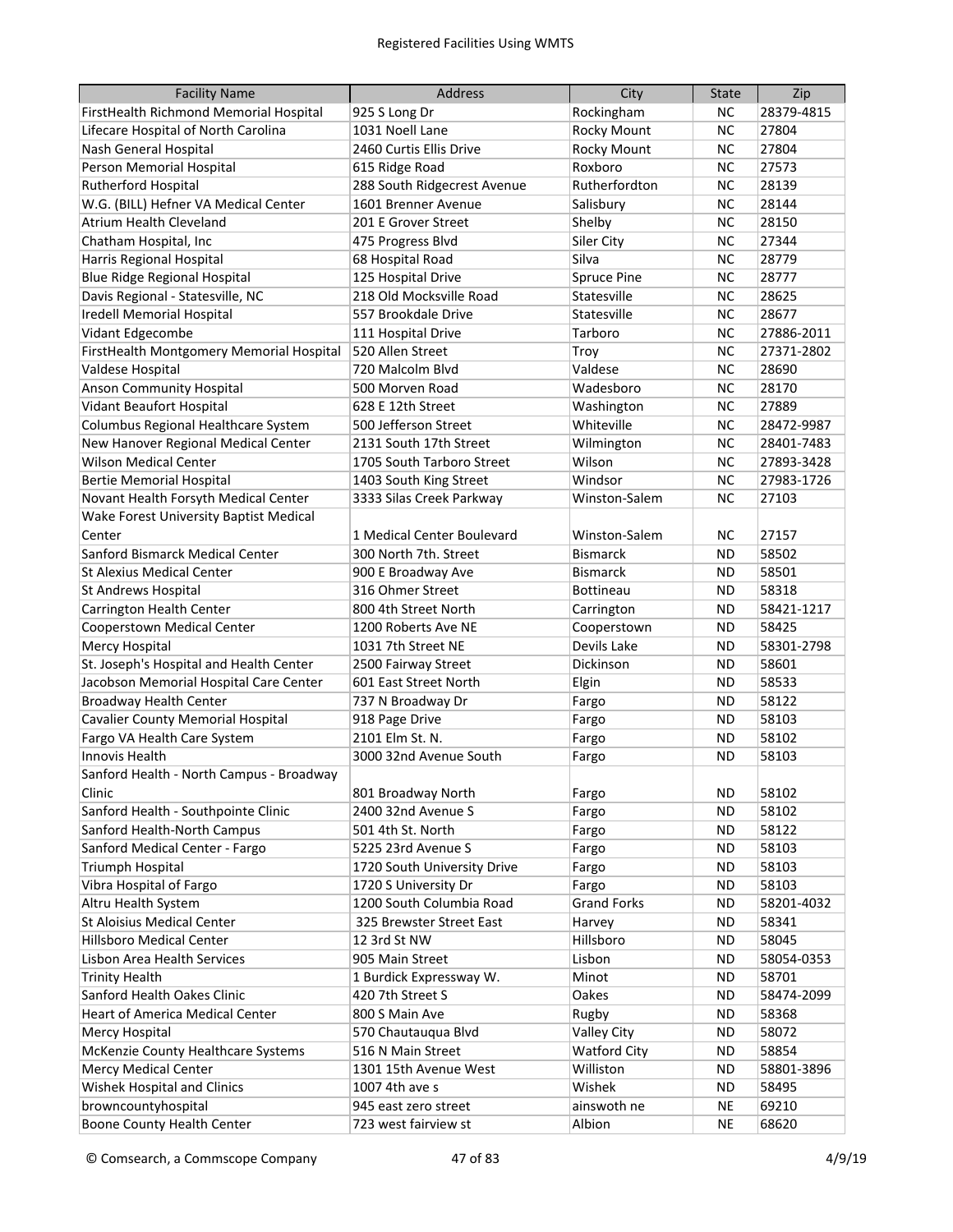| Facility Name | Address | City | State | Zip |
|---|---|---|---|---|
| FirstHealth Richmond Memorial Hospital | 925 S Long Dr | Rockingham | NC | 28379-4815 |
| Lifecare Hospital of North Carolina | 1031 Noell Lane | Rocky Mount | NC | 27804 |
| Nash General Hospital | 2460 Curtis Ellis Drive | Rocky Mount | NC | 27804 |
| Person Memorial Hospital | 615 Ridge Road | Roxboro | NC | 27573 |
| Rutherford Hospital | 288 South Ridgecrest Avenue | Rutherfordton | NC | 28139 |
| W.G. (BILL) Hefner VA Medical Center | 1601 Brenner Avenue | Salisbury | NC | 28144 |
| Atrium Health Cleveland | 201 E Grover Street | Shelby | NC | 28150 |
| Chatham Hospital, Inc | 475 Progress Blvd | Siler City | NC | 27344 |
| Harris Regional Hospital | 68 Hospital Road | Silva | NC | 28779 |
| Blue Ridge Regional Hospital | 125 Hospital Drive | Spruce Pine | NC | 28777 |
| Davis Regional - Statesville, NC | 218 Old Mocksville Road | Statesville | NC | 28625 |
| Iredell Memorial Hospital | 557 Brookdale Drive | Statesville | NC | 28677 |
| Vidant Edgecombe | 111 Hospital Drive | Tarboro | NC | 27886-2011 |
| FirstHealth Montgomery Memorial Hospital | 520 Allen Street | Troy | NC | 27371-2802 |
| Valdese Hospital | 720 Malcolm Blvd | Valdese | NC | 28690 |
| Anson Community Hospital | 500 Morven Road | Wadesboro | NC | 28170 |
| Vidant Beaufort Hospital | 628 E 12th Street | Washington | NC | 27889 |
| Columbus Regional Healthcare System | 500 Jefferson Street | Whiteville | NC | 28472-9987 |
| New Hanover Regional Medical Center | 2131 South 17th Street | Wilmington | NC | 28401-7483 |
| Wilson Medical Center | 1705 South Tarboro Street | Wilson | NC | 27893-3428 |
| Bertie Memorial Hospital | 1403 South King Street | Windsor | NC | 27983-1726 |
| Novant Health Forsyth Medical Center | 3333 Silas Creek Parkway | Winston-Salem | NC | 27103 |
| Wake Forest University Baptist Medical Center | 1 Medical Center Boulevard | Winston-Salem | NC | 27157 |
| Sanford Bismarck Medical Center | 300 North 7th. Street | Bismarck | ND | 58502 |
| St Alexius Medical Center | 900 E Broadway Ave | Bismarck | ND | 58501 |
| St Andrews Hospital | 316 Ohmer Street | Bottineau | ND | 58318 |
| Carrington Health Center | 800 4th Street North | Carrington | ND | 58421-1217 |
| Cooperstown Medical Center | 1200 Roberts Ave NE | Cooperstown | ND | 58425 |
| Mercy Hospital | 1031 7th Street NE | Devils Lake | ND | 58301-2798 |
| St. Joseph's Hospital and Health Center | 2500 Fairway Street | Dickinson | ND | 58601 |
| Jacobson Memorial Hospital Care Center | 601 East Street North | Elgin | ND | 58533 |
| Broadway Health Center | 737 N Broadway Dr | Fargo | ND | 58122 |
| Cavalier County Memorial Hospital | 918 Page Drive | Fargo | ND | 58103 |
| Fargo VA Health Care System | 2101 Elm St. N. | Fargo | ND | 58102 |
| Innovis Health | 3000 32nd Avenue South | Fargo | ND | 58103 |
| Sanford Health - North Campus - Broadway Clinic | 801 Broadway North | Fargo | ND | 58102 |
| Sanford Health - Southpointe Clinic | 2400 32nd Avenue S | Fargo | ND | 58102 |
| Sanford Health-North Campus | 501 4th St. North | Fargo | ND | 58122 |
| Sanford Medical Center - Fargo | 5225 23rd Avenue S | Fargo | ND | 58103 |
| Triumph Hospital | 1720 South University Drive | Fargo | ND | 58103 |
| Vibra Hospital of Fargo | 1720 S University Dr | Fargo | ND | 58103 |
| Altru Health System | 1200 South Columbia Road | Grand Forks | ND | 58201-4032 |
| St Aloisius Medical Center | 325 Brewster Street East | Harvey | ND | 58341 |
| Hillsboro Medical Center | 12 3rd St NW | Hillsboro | ND | 58045 |
| Lisbon Area Health Services | 905 Main Street | Lisbon | ND | 58054-0353 |
| Trinity Health | 1 Burdick Expressway W. | Minot | ND | 58701 |
| Sanford Health Oakes Clinic | 420 7th Street S | Oakes | ND | 58474-2099 |
| Heart of America Medical Center | 800 S Main Ave | Rugby | ND | 58368 |
| Mercy Hospital | 570 Chautauqua Blvd | Valley City | ND | 58072 |
| McKenzie County Healthcare Systems | 516 N Main Street | Watford City | ND | 58854 |
| Mercy Medical Center | 1301 15th Avenue West | Williston | ND | 58801-3896 |
| Wishek Hospital and Clinics | 1007 4th ave s | Wishek | ND | 58495 |
| browncountyhospital | 945 east zero street | ainswoth ne | NE | 69210 |
| Boone County Health Center | 723 west fairview st | Albion | NE | 68620 |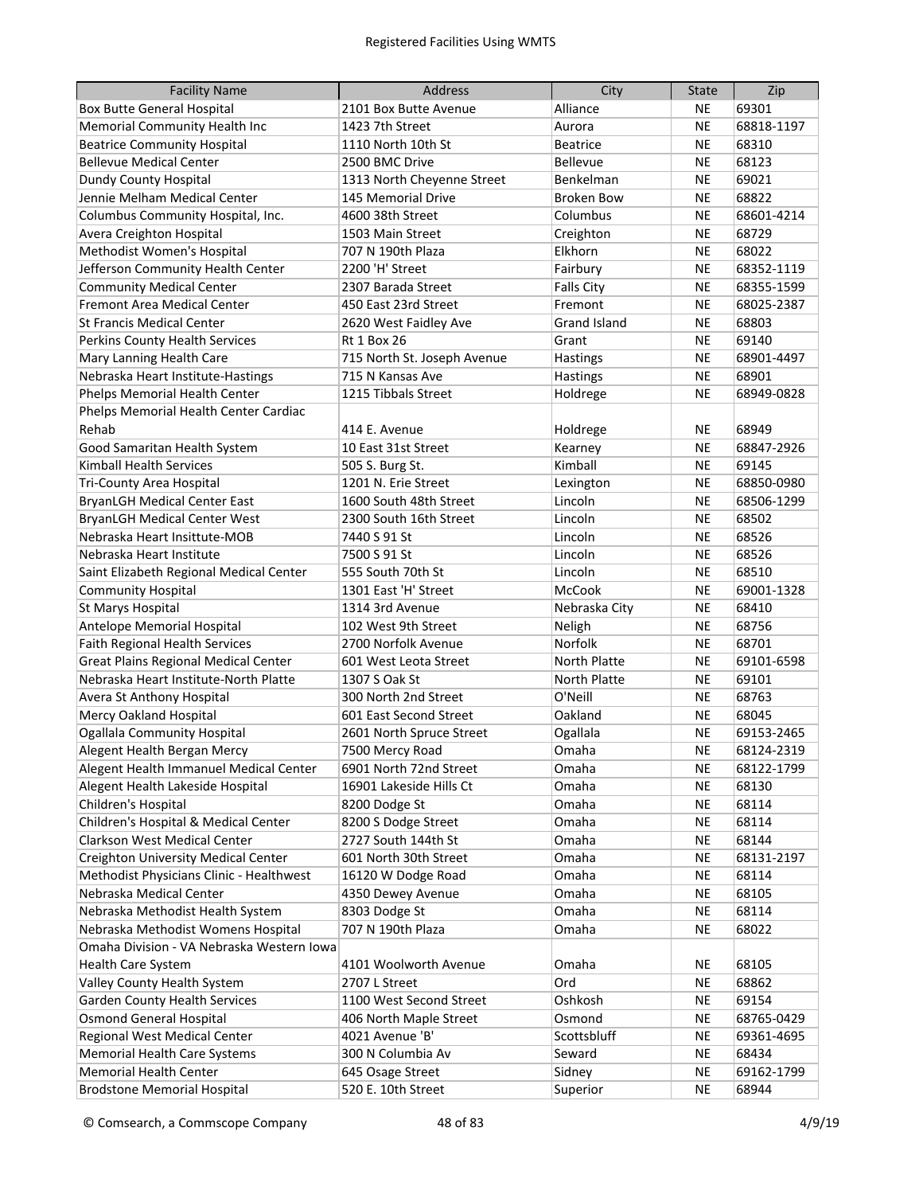Registered Facilities Using WMTS

| Facility Name | Address | City | State | Zip |
|---|---|---|---|---|
| Box Butte General Hospital | 2101 Box Butte Avenue | Alliance | NE | 69301 |
| Memorial Community Health Inc | 1423 7th Street | Aurora | NE | 68818-1197 |
| Beatrice Community Hospital | 1110 North 10th St | Beatrice | NE | 68310 |
| Bellevue Medical Center | 2500 BMC Drive | Bellevue | NE | 68123 |
| Dundy County Hospital | 1313 North Cheyenne Street | Benkelman | NE | 69021 |
| Jennie Melham Medical Center | 145 Memorial Drive | Broken Bow | NE | 68822 |
| Columbus Community Hospital, Inc. | 4600 38th Street | Columbus | NE | 68601-4214 |
| Avera Creighton Hospital | 1503 Main Street | Creighton | NE | 68729 |
| Methodist Women's Hospital | 707 N 190th Plaza | Elkhorn | NE | 68022 |
| Jefferson Community Health Center | 2200 'H' Street | Fairbury | NE | 68352-1119 |
| Community Medical Center | 2307 Barada Street | Falls City | NE | 68355-1599 |
| Fremont Area Medical Center | 450 East 23rd Street | Fremont | NE | 68025-2387 |
| St Francis Medical Center | 2620 West Faidley Ave | Grand Island | NE | 68803 |
| Perkins County Health Services | Rt 1 Box 26 | Grant | NE | 69140 |
| Mary Lanning Health Care | 715 North St. Joseph Avenue | Hastings | NE | 68901-4497 |
| Nebraska Heart Institute-Hastings | 715 N Kansas Ave | Hastings | NE | 68901 |
| Phelps Memorial Health Center | 1215 Tibbals Street | Holdrege | NE | 68949-0828 |
| Phelps Memorial Health Center Cardiac Rehab | 414 E. Avenue | Holdrege | NE | 68949 |
| Good Samaritan Health System | 10 East 31st Street | Kearney | NE | 68847-2926 |
| Kimball Health Services | 505 S. Burg St. | Kimball | NE | 69145 |
| Tri-County Area Hospital | 1201 N. Erie Street | Lexington | NE | 68850-0980 |
| BryanLGH Medical Center East | 1600 South 48th Street | Lincoln | NE | 68506-1299 |
| BryanLGH Medical Center West | 2300 South 16th Street | Lincoln | NE | 68502 |
| Nebraska Heart Insittute-MOB | 7440 S 91 St | Lincoln | NE | 68526 |
| Nebraska Heart Institute | 7500 S 91 St | Lincoln | NE | 68526 |
| Saint Elizabeth Regional Medical Center | 555 South 70th St | Lincoln | NE | 68510 |
| Community Hospital | 1301 East 'H' Street | McCook | NE | 69001-1328 |
| St Marys Hospital | 1314 3rd Avenue | Nebraska City | NE | 68410 |
| Antelope Memorial Hospital | 102 West 9th Street | Neligh | NE | 68756 |
| Faith Regional Health Services | 2700 Norfolk Avenue | Norfolk | NE | 68701 |
| Great Plains Regional Medical Center | 601 West Leota Street | North Platte | NE | 69101-6598 |
| Nebraska Heart Institute-North Platte | 1307 S Oak St | North Platte | NE | 69101 |
| Avera St Anthony Hospital | 300 North 2nd Street | O'Neill | NE | 68763 |
| Mercy Oakland Hospital | 601 East Second Street | Oakland | NE | 68045 |
| Ogallala Community Hospital | 2601 North Spruce Street | Ogallala | NE | 69153-2465 |
| Alegent Health Bergan Mercy | 7500 Mercy Road | Omaha | NE | 68124-2319 |
| Alegent Health Immanuel Medical Center | 6901 North 72nd Street | Omaha | NE | 68122-1799 |
| Alegent Health Lakeside Hospital | 16901 Lakeside Hills Ct | Omaha | NE | 68130 |
| Children's Hospital | 8200 Dodge St | Omaha | NE | 68114 |
| Children's Hospital & Medical Center | 8200 S Dodge Street | Omaha | NE | 68114 |
| Clarkson West Medical Center | 2727 South 144th St | Omaha | NE | 68144 |
| Creighton University Medical Center | 601 North 30th Street | Omaha | NE | 68131-2197 |
| Methodist Physicians Clinic - Healthwest | 16120 W Dodge Road | Omaha | NE | 68114 |
| Nebraska Medical Center | 4350 Dewey Avenue | Omaha | NE | 68105 |
| Nebraska Methodist Health System | 8303 Dodge St | Omaha | NE | 68114 |
| Nebraska Methodist Womens Hospital | 707 N 190th Plaza | Omaha | NE | 68022 |
| Omaha Division - VA Nebraska Western Iowa Health Care System | 4101 Woolworth Avenue | Omaha | NE | 68105 |
| Valley County Health System | 2707 L Street | Ord | NE | 68862 |
| Garden County Health Services | 1100 West Second Street | Oshkosh | NE | 69154 |
| Osmond General Hospital | 406 North Maple Street | Osmond | NE | 68765-0429 |
| Regional West Medical Center | 4021 Avenue 'B' | Scottsbluff | NE | 69361-4695 |
| Memorial Health Care Systems | 300 N Columbia Av | Seward | NE | 68434 |
| Memorial Health Center | 645 Osage Street | Sidney | NE | 69162-1799 |
| Brodstone Memorial Hospital | 520 E. 10th Street | Superior | NE | 68944 |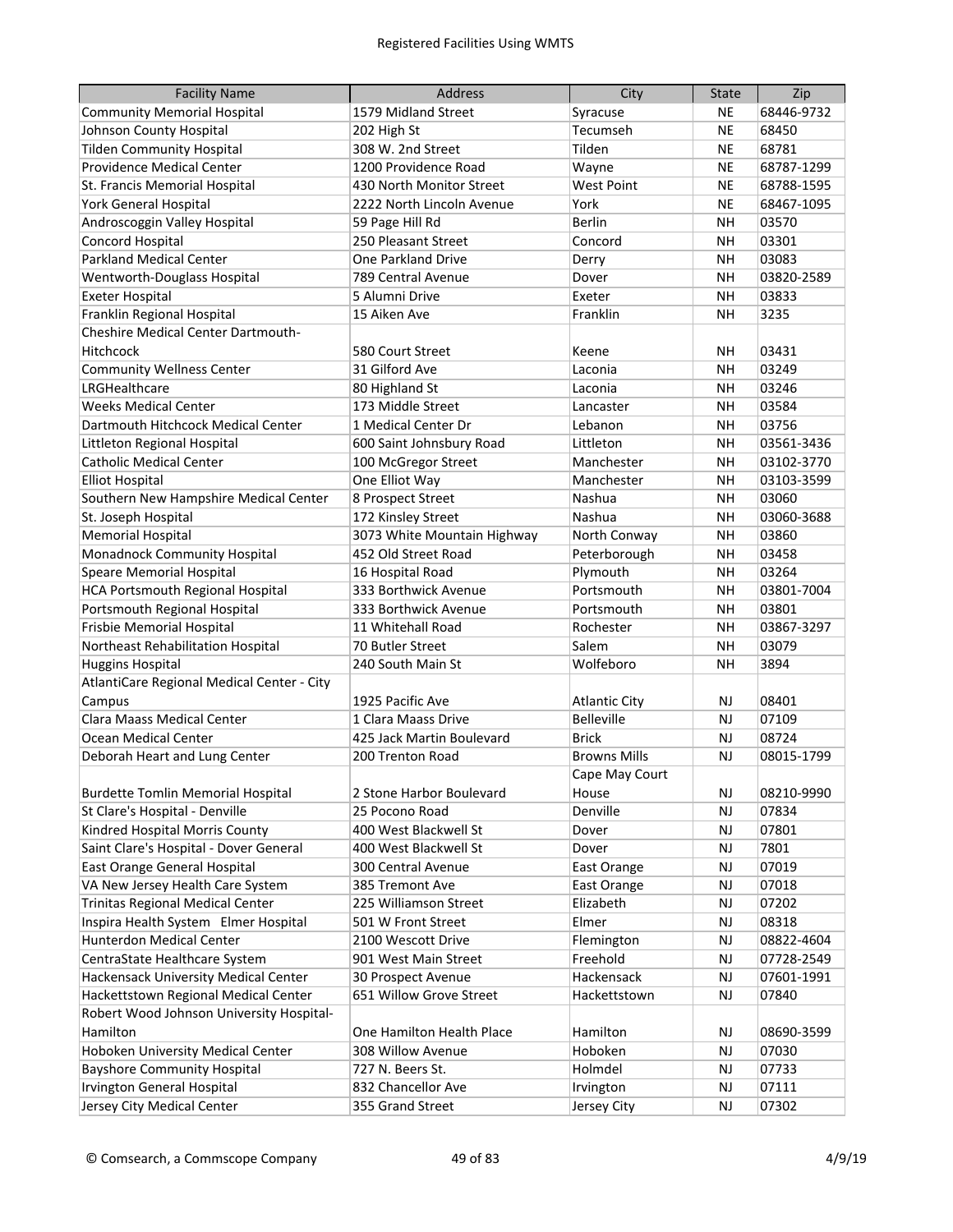| Facility Name | Address | City | State | Zip |
|---|---|---|---|---|
| Community Memorial Hospital | 1579 Midland Street | Syracuse | NE | 68446-9732 |
| Johnson County Hospital | 202 High St | Tecumseh | NE | 68450 |
| Tilden Community Hospital | 308 W. 2nd Street | Tilden | NE | 68781 |
| Providence Medical Center | 1200 Providence Road | Wayne | NE | 68787-1299 |
| St. Francis Memorial Hospital | 430 North Monitor Street | West Point | NE | 68788-1595 |
| York General Hospital | 2222 North Lincoln Avenue | York | NE | 68467-1095 |
| Androscoggin Valley Hospital | 59 Page Hill Rd | Berlin | NH | 03570 |
| Concord Hospital | 250 Pleasant Street | Concord | NH | 03301 |
| Parkland Medical Center | One Parkland Drive | Derry | NH | 03083 |
| Wentworth-Douglass Hospital | 789 Central Avenue | Dover | NH | 03820-2589 |
| Exeter Hospital | 5 Alumni Drive | Exeter | NH | 03833 |
| Franklin Regional Hospital | 15 Aiken Ave | Franklin | NH | 3235 |
| Cheshire Medical Center Dartmouth-Hitchcock | 580 Court Street | Keene | NH | 03431 |
| Community Wellness Center | 31 Gilford Ave | Laconia | NH | 03249 |
| LRGHealthcare | 80 Highland St | Laconia | NH | 03246 |
| Weeks Medical Center | 173 Middle Street | Lancaster | NH | 03584 |
| Dartmouth Hitchcock Medical Center | 1 Medical Center Dr | Lebanon | NH | 03756 |
| Littleton Regional Hospital | 600 Saint Johnsbury Road | Littleton | NH | 03561-3436 |
| Catholic Medical Center | 100 McGregor Street | Manchester | NH | 03102-3770 |
| Elliot Hospital | One Elliot Way | Manchester | NH | 03103-3599 |
| Southern New Hampshire Medical Center | 8 Prospect Street | Nashua | NH | 03060 |
| St. Joseph Hospital | 172 Kinsley Street | Nashua | NH | 03060-3688 |
| Memorial Hospital | 3073 White Mountain Highway | North Conway | NH | 03860 |
| Monadnock Community Hospital | 452 Old Street Road | Peterborough | NH | 03458 |
| Speare Memorial Hospital | 16 Hospital Road | Plymouth | NH | 03264 |
| HCA Portsmouth Regional Hospital | 333 Borthwick Avenue | Portsmouth | NH | 03801-7004 |
| Portsmouth Regional Hospital | 333 Borthwick Avenue | Portsmouth | NH | 03801 |
| Frisbie Memorial Hospital | 11 Whitehall Road | Rochester | NH | 03867-3297 |
| Northeast Rehabilitation Hospital | 70 Butler Street | Salem | NH | 03079 |
| Huggins Hospital | 240 South Main St | Wolfeboro | NH | 3894 |
| AtlantiCare Regional Medical Center - City Campus | 1925 Pacific Ave | Atlantic City | NJ | 08401 |
| Clara Maass Medical Center | 1 Clara Maass Drive | Belleville | NJ | 07109 |
| Ocean Medical Center | 425 Jack Martin Boulevard | Brick | NJ | 08724 |
| Deborah Heart and Lung Center | 200 Trenton Road | Browns Mills | NJ | 08015-1799 |
| Burdette Tomlin Memorial Hospital | 2 Stone Harbor Boulevard | Cape May Court House | NJ | 08210-9990 |
| St Clare's Hospital - Denville | 25 Pocono Road | Denville | NJ | 07834 |
| Kindred Hospital Morris County | 400 West Blackwell St | Dover | NJ | 07801 |
| Saint Clare's Hospital - Dover General | 400 West Blackwell St | Dover | NJ | 7801 |
| East Orange General Hospital | 300 Central Avenue | East Orange | NJ | 07019 |
| VA New Jersey Health Care System | 385 Tremont Ave | East Orange | NJ | 07018 |
| Trinitas Regional Medical Center | 225 Williamson Street | Elizabeth | NJ | 07202 |
| Inspira Health System Elmer Hospital | 501 W Front Street | Elmer | NJ | 08318 |
| Hunterdon Medical Center | 2100 Wescott Drive | Flemington | NJ | 08822-4604 |
| CentraState Healthcare System | 901 West Main Street | Freehold | NJ | 07728-2549 |
| Hackensack University Medical Center | 30 Prospect Avenue | Hackensack | NJ | 07601-1991 |
| Hackettstown Regional Medical Center | 651 Willow Grove Street | Hackettstown | NJ | 07840 |
| Robert Wood Johnson University Hospital-Hamilton | One Hamilton Health Place | Hamilton | NJ | 08690-3599 |
| Hoboken University Medical Center | 308 Willow Avenue | Hoboken | NJ | 07030 |
| Bayshore Community Hospital | 727 N. Beers St. | Holmdel | NJ | 07733 |
| Irvington General Hospital | 832 Chancellor Ave | Irvington | NJ | 07111 |
| Jersey City Medical Center | 355 Grand Street | Jersey City | NJ | 07302 |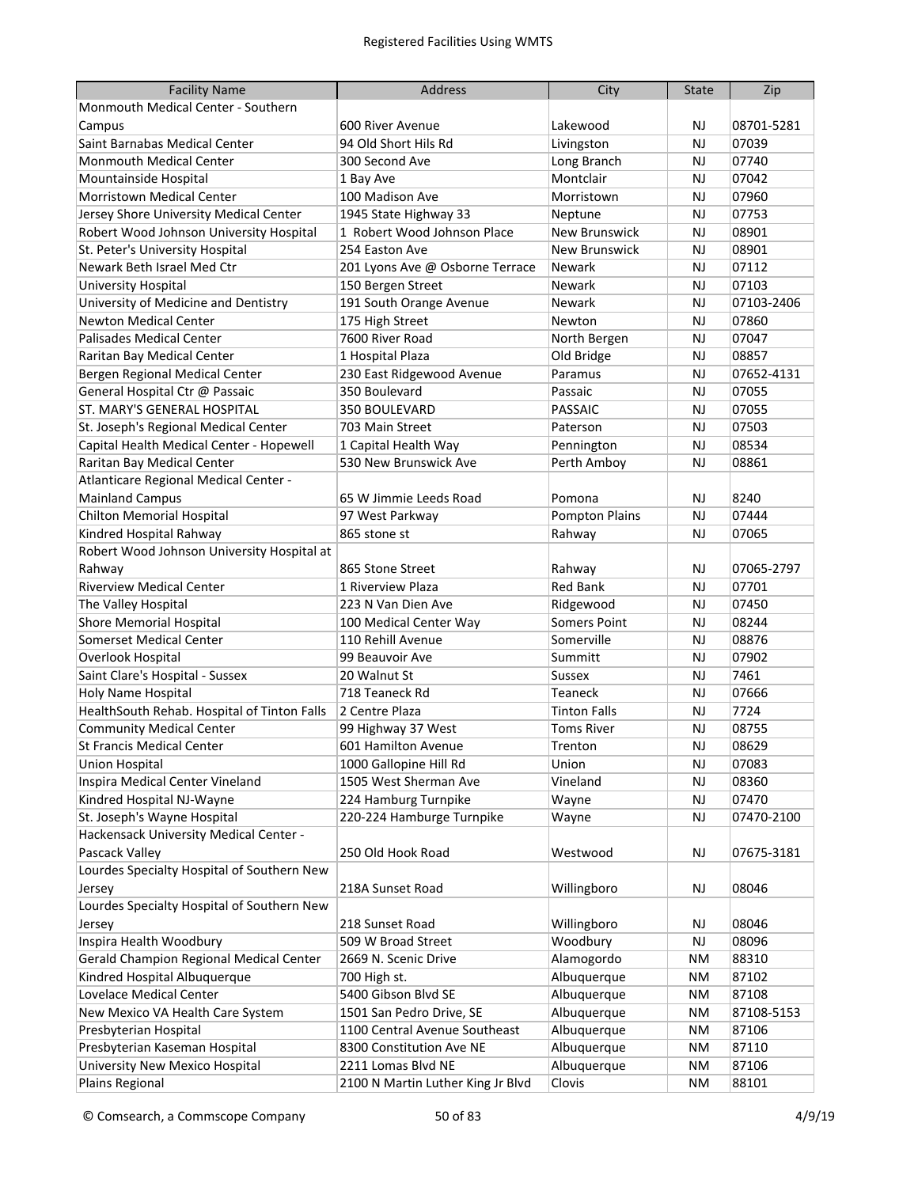| Facility Name | Address | City | State | Zip |
|---|---|---|---|---|
| Monmouth Medical Center - Southern Campus | 600 River Avenue | Lakewood | NJ | 08701-5281 |
| Saint Barnabas Medical Center | 94 Old Short Hils Rd | Livingston | NJ | 07039 |
| Monmouth Medical Center | 300 Second Ave | Long Branch | NJ | 07740 |
| Mountainside Hospital | 1 Bay Ave | Montclair | NJ | 07042 |
| Morristown Medical Center | 100 Madison Ave | Morristown | NJ | 07960 |
| Jersey Shore University Medical Center | 1945 State Highway 33 | Neptune | NJ | 07753 |
| Robert Wood Johnson University Hospital | 1 Robert Wood Johnson Place | New Brunswick | NJ | 08901 |
| St. Peter's University Hospital | 254 Easton Ave | New Brunswick | NJ | 08901 |
| Newark Beth Israel Med Ctr | 201 Lyons Ave @ Osborne Terrace | Newark | NJ | 07112 |
| University Hospital | 150 Bergen Street | Newark | NJ | 07103 |
| University of Medicine and Dentistry | 191 South Orange Avenue | Newark | NJ | 07103-2406 |
| Newton Medical Center | 175 High Street | Newton | NJ | 07860 |
| Palisades Medical Center | 7600 River Road | North Bergen | NJ | 07047 |
| Raritan Bay Medical Center | 1 Hospital Plaza | Old Bridge | NJ | 08857 |
| Bergen Regional Medical Center | 230 East Ridgewood Avenue | Paramus | NJ | 07652-4131 |
| General Hospital Ctr @ Passaic | 350 Boulevard | Passaic | NJ | 07055 |
| ST. MARY'S GENERAL HOSPITAL | 350 BOULEVARD | PASSAIC | NJ | 07055 |
| St. Joseph's Regional Medical Center | 703 Main Street | Paterson | NJ | 07503 |
| Capital Health Medical Center - Hopewell | 1 Capital Health Way | Pennington | NJ | 08534 |
| Raritan Bay Medical Center | 530 New Brunswick Ave | Perth Amboy | NJ | 08861 |
| Atlanticare Regional Medical Center - Mainland Campus | 65 W Jimmie Leeds Road | Pomona | NJ | 8240 |
| Chilton Memorial Hospital | 97 West Parkway | Pompton Plains | NJ | 07444 |
| Kindred Hospital Rahway | 865 stone st | Rahway | NJ | 07065 |
| Robert Wood Johnson University Hospital at Rahway | 865 Stone Street | Rahway | NJ | 07065-2797 |
| Riverview Medical Center | 1 Riverview Plaza | Red Bank | NJ | 07701 |
| The Valley Hospital | 223 N Van Dien Ave | Ridgewood | NJ | 07450 |
| Shore Memorial Hospital | 100 Medical Center Way | Somers Point | NJ | 08244 |
| Somerset Medical Center | 110 Rehill Avenue | Somerville | NJ | 08876 |
| Overlook Hospital | 99 Beauvoir Ave | Summitt | NJ | 07902 |
| Saint Clare's Hospital - Sussex | 20 Walnut St | Sussex | NJ | 7461 |
| Holy Name Hospital | 718 Teaneck Rd | Teaneck | NJ | 07666 |
| HealthSouth Rehab. Hospital of Tinton Falls | 2 Centre Plaza | Tinton Falls | NJ | 7724 |
| Community Medical Center | 99 Highway 37 West | Toms River | NJ | 08755 |
| St Francis Medical Center | 601 Hamilton Avenue | Trenton | NJ | 08629 |
| Union Hospital | 1000 Gallopine Hill Rd | Union | NJ | 07083 |
| Inspira Medical Center Vineland | 1505 West Sherman Ave | Vineland | NJ | 08360 |
| Kindred Hospital NJ-Wayne | 224 Hamburg Turnpike | Wayne | NJ | 07470 |
| St. Joseph's Wayne Hospital | 220-224 Hamburge Turnpike | Wayne | NJ | 07470-2100 |
| Hackensack University Medical Center - Pascack Valley | 250 Old Hook Road | Westwood | NJ | 07675-3181 |
| Lourdes Specialty Hospital of Southern New Jersey | 218A Sunset Road | Willingboro | NJ | 08046 |
| Lourdes Specialty Hospital of Southern New Jersey | 218 Sunset Road | Willingboro | NJ | 08046 |
| Inspira Health Woodbury | 509 W Broad Street | Woodbury | NJ | 08096 |
| Gerald Champion Regional Medical Center | 2669 N. Scenic Drive | Alamogordo | NM | 88310 |
| Kindred Hospital Albuquerque | 700 High st. | Albuquerque | NM | 87102 |
| Lovelace Medical Center | 5400 Gibson Blvd SE | Albuquerque | NM | 87108 |
| New Mexico VA Health Care System | 1501 San Pedro Drive, SE | Albuquerque | NM | 87108-5153 |
| Presbyterian Hospital | 1100 Central Avenue Southeast | Albuquerque | NM | 87106 |
| Presbyterian Kaseman Hospital | 8300 Constitution Ave NE | Albuquerque | NM | 87110 |
| University New Mexico Hospital | 2211 Lomas Blvd NE | Albuquerque | NM | 87106 |
| Plains Regional | 2100 N Martin Luther King Jr Blvd | Clovis | NM | 88101 |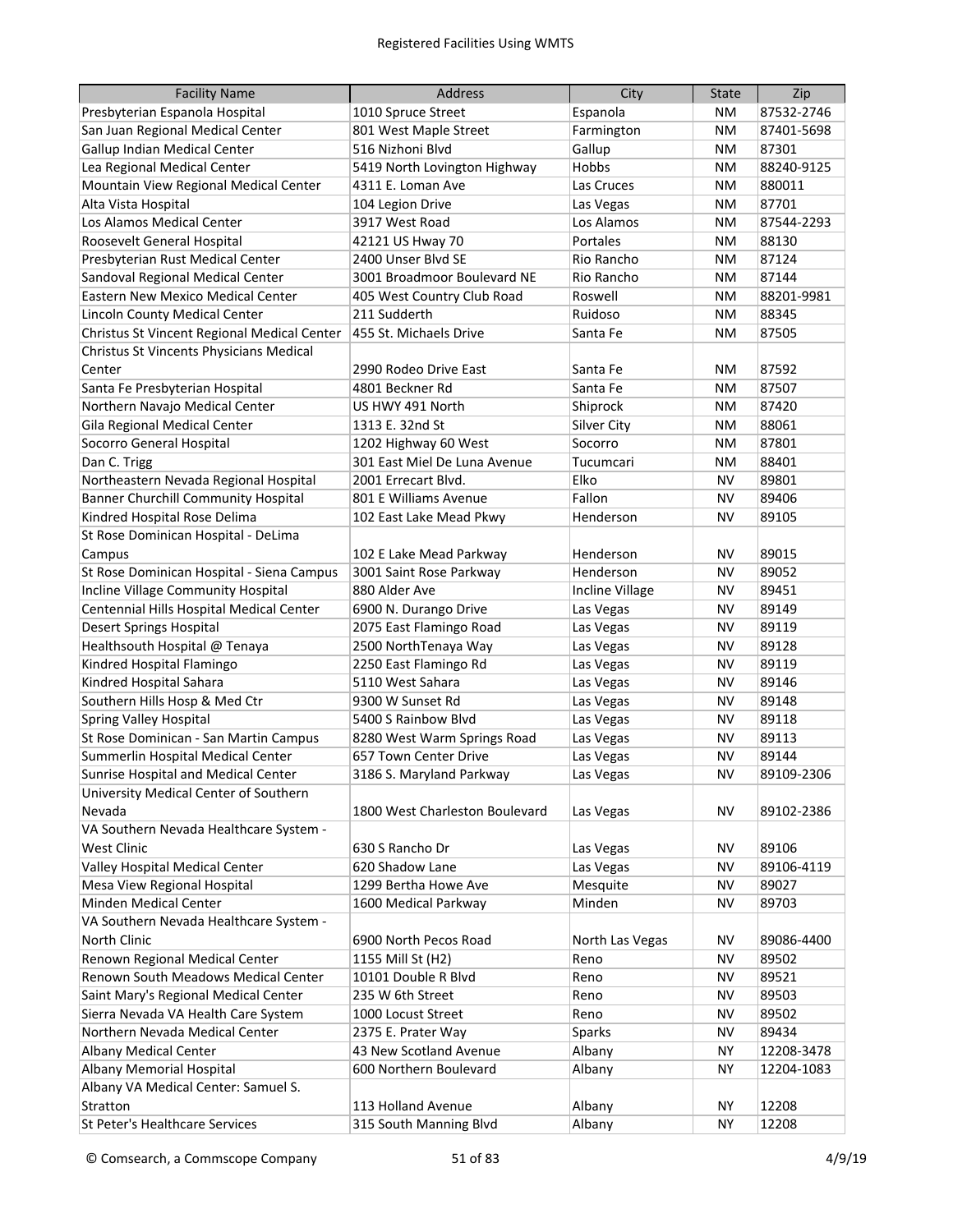Registered Facilities Using WMTS

| Facility Name | Address | City | State | Zip |
|---|---|---|---|---|
| Presbyterian Espanola Hospital | 1010 Spruce Street | Espanola | NM | 87532-2746 |
| San Juan Regional Medical Center | 801 West Maple Street | Farmington | NM | 87401-5698 |
| Gallup Indian Medical Center | 516 Nizhoni Blvd | Gallup | NM | 87301 |
| Lea Regional Medical Center | 5419 North Lovington Highway | Hobbs | NM | 88240-9125 |
| Mountain View Regional Medical Center | 4311 E. Loman Ave | Las Cruces | NM | 880011 |
| Alta Vista Hospital | 104 Legion Drive | Las Vegas | NM | 87701 |
| Los Alamos Medical Center | 3917 West Road | Los Alamos | NM | 87544-2293 |
| Roosevelt General Hospital | 42121 US Hway 70 | Portales | NM | 88130 |
| Presbyterian Rust Medical Center | 2400 Unser Blvd SE | Rio Rancho | NM | 87124 |
| Sandoval Regional Medical Center | 3001 Broadmoor Boulevard NE | Rio Rancho | NM | 87144 |
| Eastern New Mexico Medical Center | 405 West Country Club Road | Roswell | NM | 88201-9981 |
| Lincoln County Medical Center | 211 Sudderth | Ruidoso | NM | 88345 |
| Christus St Vincent Regional Medical Center | 455 St. Michaels Drive | Santa Fe | NM | 87505 |
| Christus St Vincents Physicians Medical Center | 2990 Rodeo Drive East | Santa Fe | NM | 87592 |
| Santa Fe Presbyterian Hospital | 4801 Beckner Rd | Santa Fe | NM | 87507 |
| Northern Navajo Medical Center | US HWY 491 North | Shiprock | NM | 87420 |
| Gila Regional Medical Center | 1313 E. 32nd St | Silver City | NM | 88061 |
| Socorro General Hospital | 1202 Highway 60 West | Socorro | NM | 87801 |
| Dan C. Trigg | 301 East Miel De Luna Avenue | Tucumcari | NM | 88401 |
| Northeastern Nevada Regional Hospital | 2001 Errecart Blvd. | Elko | NV | 89801 |
| Banner Churchill Community Hospital | 801 E Williams Avenue | Fallon | NV | 89406 |
| Kindred Hospital Rose Delima | 102 East Lake Mead Pkwy | Henderson | NV | 89105 |
| St Rose Dominican Hospital - DeLima Campus | 102 E Lake Mead Parkway | Henderson | NV | 89015 |
| St Rose Dominican Hospital - Siena Campus | 3001 Saint Rose Parkway | Henderson | NV | 89052 |
| Incline Village Community Hospital | 880 Alder Ave | Incline Village | NV | 89451 |
| Centennial Hills Hospital Medical Center | 6900 N. Durango Drive | Las Vegas | NV | 89149 |
| Desert Springs Hospital | 2075 East Flamingo Road | Las Vegas | NV | 89119 |
| Healthsouth Hospital @ Tenaya | 2500 NorthTenaya Way | Las Vegas | NV | 89128 |
| Kindred Hospital Flamingo | 2250 East Flamingo Rd | Las Vegas | NV | 89119 |
| Kindred Hospital Sahara | 5110 West Sahara | Las Vegas | NV | 89146 |
| Southern Hills Hosp & Med Ctr | 9300 W Sunset Rd | Las Vegas | NV | 89148 |
| Spring Valley Hospital | 5400 S Rainbow Blvd | Las Vegas | NV | 89118 |
| St Rose Dominican - San Martin Campus | 8280 West Warm Springs Road | Las Vegas | NV | 89113 |
| Summerlin Hospital Medical Center | 657 Town Center Drive | Las Vegas | NV | 89144 |
| Sunrise Hospital and Medical Center | 3186 S. Maryland Parkway | Las Vegas | NV | 89109-2306 |
| University Medical Center of Southern Nevada | 1800 West Charleston Boulevard | Las Vegas | NV | 89102-2386 |
| VA Southern Nevada Healthcare System - West Clinic | 630 S Rancho Dr | Las Vegas | NV | 89106 |
| Valley Hospital Medical Center | 620 Shadow Lane | Las Vegas | NV | 89106-4119 |
| Mesa View Regional Hospital | 1299 Bertha Howe Ave | Mesquite | NV | 89027 |
| Minden Medical Center | 1600 Medical Parkway | Minden | NV | 89703 |
| VA Southern Nevada Healthcare System - North Clinic | 6900 North Pecos Road | North Las Vegas | NV | 89086-4400 |
| Renown Regional Medical Center | 1155 Mill St (H2) | Reno | NV | 89502 |
| Renown South Meadows Medical Center | 10101 Double R Blvd | Reno | NV | 89521 |
| Saint Mary's Regional Medical Center | 235 W 6th Street | Reno | NV | 89503 |
| Sierra Nevada VA Health Care System | 1000 Locust Street | Reno | NV | 89502 |
| Northern Nevada Medical Center | 2375 E. Prater Way | Sparks | NV | 89434 |
| Albany Medical Center | 43 New Scotland Avenue | Albany | NY | 12208-3478 |
| Albany Memorial Hospital | 600 Northern Boulevard | Albany | NY | 12204-1083 |
| Albany VA Medical Center: Samuel S. Stratton | 113 Holland Avenue | Albany | NY | 12208 |
| St Peter's Healthcare Services | 315 South Manning Blvd | Albany | NY | 12208 |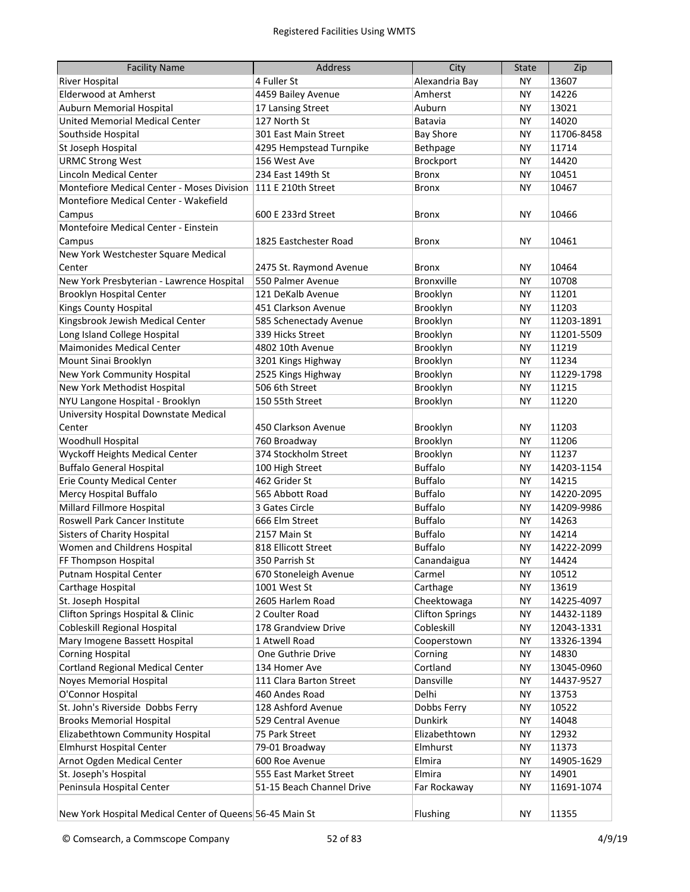## Registered Facilities Using WMTS

| Facility Name | Address | City | State | Zip |
|---|---|---|---|---|
| River Hospital | 4 Fuller St | Alexandria Bay | NY | 13607 |
| Elderwood at Amherst | 4459 Bailey Avenue | Amherst | NY | 14226 |
| Auburn Memorial Hospital | 17 Lansing Street | Auburn | NY | 13021 |
| United Memorial Medical Center | 127 North St | Batavia | NY | 14020 |
| Southside Hospital | 301 East Main Street | Bay Shore | NY | 11706-8458 |
| St Joseph Hospital | 4295 Hempstead Turnpike | Bethpage | NY | 11714 |
| URMC Strong West | 156 West Ave | Brockport | NY | 14420 |
| Lincoln Medical Center | 234 East 149th St | Bronx | NY | 10451 |
| Montefiore Medical Center - Moses Division | 111 E 210th Street | Bronx | NY | 10467 |
| Montefiore Medical Center - Wakefield Campus | 600 E 233rd Street | Bronx | NY | 10466 |
| Montefoire Medical Center - Einstein Campus | 1825 Eastchester Road | Bronx | NY | 10461 |
| New York Westchester Square Medical Center | 2475 St. Raymond Avenue | Bronx | NY | 10464 |
| New York Presbyterian - Lawrence Hospital | 550 Palmer Avenue | Bronxville | NY | 10708 |
| Brooklyn Hospital Center | 121 DeKalb Avenue | Brooklyn | NY | 11201 |
| Kings County Hospital | 451 Clarkson Avenue | Brooklyn | NY | 11203 |
| Kingsbrook Jewish Medical Center | 585 Schenectady Avenue | Brooklyn | NY | 11203-1891 |
| Long Island College Hospital | 339 Hicks Street | Brooklyn | NY | 11201-5509 |
| Maimonides Medical Center | 4802 10th Avenue | Brooklyn | NY | 11219 |
| Mount Sinai Brooklyn | 3201 Kings Highway | Brooklyn | NY | 11234 |
| New York Community Hospital | 2525 Kings Highway | Brooklyn | NY | 11229-1798 |
| New York Methodist Hospital | 506 6th Street | Brooklyn | NY | 11215 |
| NYU Langone Hospital - Brooklyn | 150 55th Street | Brooklyn | NY | 11220 |
| University Hospital Downstate Medical Center | 450 Clarkson Avenue | Brooklyn | NY | 11203 |
| Woodhull Hospital | 760 Broadway | Brooklyn | NY | 11206 |
| Wyckoff Heights Medical Center | 374 Stockholm Street | Brooklyn | NY | 11237 |
| Buffalo General Hospital | 100 High Street | Buffalo | NY | 14203-1154 |
| Erie County Medical Center | 462 Grider St | Buffalo | NY | 14215 |
| Mercy Hospital Buffalo | 565 Abbott Road | Buffalo | NY | 14220-2095 |
| Millard Fillmore Hospital | 3 Gates Circle | Buffalo | NY | 14209-9986 |
| Roswell Park Cancer Institute | 666 Elm Street | Buffalo | NY | 14263 |
| Sisters of Charity Hospital | 2157 Main St | Buffalo | NY | 14214 |
| Women and Childrens Hospital | 818 Ellicott Street | Buffalo | NY | 14222-2099 |
| FF Thompson Hospital | 350 Parrish St | Canandaigua | NY | 14424 |
| Putnam Hospital Center | 670 Stoneleigh Avenue | Carmel | NY | 10512 |
| Carthage Hospital | 1001 West St | Carthage | NY | 13619 |
| St. Joseph Hospital | 2605 Harlem Road | Cheektowaga | NY | 14225-4097 |
| Clifton Springs Hospital & Clinic | 2 Coulter Road | Clifton Springs | NY | 14432-1189 |
| Cobleskill Regional Hospital | 178 Grandview Drive | Cobleskill | NY | 12043-1331 |
| Mary Imogene Bassett Hospital | 1 Atwell Road | Cooperstown | NY | 13326-1394 |
| Corning Hospital | One Guthrie Drive | Corning | NY | 14830 |
| Cortland Regional Medical Center | 134 Homer Ave | Cortland | NY | 13045-0960 |
| Noyes Memorial Hospital | 111 Clara Barton Street | Dansville | NY | 14437-9527 |
| O'Connor Hospital | 460 Andes Road | Delhi | NY | 13753 |
| St. John's Riverside Dobbs Ferry | 128 Ashford Avenue | Dobbs Ferry | NY | 10522 |
| Brooks Memorial Hospital | 529 Central Avenue | Dunkirk | NY | 14048 |
| Elizabethtown Community Hospital | 75 Park Street | Elizabethtown | NY | 12932 |
| Elmhurst Hospital Center | 79-01 Broadway | Elmhurst | NY | 11373 |
| Arnot Ogden Medical Center | 600 Roe Avenue | Elmira | NY | 14905-1629 |
| St. Joseph's Hospital | 555 East Market Street | Elmira | NY | 14901 |
| Peninsula Hospital Center | 51-15 Beach Channel Drive | Far Rockaway | NY | 11691-1074 |
| New York Hospital Medical Center of Queens | 56-45 Main St | Flushing | NY | 11355 |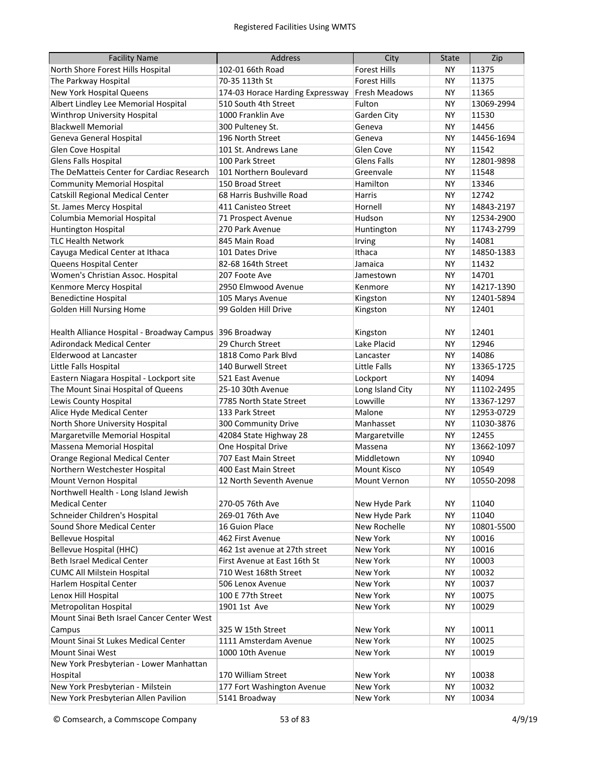| Facility Name | Address | City | State | Zip |
|---|---|---|---|---|
| North Shore Forest Hills Hospital | 102-01 66th Road | Forest Hills | NY | 11375 |
| The Parkway Hospital | 70-35 113th St | Forest Hills | NY | 11375 |
| New York Hospital Queens | 174-03 Horace Harding Expressway | Fresh Meadows | NY | 11365 |
| Albert Lindley Lee Memorial Hospital | 510 South 4th Street | Fulton | NY | 13069-2994 |
| Winthrop University Hospital | 1000 Franklin Ave | Garden City | NY | 11530 |
| Blackwell Memorial | 300 Pulteney St. | Geneva | NY | 14456 |
| Geneva General Hospital | 196 North Street | Geneva | NY | 14456-1694 |
| Glen Cove Hospital | 101 St. Andrews Lane | Glen Cove | NY | 11542 |
| Glens Falls Hospital | 100 Park Street | Glens Falls | NY | 12801-9898 |
| The DeMatteis Center for Cardiac Research | 101 Northern Boulevard | Greenvale | NY | 11548 |
| Community Memorial Hospital | 150 Broad Street | Hamilton | NY | 13346 |
| Catskill Regional Medical Center | 68 Harris Bushville Road | Harris | NY | 12742 |
| St. James Mercy Hospital | 411 Canisteo Street | Hornell | NY | 14843-2197 |
| Columbia Memorial Hospital | 71 Prospect Avenue | Hudson | NY | 12534-2900 |
| Huntington Hospital | 270 Park Avenue | Huntington | NY | 11743-2799 |
| TLC Health Network | 845 Main Road | Irving | Ny | 14081 |
| Cayuga Medical Center at Ithaca | 101 Dates Drive | Ithaca | NY | 14850-1383 |
| Queens Hospital Center | 82-68 164th Street | Jamaica | NY | 11432 |
| Women's Christian Assoc. Hospital | 207 Foote Ave | Jamestown | NY | 14701 |
| Kenmore Mercy Hospital | 2950 Elmwood Avenue | Kenmore | NY | 14217-1390 |
| Benedictine Hospital | 105 Marys Avenue | Kingston | NY | 12401-5894 |
| Golden Hill Nursing Home | 99 Golden Hill Drive | Kingston | NY | 12401 |
| Health Alliance Hospital - Broadway Campus | 396 Broadway | Kingston | NY | 12401 |
| Adirondack Medical Center | 29 Church Street | Lake Placid | NY | 12946 |
| Elderwood at Lancaster | 1818 Como Park Blvd | Lancaster | NY | 14086 |
| Little Falls Hospital | 140 Burwell Street | Little Falls | NY | 13365-1725 |
| Eastern Niagara Hospital - Lockport site | 521 East Avenue | Lockport | NY | 14094 |
| The Mount Sinai Hospital of Queens | 25-10 30th Avenue | Long Island City | NY | 11102-2495 |
| Lewis County Hospital | 7785 North State Street | Lowville | NY | 13367-1297 |
| Alice Hyde Medical Center | 133 Park Street | Malone | NY | 12953-0729 |
| North Shore University Hospital | 300 Community Drive | Manhasset | NY | 11030-3876 |
| Margaretville Memorial Hospital | 42084 State Highway 28 | Margaretville | NY | 12455 |
| Massena Memorial Hospital | One Hospital Drive | Massena | NY | 13662-1097 |
| Orange Regional Medical Center | 707 East Main Street | Middletown | NY | 10940 |
| Northern Westchester Hospital | 400 East Main Street | Mount Kisco | NY | 10549 |
| Mount Vernon Hospital | 12 North Seventh Avenue | Mount Vernon | NY | 10550-2098 |
| Northwell Health - Long Island Jewish Medical Center | 270-05 76th Ave | New Hyde Park | NY | 11040 |
| Schneider Children's Hospital | 269-01 76th Ave | New Hyde Park | NY | 11040 |
| Sound Shore Medical Center | 16 Guion Place | New Rochelle | NY | 10801-5500 |
| Bellevue Hospital | 462 First Avenue | New York | NY | 10016 |
| Bellevue Hospital (HHC) | 462 1st avenue at 27th street | New York | NY | 10016 |
| Beth Israel Medical Center | First Avenue at East 16th St | New York | NY | 10003 |
| CUMC All Milstein Hospital | 710 West 168th Street | New York | NY | 10032 |
| Harlem Hospital Center | 506 Lenox Avenue | New York | NY | 10037 |
| Lenox Hill Hospital | 100 E 77th Street | New York | NY | 10075 |
| Metropolitan Hospital | 1901 1st Ave | New York | NY | 10029 |
| Mount Sinai Beth Israel Cancer Center West Campus | 325 W 15th Street | New York | NY | 10011 |
| Mount Sinai St Lukes Medical Center | 1111 Amsterdam Avenue | New York | NY | 10025 |
| Mount Sinai West | 1000 10th Avenue | New York | NY | 10019 |
| New York Presbyterian - Lower Manhattan Hospital | 170 William Street | New York | NY | 10038 |
| New York Presbyterian - Milstein | 177 Fort Washington Avenue | New York | NY | 10032 |
| New York Presbyterian Allen Pavilion | 5141 Broadway | New York | NY | 10034 |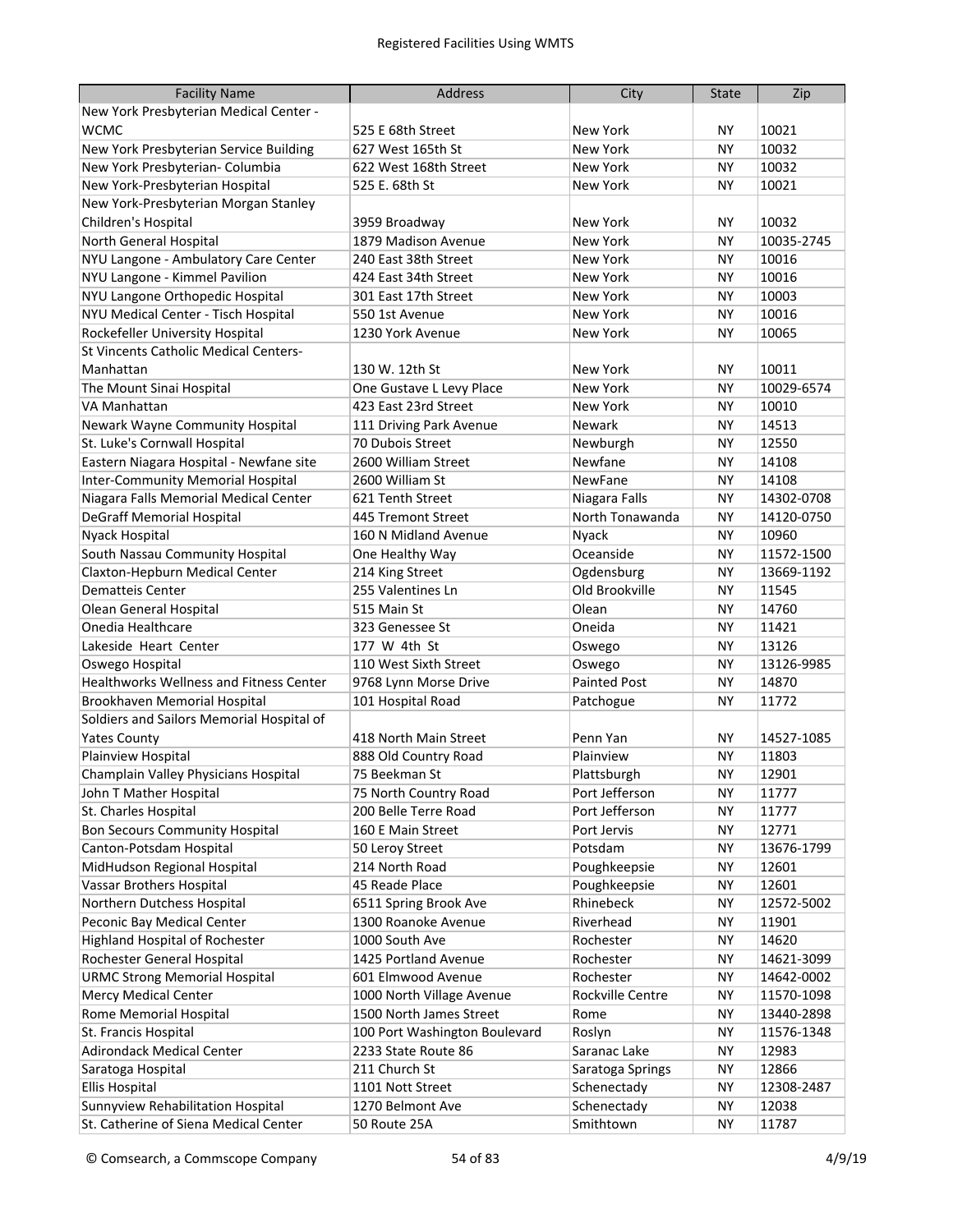| Facility Name | Address | City | State | Zip |
|---|---|---|---|---|
| New York Presbyterian Medical Center - WCMC | 525 E 68th Street | New York | NY | 10021 |
| New York Presbyterian Service Building | 627 West 165th St | New York | NY | 10032 |
| New York Presbyterian- Columbia | 622 West 168th Street | New York | NY | 10032 |
| New York-Presbyterian Hospital | 525 E. 68th St | New York | NY | 10021 |
| New York-Presbyterian Morgan Stanley Children's Hospital | 3959 Broadway | New York | NY | 10032 |
| North General Hospital | 1879 Madison Avenue | New York | NY | 10035-2745 |
| NYU Langone - Ambulatory Care Center | 240 East 38th Street | New York | NY | 10016 |
| NYU Langone - Kimmel Pavilion | 424 East 34th Street | New York | NY | 10016 |
| NYU Langone Orthopedic Hospital | 301 East 17th Street | New York | NY | 10003 |
| NYU Medical Center - Tisch Hospital | 550 1st Avenue | New York | NY | 10016 |
| Rockefeller University Hospital | 1230 York Avenue | New York | NY | 10065 |
| St Vincents Catholic Medical Centers-Manhattan | 130 W. 12th St | New York | NY | 10011 |
| The Mount Sinai Hospital | One Gustave L Levy Place | New York | NY | 10029-6574 |
| VA Manhattan | 423 East 23rd Street | New York | NY | 10010 |
| Newark Wayne Community Hospital | 111 Driving Park Avenue | Newark | NY | 14513 |
| St. Luke's Cornwall Hospital | 70 Dubois Street | Newburgh | NY | 12550 |
| Eastern Niagara Hospital - Newfane site | 2600 William Street | Newfane | NY | 14108 |
| Inter-Community Memorial Hospital | 2600 William St | NewFane | NY | 14108 |
| Niagara Falls Memorial Medical Center | 621 Tenth Street | Niagara Falls | NY | 14302-0708 |
| DeGraff Memorial Hospital | 445 Tremont Street | North Tonawanda | NY | 14120-0750 |
| Nyack Hospital | 160 N Midland Avenue | Nyack | NY | 10960 |
| South Nassau Community Hospital | One Healthy Way | Oceanside | NY | 11572-1500 |
| Claxton-Hepburn Medical Center | 214 King Street | Ogdensburg | NY | 13669-1192 |
| Dematteis Center | 255 Valentines Ln | Old Brookville | NY | 11545 |
| Olean General Hospital | 515 Main St | Olean | NY | 14760 |
| Onedia Healthcare | 323 Genessee St | Oneida | NY | 11421 |
| Lakeside Heart Center | 177 W 4th St | Oswego | NY | 13126 |
| Oswego Hospital | 110 West Sixth Street | Oswego | NY | 13126-9985 |
| Healthworks Wellness and Fitness Center | 9768 Lynn Morse Drive | Painted Post | NY | 14870 |
| Brookhaven Memorial Hospital | 101 Hospital Road | Patchogue | NY | 11772 |
| Soldiers and Sailors Memorial Hospital of Yates County | 418 North Main Street | Penn Yan | NY | 14527-1085 |
| Plainview Hospital | 888 Old Country Road | Plainview | NY | 11803 |
| Champlain Valley Physicians Hospital | 75 Beekman St | Plattsburgh | NY | 12901 |
| John T Mather Hospital | 75 North Country Road | Port Jefferson | NY | 11777 |
| St. Charles Hospital | 200 Belle Terre Road | Port Jefferson | NY | 11777 |
| Bon Secours Community Hospital | 160 E Main Street | Port Jervis | NY | 12771 |
| Canton-Potsdam Hospital | 50 Leroy Street | Potsdam | NY | 13676-1799 |
| MidHudson Regional Hospital | 214 North Road | Poughkeepsie | NY | 12601 |
| Vassar Brothers Hospital | 45 Reade Place | Poughkeepsie | NY | 12601 |
| Northern Dutchess Hospital | 6511 Spring Brook Ave | Rhinebeck | NY | 12572-5002 |
| Peconic Bay Medical Center | 1300 Roanoke Avenue | Riverhead | NY | 11901 |
| Highland Hospital of Rochester | 1000 South Ave | Rochester | NY | 14620 |
| Rochester General Hospital | 1425 Portland Avenue | Rochester | NY | 14621-3099 |
| URMC Strong Memorial Hospital | 601 Elmwood Avenue | Rochester | NY | 14642-0002 |
| Mercy Medical Center | 1000 North Village Avenue | Rockville Centre | NY | 11570-1098 |
| Rome Memorial Hospital | 1500 North James Street | Rome | NY | 13440-2898 |
| St. Francis Hospital | 100 Port Washington Boulevard | Roslyn | NY | 11576-1348 |
| Adirondack Medical Center | 2233 State Route 86 | Saranac Lake | NY | 12983 |
| Saratoga Hospital | 211 Church St | Saratoga Springs | NY | 12866 |
| Ellis Hospital | 1101 Nott Street | Schenectady | NY | 12308-2487 |
| Sunnyview Rehabilitation Hospital | 1270 Belmont Ave | Schenectady | NY | 12038 |
| St. Catherine of Siena Medical Center | 50 Route 25A | Smithtown | NY | 11787 |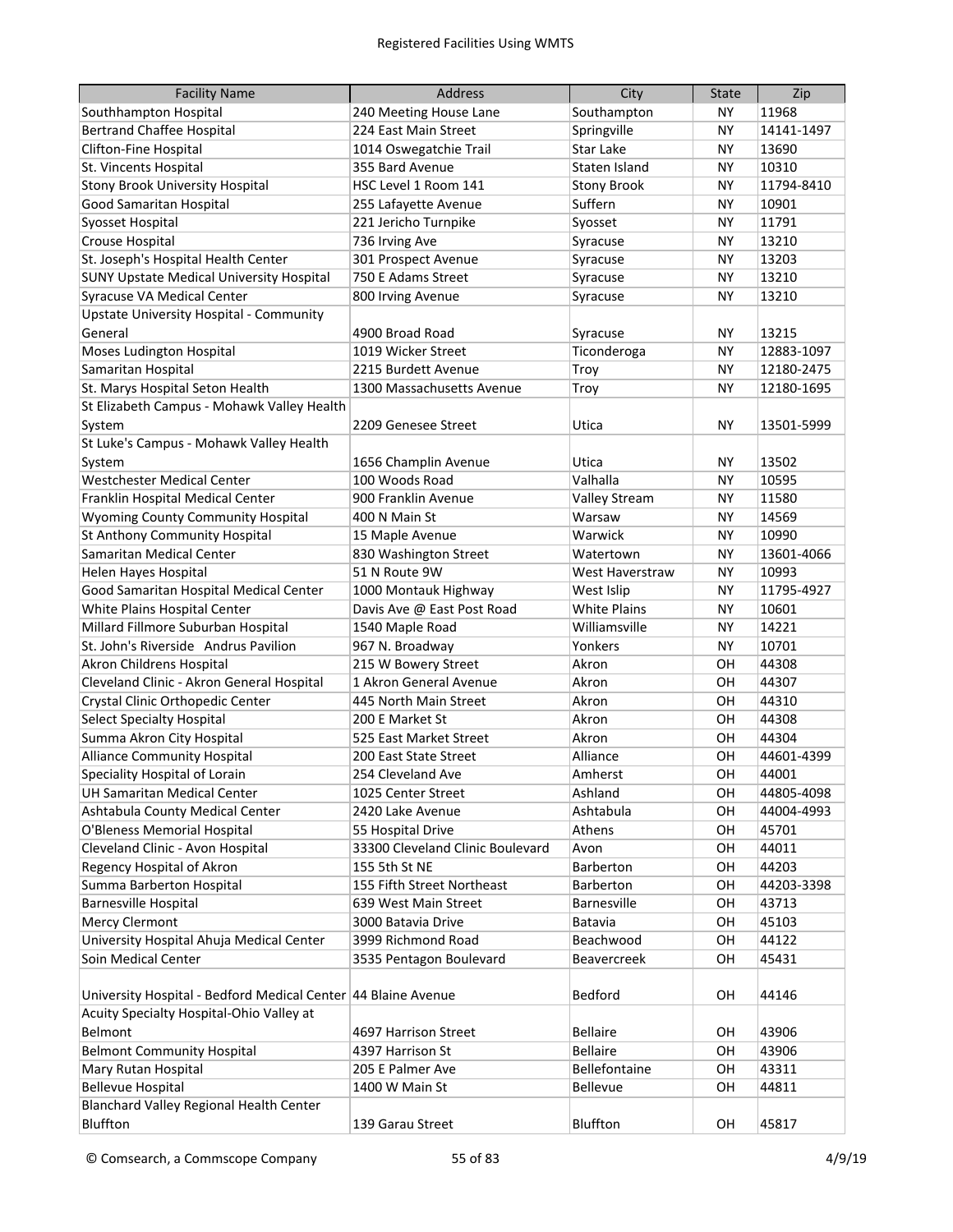Registered Facilities Using WMTS

| Facility Name | Address | City | State | Zip |
| --- | --- | --- | --- | --- |
| Southhampton Hospital | 240 Meeting House Lane | Southampton | NY | 11968 |
| Bertrand Chaffee Hospital | 224 East Main Street | Springville | NY | 14141-1497 |
| Clifton-Fine Hospital | 1014 Oswegatchie Trail | Star Lake | NY | 13690 |
| St. Vincents Hospital | 355 Bard Avenue | Staten Island | NY | 10310 |
| Stony Brook University Hospital | HSC Level 1 Room 141 | Stony Brook | NY | 11794-8410 |
| Good Samaritan Hospital | 255 Lafayette Avenue | Suffern | NY | 10901 |
| Syosset Hospital | 221 Jericho Turnpike | Syosset | NY | 11791 |
| Crouse Hospital | 736 Irving Ave | Syracuse | NY | 13210 |
| St. Joseph's Hospital Health Center | 301 Prospect Avenue | Syracuse | NY | 13203 |
| SUNY Upstate Medical University Hospital | 750 E Adams Street | Syracuse | NY | 13210 |
| Syracuse VA Medical Center | 800 Irving Avenue | Syracuse | NY | 13210 |
| Upstate University Hospital - Community General | 4900 Broad Road | Syracuse | NY | 13215 |
| Moses Ludington Hospital | 1019 Wicker Street | Ticonderoga | NY | 12883-1097 |
| Samaritan Hospital | 2215 Burdett Avenue | Troy | NY | 12180-2475 |
| St. Marys Hospital Seton Health | 1300 Massachusetts Avenue | Troy | NY | 12180-1695 |
| St Elizabeth Campus - Mohawk Valley Health System | 2209 Genesee Street | Utica | NY | 13501-5999 |
| St Luke's Campus - Mohawk Valley Health System | 1656 Champlin Avenue | Utica | NY | 13502 |
| Westchester Medical Center | 100 Woods Road | Valhalla | NY | 10595 |
| Franklin Hospital Medical Center | 900 Franklin Avenue | Valley Stream | NY | 11580 |
| Wyoming County Community Hospital | 400 N Main St | Warsaw | NY | 14569 |
| St Anthony Community Hospital | 15 Maple Avenue | Warwick | NY | 10990 |
| Samaritan Medical Center | 830 Washington Street | Watertown | NY | 13601-4066 |
| Helen Hayes Hospital | 51 N Route 9W | West Haverstraw | NY | 10993 |
| Good Samaritan Hospital Medical Center | 1000 Montauk Highway | West Islip | NY | 11795-4927 |
| White Plains Hospital Center | Davis Ave @ East Post Road | White Plains | NY | 10601 |
| Millard Fillmore Suburban Hospital | 1540 Maple Road | Williamsville | NY | 14221 |
| St. John's Riverside Andrus Pavilion | 967 N. Broadway | Yonkers | NY | 10701 |
| Akron Childrens Hospital | 215 W Bowery Street | Akron | OH | 44308 |
| Cleveland Clinic - Akron General Hospital | 1 Akron General Avenue | Akron | OH | 44307 |
| Crystal Clinic Orthopedic Center | 445 North Main Street | Akron | OH | 44310 |
| Select Specialty Hospital | 200 E Market St | Akron | OH | 44308 |
| Summa Akron City Hospital | 525 East Market Street | Akron | OH | 44304 |
| Alliance Community Hospital | 200 East State Street | Alliance | OH | 44601-4399 |
| Speciality Hospital of Lorain | 254 Cleveland Ave | Amherst | OH | 44001 |
| UH Samaritan Medical Center | 1025 Center Street | Ashland | OH | 44805-4098 |
| Ashtabula County Medical Center | 2420 Lake Avenue | Ashtabula | OH | 44004-4993 |
| O'Bleness Memorial Hospital | 55 Hospital Drive | Athens | OH | 45701 |
| Cleveland Clinic - Avon Hospital | 33300 Cleveland Clinic Boulevard | Avon | OH | 44011 |
| Regency Hospital of Akron | 155 5th St NE | Barberton | OH | 44203 |
| Summa Barberton Hospital | 155 Fifth Street Northeast | Barberton | OH | 44203-3398 |
| Barnesville Hospital | 639 West Main Street | Barnesville | OH | 43713 |
| Mercy Clermont | 3000 Batavia Drive | Batavia | OH | 45103 |
| University Hospital Ahuja Medical Center | 3999 Richmond Road | Beachwood | OH | 44122 |
| Soin Medical Center | 3535 Pentagon Boulevard | Beavercreek | OH | 45431 |
| University Hospital - Bedford Medical Center | 44 Blaine Avenue | Bedford | OH | 44146 |
| Acuity Specialty Hospital-Ohio Valley at Belmont | 4697 Harrison Street | Bellaire | OH | 43906 |
| Belmont Community Hospital | 4397 Harrison St | Bellaire | OH | 43906 |
| Mary Rutan Hospital | 205 E Palmer Ave | Bellefontaine | OH | 43311 |
| Bellevue Hospital | 1400 W Main St | Bellevue | OH | 44811 |
| Blanchard Valley Regional Health Center Bluffton | 139 Garau Street | Bluffton | OH | 45817 |

© Comsearch, a Commscope Company — 4/9/19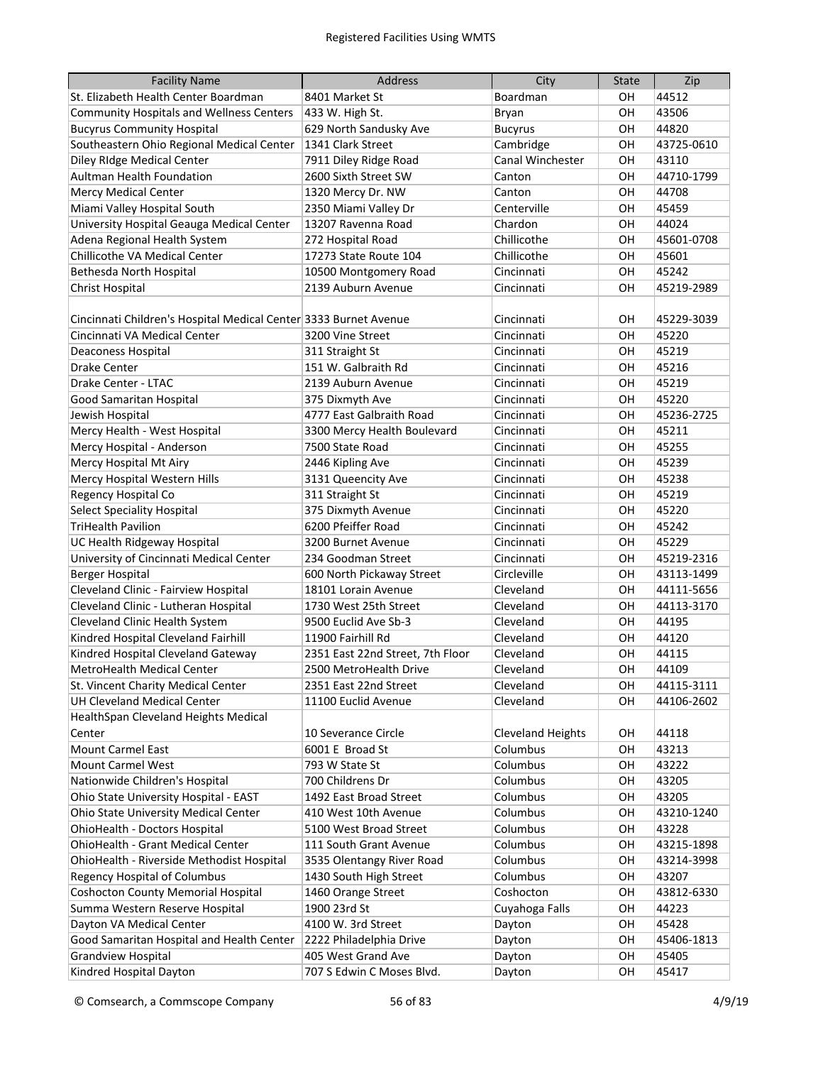| Facility Name | Address | City | State | Zip |
|---|---|---|---|---|
| St. Elizabeth Health Center Boardman | 8401 Market St | Boardman | OH | 44512 |
| Community Hospitals and Wellness Centers | 433 W. High St. | Bryan | OH | 43506 |
| Bucyrus Community Hospital | 629 North Sandusky Ave | Bucyrus | OH | 44820 |
| Southeastern Ohio Regional Medical Center | 1341 Clark Street | Cambridge | OH | 43725-0610 |
| Diley RIdge Medical Center | 7911 Diley Ridge Road | Canal Winchester | OH | 43110 |
| Aultman Health Foundation | 2600 Sixth Street SW | Canton | OH | 44710-1799 |
| Mercy Medical Center | 1320 Mercy Dr. NW | Canton | OH | 44708 |
| Miami Valley Hospital South | 2350 Miami Valley Dr | Centerville | OH | 45459 |
| University Hospital Geauga Medical Center | 13207 Ravenna Road | Chardon | OH | 44024 |
| Adena Regional Health System | 272 Hospital Road | Chillicothe | OH | 45601-0708 |
| Chillicothe VA Medical Center | 17273 State Route 104 | Chillicothe | OH | 45601 |
| Bethesda North Hospital | 10500 Montgomery Road | Cincinnati | OH | 45242 |
| Christ Hospital | 2139 Auburn Avenue | Cincinnati | OH | 45219-2989 |
| Cincinnati Children's Hospital Medical Center | 3333 Burnet Avenue | Cincinnati | OH | 45229-3039 |
| Cincinnati VA Medical Center | 3200 Vine Street | Cincinnati | OH | 45220 |
| Deaconess Hospital | 311 Straight St | Cincinnati | OH | 45219 |
| Drake Center | 151 W. Galbraith Rd | Cincinnati | OH | 45216 |
| Drake Center - LTAC | 2139 Auburn Avenue | Cincinnati | OH | 45219 |
| Good Samaritan Hospital | 375 Dixmyth Ave | Cincinnati | OH | 45220 |
| Jewish Hospital | 4777 East Galbraith Road | Cincinnati | OH | 45236-2725 |
| Mercy Health - West Hospital | 3300 Mercy Health Boulevard | Cincinnati | OH | 45211 |
| Mercy Hospital - Anderson | 7500 State Road | Cincinnati | OH | 45255 |
| Mercy Hospital Mt Airy | 2446 Kipling Ave | Cincinnati | OH | 45239 |
| Mercy Hospital Western Hills | 3131 Queencity Ave | Cincinnati | OH | 45238 |
| Regency Hospital Co | 311 Straight St | Cincinnati | OH | 45219 |
| Select Speciality Hospital | 375 Dixmyth Avenue | Cincinnati | OH | 45220 |
| TriHealth Pavilion | 6200 Pfeiffer Road | Cincinnati | OH | 45242 |
| UC Health Ridgeway Hospital | 3200 Burnet Avenue | Cincinnati | OH | 45229 |
| University of Cincinnati Medical Center | 234 Goodman Street | Cincinnati | OH | 45219-2316 |
| Berger Hospital | 600 North Pickaway Street | Circleville | OH | 43113-1499 |
| Cleveland Clinic - Fairview Hospital | 18101 Lorain Avenue | Cleveland | OH | 44111-5656 |
| Cleveland Clinic - Lutheran Hospital | 1730 West 25th Street | Cleveland | OH | 44113-3170 |
| Cleveland Clinic Health System | 9500 Euclid Ave Sb-3 | Cleveland | OH | 44195 |
| Kindred Hospital Cleveland Fairhill | 11900 Fairhill Rd | Cleveland | OH | 44120 |
| Kindred Hospital Cleveland Gateway | 2351 East 22nd Street, 7th Floor | Cleveland | OH | 44115 |
| MetroHealth Medical Center | 2500 MetroHealth Drive | Cleveland | OH | 44109 |
| St. Vincent Charity Medical Center | 2351 East 22nd Street | Cleveland | OH | 44115-3111 |
| UH Cleveland Medical Center | 11100 Euclid Avenue | Cleveland | OH | 44106-2602 |
| HealthSpan Cleveland Heights Medical Center | 10 Severance Circle | Cleveland Heights | OH | 44118 |
| Mount Carmel East | 6001 E Broad St | Columbus | OH | 43213 |
| Mount Carmel West | 793 W State St | Columbus | OH | 43222 |
| Nationwide Children's Hospital | 700 Childrens Dr | Columbus | OH | 43205 |
| Ohio State University Hospital - EAST | 1492 East Broad Street | Columbus | OH | 43205 |
| Ohio State University Medical Center | 410 West 10th Avenue | Columbus | OH | 43210-1240 |
| OhioHealth - Doctors Hospital | 5100 West Broad Street | Columbus | OH | 43228 |
| OhioHealth - Grant Medical Center | 111 South Grant Avenue | Columbus | OH | 43215-1898 |
| OhioHealth - Riverside Methodist Hospital | 3535 Olentangy River Road | Columbus | OH | 43214-3998 |
| Regency Hospital of Columbus | 1430 South High Street | Columbus | OH | 43207 |
| Coshocton County Memorial Hospital | 1460 Orange Street | Coshocton | OH | 43812-6330 |
| Summa Western Reserve Hospital | 1900 23rd St | Cuyahoga Falls | OH | 44223 |
| Dayton VA Medical Center | 4100 W. 3rd Street | Dayton | OH | 45428 |
| Good Samaritan Hospital and Health Center | 2222 Philadelphia Drive | Dayton | OH | 45406-1813 |
| Grandview Hospital | 405 West Grand Ave | Dayton | OH | 45405 |
| Kindred Hospital Dayton | 707 S Edwin C Moses Blvd. | Dayton | OH | 45417 |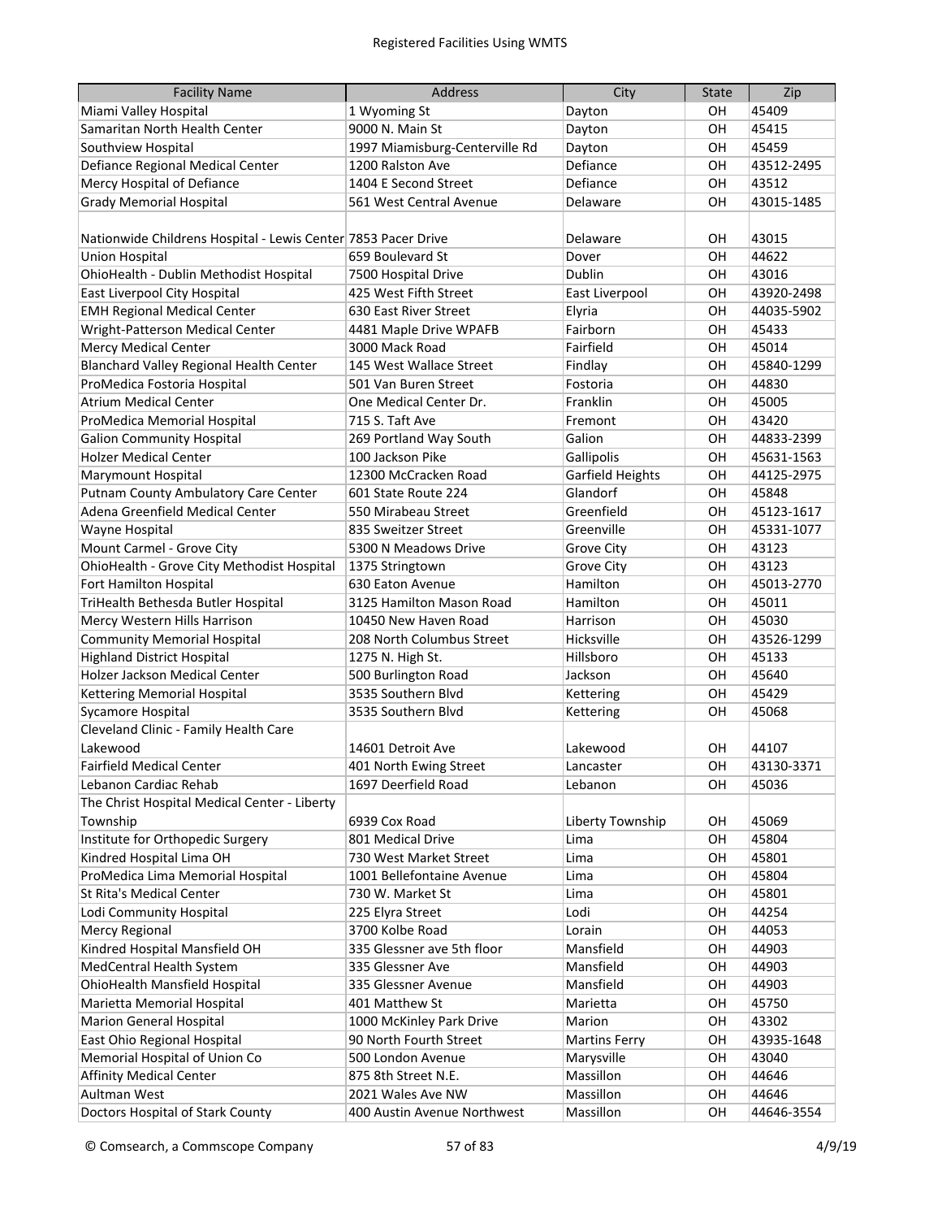| Facility Name | Address | City | State | Zip |
|---|---|---|---|---|
| Miami Valley Hospital | 1 Wyoming St | Dayton | OH | 45409 |
| Samaritan North Health Center | 9000 N. Main St | Dayton | OH | 45415 |
| Southview Hospital | 1997 Miamisburg-Centerville Rd | Dayton | OH | 45459 |
| Defiance Regional Medical Center | 1200 Ralston Ave | Defiance | OH | 43512-2495 |
| Mercy Hospital of Defiance | 1404 E Second Street | Defiance | OH | 43512 |
| Grady Memorial Hospital | 561 West Central Avenue | Delaware | OH | 43015-1485 |
| Nationwide Childrens Hospital - Lewis Center | 7853 Pacer Drive | Delaware | OH | 43015 |
| Union Hospital | 659 Boulevard St | Dover | OH | 44622 |
| OhioHealth - Dublin Methodist Hospital | 7500 Hospital Drive | Dublin | OH | 43016 |
| East Liverpool City Hospital | 425 West Fifth Street | East Liverpool | OH | 43920-2498 |
| EMH Regional Medical Center | 630 East River Street | Elyria | OH | 44035-5902 |
| Wright-Patterson Medical Center | 4481 Maple Drive WPAFB | Fairborn | OH | 45433 |
| Mercy Medical Center | 3000 Mack Road | Fairfield | OH | 45014 |
| Blanchard Valley Regional Health Center | 145 West Wallace Street | Findlay | OH | 45840-1299 |
| ProMedica Fostoria Hospital | 501 Van Buren Street | Fostoria | OH | 44830 |
| Atrium Medical Center | One Medical Center Dr. | Franklin | OH | 45005 |
| ProMedica Memorial Hospital | 715 S. Taft Ave | Fremont | OH | 43420 |
| Galion Community Hospital | 269 Portland Way South | Galion | OH | 44833-2399 |
| Holzer Medical Center | 100 Jackson Pike | Gallipolis | OH | 45631-1563 |
| Marymount Hospital | 12300 McCracken Road | Garfield Heights | OH | 44125-2975 |
| Putnam County Ambulatory Care Center | 601 State Route 224 | Glandorf | OH | 45848 |
| Adena Greenfield Medical Center | 550 Mirabeau Street | Greenfield | OH | 45123-1617 |
| Wayne Hospital | 835 Sweitzer Street | Greenville | OH | 45331-1077 |
| Mount Carmel - Grove City | 5300 N Meadows Drive | Grove City | OH | 43123 |
| OhioHealth - Grove City Methodist Hospital | 1375 Stringtown | Grove City | OH | 43123 |
| Fort Hamilton Hospital | 630 Eaton Avenue | Hamilton | OH | 45013-2770 |
| TriHealth Bethesda Butler Hospital | 3125 Hamilton Mason Road | Hamilton | OH | 45011 |
| Mercy Western Hills Harrison | 10450 New Haven Road | Harrison | OH | 45030 |
| Community Memorial Hospital | 208 North Columbus Street | Hicksville | OH | 43526-1299 |
| Highland District Hospital | 1275 N. High St. | Hillsboro | OH | 45133 |
| Holzer Jackson Medical Center | 500 Burlington Road | Jackson | OH | 45640 |
| Kettering Memorial Hospital | 3535 Southern Blvd | Kettering | OH | 45429 |
| Sycamore Hospital | 3535 Southern Blvd | Kettering | OH | 45068 |
| Cleveland Clinic - Family Health Care Lakewood | 14601 Detroit Ave | Lakewood | OH | 44107 |
| Fairfield Medical Center | 401 North Ewing Street | Lancaster | OH | 43130-3371 |
| Lebanon Cardiac Rehab | 1697 Deerfield Road | Lebanon | OH | 45036 |
| The Christ Hospital Medical Center - Liberty Township | 6939 Cox Road | Liberty Township | OH | 45069 |
| Institute for Orthopedic Surgery | 801 Medical Drive | Lima | OH | 45804 |
| Kindred Hospital Lima OH | 730 West Market Street | Lima | OH | 45801 |
| ProMedica Lima Memorial Hospital | 1001 Bellefontaine Avenue | Lima | OH | 45804 |
| St Rita's Medical Center | 730 W. Market St | Lima | OH | 45801 |
| Lodi Community Hospital | 225 Elyra Street | Lodi | OH | 44254 |
| Mercy Regional | 3700 Kolbe Road | Lorain | OH | 44053 |
| Kindred Hospital Mansfield OH | 335 Glessner ave 5th floor | Mansfield | OH | 44903 |
| MedCentral Health System | 335 Glessner Ave | Mansfield | OH | 44903 |
| OhioHealth Mansfield Hospital | 335 Glessner Avenue | Mansfield | OH | 44903 |
| Marietta Memorial Hospital | 401 Matthew St | Marietta | OH | 45750 |
| Marion General Hospital | 1000 McKinley Park Drive | Marion | OH | 43302 |
| East Ohio Regional Hospital | 90 North Fourth Street | Martins Ferry | OH | 43935-1648 |
| Memorial Hospital of Union Co | 500 London Avenue | Marysville | OH | 43040 |
| Affinity Medical Center | 875 8th Street N.E. | Massillon | OH | 44646 |
| Aultman West | 2021 Wales Ave NW | Massillon | OH | 44646 |
| Doctors Hospital of Stark County | 400 Austin Avenue Northwest | Massillon | OH | 44646-3554 |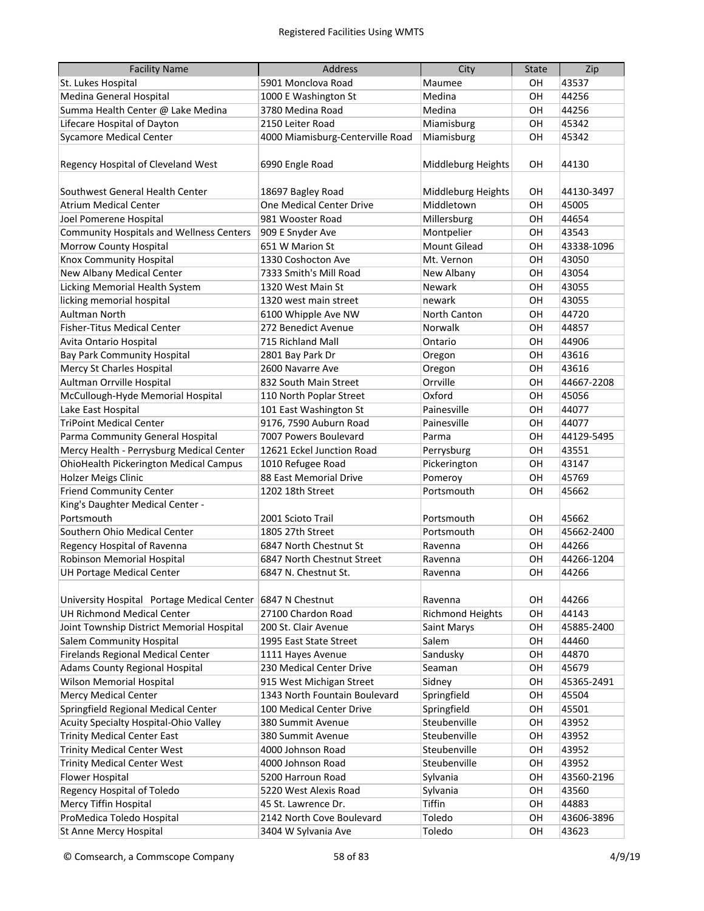# Registered Facilities Using WMTS

| Facility Name | Address | City | State | Zip |
|---|---|---|---|---|
| St. Lukes Hospital | 5901 Monclova Road | Maumee | OH | 43537 |
| Medina General Hospital | 1000 E Washington St | Medina | OH | 44256 |
| Summa Health Center @ Lake Medina | 3780 Medina Road | Medina | OH | 44256 |
| Lifecare Hospital of Dayton | 2150 Leiter Road | Miamisburg | OH | 45342 |
| Sycamore Medical Center | 4000 Miamisburg-Centerville Road | Miamisburg | OH | 45342 |
| Regency Hospital of Cleveland West | 6990 Engle Road | Middleburg Heights | OH | 44130 |
| Southwest General Health Center | 18697 Bagley Road | Middleburg Heights | OH | 44130-3497 |
| Atrium Medical Center | One Medical Center Drive | Middletown | OH | 45005 |
| Joel Pomerene Hospital | 981 Wooster Road | Millersburg | OH | 44654 |
| Community Hospitals and Wellness Centers | 909 E Snyder Ave | Montpelier | OH | 43543 |
| Morrow County Hospital | 651 W Marion St | Mount Gilead | OH | 43338-1096 |
| Knox Community Hospital | 1330 Coshocton Ave | Mt. Vernon | OH | 43050 |
| New Albany Medical Center | 7333 Smith's Mill Road | New Albany | OH | 43054 |
| Licking Memorial Health System | 1320 West Main St | Newark | OH | 43055 |
| licking memorial hospital | 1320 west main street | newark | OH | 43055 |
| Aultman North | 6100 Whipple Ave NW | North Canton | OH | 44720 |
| Fisher-Titus Medical Center | 272 Benedict Avenue | Norwalk | OH | 44857 |
| Avita Ontario Hospital | 715 Richland Mall | Ontario | OH | 44906 |
| Bay Park Community Hospital | 2801 Bay Park Dr | Oregon | OH | 43616 |
| Mercy St Charles Hospital | 2600 Navarre Ave | Oregon | OH | 43616 |
| Aultman Orrville Hospital | 832 South Main Street | Orrville | OH | 44667-2208 |
| McCullough-Hyde Memorial Hospital | 110 North Poplar Street | Oxford | OH | 45056 |
| Lake East Hospital | 101 East Washington St | Painesville | OH | 44077 |
| TriPoint Medical Center | 9176, 7590 Auburn Road | Painesville | OH | 44077 |
| Parma Community General Hospital | 7007 Powers Boulevard | Parma | OH | 44129-5495 |
| Mercy Health - Perrysburg Medical Center | 12621 Eckel Junction Road | Perrysburg | OH | 43551 |
| OhioHealth Pickerington Medical Campus | 1010 Refugee Road | Pickerington | OH | 43147 |
| Holzer Meigs Clinic | 88 East Memorial Drive | Pomeroy | OH | 45769 |
| Friend Community Center | 1202 18th Street | Portsmouth | OH | 45662 |
| King's Daughter Medical Center - Portsmouth | 2001 Scioto Trail | Portsmouth | OH | 45662 |
| Southern Ohio Medical Center | 1805 27th Street | Portsmouth | OH | 45662-2400 |
| Regency Hospital of Ravenna | 6847 North Chestnut St | Ravenna | OH | 44266 |
| Robinson Memorial Hospital | 6847 North Chestnut Street | Ravenna | OH | 44266-1204 |
| UH Portage Medical Center | 6847 N. Chestnut St. | Ravenna | OH | 44266 |
| University Hospital Portage Medical Center | 6847 N Chestnut | Ravenna | OH | 44266 |
| UH Richmond Medical Center | 27100 Chardon Road | Richmond Heights | OH | 44143 |
| Joint Township District Memorial Hospital | 200 St. Clair Avenue | Saint Marys | OH | 45885-2400 |
| Salem Community Hospital | 1995 East State Street | Salem | OH | 44460 |
| Firelands Regional Medical Center | 1111 Hayes Avenue | Sandusky | OH | 44870 |
| Adams County Regional Hospital | 230 Medical Center Drive | Seaman | OH | 45679 |
| Wilson Memorial Hospital | 915 West Michigan Street | Sidney | OH | 45365-2491 |
| Mercy Medical Center | 1343 North Fountain Boulevard | Springfield | OH | 45504 |
| Springfield Regional Medical Center | 100 Medical Center Drive | Springfield | OH | 45501 |
| Acuity Specialty Hospital-Ohio Valley | 380 Summit Avenue | Steubenville | OH | 43952 |
| Trinity Medical Center East | 380 Summit Avenue | Steubenville | OH | 43952 |
| Trinity Medical Center West | 4000 Johnson Road | Steubenville | OH | 43952 |
| Trinity Medical Center West | 4000 Johnson Road | Steubenville | OH | 43952 |
| Flower Hospital | 5200 Harroun Road | Sylvania | OH | 43560-2196 |
| Regency Hospital of Toledo | 5220 West Alexis Road | Sylvania | OH | 43560 |
| Mercy Tiffin Hospital | 45 St. Lawrence Dr. | Tiffin | OH | 44883 |
| ProMedica Toledo Hospital | 2142 North Cove Boulevard | Toledo | OH | 43606-3896 |
| St Anne Mercy Hospital | 3404 W Sylvania Ave | Toledo | OH | 43623 |

© Comsearch, a Commscope Company 4/9/19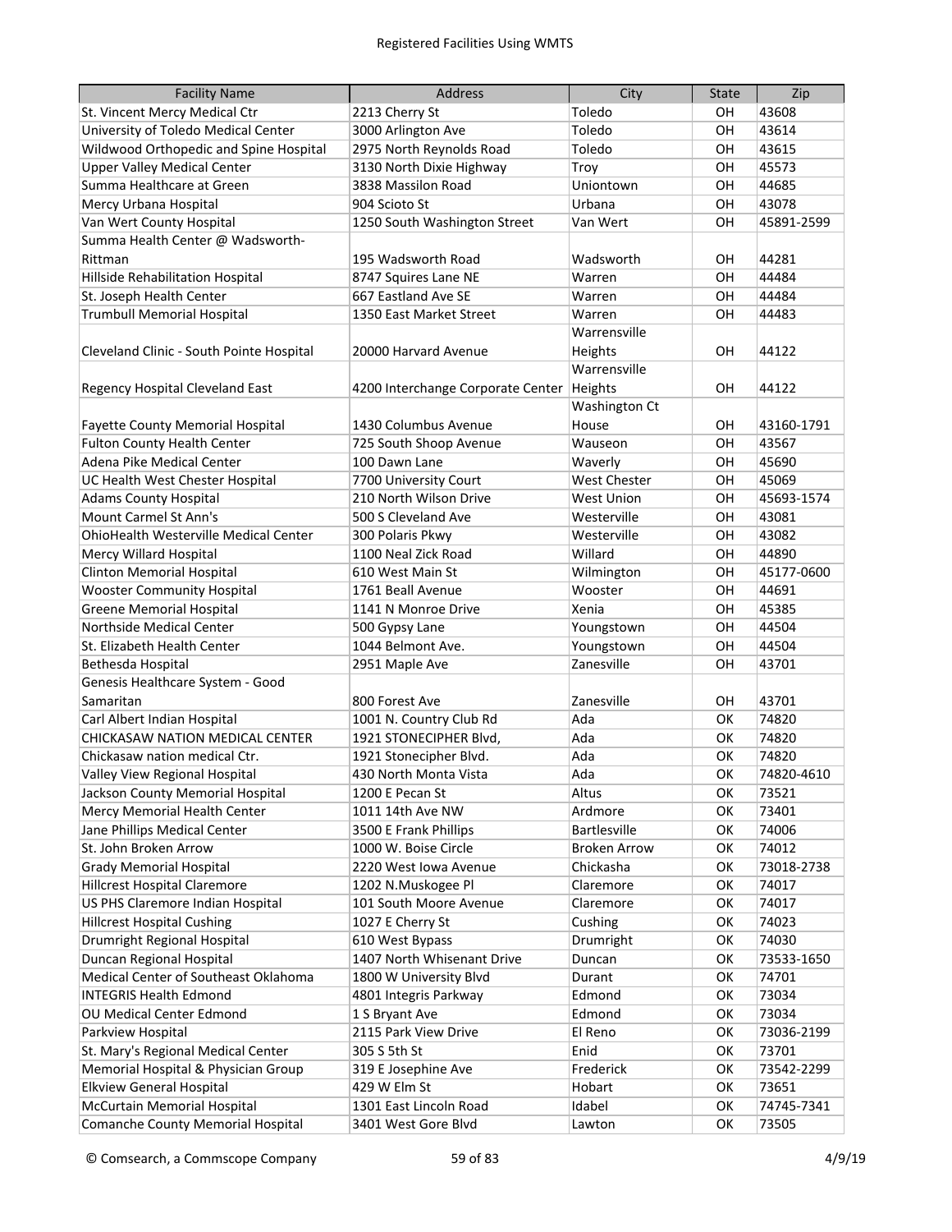Registered Facilities Using WMTS

| Facility Name | Address | City | State | Zip |
|---|---|---|---|---|
| St. Vincent Mercy Medical Ctr | 2213 Cherry St | Toledo | OH | 43608 |
| University of Toledo Medical Center | 3000 Arlington Ave | Toledo | OH | 43614 |
| Wildwood Orthopedic and Spine Hospital | 2975 North Reynolds Road | Toledo | OH | 43615 |
| Upper Valley Medical Center | 3130 North Dixie Highway | Troy | OH | 45573 |
| Summa Healthcare at Green | 3838 Massilon Road | Uniontown | OH | 44685 |
| Mercy Urbana Hospital | 904 Scioto St | Urbana | OH | 43078 |
| Van Wert County Hospital | 1250 South Washington Street | Van Wert | OH | 45891-2599 |
| Summa Health Center @ Wadsworth-Rittman | 195 Wadsworth Road | Wadsworth | OH | 44281 |
| Hillside Rehabilitation Hospital | 8747 Squires Lane NE | Warren | OH | 44484 |
| St. Joseph Health Center | 667 Eastland Ave SE | Warren | OH | 44484 |
| Trumbull Memorial Hospital | 1350 East Market Street | Warren | OH | 44483 |
| Cleveland Clinic - South Pointe Hospital | 20000 Harvard Avenue | Warrensville Heights | OH | 44122 |
| Regency Hospital Cleveland East | 4200 Interchange Corporate Center | Warrensville Heights | OH | 44122 |
| Fayette County Memorial Hospital | 1430 Columbus Avenue | Washington Ct House | OH | 43160-1791 |
| Fulton County Health Center | 725 South Shoop Avenue | Wauseon | OH | 43567 |
| Adena Pike Medical Center | 100 Dawn Lane | Waverly | OH | 45690 |
| UC Health West Chester Hospital | 7700 University Court | West Chester | OH | 45069 |
| Adams County Hospital | 210 North Wilson Drive | West Union | OH | 45693-1574 |
| Mount Carmel St Ann's | 500 S Cleveland Ave | Westerville | OH | 43081 |
| OhioHealth Westerville Medical Center | 300 Polaris Pkwy | Westerville | OH | 43082 |
| Mercy Willard Hospital | 1100 Neal Zick Road | Willard | OH | 44890 |
| Clinton Memorial Hospital | 610 West Main St | Wilmington | OH | 45177-0600 |
| Wooster Community Hospital | 1761 Beall Avenue | Wooster | OH | 44691 |
| Greene Memorial Hospital | 1141 N Monroe Drive | Xenia | OH | 45385 |
| Northside Medical Center | 500 Gypsy Lane | Youngstown | OH | 44504 |
| St. Elizabeth Health Center | 1044 Belmont Ave. | Youngstown | OH | 44504 |
| Bethesda Hospital | 2951 Maple Ave | Zanesville | OH | 43701 |
| Genesis Healthcare System - Good Samaritan | 800 Forest Ave | Zanesville | OH | 43701 |
| Carl Albert Indian Hospital | 1001 N. Country Club Rd | Ada | OK | 74820 |
| CHICKASAW NATION MEDICAL CENTER | 1921 STONECIPHER Blvd, | Ada | OK | 74820 |
| Chickasaw nation medical Ctr. | 1921 Stonecipher Blvd. | Ada | OK | 74820 |
| Valley View Regional Hospital | 430 North Monta Vista | Ada | OK | 74820-4610 |
| Jackson County Memorial Hospital | 1200 E Pecan St | Altus | OK | 73521 |
| Mercy Memorial Health Center | 1011 14th Ave NW | Ardmore | OK | 73401 |
| Jane Phillips Medical Center | 3500 E Frank Phillips | Bartlesville | OK | 74006 |
| St. John Broken Arrow | 1000 W. Boise Circle | Broken Arrow | OK | 74012 |
| Grady Memorial Hospital | 2220 West Iowa Avenue | Chickasha | OK | 73018-2738 |
| Hillcrest Hospital Claremore | 1202 N.Muskogee Pl | Claremore | OK | 74017 |
| US PHS Claremore Indian Hospital | 101 South Moore Avenue | Claremore | OK | 74017 |
| Hillcrest Hospital Cushing | 1027 E Cherry St | Cushing | OK | 74023 |
| Drumright Regional Hospital | 610 West Bypass | Drumright | OK | 74030 |
| Duncan Regional Hospital | 1407 North Whisenant Drive | Duncan | OK | 73533-1650 |
| Medical Center of Southeast Oklahoma | 1800 W University Blvd | Durant | OK | 74701 |
| INTEGRIS Health Edmond | 4801 Integris Parkway | Edmond | OK | 73034 |
| OU Medical Center Edmond | 1 S Bryant Ave | Edmond | OK | 73034 |
| Parkview Hospital | 2115 Park View Drive | El Reno | OK | 73036-2199 |
| St. Mary's Regional Medical Center | 305 S 5th St | Enid | OK | 73701 |
| Memorial Hospital & Physician Group | 319 E Josephine Ave | Frederick | OK | 73542-2299 |
| Elkview General Hospital | 429 W Elm St | Hobart | OK | 73651 |
| McCurtain Memorial Hospital | 1301 East Lincoln Road | Idabel | OK | 74745-7341 |
| Comanche County Memorial Hospital | 3401 West Gore Blvd | Lawton | OK | 73505 |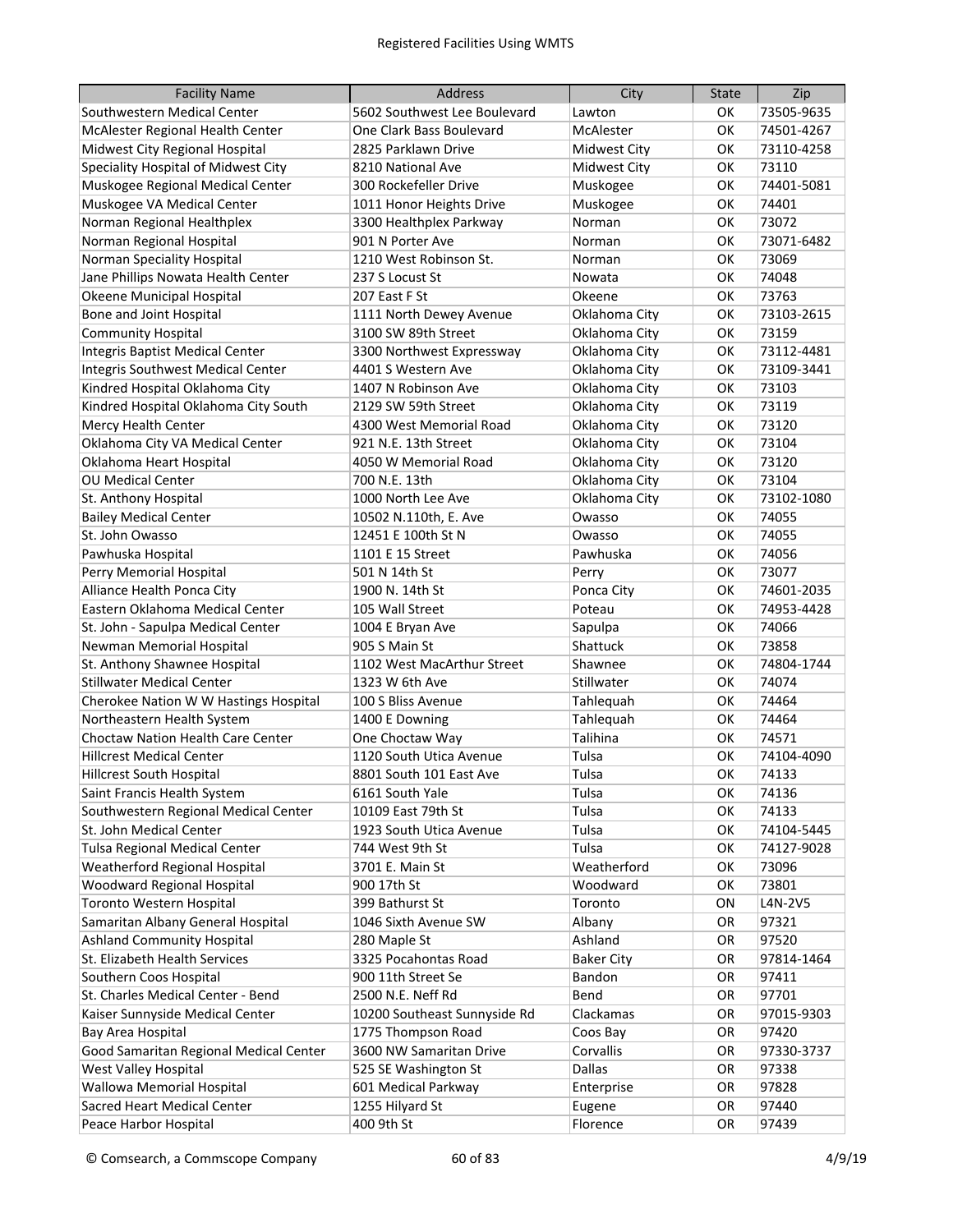| Facility Name | Address | City | State | Zip |
|---|---|---|---|---|
| Southwestern Medical Center | 5602 Southwest Lee Boulevard | Lawton | OK | 73505-9635 |
| McAlester Regional Health Center | One Clark Bass Boulevard | McAlester | OK | 74501-4267 |
| Midwest City Regional Hospital | 2825 Parklawn Drive | Midwest City | OK | 73110-4258 |
| Speciality Hospital of Midwest City | 8210 National Ave | Midwest City | OK | 73110 |
| Muskogee Regional Medical Center | 300 Rockefeller Drive | Muskogee | OK | 74401-5081 |
| Muskogee VA Medical Center | 1011 Honor Heights Drive | Muskogee | OK | 74401 |
| Norman Regional Healthplex | 3300 Healthplex Parkway | Norman | OK | 73072 |
| Norman Regional Hospital | 901 N Porter Ave | Norman | OK | 73071-6482 |
| Norman Speciality Hospital | 1210 West Robinson St. | Norman | OK | 73069 |
| Jane Phillips Nowata Health Center | 237 S Locust St | Nowata | OK | 74048 |
| Okeene Municipal Hospital | 207 East F St | Okeene | OK | 73763 |
| Bone and Joint Hospital | 1111 North Dewey Avenue | Oklahoma City | OK | 73103-2615 |
| Community Hospital | 3100 SW 89th Street | Oklahoma City | OK | 73159 |
| Integris Baptist Medical Center | 3300 Northwest Expressway | Oklahoma City | OK | 73112-4481 |
| Integris Southwest Medical Center | 4401 S Western Ave | Oklahoma City | OK | 73109-3441 |
| Kindred Hospital Oklahoma City | 1407 N Robinson Ave | Oklahoma City | OK | 73103 |
| Kindred Hospital Oklahoma City South | 2129 SW 59th Street | Oklahoma City | OK | 73119 |
| Mercy Health Center | 4300 West Memorial Road | Oklahoma City | OK | 73120 |
| Oklahoma City VA Medical Center | 921 N.E. 13th Street | Oklahoma City | OK | 73104 |
| Oklahoma Heart Hospital | 4050 W Memorial Road | Oklahoma City | OK | 73120 |
| OU Medical Center | 700 N.E. 13th | Oklahoma City | OK | 73104 |
| St. Anthony Hospital | 1000 North Lee Ave | Oklahoma City | OK | 73102-1080 |
| Bailey Medical Center | 10502 N.110th, E. Ave | Owasso | OK | 74055 |
| St. John Owasso | 12451 E 100th St N | Owasso | OK | 74055 |
| Pawhuska Hospital | 1101 E 15 Street | Pawhuska | OK | 74056 |
| Perry Memorial Hospital | 501 N 14th St | Perry | OK | 73077 |
| Alliance Health Ponca City | 1900 N. 14th St | Ponca City | OK | 74601-2035 |
| Eastern Oklahoma Medical Center | 105 Wall Street | Poteau | OK | 74953-4428 |
| St. John - Sapulpa Medical Center | 1004 E Bryan Ave | Sapulpa | OK | 74066 |
| Newman Memorial Hospital | 905 S Main St | Shattuck | OK | 73858 |
| St. Anthony Shawnee Hospital | 1102 West MacArthur Street | Shawnee | OK | 74804-1744 |
| Stillwater Medical Center | 1323 W 6th Ave | Stillwater | OK | 74074 |
| Cherokee Nation W W Hastings Hospital | 100 S Bliss Avenue | Tahlequah | OK | 74464 |
| Northeastern Health System | 1400 E Downing | Tahlequah | OK | 74464 |
| Choctaw Nation Health Care Center | One Choctaw Way | Talihina | OK | 74571 |
| Hillcrest Medical Center | 1120 South Utica Avenue | Tulsa | OK | 74104-4090 |
| Hillcrest South Hospital | 8801 South 101 East Ave | Tulsa | OK | 74133 |
| Saint Francis Health System | 6161 South Yale | Tulsa | OK | 74136 |
| Southwestern Regional Medical Center | 10109 East 79th St | Tulsa | OK | 74133 |
| St. John Medical Center | 1923 South Utica Avenue | Tulsa | OK | 74104-5445 |
| Tulsa Regional Medical Center | 744 West 9th St | Tulsa | OK | 74127-9028 |
| Weatherford Regional Hospital | 3701 E. Main St | Weatherford | OK | 73096 |
| Woodward Regional Hospital | 900 17th St | Woodward | OK | 73801 |
| Toronto Western Hospital | 399 Bathurst St | Toronto | ON | L4N-2V5 |
| Samaritan Albany General Hospital | 1046 Sixth Avenue SW | Albany | OR | 97321 |
| Ashland Community Hospital | 280 Maple St | Ashland | OR | 97520 |
| St. Elizabeth Health Services | 3325 Pocahontas Road | Baker City | OR | 97814-1464 |
| Southern Coos Hospital | 900 11th Street Se | Bandon | OR | 97411 |
| St. Charles Medical Center - Bend | 2500 N.E. Neff Rd | Bend | OR | 97701 |
| Kaiser Sunnyside Medical Center | 10200 Southeast Sunnyside Rd | Clackamas | OR | 97015-9303 |
| Bay Area Hospital | 1775 Thompson Road | Coos Bay | OR | 97420 |
| Good Samaritan Regional Medical Center | 3600 NW Samaritan Drive | Corvallis | OR | 97330-3737 |
| West Valley Hospital | 525 SE Washington St | Dallas | OR | 97338 |
| Wallowa Memorial Hospital | 601 Medical Parkway | Enterprise | OR | 97828 |
| Sacred Heart Medical Center | 1255 Hilyard St | Eugene | OR | 97440 |
| Peace Harbor Hospital | 400 9th St | Florence | OR | 97439 |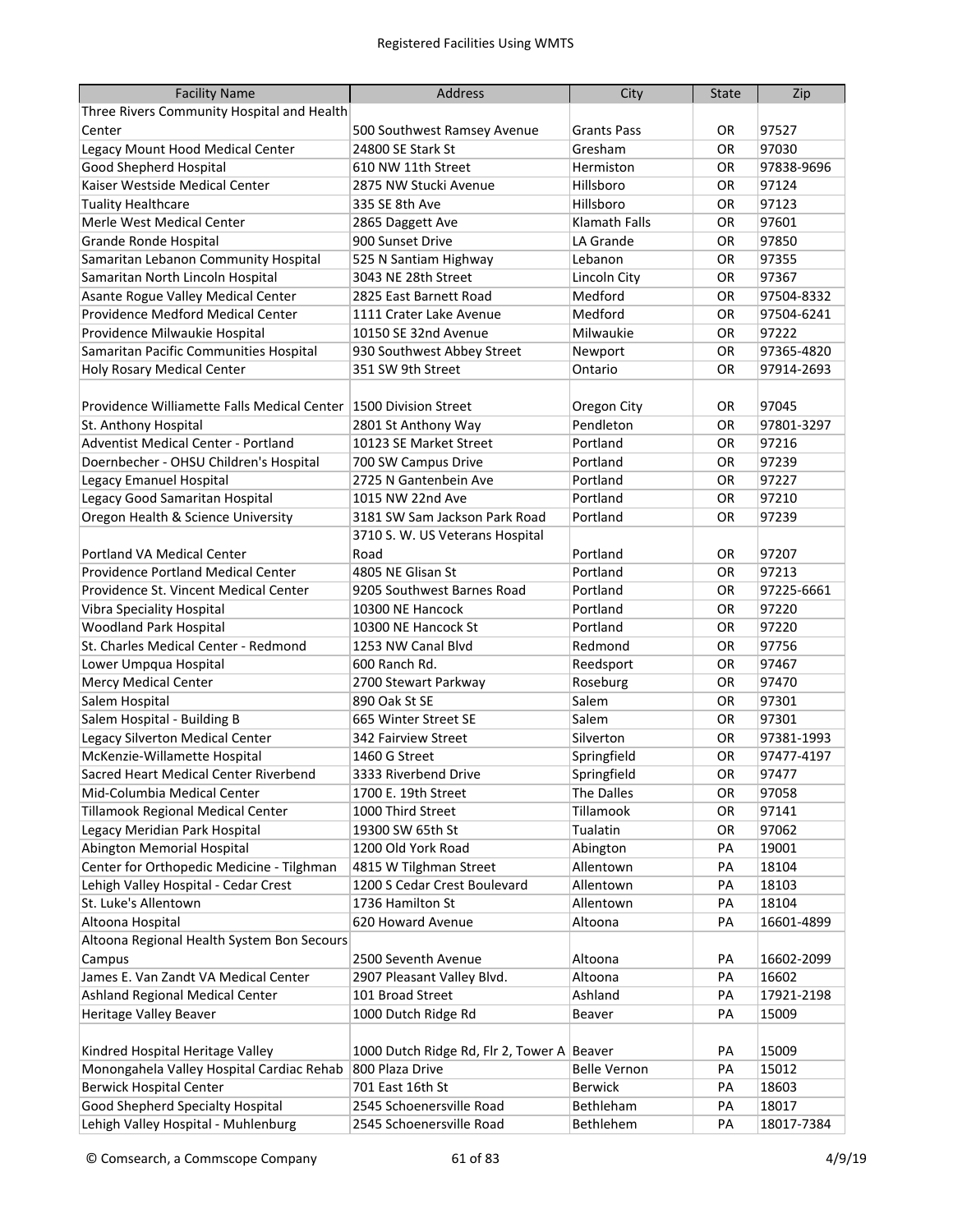| Facility Name | Address | City | State | Zip |
|---|---|---|---|---|
| Three Rivers Community Hospital and Health Center | 500 Southwest Ramsey Avenue | Grants Pass | OR | 97527 |
| Legacy Mount Hood Medical Center | 24800 SE Stark St | Gresham | OR | 97030 |
| Good Shepherd Hospital | 610 NW 11th Street | Hermiston | OR | 97838-9696 |
| Kaiser Westside Medical Center | 2875 NW Stucki Avenue | Hillsboro | OR | 97124 |
| Tuality Healthcare | 335 SE 8th Ave | Hillsboro | OR | 97123 |
| Merle West Medical Center | 2865 Daggett Ave | Klamath Falls | OR | 97601 |
| Grande Ronde Hospital | 900 Sunset Drive | LA Grande | OR | 97850 |
| Samaritan Lebanon Community Hospital | 525 N Santiam Highway | Lebanon | OR | 97355 |
| Samaritan North Lincoln Hospital | 3043 NE 28th Street | Lincoln City | OR | 97367 |
| Asante Rogue Valley Medical Center | 2825 East Barnett Road | Medford | OR | 97504-8332 |
| Providence Medford Medical Center | 1111 Crater Lake Avenue | Medford | OR | 97504-6241 |
| Providence Milwaukie Hospital | 10150 SE 32nd Avenue | Milwaukie | OR | 97222 |
| Samaritan Pacific Communities Hospital | 930 Southwest Abbey Street | Newport | OR | 97365-4820 |
| Holy Rosary Medical Center | 351 SW 9th Street | Ontario | OR | 97914-2693 |
| Providence Williamette Falls Medical Center | 1500 Division Street | Oregon City | OR | 97045 |
| St. Anthony Hospital | 2801 St Anthony Way | Pendleton | OR | 97801-3297 |
| Adventist Medical Center - Portland | 10123 SE Market Street | Portland | OR | 97216 |
| Doernbecher - OHSU Children's Hospital | 700 SW Campus Drive | Portland | OR | 97239 |
| Legacy Emanuel Hospital | 2725 N Gantenbein Ave | Portland | OR | 97227 |
| Legacy Good Samaritan Hospital | 1015 NW 22nd Ave | Portland | OR | 97210 |
| Oregon Health & Science University | 3181 SW Sam Jackson Park Road | Portland | OR | 97239 |
| Portland VA Medical Center | 3710 S. W. US Veterans Hospital Road | Portland | OR | 97207 |
| Providence Portland Medical Center | 4805 NE Glisan St | Portland | OR | 97213 |
| Providence St. Vincent Medical Center | 9205 Southwest Barnes Road | Portland | OR | 97225-6661 |
| Vibra Speciality Hospital | 10300 NE Hancock | Portland | OR | 97220 |
| Woodland Park Hospital | 10300 NE Hancock St | Portland | OR | 97220 |
| St. Charles Medical Center - Redmond | 1253 NW Canal Blvd | Redmond | OR | 97756 |
| Lower Umpqua Hospital | 600 Ranch Rd. | Reedsport | OR | 97467 |
| Mercy Medical Center | 2700 Stewart Parkway | Roseburg | OR | 97470 |
| Salem Hospital | 890 Oak St SE | Salem | OR | 97301 |
| Salem Hospital - Building B | 665 Winter Street SE | Salem | OR | 97301 |
| Legacy Silverton Medical Center | 342 Fairview Street | Silverton | OR | 97381-1993 |
| McKenzie-Willamette Hospital | 1460 G Street | Springfield | OR | 97477-4197 |
| Sacred Heart Medical Center Riverbend | 3333 Riverbend Drive | Springfield | OR | 97477 |
| Mid-Columbia Medical Center | 1700 E. 19th Street | The Dalles | OR | 97058 |
| Tillamook Regional Medical Center | 1000 Third Street | Tillamook | OR | 97141 |
| Legacy Meridian Park Hospital | 19300 SW 65th St | Tualatin | OR | 97062 |
| Abington Memorial Hospital | 1200 Old York Road | Abington | PA | 19001 |
| Center for Orthopedic Medicine - Tilghman | 4815 W Tilghman Street | Allentown | PA | 18104 |
| Lehigh Valley Hospital - Cedar Crest | 1200 S Cedar Crest Boulevard | Allentown | PA | 18103 |
| St. Luke's Allentown | 1736 Hamilton St | Allentown | PA | 18104 |
| Altoona Hospital | 620 Howard Avenue | Altoona | PA | 16601-4899 |
| Altoona Regional Health System Bon Secours Campus | 2500 Seventh Avenue | Altoona | PA | 16602-2099 |
| James E. Van Zandt VA Medical Center | 2907 Pleasant Valley Blvd. | Altoona | PA | 16602 |
| Ashland Regional Medical Center | 101 Broad Street | Ashland | PA | 17921-2198 |
| Heritage Valley Beaver | 1000 Dutch Ridge Rd | Beaver | PA | 15009 |
| Kindred Hospital Heritage Valley | 1000 Dutch Ridge Rd, Flr 2, Tower A | Beaver | PA | 15009 |
| Monongahela Valley Hospital Cardiac Rehab | 800 Plaza Drive | Belle Vernon | PA | 15012 |
| Berwick Hospital Center | 701 East 16th St | Berwick | PA | 18603 |
| Good Shepherd Specialty Hospital | 2545 Schoenersville Road | Bethleham | PA | 18017 |
| Lehigh Valley Hospital - Muhlenburg | 2545 Schoenersville Road | Bethlehem | PA | 18017-7384 |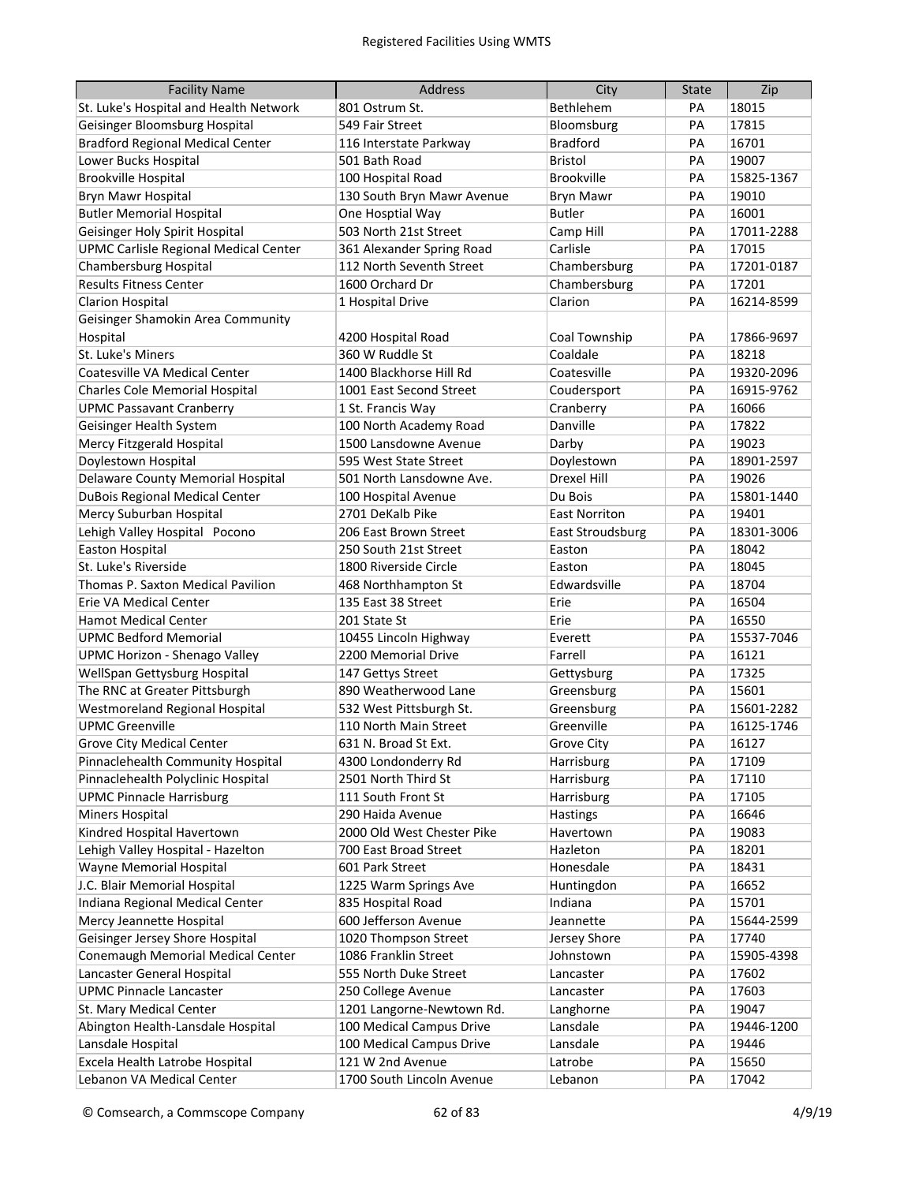# Registered Facilities Using WMTS

| Facility Name | Address | City | State | Zip |
|---|---|---|---|---|
| St. Luke's Hospital and Health Network | 801 Ostrum St. | Bethlehem | PA | 18015 |
| Geisinger Bloomsburg Hospital | 549 Fair Street | Bloomsburg | PA | 17815 |
| Bradford Regional Medical Center | 116 Interstate Parkway | Bradford | PA | 16701 |
| Lower Bucks Hospital | 501 Bath Road | Bristol | PA | 19007 |
| Brookville Hospital | 100 Hospital Road | Brookville | PA | 15825-1367 |
| Bryn Mawr Hospital | 130 South Bryn Mawr Avenue | Bryn Mawr | PA | 19010 |
| Butler Memorial Hospital | One Hosptial Way | Butler | PA | 16001 |
| Geisinger Holy Spirit Hospital | 503 North 21st Street | Camp Hill | PA | 17011-2288 |
| UPMC Carlisle Regional Medical Center | 361 Alexander Spring Road | Carlisle | PA | 17015 |
| Chambersburg Hospital | 112 North Seventh Street | Chambersburg | PA | 17201-0187 |
| Results Fitness Center | 1600 Orchard Dr | Chambersburg | PA | 17201 |
| Clarion Hospital | 1 Hospital Drive | Clarion | PA | 16214-8599 |
| Geisinger Shamokin Area Community Hospital | 4200 Hospital Road | Coal Township | PA | 17866-9697 |
| St. Luke's Miners | 360 W Ruddle St | Coaldale | PA | 18218 |
| Coatesville VA Medical Center | 1400 Blackhorse Hill Rd | Coatesville | PA | 19320-2096 |
| Charles Cole Memorial Hospital | 1001 East Second Street | Coudersport | PA | 16915-9762 |
| UPMC Passavant Cranberry | 1 St. Francis Way | Cranberry | PA | 16066 |
| Geisinger Health System | 100 North Academy Road | Danville | PA | 17822 |
| Mercy Fitzgerald Hospital | 1500 Lansdowne Avenue | Darby | PA | 19023 |
| Doylestown Hospital | 595 West State Street | Doylestown | PA | 18901-2597 |
| Delaware County Memorial Hospital | 501 North Lansdowne Ave. | Drexel Hill | PA | 19026 |
| DuBois Regional Medical Center | 100 Hospital Avenue | Du Bois | PA | 15801-1440 |
| Mercy Suburban Hospital | 2701 DeKalb Pike | East Norriton | PA | 19401 |
| Lehigh Valley Hospital Pocono | 206 East Brown Street | East Stroudsburg | PA | 18301-3006 |
| Easton Hospital | 250 South 21st Street | Easton | PA | 18042 |
| St. Luke's Riverside | 1800 Riverside Circle | Easton | PA | 18045 |
| Thomas P. Saxton Medical Pavilion | 468 Northhampton St | Edwardsville | PA | 18704 |
| Erie VA Medical Center | 135 East 38 Street | Erie | PA | 16504 |
| Hamot Medical Center | 201 State St | Erie | PA | 16550 |
| UPMC Bedford Memorial | 10455 Lincoln Highway | Everett | PA | 15537-7046 |
| UPMC Horizon - Shenago Valley | 2200 Memorial Drive | Farrell | PA | 16121 |
| WellSpan Gettysburg Hospital | 147 Gettys Street | Gettysburg | PA | 17325 |
| The RNC at Greater Pittsburgh | 890 Weatherwood Lane | Greensburg | PA | 15601 |
| Westmoreland Regional Hospital | 532 West Pittsburgh St. | Greensburg | PA | 15601-2282 |
| UPMC Greenville | 110 North Main Street | Greenville | PA | 16125-1746 |
| Grove City Medical Center | 631 N. Broad St Ext. | Grove City | PA | 16127 |
| Pinnaclehealth Community Hospital | 4300 Londonderry Rd | Harrisburg | PA | 17109 |
| Pinnaclehealth Polyclinic Hospital | 2501 North Third St | Harrisburg | PA | 17110 |
| UPMC Pinnacle Harrisburg | 111 South Front St | Harrisburg | PA | 17105 |
| Miners Hospital | 290 Haida Avenue | Hastings | PA | 16646 |
| Kindred Hospital Havertown | 2000 Old West Chester Pike | Havertown | PA | 19083 |
| Lehigh Valley Hospital - Hazelton | 700 East Broad Street | Hazleton | PA | 18201 |
| Wayne Memorial Hospital | 601 Park Street | Honesdale | PA | 18431 |
| J.C. Blair Memorial Hospital | 1225 Warm Springs Ave | Huntingdon | PA | 16652 |
| Indiana Regional Medical Center | 835 Hospital Road | Indiana | PA | 15701 |
| Mercy Jeannette Hospital | 600 Jefferson Avenue | Jeannette | PA | 15644-2599 |
| Geisinger Jersey Shore Hospital | 1020 Thompson Street | Jersey Shore | PA | 17740 |
| Conemaugh Memorial Medical Center | 1086 Franklin Street | Johnstown | PA | 15905-4398 |
| Lancaster General Hospital | 555 North Duke Street | Lancaster | PA | 17602 |
| UPMC Pinnacle Lancaster | 250 College Avenue | Lancaster | PA | 17603 |
| St. Mary Medical Center | 1201 Langorne-Newtown Rd. | Langhorne | PA | 19047 |
| Abington Health-Lansdale Hospital | 100 Medical Campus Drive | Lansdale | PA | 19446-1200 |
| Lansdale Hospital | 100 Medical Campus Drive | Lansdale | PA | 19446 |
| Excela Health Latrobe Hospital | 121 W 2nd Avenue | Latrobe | PA | 15650 |
| Lebanon VA Medical Center | 1700 South Lincoln Avenue | Lebanon | PA | 17042 |

© Comsearch, a Commscope Company 4/9/19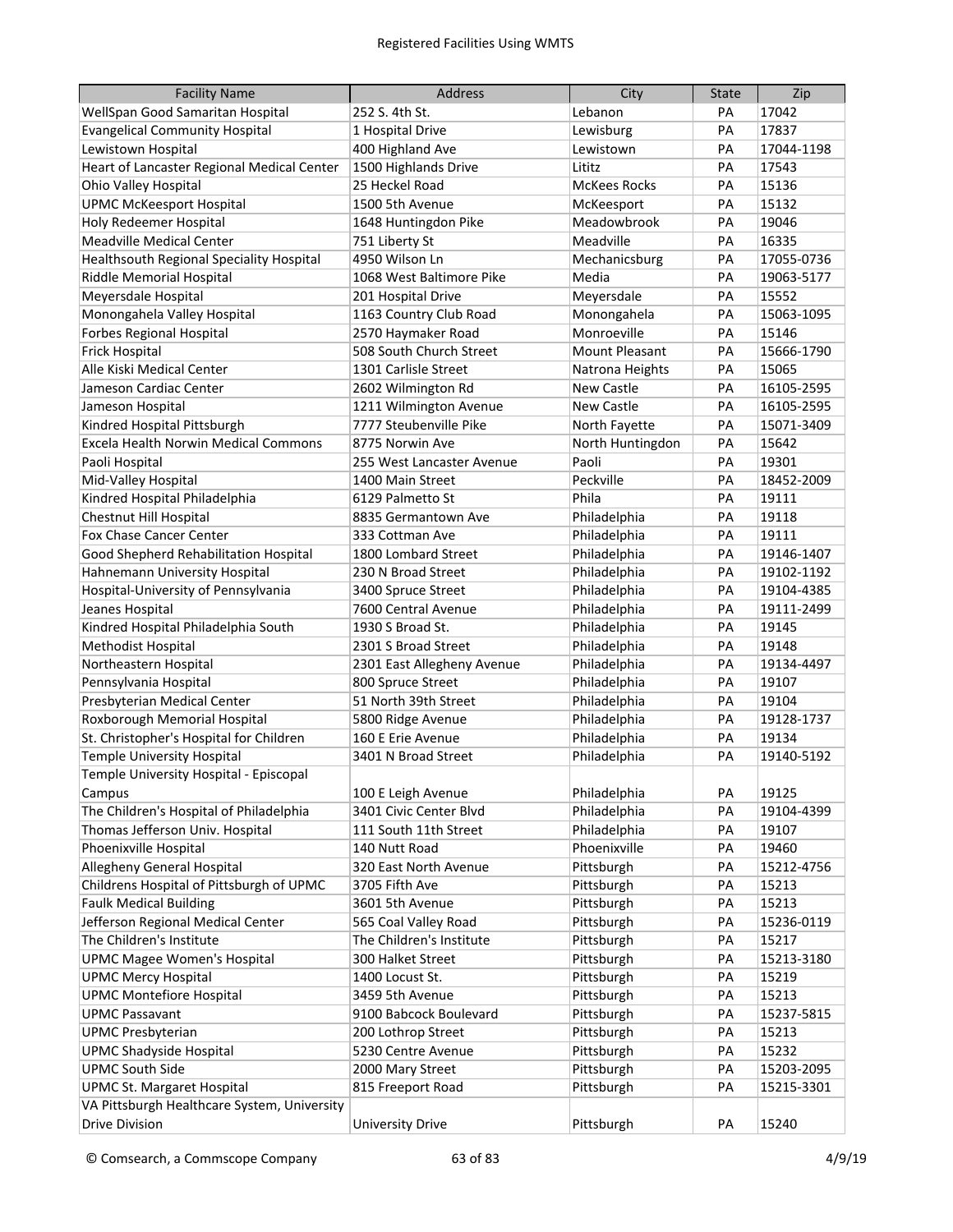# Registered Facilities Using WMTS

| Facility Name | Address | City | State | Zip |
|---|---|---|---|---|
| WellSpan Good Samaritan Hospital | 252 S. 4th St. | Lebanon | PA | 17042 |
| Evangelical Community Hospital | 1 Hospital Drive | Lewisburg | PA | 17837 |
| Lewistown Hospital | 400 Highland Ave | Lewistown | PA | 17044-1198 |
| Heart of Lancaster Regional Medical Center | 1500 Highlands Drive | Lititz | PA | 17543 |
| Ohio Valley Hospital | 25 Heckel Road | McKees Rocks | PA | 15136 |
| UPMC McKeesport Hospital | 1500 5th Avenue | McKeesport | PA | 15132 |
| Holy Redeemer Hospital | 1648 Huntingdon Pike | Meadowbrook | PA | 19046 |
| Meadville Medical Center | 751 Liberty St | Meadville | PA | 16335 |
| Healthsouth Regional Speciality Hospital | 4950 Wilson Ln | Mechanicsburg | PA | 17055-0736 |
| Riddle Memorial Hospital | 1068 West Baltimore Pike | Media | PA | 19063-5177 |
| Meyersdale Hospital | 201 Hospital Drive | Meyersdale | PA | 15552 |
| Monongahela Valley Hospital | 1163 Country Club Road | Monongahela | PA | 15063-1095 |
| Forbes Regional Hospital | 2570 Haymaker Road | Monroeville | PA | 15146 |
| Frick Hospital | 508 South Church Street | Mount Pleasant | PA | 15666-1790 |
| Alle Kiski Medical Center | 1301 Carlisle Street | Natrona Heights | PA | 15065 |
| Jameson Cardiac Center | 2602 Wilmington Rd | New Castle | PA | 16105-2595 |
| Jameson Hospital | 1211 Wilmington Avenue | New Castle | PA | 16105-2595 |
| Kindred Hospital Pittsburgh | 7777 Steubenville Pike | North Fayette | PA | 15071-3409 |
| Excela Health Norwin Medical Commons | 8775 Norwin Ave | North Huntingdon | PA | 15642 |
| Paoli Hospital | 255 West Lancaster Avenue | Paoli | PA | 19301 |
| Mid-Valley Hospital | 1400 Main Street | Peckville | PA | 18452-2009 |
| Kindred Hospital Philadelphia | 6129 Palmetto St | Phila | PA | 19111 |
| Chestnut Hill Hospital | 8835 Germantown Ave | Philadelphia | PA | 19118 |
| Fox Chase Cancer Center | 333 Cottman Ave | Philadelphia | PA | 19111 |
| Good Shepherd Rehabilitation Hospital | 1800 Lombard Street | Philadelphia | PA | 19146-1407 |
| Hahnemann University Hospital | 230 N Broad Street | Philadelphia | PA | 19102-1192 |
| Hospital-University of Pennsylvania | 3400 Spruce Street | Philadelphia | PA | 19104-4385 |
| Jeanes Hospital | 7600 Central Avenue | Philadelphia | PA | 19111-2499 |
| Kindred Hospital Philadelphia South | 1930 S Broad St. | Philadelphia | PA | 19145 |
| Methodist Hospital | 2301 S Broad Street | Philadelphia | PA | 19148 |
| Northeastern Hospital | 2301 East Allegheny Avenue | Philadelphia | PA | 19134-4497 |
| Pennsylvania Hospital | 800 Spruce Street | Philadelphia | PA | 19107 |
| Presbyterian Medical Center | 51 North 39th Street | Philadelphia | PA | 19104 |
| Roxborough Memorial Hospital | 5800 Ridge Avenue | Philadelphia | PA | 19128-1737 |
| St. Christopher's Hospital for Children | 160 E Erie Avenue | Philadelphia | PA | 19134 |
| Temple University Hospital | 3401 N Broad Street | Philadelphia | PA | 19140-5192 |
| Temple University Hospital - Episcopal Campus | 100 E Leigh Avenue | Philadelphia | PA | 19125 |
| The Children's Hospital of Philadelphia | 3401 Civic Center Blvd | Philadelphia | PA | 19104-4399 |
| Thomas Jefferson Univ. Hospital | 111 South 11th Street | Philadelphia | PA | 19107 |
| Phoenixville Hospital | 140 Nutt Road | Phoenixville | PA | 19460 |
| Allegheny General Hospital | 320 East North Avenue | Pittsburgh | PA | 15212-4756 |
| Childrens Hospital of Pittsburgh of UPMC | 3705 Fifth Ave | Pittsburgh | PA | 15213 |
| Faulk Medical Building | 3601 5th Avenue | Pittsburgh | PA | 15213 |
| Jefferson Regional Medical Center | 565 Coal Valley Road | Pittsburgh | PA | 15236-0119 |
| The Children's Institute | The Children's Institute | Pittsburgh | PA | 15217 |
| UPMC Magee Women's Hospital | 300 Halket Street | Pittsburgh | PA | 15213-3180 |
| UPMC Mercy Hospital | 1400 Locust St. | Pittsburgh | PA | 15219 |
| UPMC Montefiore Hospital | 3459 5th Avenue | Pittsburgh | PA | 15213 |
| UPMC Passavant | 9100 Babcock Boulevard | Pittsburgh | PA | 15237-5815 |
| UPMC Presbyterian | 200 Lothrop Street | Pittsburgh | PA | 15213 |
| UPMC Shadyside Hospital | 5230 Centre Avenue | Pittsburgh | PA | 15232 |
| UPMC South Side | 2000 Mary Street | Pittsburgh | PA | 15203-2095 |
| UPMC St. Margaret Hospital | 815 Freeport Road | Pittsburgh | PA | 15215-3301 |
| VA Pittsburgh Healthcare System, University Drive Division | University Drive | Pittsburgh | PA | 15240 |

© Comsearch, a Commscope Company 4/9/19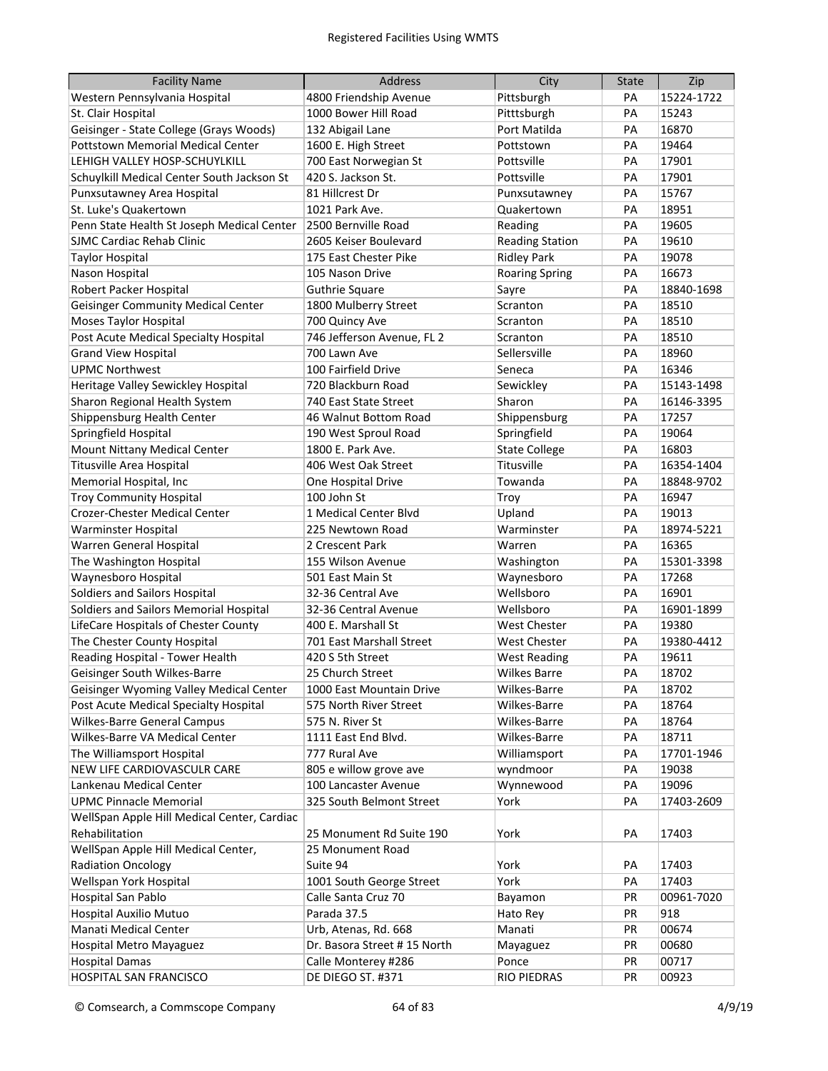| Facility Name | Address | City | State | Zip |
|---|---|---|---|---|
| Western Pennsylvania Hospital | 4800 Friendship Avenue | Pittsburgh | PA | 15224-1722 |
| St. Clair Hospital | 1000 Bower Hill Road | Pitttsburgh | PA | 15243 |
| Geisinger - State College (Grays Woods) | 132 Abigail Lane | Port Matilda | PA | 16870 |
| Pottstown Memorial Medical Center | 1600 E. High Street | Pottstown | PA | 19464 |
| LEHIGH VALLEY HOSP-SCHUYLKILL | 700 East Norwegian St | Pottsville | PA | 17901 |
| Schuylkill Medical Center South Jackson St | 420 S. Jackson St. | Pottsville | PA | 17901 |
| Punxsutawney Area Hospital | 81 Hillcrest Dr | Punxsutawney | PA | 15767 |
| St. Luke's Quakertown | 1021 Park Ave. | Quakertown | PA | 18951 |
| Penn State Health St Joseph Medical Center | 2500 Bernville Road | Reading | PA | 19605 |
| SJMC Cardiac Rehab Clinic | 2605 Keiser Boulevard | Reading Station | PA | 19610 |
| Taylor Hospital | 175 East Chester Pike | Ridley Park | PA | 19078 |
| Nason Hospital | 105 Nason Drive | Roaring Spring | PA | 16673 |
| Robert Packer Hospital | Guthrie Square | Sayre | PA | 18840-1698 |
| Geisinger Community Medical Center | 1800 Mulberry Street | Scranton | PA | 18510 |
| Moses Taylor Hospital | 700 Quincy Ave | Scranton | PA | 18510 |
| Post Acute Medical Specialty Hospital | 746 Jefferson Avenue, FL 2 | Scranton | PA | 18510 |
| Grand View Hospital | 700 Lawn Ave | Sellersville | PA | 18960 |
| UPMC Northwest | 100 Fairfield Drive | Seneca | PA | 16346 |
| Heritage Valley Sewickley Hospital | 720 Blackburn Road | Sewickley | PA | 15143-1498 |
| Sharon Regional Health System | 740 East State Street | Sharon | PA | 16146-3395 |
| Shippensburg Health Center | 46 Walnut Bottom Road | Shippensburg | PA | 17257 |
| Springfield Hospital | 190 West Sproul Road | Springfield | PA | 19064 |
| Mount Nittany Medical Center | 1800 E. Park Ave. | State College | PA | 16803 |
| Titusville Area Hospital | 406 West Oak Street | Titusville | PA | 16354-1404 |
| Memorial Hospital, Inc | One Hospital Drive | Towanda | PA | 18848-9702 |
| Troy Community Hospital | 100 John St | Troy | PA | 16947 |
| Crozer-Chester Medical Center | 1 Medical Center Blvd | Upland | PA | 19013 |
| Warminster Hospital | 225 Newtown Road | Warminster | PA | 18974-5221 |
| Warren General Hospital | 2 Crescent Park | Warren | PA | 16365 |
| The Washington Hospital | 155 Wilson Avenue | Washington | PA | 15301-3398 |
| Waynesboro Hospital | 501 East Main St | Waynesboro | PA | 17268 |
| Soldiers and Sailors Hospital | 32-36 Central Ave | Wellsboro | PA | 16901 |
| Soldiers and Sailors Memorial Hospital | 32-36 Central Avenue | Wellsboro | PA | 16901-1899 |
| LifeCare Hospitals of Chester County | 400 E. Marshall St | West Chester | PA | 19380 |
| The Chester County Hospital | 701 East Marshall Street | West Chester | PA | 19380-4412 |
| Reading Hospital - Tower Health | 420 S 5th Street | West Reading | PA | 19611 |
| Geisinger South Wilkes-Barre | 25 Church Street | Wilkes Barre | PA | 18702 |
| Geisinger Wyoming Valley Medical Center | 1000 East Mountain Drive | Wilkes-Barre | PA | 18702 |
| Post Acute Medical Specialty Hospital | 575 North River Street | Wilkes-Barre | PA | 18764 |
| Wilkes-Barre General Campus | 575 N. River St | Wilkes-Barre | PA | 18764 |
| Wilkes-Barre VA Medical Center | 1111 East End Blvd. | Wilkes-Barre | PA | 18711 |
| The Williamsport Hospital | 777 Rural Ave | Williamsport | PA | 17701-1946 |
| NEW LIFE CARDIOVASCULR CARE | 805 e willow grove ave | wyndmoor | PA | 19038 |
| Lankenau Medical Center | 100 Lancaster Avenue | Wynnewood | PA | 19096 |
| UPMC Pinnacle Memorial | 325 South Belmont Street | York | PA | 17403-2609 |
| WellSpan Apple Hill Medical Center, Cardiac Rehabilitation | 25 Monument Rd Suite 190 | York | PA | 17403 |
| WellSpan Apple Hill Medical Center, Radiation Oncology | 25 Monument Road Suite 94 | York | PA | 17403 |
| Wellspan York Hospital | 1001 South George Street | York | PA | 17403 |
| Hospital San Pablo | Calle Santa Cruz 70 | Bayamon | PR | 00961-7020 |
| Hospital Auxilio Mutuo | Parada 37.5 | Hato Rey | PR | 918 |
| Manati Medical Center | Urb, Atenas, Rd. 668 | Manati | PR | 00674 |
| Hospital Metro Mayaguez | Dr. Basora Street # 15 North | Mayaguez | PR | 00680 |
| Hospital Damas | Calle Monterey #286 | Ponce | PR | 00717 |
| HOSPITAL SAN FRANCISCO | DE DIEGO ST. #371 | RIO PIEDRAS | PR | 00923 |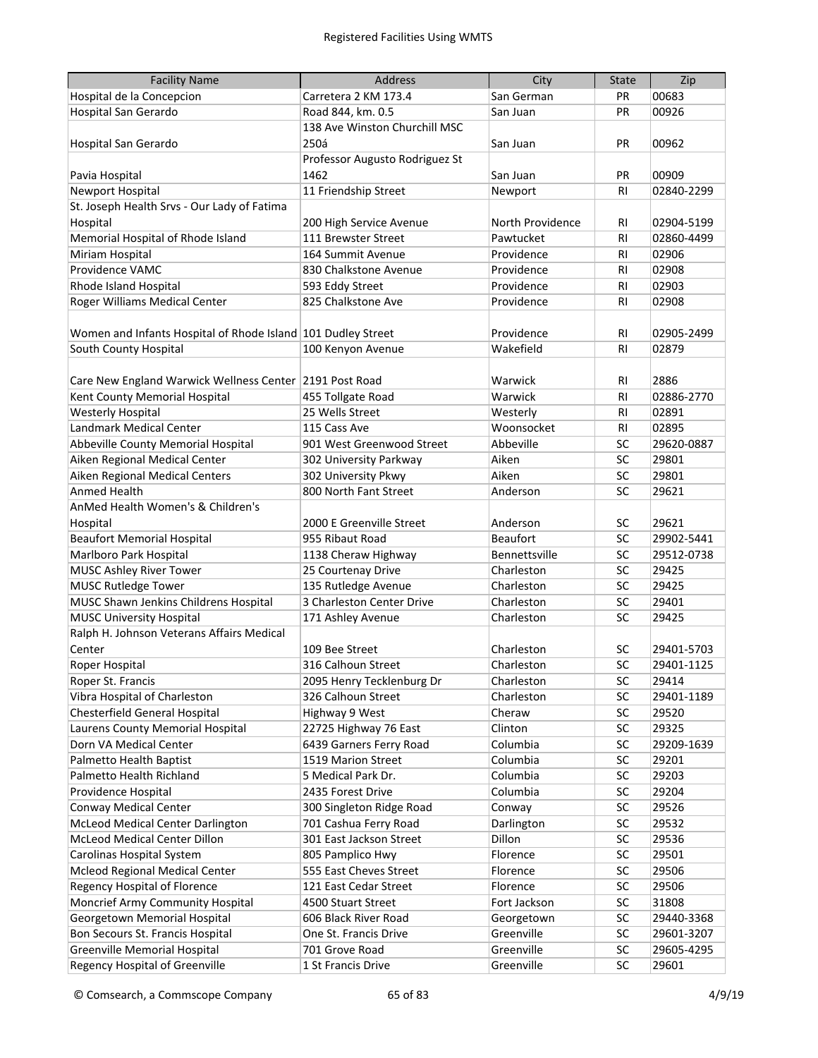# Registered Facilities Using WMTS

| Facility Name | Address | City | State | Zip |
|---|---|---|---|---|
| Hospital de la Concepcion | Carretera 2 KM 173.4 | San German | PR | 00683 |
| Hospital San Gerardo | Road 844, km. 0.5 | San Juan | PR | 00926 |
| Hospital San Gerardo | 138 Ave Winston Churchill MSC 250á | San Juan | PR | 00962 |
| Pavia Hospital | Professor Augusto Rodriguez St 1462 | San Juan | PR | 00909 |
| Newport Hospital | 11 Friendship Street | Newport | RI | 02840-2299 |
| St. Joseph Health Srvs - Our Lady of Fatima Hospital | 200 High Service Avenue | North Providence | RI | 02904-5199 |
| Memorial Hospital of Rhode Island | 111 Brewster Street | Pawtucket | RI | 02860-4499 |
| Miriam Hospital | 164 Summit Avenue | Providence | RI | 02906 |
| Providence VAMC | 830 Chalkstone Avenue | Providence | RI | 02908 |
| Rhode Island Hospital | 593 Eddy Street | Providence | RI | 02903 |
| Roger Williams Medical Center | 825 Chalkstone Ave | Providence | RI | 02908 |
| Women and Infants Hospital of Rhode Island | 101 Dudley Street | Providence | RI | 02905-2499 |
| South County Hospital | 100 Kenyon Avenue | Wakefield | RI | 02879 |
| Care New England Warwick Wellness Center | 2191 Post Road | Warwick | RI | 2886 |
| Kent County Memorial Hospital | 455 Tollgate Road | Warwick | RI | 02886-2770 |
| Westerly Hospital | 25 Wells Street | Westerly | RI | 02891 |
| Landmark Medical Center | 115 Cass Ave | Woonsocket | RI | 02895 |
| Abbeville County Memorial Hospital | 901 West Greenwood Street | Abbeville | SC | 29620-0887 |
| Aiken Regional Medical Center | 302 University Parkway | Aiken | SC | 29801 |
| Aiken Regional Medical Centers | 302 University Pkwy | Aiken | SC | 29801 |
| Anmed Health | 800 North Fant Street | Anderson | SC | 29621 |
| AnMed Health Women's & Children's Hospital | 2000 E Greenville Street | Anderson | SC | 29621 |
| Beaufort Memorial Hospital | 955 Ribaut Road | Beaufort | SC | 29902-5441 |
| Marlboro Park Hospital | 1138 Cheraw Highway | Bennettsville | SC | 29512-0738 |
| MUSC Ashley River Tower | 25 Courtenay Drive | Charleston | SC | 29425 |
| MUSC Rutledge Tower | 135 Rutledge Avenue | Charleston | SC | 29425 |
| MUSC Shawn Jenkins Childrens Hospital | 3 Charleston Center Drive | Charleston | SC | 29401 |
| MUSC University Hospital | 171 Ashley Avenue | Charleston | SC | 29425 |
| Ralph H. Johnson Veterans Affairs Medical Center | 109 Bee Street | Charleston | SC | 29401-5703 |
| Roper Hospital | 316 Calhoun Street | Charleston | SC | 29401-1125 |
| Roper St. Francis | 2095 Henry Tecklenburg Dr | Charleston | SC | 29414 |
| Vibra Hospital of Charleston | 326 Calhoun Street | Charleston | SC | 29401-1189 |
| Chesterfield General Hospital | Highway 9 West | Cheraw | SC | 29520 |
| Laurens County Memorial Hospital | 22725 Highway 76 East | Clinton | SC | 29325 |
| Dorn VA Medical Center | 6439 Garners Ferry Road | Columbia | SC | 29209-1639 |
| Palmetto Health Baptist | 1519 Marion Street | Columbia | SC | 29201 |
| Palmetto Health Richland | 5 Medical Park Dr. | Columbia | SC | 29203 |
| Providence Hospital | 2435 Forest Drive | Columbia | SC | 29204 |
| Conway Medical Center | 300 Singleton Ridge Road | Conway | SC | 29526 |
| McLeod Medical Center Darlington | 701 Cashua Ferry Road | Darlington | SC | 29532 |
| McLeod Medical Center Dillon | 301 East Jackson Street | Dillon | SC | 29536 |
| Carolinas Hospital System | 805 Pamplico Hwy | Florence | SC | 29501 |
| Mcleod Regional Medical Center | 555 East Cheves Street | Florence | SC | 29506 |
| Regency Hospital of Florence | 121 East Cedar Street | Florence | SC | 29506 |
| Moncrief Army Community Hospital | 4500 Stuart Street | Fort Jackson | SC | 31808 |
| Georgetown Memorial Hospital | 606 Black River Road | Georgetown | SC | 29440-3368 |
| Bon Secours St. Francis Hospital | One St. Francis Drive | Greenville | SC | 29601-3207 |
| Greenville Memorial Hospital | 701 Grove Road | Greenville | SC | 29605-4295 |
| Regency Hospital of Greenville | 1 St Francis Drive | Greenville | SC | 29601 |

© Comsearch, a Commscope Company 4/9/19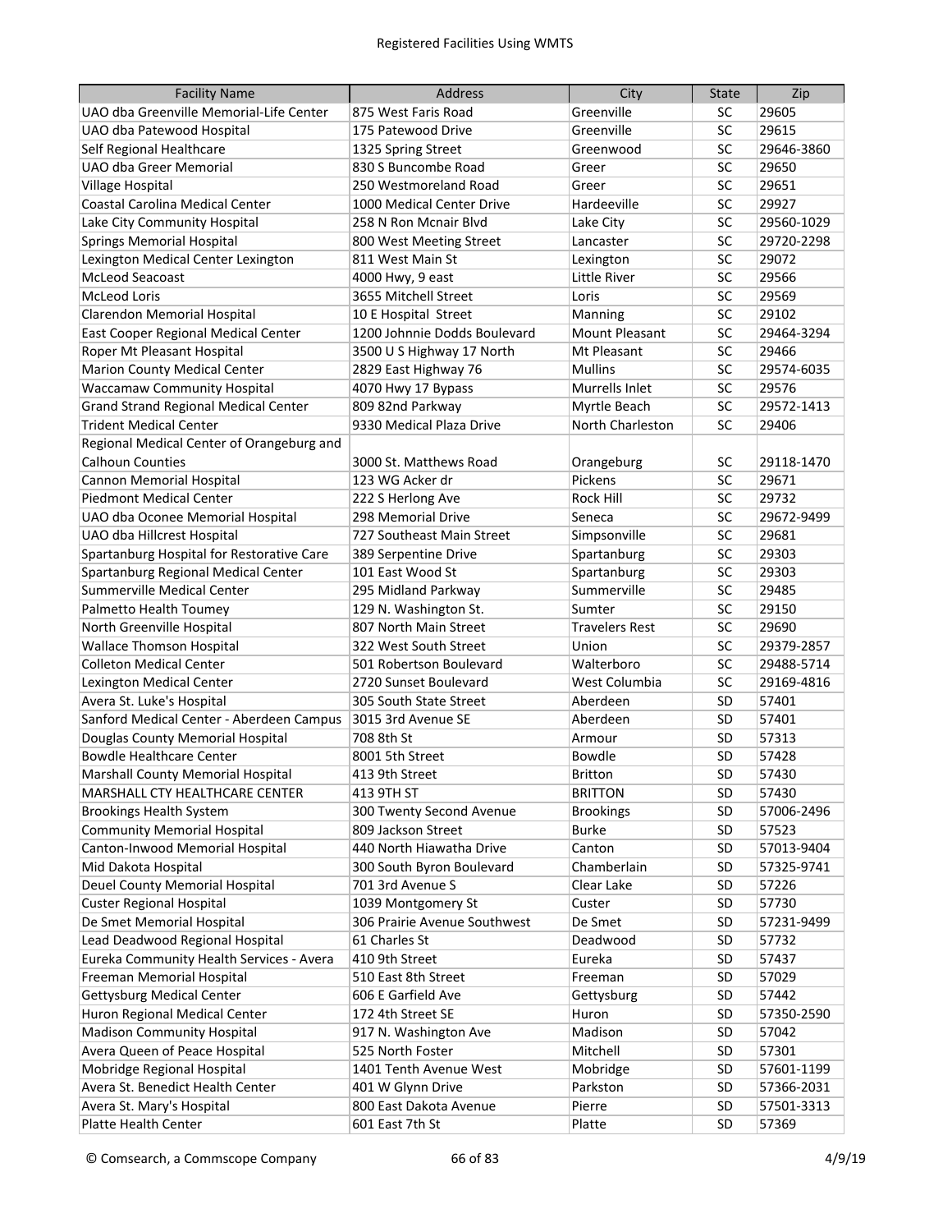| Facility Name | Address | City | State | Zip |
|---|---|---|---|---|
| UAO dba Greenville Memorial-Life Center | 875 West Faris Road | Greenville | SC | 29605 |
| UAO dba Patewood Hospital | 175 Patewood Drive | Greenville | SC | 29615 |
| Self Regional Healthcare | 1325 Spring Street | Greenwood | SC | 29646-3860 |
| UAO dba Greer Memorial | 830 S Buncombe Road | Greer | SC | 29650 |
| Village Hospital | 250 Westmoreland Road | Greer | SC | 29651 |
| Coastal Carolina Medical Center | 1000 Medical Center Drive | Hardeeville | SC | 29927 |
| Lake City Community Hospital | 258 N Ron Mcnair Blvd | Lake City | SC | 29560-1029 |
| Springs Memorial Hospital | 800 West Meeting Street | Lancaster | SC | 29720-2298 |
| Lexington Medical Center Lexington | 811 West Main St | Lexington | SC | 29072 |
| McLeod Seacoast | 4000 Hwy, 9 east | Little River | SC | 29566 |
| McLeod Loris | 3655 Mitchell Street | Loris | SC | 29569 |
| Clarendon Memorial Hospital | 10 E Hospital Street | Manning | SC | 29102 |
| East Cooper Regional Medical Center | 1200 Johnnie Dodds Boulevard | Mount Pleasant | SC | 29464-3294 |
| Roper Mt Pleasant Hospital | 3500 U S Highway 17 North | Mt Pleasant | SC | 29466 |
| Marion County Medical Center | 2829 East Highway 76 | Mullins | SC | 29574-6035 |
| Waccamaw Community Hospital | 4070 Hwy 17 Bypass | Murrells Inlet | SC | 29576 |
| Grand Strand Regional Medical Center | 809 82nd Parkway | Myrtle Beach | SC | 29572-1413 |
| Trident Medical Center | 9330 Medical Plaza Drive | North Charleston | SC | 29406 |
| Regional Medical Center of Orangeburg and Calhoun Counties | 3000 St. Matthews Road | Orangeburg | SC | 29118-1470 |
| Cannon Memorial Hospital | 123 WG Acker dr | Pickens | SC | 29671 |
| Piedmont Medical Center | 222 S Herlong Ave | Rock Hill | SC | 29732 |
| UAO dba Oconee Memorial Hospital | 298 Memorial Drive | Seneca | SC | 29672-9499 |
| UAO dba Hillcrest Hospital | 727 Southeast Main Street | Simpsonville | SC | 29681 |
| Spartanburg Hospital for Restorative Care | 389 Serpentine Drive | Spartanburg | SC | 29303 |
| Spartanburg Regional Medical Center | 101 East Wood St | Spartanburg | SC | 29303 |
| Summerville Medical Center | 295 Midland Parkway | Summerville | SC | 29485 |
| Palmetto Health Toumey | 129 N. Washington St. | Sumter | SC | 29150 |
| North Greenville Hospital | 807 North Main Street | Travelers Rest | SC | 29690 |
| Wallace Thomson Hospital | 322 West South Street | Union | SC | 29379-2857 |
| Colleton Medical Center | 501 Robertson Boulevard | Walterboro | SC | 29488-5714 |
| Lexington Medical Center | 2720 Sunset Boulevard | West Columbia | SC | 29169-4816 |
| Avera St. Luke's Hospital | 305 South State Street | Aberdeen | SD | 57401 |
| Sanford Medical Center - Aberdeen Campus | 3015 3rd Avenue SE | Aberdeen | SD | 57401 |
| Douglas County Memorial Hospital | 708 8th St | Armour | SD | 57313 |
| Bowdle Healthcare Center | 8001 5th Street | Bowdle | SD | 57428 |
| Marshall County Memorial Hospital | 413 9th Street | Britton | SD | 57430 |
| MARSHALL CTY HEALTHCARE CENTER | 413 9TH ST | BRITTON | SD | 57430 |
| Brookings Health System | 300 Twenty Second Avenue | Brookings | SD | 57006-2496 |
| Community Memorial Hospital | 809 Jackson Street | Burke | SD | 57523 |
| Canton-Inwood Memorial Hospital | 440 North Hiawatha Drive | Canton | SD | 57013-9404 |
| Mid Dakota Hospital | 300 South Byron Boulevard | Chamberlain | SD | 57325-9741 |
| Deuel County Memorial Hospital | 701 3rd Avenue S | Clear Lake | SD | 57226 |
| Custer Regional Hospital | 1039 Montgomery St | Custer | SD | 57730 |
| De Smet Memorial Hospital | 306 Prairie Avenue Southwest | De Smet | SD | 57231-9499 |
| Lead Deadwood Regional Hospital | 61 Charles St | Deadwood | SD | 57732 |
| Eureka Community Health Services - Avera | 410 9th Street | Eureka | SD | 57437 |
| Freeman Memorial Hospital | 510 East 8th Street | Freeman | SD | 57029 |
| Gettysburg Medical Center | 606 E Garfield Ave | Gettysburg | SD | 57442 |
| Huron Regional Medical Center | 172 4th Street SE | Huron | SD | 57350-2590 |
| Madison Community Hospital | 917 N. Washington Ave | Madison | SD | 57042 |
| Avera Queen of Peace Hospital | 525 North Foster | Mitchell | SD | 57301 |
| Mobridge Regional Hospital | 1401 Tenth Avenue West | Mobridge | SD | 57601-1199 |
| Avera St. Benedict Health Center | 401 W Glynn Drive | Parkston | SD | 57366-2031 |
| Avera St. Mary's Hospital | 800 East Dakota Avenue | Pierre | SD | 57501-3313 |
| Platte Health Center | 601 East 7th St | Platte | SD | 57369 |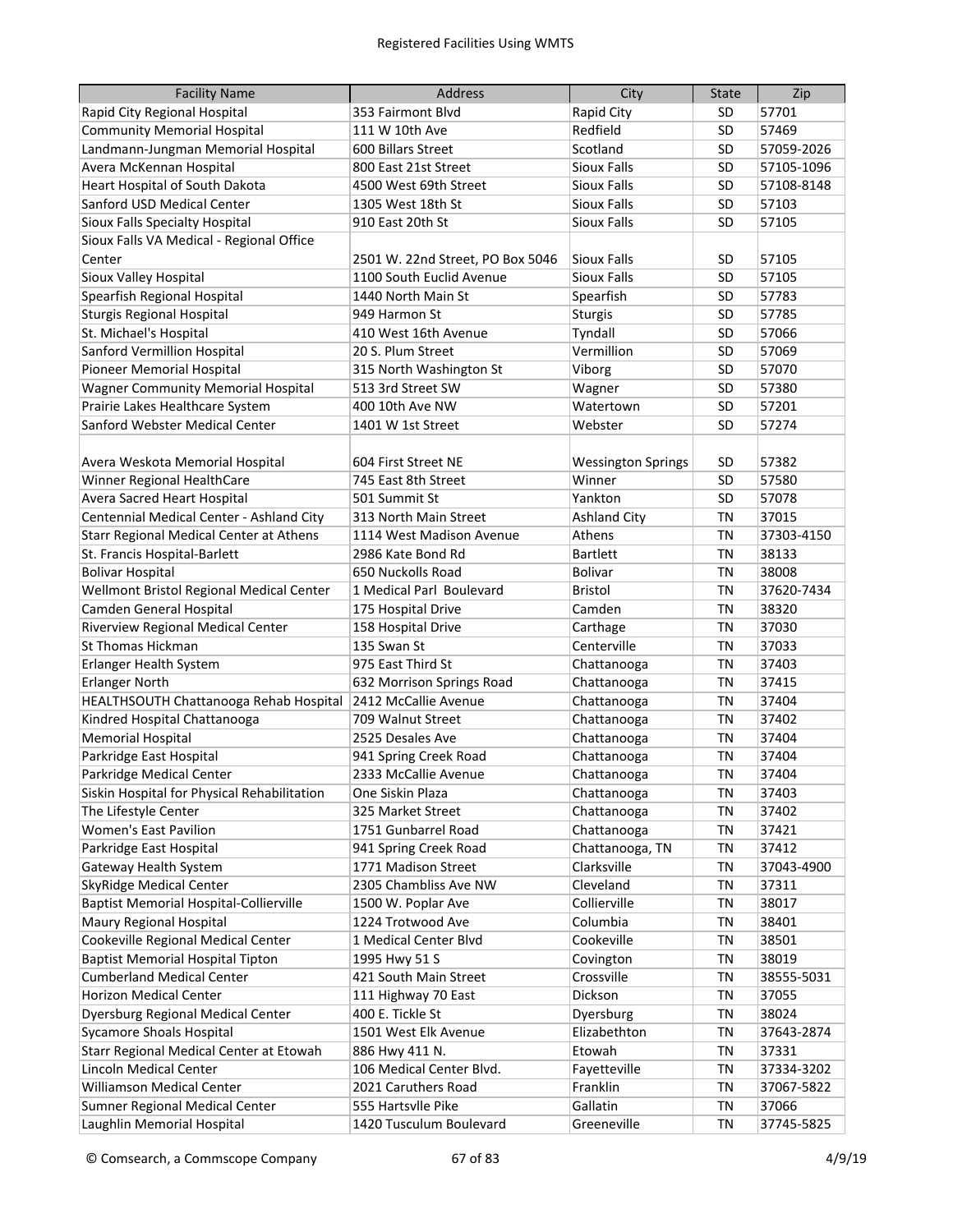| Facility Name | Address | City | State | Zip |
|---|---|---|---|---|
| Rapid City Regional Hospital | 353 Fairmont Blvd | Rapid City | SD | 57701 |
| Community Memorial Hospital | 111 W 10th Ave | Redfield | SD | 57469 |
| Landmann-Jungman Memorial Hospital | 600 Billars Street | Scotland | SD | 57059-2026 |
| Avera McKennan Hospital | 800 East 21st Street | Sioux Falls | SD | 57105-1096 |
| Heart Hospital of South Dakota | 4500 West 69th Street | Sioux Falls | SD | 57108-8148 |
| Sanford USD Medical Center | 1305 West 18th St | Sioux Falls | SD | 57103 |
| Sioux Falls Specialty Hospital | 910 East 20th St | Sioux Falls | SD | 57105 |
| Sioux Falls VA Medical - Regional Office Center | 2501 W. 22nd Street, PO Box 5046 | Sioux Falls | SD | 57105 |
| Sioux Valley Hospital | 1100 South Euclid Avenue | Sioux Falls | SD | 57105 |
| Spearfish Regional Hospital | 1440 North Main St | Spearfish | SD | 57783 |
| Sturgis Regional Hospital | 949 Harmon St | Sturgis | SD | 57785 |
| St. Michael's Hospital | 410 West 16th Avenue | Tyndall | SD | 57066 |
| Sanford Vermillion Hospital | 20 S. Plum Street | Vermillion | SD | 57069 |
| Pioneer Memorial Hospital | 315 North Washington St | Viborg | SD | 57070 |
| Wagner Community Memorial Hospital | 513 3rd Street SW | Wagner | SD | 57380 |
| Prairie Lakes Healthcare System | 400 10th Ave NW | Watertown | SD | 57201 |
| Sanford Webster Medical Center | 1401 W 1st Street | Webster | SD | 57274 |
| Avera Weskota Memorial Hospital | 604 First Street NE | Wessington Springs | SD | 57382 |
| Winner Regional HealthCare | 745 East 8th Street | Winner | SD | 57580 |
| Avera Sacred Heart Hospital | 501 Summit St | Yankton | SD | 57078 |
| Centennial Medical Center - Ashland City | 313 North Main Street | Ashland City | TN | 37015 |
| Starr Regional Medical Center at Athens | 1114 West Madison Avenue | Athens | TN | 37303-4150 |
| St. Francis Hospital-Barlett | 2986 Kate Bond Rd | Bartlett | TN | 38133 |
| Bolivar Hospital | 650 Nuckolls Road | Bolivar | TN | 38008 |
| Wellmont Bristol Regional Medical Center | 1 Medical Parl Boulevard | Bristol | TN | 37620-7434 |
| Camden General Hospital | 175 Hospital Drive | Camden | TN | 38320 |
| Riverview Regional Medical Center | 158 Hospital Drive | Carthage | TN | 37030 |
| St Thomas Hickman | 135 Swan St | Centerville | TN | 37033 |
| Erlanger Health System | 975 East Third St | Chattanooga | TN | 37403 |
| Erlanger North | 632 Morrison Springs Road | Chattanooga | TN | 37415 |
| HEALTHSOUTH Chattanooga Rehab Hospital | 2412 McCallie Avenue | Chattanooga | TN | 37404 |
| Kindred Hospital Chattanooga | 709 Walnut Street | Chattanooga | TN | 37402 |
| Memorial Hospital | 2525 Desales Ave | Chattanooga | TN | 37404 |
| Parkridge East Hospital | 941 Spring Creek Road | Chattanooga | TN | 37404 |
| Parkridge Medical Center | 2333 McCallie Avenue | Chattanooga | TN | 37404 |
| Siskin Hospital for Physical Rehabilitation | One Siskin Plaza | Chattanooga | TN | 37403 |
| The Lifestyle Center | 325 Market Street | Chattanooga | TN | 37402 |
| Women's East Pavilion | 1751 Gunbarrel Road | Chattanooga | TN | 37421 |
| Parkridge East Hospital | 941 Spring Creek Road | Chattanooga, TN | TN | 37412 |
| Gateway Health System | 1771 Madison Street | Clarksville | TN | 37043-4900 |
| SkyRidge Medical Center | 2305 Chambliss Ave NW | Cleveland | TN | 37311 |
| Baptist Memorial Hospital-Collierville | 1500 W. Poplar Ave | Collierville | TN | 38017 |
| Maury Regional Hospital | 1224 Trotwood Ave | Columbia | TN | 38401 |
| Cookeville Regional Medical Center | 1 Medical Center Blvd | Cookeville | TN | 38501 |
| Baptist Memorial Hospital Tipton | 1995 Hwy 51 S | Covington | TN | 38019 |
| Cumberland Medical Center | 421 South Main Street | Crossville | TN | 38555-5031 |
| Horizon Medical Center | 111 Highway 70 East | Dickson | TN | 37055 |
| Dyersburg Regional Medical Center | 400 E. Tickle St | Dyersburg | TN | 38024 |
| Sycamore Shoals Hospital | 1501 West Elk Avenue | Elizabethton | TN | 37643-2874 |
| Starr Regional Medical Center at Etowah | 886 Hwy 411 N. | Etowah | TN | 37331 |
| Lincoln Medical Center | 106 Medical Center Blvd. | Fayetteville | TN | 37334-3202 |
| Williamson Medical Center | 2021 Caruthers Road | Franklin | TN | 37067-5822 |
| Sumner Regional Medical Center | 555 Hartsvlle Pike | Gallatin | TN | 37066 |
| Laughlin Memorial Hospital | 1420 Tusculum Boulevard | Greeneville | TN | 37745-5825 |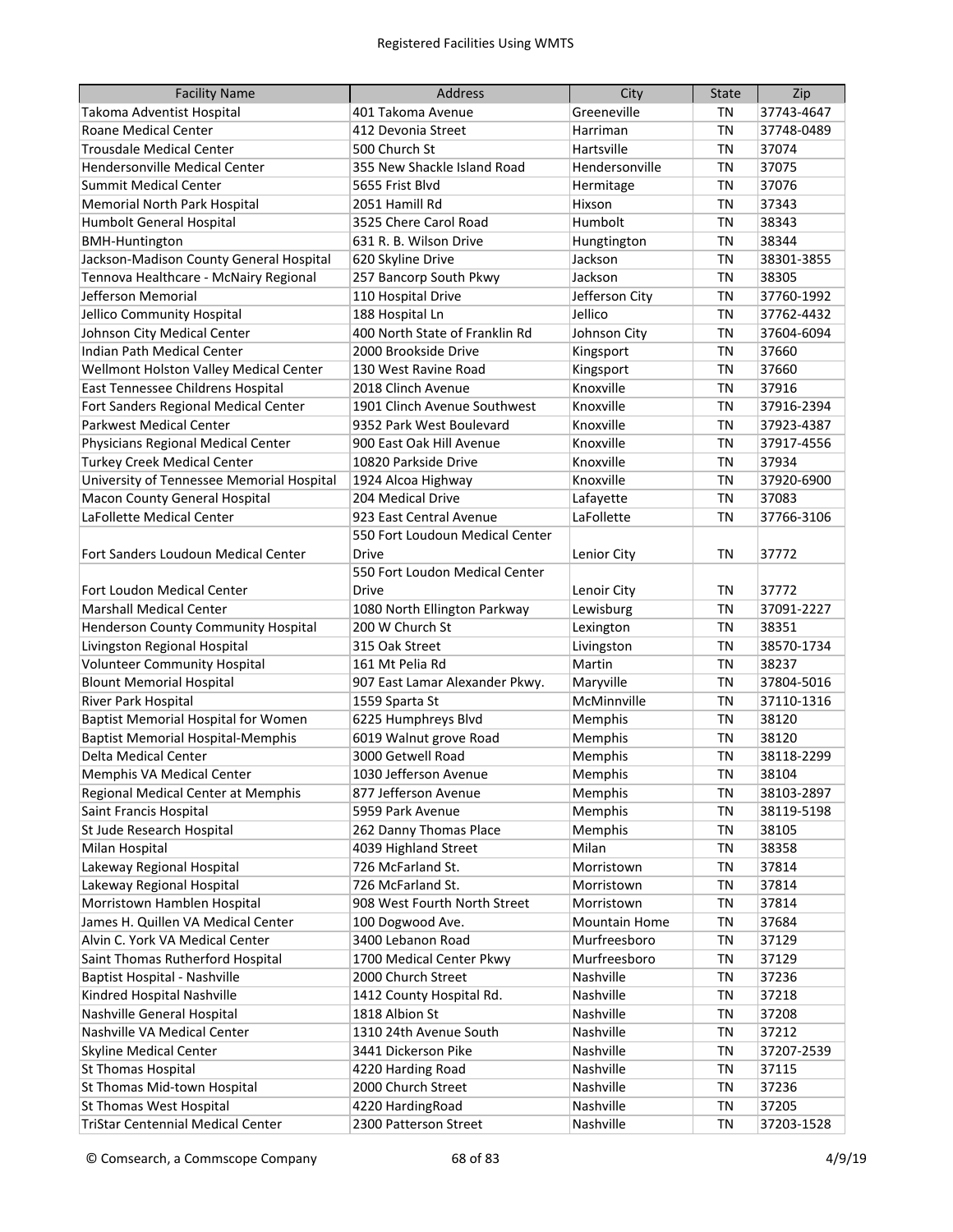| Facility Name | Address | City | State | Zip |
|---|---|---|---|---|
| Takoma Adventist Hospital | 401 Takoma Avenue | Greeneville | TN | 37743-4647 |
| Roane Medical Center | 412 Devonia Street | Harriman | TN | 37748-0489 |
| Trousdale Medical Center | 500 Church St | Hartsville | TN | 37074 |
| Hendersonville Medical Center | 355 New Shackle Island Road | Hendersonville | TN | 37075 |
| Summit Medical Center | 5655 Frist Blvd | Hermitage | TN | 37076 |
| Memorial North Park Hospital | 2051 Hamill Rd | Hixson | TN | 37343 |
| Humbolt General Hospital | 3525 Chere Carol Road | Humbolt | TN | 38343 |
| BMH-Huntington | 631 R. B. Wilson Drive | Hungtington | TN | 38344 |
| Jackson-Madison County General Hospital | 620 Skyline Drive | Jackson | TN | 38301-3855 |
| Tennova Healthcare - McNairy Regional | 257 Bancorp South Pkwy | Jackson | TN | 38305 |
| Jefferson Memorial | 110 Hospital Drive | Jefferson City | TN | 37760-1992 |
| Jellico Community Hospital | 188 Hospital Ln | Jellico | TN | 37762-4432 |
| Johnson City Medical Center | 400 North State of Franklin Rd | Johnson City | TN | 37604-6094 |
| Indian Path Medical Center | 2000 Brookside Drive | Kingsport | TN | 37660 |
| Wellmont Holston Valley Medical Center | 130 West Ravine Road | Kingsport | TN | 37660 |
| East Tennessee Childrens Hospital | 2018 Clinch Avenue | Knoxville | TN | 37916 |
| Fort Sanders Regional Medical Center | 1901 Clinch Avenue Southwest | Knoxville | TN | 37916-2394 |
| Parkwest Medical Center | 9352 Park West Boulevard | Knoxville | TN | 37923-4387 |
| Physicians Regional Medical Center | 900 East Oak Hill Avenue | Knoxville | TN | 37917-4556 |
| Turkey Creek Medical Center | 10820 Parkside Drive | Knoxville | TN | 37934 |
| University of Tennessee Memorial Hospital | 1924 Alcoa Highway | Knoxville | TN | 37920-6900 |
| Macon County General Hospital | 204 Medical Drive | Lafayette | TN | 37083 |
| LaFollette Medical Center | 923 East Central Avenue | LaFollette | TN | 37766-3106 |
| Fort Sanders Loudoun Medical Center | 550 Fort Loudoun Medical Center Drive | Lenior City | TN | 37772 |
| Fort Loudon Medical Center | 550 Fort Loudon Medical Center Drive | Lenior City | TN | 37772 |
| Marshall Medical Center | 1080 North Ellington Parkway | Lewisburg | TN | 37091-2227 |
| Henderson County Community Hospital | 200 W Church St | Lexington | TN | 38351 |
| Livingston Regional Hospital | 315 Oak Street | Livingston | TN | 38570-1734 |
| Volunteer Community Hospital | 161 Mt Pelia Rd | Martin | TN | 38237 |
| Blount Memorial Hospital | 907 East Lamar Alexander Pkwy. | Maryville | TN | 37804-5016 |
| River Park Hospital | 1559 Sparta St | McMinnville | TN | 37110-1316 |
| Baptist Memorial Hospital for Women | 6225 Humphreys Blvd | Memphis | TN | 38120 |
| Baptist Memorial Hospital-Memphis | 6019 Walnut grove Road | Memphis | TN | 38120 |
| Delta Medical Center | 3000 Getwell Road | Memphis | TN | 38118-2299 |
| Memphis VA Medical Center | 1030 Jefferson Avenue | Memphis | TN | 38104 |
| Regional Medical Center at Memphis | 877 Jefferson Avenue | Memphis | TN | 38103-2897 |
| Saint Francis Hospital | 5959 Park Avenue | Memphis | TN | 38119-5198 |
| St Jude Research Hospital | 262 Danny Thomas Place | Memphis | TN | 38105 |
| Milan Hospital | 4039 Highland Street | Milan | TN | 38358 |
| Lakeway Regional Hospital | 726 McFarland St. | Morristown | TN | 37814 |
| Lakeway Regional Hospital | 726 McFarland St. | Morristown | TN | 37814 |
| Morristown Hamblen Hospital | 908 West Fourth North Street | Morristown | TN | 37814 |
| James H. Quillen VA Medical Center | 100 Dogwood Ave. | Mountain Home | TN | 37684 |
| Alvin C. York VA Medical Center | 3400 Lebanon Road | Murfreesboro | TN | 37129 |
| Saint Thomas Rutherford Hospital | 1700 Medical Center Pkwy | Murfreesboro | TN | 37129 |
| Baptist Hospital - Nashville | 2000 Church Street | Nashville | TN | 37236 |
| Kindred Hospital Nashville | 1412 County Hospital Rd. | Nashville | TN | 37218 |
| Nashville General Hospital | 1818 Albion St | Nashville | TN | 37208 |
| Nashville VA Medical Center | 1310 24th Avenue South | Nashville | TN | 37212 |
| Skyline Medical Center | 3441 Dickerson Pike | Nashville | TN | 37207-2539 |
| St Thomas Hospital | 4220 Harding Road | Nashville | TN | 37115 |
| St Thomas Mid-town Hospital | 2000 Church Street | Nashville | TN | 37236 |
| St Thomas West Hospital | 4220 HardingRoad | Nashville | TN | 37205 |
| TriStar Centennial Medical Center | 2300 Patterson Street | Nashville | TN | 37203-1528 |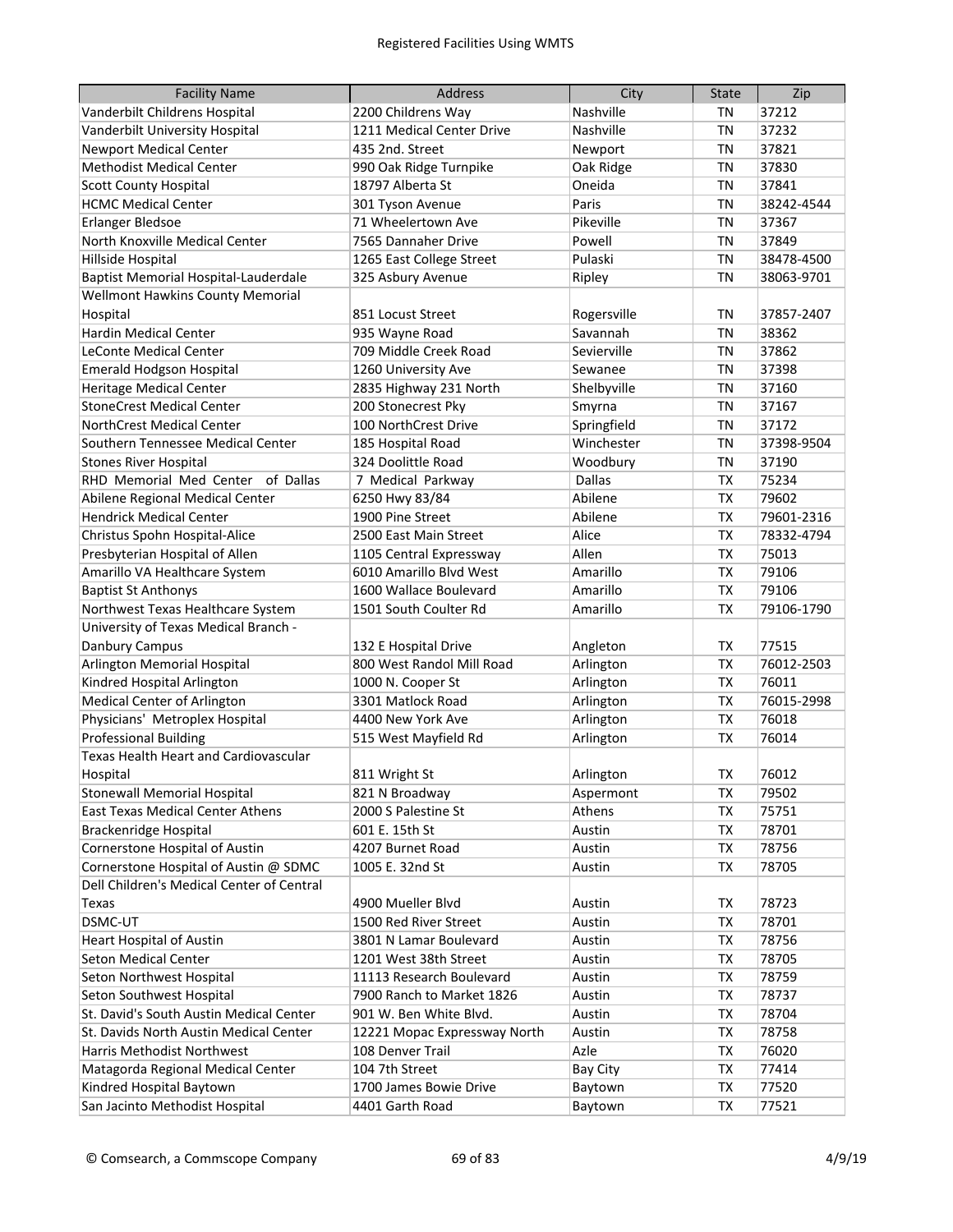| Facility Name | Address | City | State | Zip |
|---|---|---|---|---|
| Vanderbilt Childrens Hospital | 2200 Childrens Way | Nashville | TN | 37212 |
| Vanderbilt University Hospital | 1211 Medical Center Drive | Nashville | TN | 37232 |
| Newport Medical Center | 435 2nd. Street | Newport | TN | 37821 |
| Methodist Medical Center | 990 Oak Ridge Turnpike | Oak Ridge | TN | 37830 |
| Scott County Hospital | 18797 Alberta St | Oneida | TN | 37841 |
| HCMC Medical Center | 301 Tyson Avenue | Paris | TN | 38242-4544 |
| Erlanger Bledsoe | 71 Wheelertown Ave | Pikeville | TN | 37367 |
| North Knoxville Medical Center | 7565 Dannaher Drive | Powell | TN | 37849 |
| Hillside Hospital | 1265 East College Street | Pulaski | TN | 38478-4500 |
| Baptist Memorial Hospital-Lauderdale | 325 Asbury Avenue | Ripley | TN | 38063-9701 |
| Wellmont Hawkins County Memorial Hospital | 851 Locust Street | Rogersville | TN | 37857-2407 |
| Hardin Medical Center | 935 Wayne Road | Savannah | TN | 38362 |
| LeConte Medical Center | 709 Middle Creek Road | Sevierville | TN | 37862 |
| Emerald Hodgson Hospital | 1260 University Ave | Sewanee | TN | 37398 |
| Heritage Medical Center | 2835 Highway 231 North | Shelbyville | TN | 37160 |
| StoneCrest Medical Center | 200 Stonecrest Pky | Smyrna | TN | 37167 |
| NorthCrest Medical Center | 100 NorthCrest Drive | Springfield | TN | 37172 |
| Southern Tennessee Medical Center | 185 Hospital Road | Winchester | TN | 37398-9504 |
| Stones River Hospital | 324 Doolittle Road | Woodbury | TN | 37190 |
| RHD Memorial Med Center of Dallas | 7 Medical Parkway | Dallas | TX | 75234 |
| Abilene Regional Medical Center | 6250 Hwy 83/84 | Abilene | TX | 79602 |
| Hendrick Medical Center | 1900 Pine Street | Abilene | TX | 79601-2316 |
| Christus Spohn Hospital-Alice | 2500 East Main Street | Alice | TX | 78332-4794 |
| Presbyterian Hospital of Allen | 1105 Central Expressway | Allen | TX | 75013 |
| Amarillo VA Healthcare System | 6010 Amarillo Blvd West | Amarillo | TX | 79106 |
| Baptist St Anthonys | 1600 Wallace Boulevard | Amarillo | TX | 79106 |
| Northwest Texas Healthcare System | 1501 South Coulter Rd | Amarillo | TX | 79106-1790 |
| University of Texas Medical Branch - Danbury Campus | 132 E Hospital Drive | Angleton | TX | 77515 |
| Arlington Memorial Hospital | 800 West Randol Mill Road | Arlington | TX | 76012-2503 |
| Kindred Hospital Arlington | 1000 N. Cooper St | Arlington | TX | 76011 |
| Medical Center of Arlington | 3301 Matlock Road | Arlington | TX | 76015-2998 |
| Physicians' Metroplex Hospital | 4400 New York Ave | Arlington | TX | 76018 |
| Professional Building | 515 West Mayfield Rd | Arlington | TX | 76014 |
| Texas Health Heart and Cardiovascular Hospital | 811 Wright St | Arlington | TX | 76012 |
| Stonewall Memorial Hospital | 821 N Broadway | Aspermont | TX | 79502 |
| East Texas Medical Center Athens | 2000 S Palestine St | Athens | TX | 75751 |
| Brackenridge Hospital | 601 E. 15th St | Austin | TX | 78701 |
| Cornerstone Hospital of Austin | 4207 Burnet Road | Austin | TX | 78756 |
| Cornerstone Hospital of Austin @ SDMC | 1005 E. 32nd St | Austin | TX | 78705 |
| Dell Children's Medical Center of Central Texas | 4900 Mueller Blvd | Austin | TX | 78723 |
| DSMC-UT | 1500 Red River Street | Austin | TX | 78701 |
| Heart Hospital of Austin | 3801 N Lamar Boulevard | Austin | TX | 78756 |
| Seton Medical Center | 1201 West 38th Street | Austin | TX | 78705 |
| Seton Northwest Hospital | 11113 Research Boulevard | Austin | TX | 78759 |
| Seton Southwest Hospital | 7900 Ranch to Market 1826 | Austin | TX | 78737 |
| St. David's South Austin Medical Center | 901 W. Ben White Blvd. | Austin | TX | 78704 |
| St. Davids North Austin Medical Center | 12221 Mopac Expressway North | Austin | TX | 78758 |
| Harris Methodist Northwest | 108 Denver Trail | Azle | TX | 76020 |
| Matagorda Regional Medical Center | 104 7th Street | Bay City | TX | 77414 |
| Kindred Hospital Baytown | 1700 James Bowie Drive | Baytown | TX | 77520 |
| San Jacinto Methodist Hospital | 4401 Garth Road | Baytown | TX | 77521 |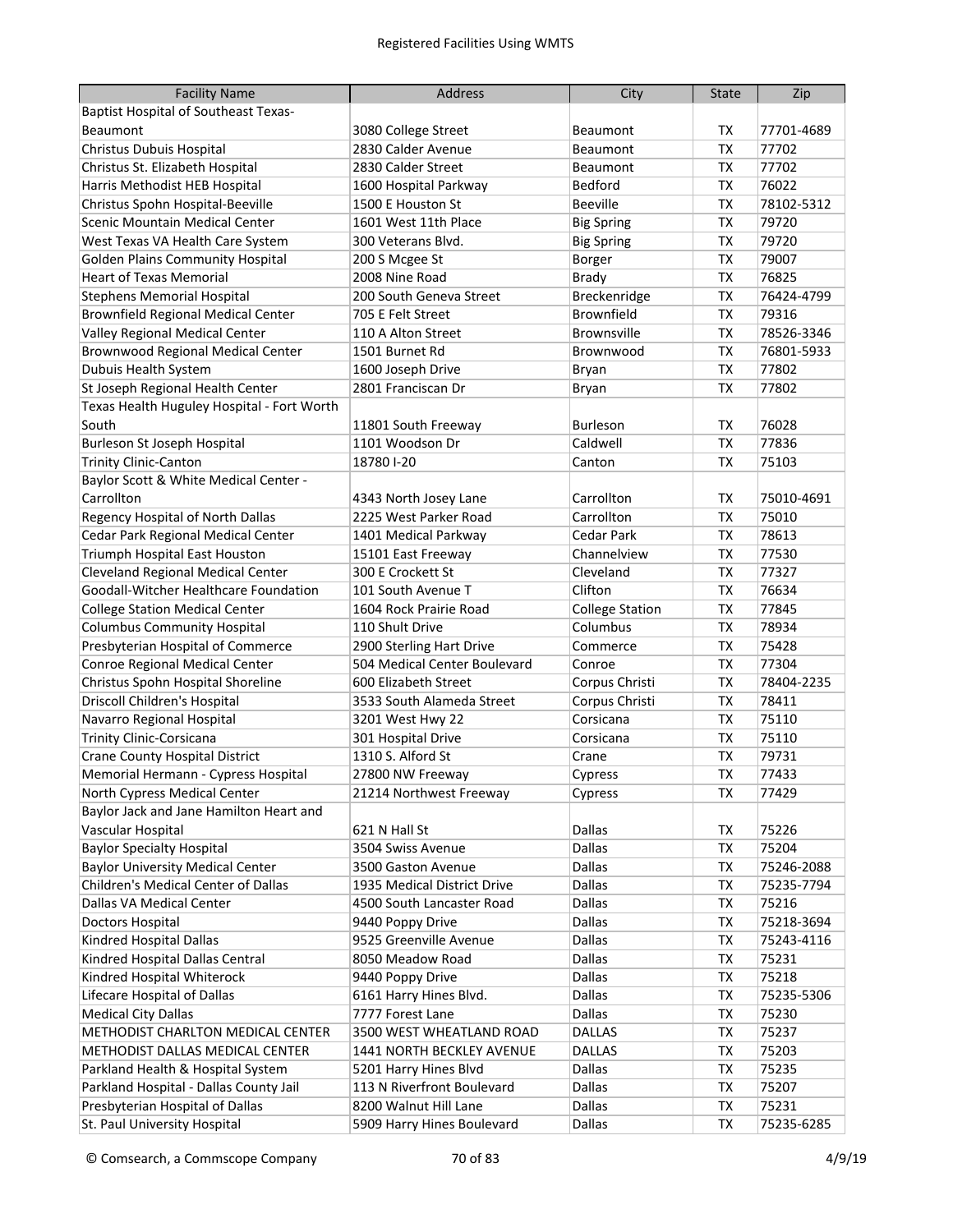| Facility Name | Address | City | State | Zip |
|---|---|---|---|---|
| Baptist Hospital of Southeast Texas-Beaumont | 3080 College Street | Beaumont | TX | 77701-4689 |
| Christus Dubuis Hospital | 2830 Calder Avenue | Beaumont | TX | 77702 |
| Christus St. Elizabeth Hospital | 2830 Calder Street | Beaumont | TX | 77702 |
| Harris Methodist HEB Hospital | 1600 Hospital Parkway | Bedford | TX | 76022 |
| Christus Spohn Hospital-Beeville | 1500 E Houston St | Beeville | TX | 78102-5312 |
| Scenic Mountain Medical Center | 1601 West 11th Place | Big Spring | TX | 79720 |
| West Texas VA Health Care System | 300 Veterans Blvd. | Big Spring | TX | 79720 |
| Golden Plains Community Hospital | 200 S Mcgee St | Borger | TX | 79007 |
| Heart of Texas Memorial | 2008 Nine Road | Brady | TX | 76825 |
| Stephens Memorial Hospital | 200 South Geneva Street | Breckenridge | TX | 76424-4799 |
| Brownfield Regional Medical Center | 705 E Felt Street | Brownfield | TX | 79316 |
| Valley Regional Medical Center | 110 A Alton Street | Brownsville | TX | 78526-3346 |
| Brownwood Regional Medical Center | 1501 Burnet Rd | Brownwood | TX | 76801-5933 |
| Dubuis Health System | 1600 Joseph Drive | Bryan | TX | 77802 |
| St Joseph Regional Health Center | 2801 Franciscan Dr | Bryan | TX | 77802 |
| Texas Health Huguley Hospital - Fort Worth South | 11801 South Freeway | Burleson | TX | 76028 |
| Burleson St Joseph Hospital | 1101 Woodson Dr | Caldwell | TX | 77836 |
| Trinity Clinic-Canton | 18780 I-20 | Canton | TX | 75103 |
| Baylor Scott & White Medical Center - Carrollton | 4343 North Josey Lane | Carrollton | TX | 75010-4691 |
| Regency Hospital of North Dallas | 2225 West Parker Road | Carrollton | TX | 75010 |
| Cedar Park Regional Medical Center | 1401 Medical Parkway | Cedar Park | TX | 78613 |
| Triumph Hospital East Houston | 15101 East Freeway | Channelview | TX | 77530 |
| Cleveland Regional Medical Center | 300 E Crockett St | Cleveland | TX | 77327 |
| Goodall-Witcher Healthcare Foundation | 101 South Avenue T | Clifton | TX | 76634 |
| College Station Medical Center | 1604 Rock Prairie Road | College Station | TX | 77845 |
| Columbus Community Hospital | 110 Shult Drive | Columbus | TX | 78934 |
| Presbyterian Hospital of Commerce | 2900 Sterling Hart Drive | Commerce | TX | 75428 |
| Conroe Regional Medical Center | 504 Medical Center Boulevard | Conroe | TX | 77304 |
| Christus Spohn Hospital Shoreline | 600 Elizabeth Street | Corpus Christi | TX | 78404-2235 |
| Driscoll Children's Hospital | 3533 South Alameda Street | Corpus Christi | TX | 78411 |
| Navarro Regional Hospital | 3201 West Hwy 22 | Corsicana | TX | 75110 |
| Trinity Clinic-Corsicana | 301 Hospital Drive | Corsicana | TX | 75110 |
| Crane County Hospital District | 1310 S. Alford St | Crane | TX | 79731 |
| Memorial Hermann - Cypress Hospital | 27800 NW Freeway | Cypress | TX | 77433 |
| North Cypress Medical Center | 21214 Northwest Freeway | Cypress | TX | 77429 |
| Baylor Jack and Jane Hamilton Heart and Vascular Hospital | 621 N Hall St | Dallas | TX | 75226 |
| Baylor Specialty Hospital | 3504 Swiss Avenue | Dallas | TX | 75204 |
| Baylor University Medical Center | 3500 Gaston Avenue | Dallas | TX | 75246-2088 |
| Children's Medical Center of Dallas | 1935 Medical District Drive | Dallas | TX | 75235-7794 |
| Dallas VA Medical Center | 4500 South Lancaster Road | Dallas | TX | 75216 |
| Doctors Hospital | 9440 Poppy Drive | Dallas | TX | 75218-3694 |
| Kindred Hospital Dallas | 9525 Greenville Avenue | Dallas | TX | 75243-4116 |
| Kindred Hospital Dallas Central | 8050 Meadow Road | Dallas | TX | 75231 |
| Kindred Hospital Whiterock | 9440 Poppy Drive | Dallas | TX | 75218 |
| Lifecare Hospital of Dallas | 6161 Harry Hines Blvd. | Dallas | TX | 75235-5306 |
| Medical City Dallas | 7777 Forest Lane | Dallas | TX | 75230 |
| METHODIST CHARLTON MEDICAL CENTER | 3500 WEST WHEATLAND ROAD | DALLAS | TX | 75237 |
| METHODIST DALLAS MEDICAL CENTER | 1441 NORTH BECKLEY AVENUE | DALLAS | TX | 75203 |
| Parkland Health & Hospital System | 5201 Harry Hines Blvd | Dallas | TX | 75235 |
| Parkland Hospital - Dallas County Jail | 113 N Riverfront Boulevard | Dallas | TX | 75207 |
| Presbyterian Hospital of Dallas | 8200 Walnut Hill Lane | Dallas | TX | 75231 |
| St. Paul University Hospital | 5909 Harry Hines Boulevard | Dallas | TX | 75235-6285 |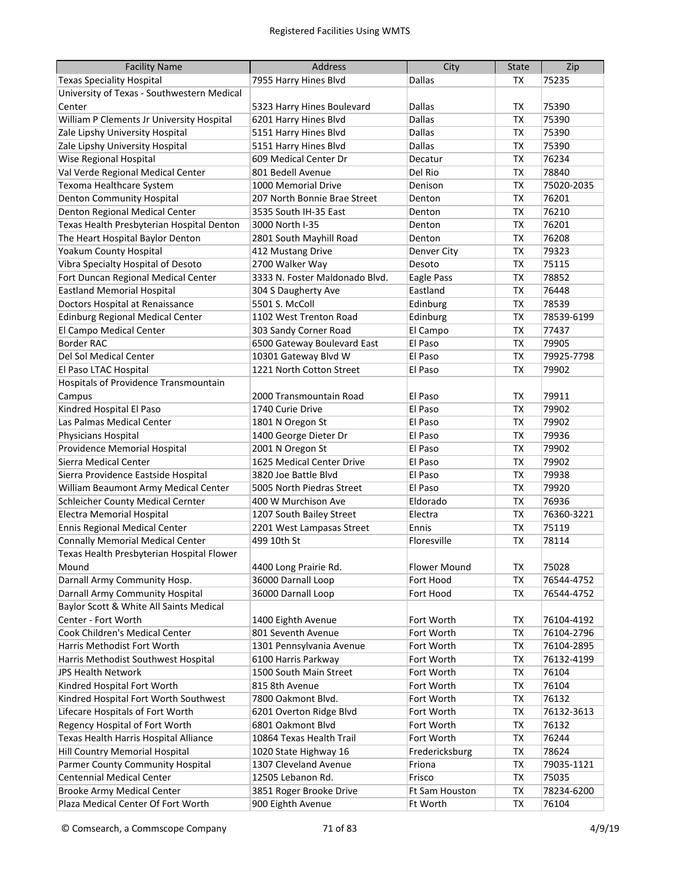| Facility Name | Address | City | State | Zip |
| --- | --- | --- | --- | --- |
| Texas Speciality Hospital | 7955 Harry Hines Blvd | Dallas | TX | 75235 |
| University of Texas - Southwestern Medical Center | 5323 Harry Hines Boulevard | Dallas | TX | 75390 |
| William P Clements Jr University Hospital | 6201 Harry Hines Blvd | Dallas | TX | 75390 |
| Zale Lipshy University Hospital | 5151 Harry Hines Blvd | Dallas | TX | 75390 |
| Zale Lipshy University Hospital | 5151 Harry Hines Blvd | Dallas | TX | 75390 |
| Wise Regional Hospital | 609 Medical Center Dr | Decatur | TX | 76234 |
| Val Verde Regional Medical Center | 801 Bedell Avenue | Del Rio | TX | 78840 |
| Texoma Healthcare System | 1000 Memorial Drive | Denison | TX | 75020-2035 |
| Denton Community Hospital | 207 North Bonnie Brae Street | Denton | TX | 76201 |
| Denton Regional Medical Center | 3535 South IH-35 East | Denton | TX | 76210 |
| Texas Health Presbyterian Hospital Denton | 3000 North I-35 | Denton | TX | 76201 |
| The Heart Hospital Baylor Denton | 2801 South Mayhill Road | Denton | TX | 76208 |
| Yoakum County Hospital | 412 Mustang Drive | Denver City | TX | 79323 |
| Vibra Specialty Hospital of Desoto | 2700 Walker Way | Desoto | TX | 75115 |
| Fort Duncan Regional Medical Center | 3333 N. Foster Maldonado Blvd. | Eagle Pass | TX | 78852 |
| Eastland Memorial Hospital | 304 S Daugherty Ave | Eastland | TX | 76448 |
| Doctors Hospital at Renaissance | 5501 S. McColl | Edinburg | TX | 78539 |
| Edinburg Regional Medical Center | 1102 West Trenton Road | Edinburg | TX | 78539-6199 |
| El Campo Medical Center | 303 Sandy Corner Road | El Campo | TX | 77437 |
| Border RAC | 6500 Gateway Boulevard East | El Paso | TX | 79905 |
| Del Sol Medical Center | 10301 Gateway Blvd W | El Paso | TX | 79925-7798 |
| El Paso LTAC Hospital | 1221 North Cotton Street | El Paso | TX | 79902 |
| Hospitals of Providence Transmountain Campus | 2000 Transmountain Road | El Paso | TX | 79911 |
| Kindred Hospital El Paso | 1740 Curie Drive | El Paso | TX | 79902 |
| Las Palmas Medical Center | 1801 N Oregon St | El Paso | TX | 79902 |
| Physicians Hospital | 1400 George Dieter Dr | El Paso | TX | 79936 |
| Providence Memorial Hospital | 2001 N Oregon St | El Paso | TX | 79902 |
| Sierra Medical Center | 1625 Medical Center Drive | El Paso | TX | 79902 |
| Sierra Providence Eastside Hospital | 3820 Joe Battle Blvd | El Paso | TX | 79938 |
| William Beaumont Army Medical Center | 5005 North Piedras Street | El Paso | TX | 79920 |
| Schleicher County Medical Cernter | 400 W Murchison Ave | Eldorado | TX | 76936 |
| Electra Memorial Hospital | 1207 South Bailey Street | Electra | TX | 76360-3221 |
| Ennis Regional Medical Center | 2201 West Lampasas Street | Ennis | TX | 75119 |
| Connally Memorial Medical Center | 499 10th St | Floresville | TX | 78114 |
| Texas Health Presbyterian Hospital Flower Mound | 4400 Long Prairie Rd. | Flower Mound | TX | 75028 |
| Darnall Army Community Hosp. | 36000 Darnall Loop | Fort Hood | TX | 76544-4752 |
| Darnall Army Community Hospital | 36000 Darnall Loop | Fort Hood | TX | 76544-4752 |
| Baylor Scott & White All Saints Medical Center - Fort Worth | 1400 Eighth Avenue | Fort Worth | TX | 76104-4192 |
| Cook Children's Medical Center | 801 Seventh Avenue | Fort Worth | TX | 76104-2796 |
| Harris Methodist Fort Worth | 1301 Pennsylvania Avenue | Fort Worth | TX | 76104-2895 |
| Harris Methodist Southwest Hospital | 6100 Harris Parkway | Fort Worth | TX | 76132-4199 |
| JPS Health Network | 1500 South Main Street | Fort Worth | TX | 76104 |
| Kindred Hospital Fort Worth | 815 8th Avenue | Fort Worth | TX | 76104 |
| Kindred Hospital Fort Worth Southwest | 7800 Oakmont Blvd. | Fort Worth | TX | 76132 |
| Lifecare Hospitals of Fort Worth | 6201 Overton Ridge Blvd | Fort Worth | TX | 76132-3613 |
| Regency Hospital of Fort Worth | 6801 Oakmont Blvd | Fort Worth | TX | 76132 |
| Texas Health Harris Hospital Alliance | 10864 Texas Health Trail | Fort Worth | TX | 76244 |
| Hill Country Memorial Hospital | 1020 State Highway 16 | Fredericksburg | TX | 78624 |
| Parmer County Community Hospital | 1307 Cleveland Avenue | Friona | TX | 79035-1121 |
| Centennial Medical Center | 12505 Lebanon Rd. | Frisco | TX | 75035 |
| Brooke Army Medical Center | 3851 Roger Brooke Drive | Ft Sam Houston | TX | 78234-6200 |
| Plaza Medical Center Of Fort Worth | 900 Eighth Avenue | Ft Worth | TX | 76104 |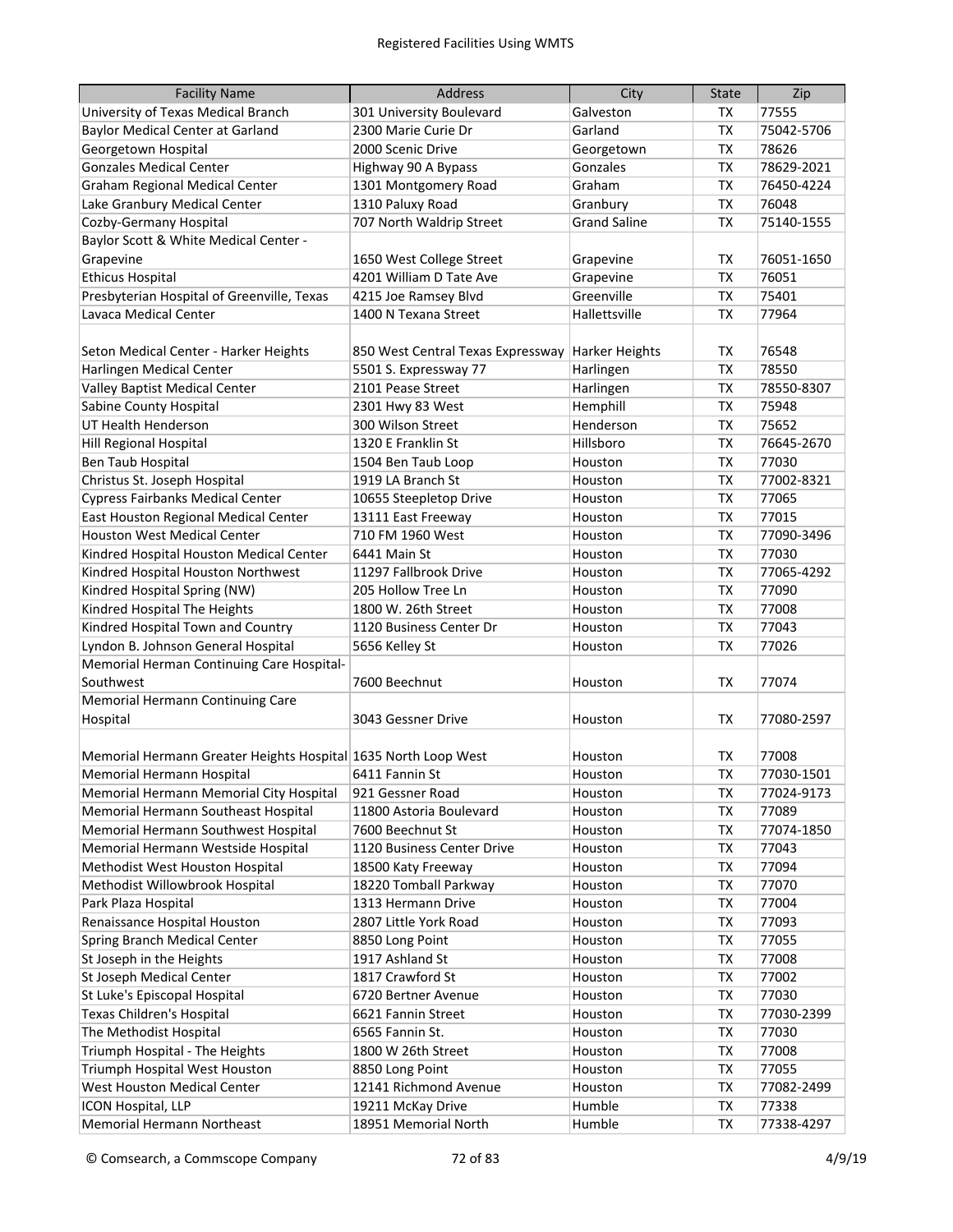| Facility Name | Address | City | State | Zip |
|---|---|---|---|---|
| University of Texas Medical Branch | 301 University Boulevard | Galveston | TX | 77555 |
| Baylor Medical Center at Garland | 2300 Marie Curie Dr | Garland | TX | 75042-5706 |
| Georgetown Hospital | 2000 Scenic Drive | Georgetown | TX | 78626 |
| Gonzales Medical Center | Highway 90 A Bypass | Gonzales | TX | 78629-2021 |
| Graham Regional Medical Center | 1301 Montgomery Road | Graham | TX | 76450-4224 |
| Lake Granbury Medical Center | 1310 Paluxy Road | Granbury | TX | 76048 |
| Cozby-Germany Hospital | 707 North Waldrip Street | Grand Saline | TX | 75140-1555 |
| Baylor Scott & White Medical Center - Grapevine | 1650 West College Street | Grapevine | TX | 76051-1650 |
| Ethicus Hospital | 4201 William D Tate Ave | Grapevine | TX | 76051 |
| Presbyterian Hospital of Greenville, Texas | 4215 Joe Ramsey Blvd | Greenville | TX | 75401 |
| Lavaca Medical Center | 1400 N Texana Street | Hallettsville | TX | 77964 |
| Seton Medical Center - Harker Heights | 850 West Central Texas Expressway | Harker Heights | TX | 76548 |
| Harlingen Medical Center | 5501 S. Expressway 77 | Harlingen | TX | 78550 |
| Valley Baptist Medical Center | 2101 Pease Street | Harlingen | TX | 78550-8307 |
| Sabine County Hospital | 2301 Hwy 83 West | Hemphill | TX | 75948 |
| UT Health Henderson | 300 Wilson Street | Henderson | TX | 75652 |
| Hill Regional Hospital | 1320 E Franklin St | Hillsboro | TX | 76645-2670 |
| Ben Taub Hospital | 1504 Ben Taub Loop | Houston | TX | 77030 |
| Christus St. Joseph Hospital | 1919 LA Branch St | Houston | TX | 77002-8321 |
| Cypress Fairbanks Medical Center | 10655 Steepletop Drive | Houston | TX | 77065 |
| East Houston Regional Medical Center | 13111 East Freeway | Houston | TX | 77015 |
| Houston West Medical Center | 710 FM 1960 West | Houston | TX | 77090-3496 |
| Kindred Hospital Houston Medical Center | 6441 Main St | Houston | TX | 77030 |
| Kindred Hospital Houston Northwest | 11297 Fallbrook Drive | Houston | TX | 77065-4292 |
| Kindred Hospital Spring (NW) | 205 Hollow Tree Ln | Houston | TX | 77090 |
| Kindred Hospital The Heights | 1800 W. 26th Street | Houston | TX | 77008 |
| Kindred Hospital Town and Country | 1120 Business Center Dr | Houston | TX | 77043 |
| Lyndon B. Johnson General Hospital | 5656 Kelley St | Houston | TX | 77026 |
| Memorial Herman Continuing Care Hospital-Southwest | 7600 Beechnut | Houston | TX | 77074 |
| Memorial Hermann Continuing Care Hospital | 3043 Gessner Drive | Houston | TX | 77080-2597 |
| Memorial Hermann Greater Heights Hospital | 1635 North Loop West | Houston | TX | 77008 |
| Memorial Hermann Hospital | 6411 Fannin St | Houston | TX | 77030-1501 |
| Memorial Hermann Memorial City Hospital | 921 Gessner Road | Houston | TX | 77024-9173 |
| Memorial Hermann Southeast Hospital | 11800 Astoria Boulevard | Houston | TX | 77089 |
| Memorial Hermann Southwest Hospital | 7600 Beechnut St | Houston | TX | 77074-1850 |
| Memorial Hermann Westside Hospital | 1120 Business Center Drive | Houston | TX | 77043 |
| Methodist West Houston Hospital | 18500 Katy Freeway | Houston | TX | 77094 |
| Methodist Willowbrook Hospital | 18220 Tomball Parkway | Houston | TX | 77070 |
| Park Plaza Hospital | 1313 Hermann Drive | Houston | TX | 77004 |
| Renaissance Hospital Houston | 2807 Little York Road | Houston | TX | 77093 |
| Spring Branch Medical Center | 8850 Long Point | Houston | TX | 77055 |
| St Joseph in the Heights | 1917 Ashland St | Houston | TX | 77008 |
| St Joseph Medical Center | 1817 Crawford St | Houston | TX | 77002 |
| St Luke's Episcopal Hospital | 6720 Bertner Avenue | Houston | TX | 77030 |
| Texas Children's Hospital | 6621 Fannin Street | Houston | TX | 77030-2399 |
| The Methodist Hospital | 6565 Fannin St. | Houston | TX | 77030 |
| Triumph Hospital - The Heights | 1800 W 26th Street | Houston | TX | 77008 |
| Triumph Hospital West Houston | 8850 Long Point | Houston | TX | 77055 |
| West Houston Medical Center | 12141 Richmond Avenue | Houston | TX | 77082-2499 |
| ICON Hospital, LLP | 19211 McKay Drive | Humble | TX | 77338 |
| Memorial Hermann Northeast | 18951 Memorial North | Humble | TX | 77338-4297 |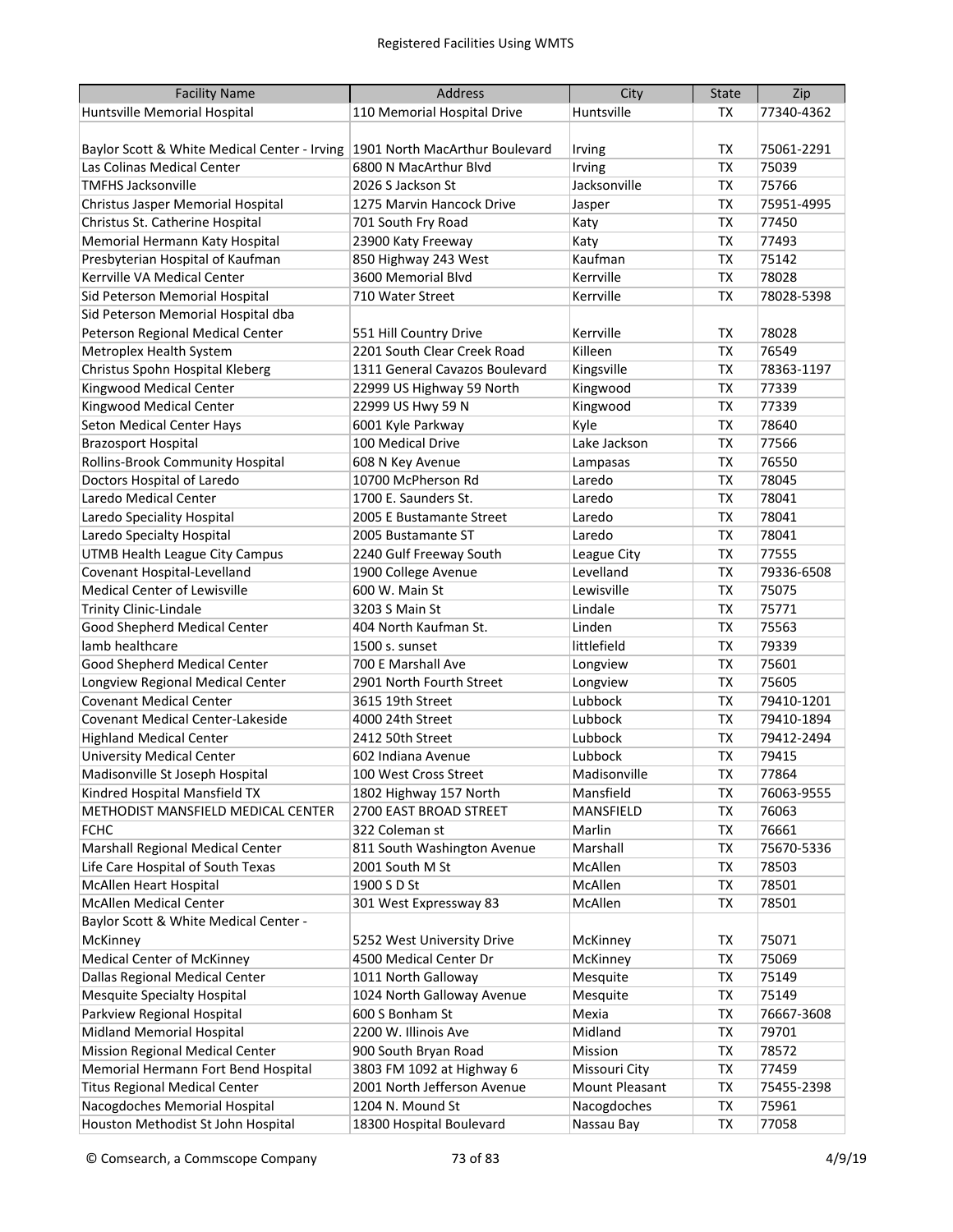| Facility Name | Address | City | State | Zip |
|---|---|---|---|---|
| Huntsville Memorial Hospital | 110 Memorial Hospital Drive | Huntsville | TX | 77340-4362 |
| Baylor Scott & White Medical Center - Irving | 1901 North MacArthur Boulevard | Irving | TX | 75061-2291 |
| Las Colinas Medical Center | 6800 N MacArthur Blvd | Irving | TX | 75039 |
| TMFHS Jacksonville | 2026 S Jackson St | Jacksonville | TX | 75766 |
| Christus Jasper Memorial Hospital | 1275 Marvin Hancock Drive | Jasper | TX | 75951-4995 |
| Christus St. Catherine Hospital | 701 South Fry Road | Katy | TX | 77450 |
| Memorial Hermann Katy Hospital | 23900 Katy Freeway | Katy | TX | 77493 |
| Presbyterian Hospital of Kaufman | 850 Highway 243 West | Kaufman | TX | 75142 |
| Kerrville VA Medical Center | 3600 Memorial Blvd | Kerrville | TX | 78028 |
| Sid Peterson Memorial Hospital | 710 Water Street | Kerrville | TX | 78028-5398 |
| Sid Peterson Memorial Hospital dba Peterson Regional Medical Center | 551 Hill Country Drive | Kerrville | TX | 78028 |
| Metroplex Health System | 2201 South Clear Creek Road | Killeen | TX | 76549 |
| Christus Spohn Hospital Kleberg | 1311 General Cavazos Boulevard | Kingsville | TX | 78363-1197 |
| Kingwood Medical Center | 22999 US Highway 59 North | Kingwood | TX | 77339 |
| Kingwood Medical Center | 22999 US Hwy 59 N | Kingwood | TX | 77339 |
| Seton Medical Center Hays | 6001 Kyle Parkway | Kyle | TX | 78640 |
| Brazosport Hospital | 100 Medical Drive | Lake Jackson | TX | 77566 |
| Rollins-Brook Community Hospital | 608 N Key Avenue | Lampasas | TX | 76550 |
| Doctors Hospital of Laredo | 10700 McPherson Rd | Laredo | TX | 78045 |
| Laredo Medical Center | 1700 E. Saunders St. | Laredo | TX | 78041 |
| Laredo Speciality Hospital | 2005 E Bustamante Street | Laredo | TX | 78041 |
| Laredo Specialty Hospital | 2005 Bustamante ST | Laredo | TX | 78041 |
| UTMB Health League City Campus | 2240 Gulf Freeway South | League City | TX | 77555 |
| Covenant Hospital-Levelland | 1900 College Avenue | Levelland | TX | 79336-6508 |
| Medical Center of Lewisville | 600 W. Main St | Lewisville | TX | 75075 |
| Trinity Clinic-Lindale | 3203 S Main St | Lindale | TX | 75771 |
| Good Shepherd Medical Center | 404 North Kaufman St. | Linden | TX | 75563 |
| lamb healthcare | 1500 s. sunset | littlefield | TX | 79339 |
| Good Shepherd Medical Center | 700 E Marshall Ave | Longview | TX | 75601 |
| Longview Regional Medical Center | 2901 North Fourth Street | Longview | TX | 75605 |
| Covenant Medical Center | 3615 19th Street | Lubbock | TX | 79410-1201 |
| Covenant Medical Center-Lakeside | 4000 24th Street | Lubbock | TX | 79410-1894 |
| Highland Medical Center | 2412 50th Street | Lubbock | TX | 79412-2494 |
| University Medical Center | 602 Indiana Avenue | Lubbock | TX | 79415 |
| Madisonville St Joseph Hospital | 100 West Cross Street | Madisonville | TX | 77864 |
| Kindred Hospital Mansfield TX | 1802 Highway 157 North | Mansfield | TX | 76063-9555 |
| METHODIST MANSFIELD MEDICAL CENTER | 2700 EAST BROAD STREET | MANSFIELD | TX | 76063 |
| FCHC | 322 Coleman st | Marlin | TX | 76661 |
| Marshall Regional Medical Center | 811 South Washington Avenue | Marshall | TX | 75670-5336 |
| Life Care Hospital of South Texas | 2001 South M St | McAllen | TX | 78503 |
| McAllen Heart Hospital | 1900 S D St | McAllen | TX | 78501 |
| McAllen Medical Center | 301 West Expressway 83 | McAllen | TX | 78501 |
| Baylor Scott & White Medical Center - McKinney | 5252 West University Drive | McKinney | TX | 75071 |
| Medical Center of McKinney | 4500 Medical Center Dr | McKinney | TX | 75069 |
| Dallas Regional Medical Center | 1011 North Galloway | Mesquite | TX | 75149 |
| Mesquite Specialty Hospital | 1024 North Galloway Avenue | Mesquite | TX | 75149 |
| Parkview Regional Hospital | 600 S Bonham St | Mexia | TX | 76667-3608 |
| Midland Memorial Hospital | 2200 W. Illinois Ave | Midland | TX | 79701 |
| Mission Regional Medical Center | 900 South Bryan Road | Mission | TX | 78572 |
| Memorial Hermann Fort Bend Hospital | 3803 FM 1092 at Highway 6 | Missouri City | TX | 77459 |
| Titus Regional Medical Center | 2001 North Jefferson Avenue | Mount Pleasant | TX | 75455-2398 |
| Nacogdoches Memorial Hospital | 1204 N. Mound St | Nacogdoches | TX | 75961 |
| Houston Methodist St John Hospital | 18300 Hospital Boulevard | Nassau Bay | TX | 77058 |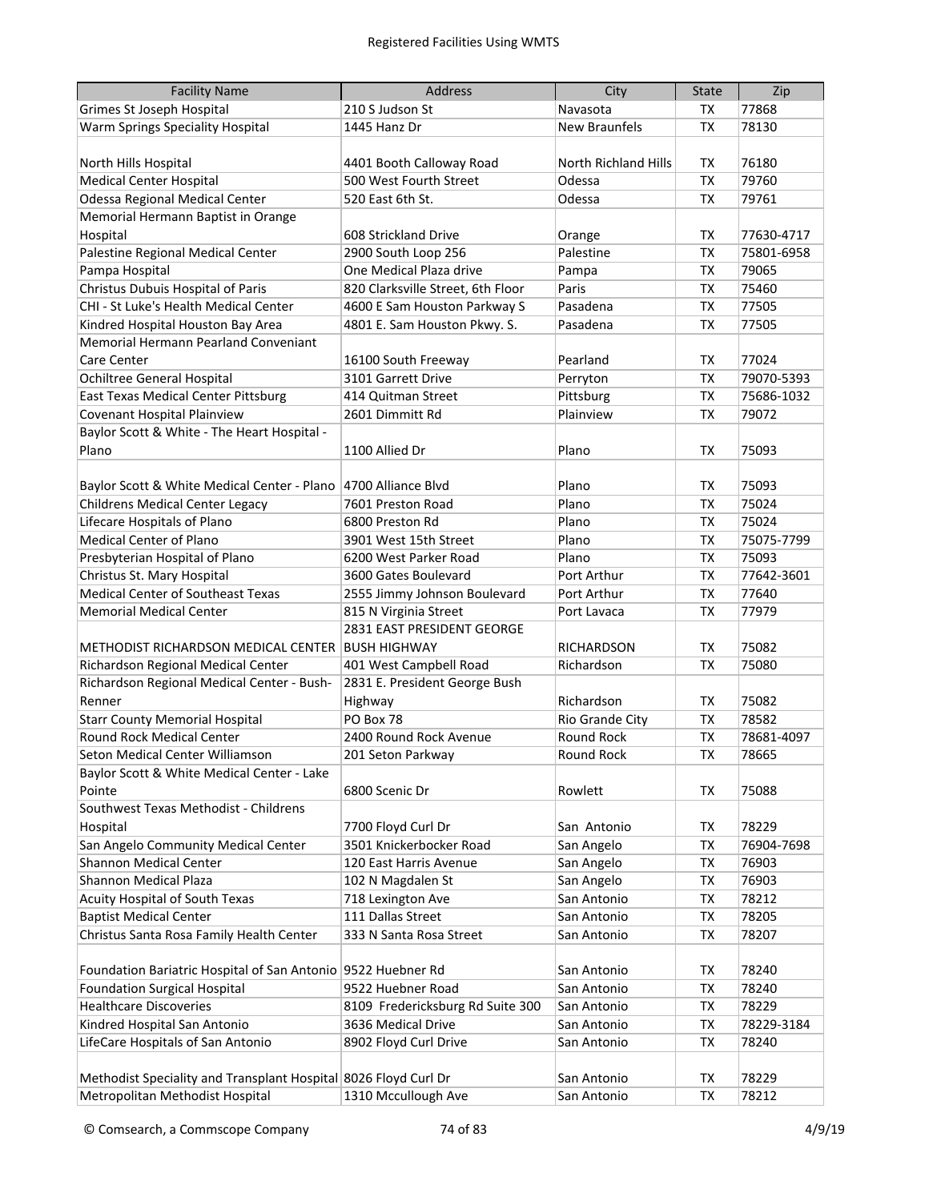Registered Facilities Using WMTS

| Facility Name | Address | City | State | Zip |
|---|---|---|---|---|
| Grimes St Joseph Hospital | 210 S Judson St | Navasota | TX | 77868 |
| Warm Springs Speciality Hospital | 1445 Hanz Dr | New Braunfels | TX | 78130 |
| North Hills Hospital | 4401 Booth Calloway Road | North Richland Hills | TX | 76180 |
| Medical Center Hospital | 500 West Fourth Street | Odessa | TX | 79760 |
| Odessa Regional Medical Center | 520 East 6th St. | Odessa | TX | 79761 |
| Memorial Hermann Baptist in Orange Hospital | 608 Strickland Drive | Orange | TX | 77630-4717 |
| Palestine Regional Medical Center | 2900 South Loop 256 | Palestine | TX | 75801-6958 |
| Pampa Hospital | One Medical Plaza drive | Pampa | TX | 79065 |
| Christus Dubuis Hospital of Paris | 820 Clarksville Street, 6th Floor | Paris | TX | 75460 |
| CHI - St Luke's Health Medical Center | 4600 E Sam Houston Parkway S | Pasadena | TX | 77505 |
| Kindred Hospital Houston Bay Area | 4801 E. Sam Houston Pkwy. S. | Pasadena | TX | 77505 |
| Memorial Hermann Pearland Conveniant Care Center | 16100 South Freeway | Pearland | TX | 77024 |
| Ochiltree General Hospital | 3101 Garrett Drive | Perryton | TX | 79070-5393 |
| East Texas Medical Center Pittsburg | 414 Quitman Street | Pittsburg | TX | 75686-1032 |
| Covenant Hospital Plainview | 2601 Dimmitt Rd | Plainview | TX | 79072 |
| Baylor Scott & White - The Heart Hospital - Plano | 1100 Allied Dr | Plano | TX | 75093 |
| Baylor Scott & White Medical Center - Plano | 4700 Alliance Blvd | Plano | TX | 75093 |
| Childrens Medical Center Legacy | 7601 Preston Road | Plano | TX | 75024 |
| Lifecare Hospitals of Plano | 6800 Preston Rd | Plano | TX | 75024 |
| Medical Center of Plano | 3901 West 15th Street | Plano | TX | 75075-7799 |
| Presbyterian Hospital of Plano | 6200 West Parker Road | Plano | TX | 75093 |
| Christus St. Mary Hospital | 3600 Gates Boulevard | Port Arthur | TX | 77642-3601 |
| Medical Center of Southeast Texas | 2555 Jimmy Johnson Boulevard | Port Arthur | TX | 77640 |
| Memorial Medical Center | 815 N Virginia Street | Port Lavaca | TX | 77979 |
| METHODIST RICHARDSON MEDICAL CENTER | 2831 EAST PRESIDENT GEORGE BUSH HIGHWAY | RICHARDSON | TX | 75082 |
| Richardson Regional Medical Center | 401 West Campbell Road | Richardson | TX | 75080 |
| Richardson Regional Medical Center - Bush-Renner | 2831 E. President George Bush Highway | Richardson | TX | 75082 |
| Starr County Memorial Hospital | PO Box 78 | Rio Grande City | TX | 78582 |
| Round Rock Medical Center | 2400 Round Rock Avenue | Round Rock | TX | 78681-4097 |
| Seton Medical Center Williamson | 201 Seton Parkway | Round Rock | TX | 78665 |
| Baylor Scott & White Medical Center - Lake Pointe | 6800 Scenic Dr | Rowlett | TX | 75088 |
| Southwest Texas Methodist - Childrens Hospital | 7700 Floyd Curl Dr | San Antonio | TX | 78229 |
| San Angelo Community Medical Center | 3501 Knickerbocker Road | San Angelo | TX | 76904-7698 |
| Shannon Medical Center | 120 East Harris Avenue | San Angelo | TX | 76903 |
| Shannon Medical Plaza | 102 N Magdalen St | San Angelo | TX | 76903 |
| Acuity Hospital of South Texas | 718 Lexington Ave | San Antonio | TX | 78212 |
| Baptist Medical Center | 111 Dallas Street | San Antonio | TX | 78205 |
| Christus Santa Rosa Family Health Center | 333 N Santa Rosa Street | San Antonio | TX | 78207 |
| Foundation Bariatric Hospital of San Antonio | 9522 Huebner Rd | San Antonio | TX | 78240 |
| Foundation Surgical Hospital | 9522 Huebner Road | San Antonio | TX | 78240 |
| Healthcare Discoveries | 8109 Fredericksburg Rd Suite 300 | San Antonio | TX | 78229 |
| Kindred Hospital San Antonio | 3636 Medical Drive | San Antonio | TX | 78229-3184 |
| LifeCare Hospitals of San Antonio | 8902 Floyd Curl Drive | San Antonio | TX | 78240 |
| Methodist Speciality and Transplant Hospital | 8026 Floyd Curl Dr | San Antonio | TX | 78229 |
| Metropolitan Methodist Hospital | 1310 Mccullough Ave | San Antonio | TX | 78212 |

© Comsearch, a Commscope Company 4/9/19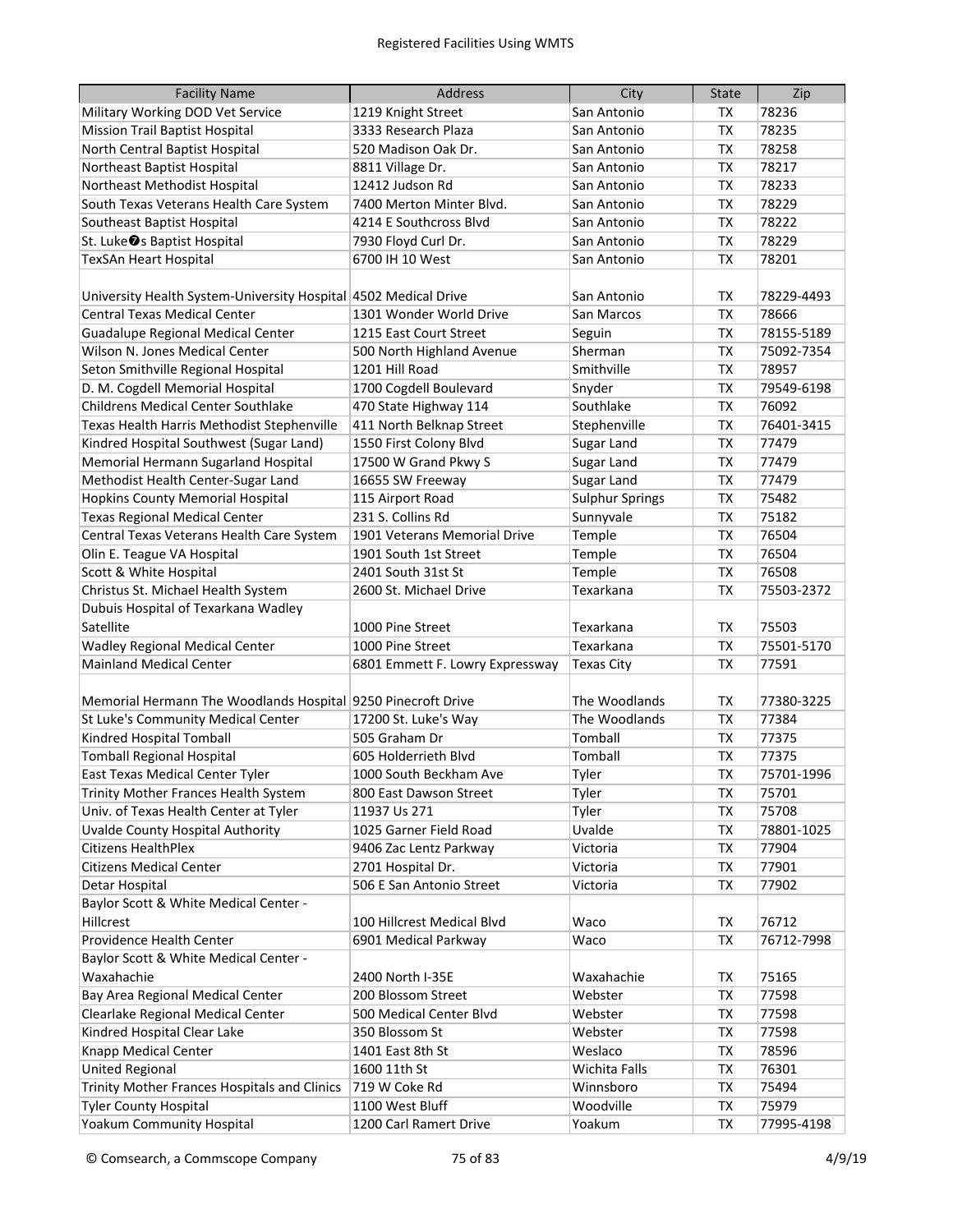| Facility Name | Address | City | State | Zip |
|---|---|---|---|---|
| Military Working DOD Vet Service | 1219 Knight Street | San Antonio | TX | 78236 |
| Mission Trail Baptist Hospital | 3333 Research Plaza | San Antonio | TX | 78235 |
| North Central Baptist Hospital | 520 Madison Oak Dr. | San Antonio | TX | 78258 |
| Northeast Baptist Hospital | 8811 Village Dr. | San Antonio | TX | 78217 |
| Northeast Methodist Hospital | 12412 Judson Rd | San Antonio | TX | 78233 |
| South Texas Veterans Health Care System | 7400 Merton Minter Blvd. | San Antonio | TX | 78229 |
| Southeast Baptist Hospital | 4214 E Southcross Blvd | San Antonio | TX | 78222 |
| St. Luke�s Baptist Hospital | 7930 Floyd Curl Dr. | San Antonio | TX | 78229 |
| TexSAn Heart Hospital | 6700 IH 10 West | San Antonio | TX | 78201 |
| University Health System-University Hospital | 4502 Medical Drive | San Antonio | TX | 78229-4493 |
| Central Texas Medical Center | 1301 Wonder World Drive | San Marcos | TX | 78666 |
| Guadalupe Regional Medical Center | 1215 East Court Street | Seguin | TX | 78155-5189 |
| Wilson N. Jones Medical Center | 500 North Highland Avenue | Sherman | TX | 75092-7354 |
| Seton Smithville Regional Hospital | 1201 Hill Road | Smithville | TX | 78957 |
| D. M. Cogdell Memorial Hospital | 1700 Cogdell Boulevard | Snyder | TX | 79549-6198 |
| Childrens Medical Center Southlake | 470 State Highway 114 | Southlake | TX | 76092 |
| Texas Health Harris Methodist Stephenville | 411 North Belknap Street | Stephenville | TX | 76401-3415 |
| Kindred Hospital Southwest (Sugar Land) | 1550 First Colony Blvd | Sugar Land | TX | 77479 |
| Memorial Hermann Sugarland Hospital | 17500 W Grand Pkwy S | Sugar Land | TX | 77479 |
| Methodist Health Center-Sugar Land | 16655 SW Freeway | Sugar Land | TX | 77479 |
| Hopkins County Memorial Hospital | 115 Airport Road | Sulphur Springs | TX | 75482 |
| Texas Regional Medical Center | 231 S. Collins Rd | Sunnyvale | TX | 75182 |
| Central Texas Veterans Health Care System | 1901 Veterans Memorial Drive | Temple | TX | 76504 |
| Olin E. Teague VA Hospital | 1901 South 1st Street | Temple | TX | 76504 |
| Scott & White Hospital | 2401 South 31st St | Temple | TX | 76508 |
| Christus St. Michael Health System | 2600 St. Michael Drive | Texarkana | TX | 75503-2372 |
| Dubuis Hospital of Texarkana Wadley Satellite | 1000 Pine Street | Texarkana | TX | 75503 |
| Wadley Regional Medical Center | 1000 Pine Street | Texarkana | TX | 75501-5170 |
| Mainland Medical Center | 6801 Emmett F. Lowry Expressway | Texas City | TX | 77591 |
| Memorial Hermann The Woodlands Hospital | 9250 Pinecroft Drive | The Woodlands | TX | 77380-3225 |
| St Luke's Community Medical Center | 17200 St. Luke's Way | The Woodlands | TX | 77384 |
| Kindred Hospital Tomball | 505 Graham Dr | Tomball | TX | 77375 |
| Tomball Regional Hospital | 605 Holderrieth Blvd | Tomball | TX | 77375 |
| East Texas Medical Center Tyler | 1000 South Beckham Ave | Tyler | TX | 75701-1996 |
| Trinity Mother Frances Health System | 800 East Dawson Street | Tyler | TX | 75701 |
| Univ. of Texas Health Center at Tyler | 11937 Us 271 | Tyler | TX | 75708 |
| Uvalde County Hospital Authority | 1025 Garner Field Road | Uvalde | TX | 78801-1025 |
| Citizens HealthPlex | 9406 Zac Lentz Parkway | Victoria | TX | 77904 |
| Citizens Medical Center | 2701 Hospital Dr. | Victoria | TX | 77901 |
| Detar Hospital | 506 E San Antonio Street | Victoria | TX | 77902 |
| Baylor Scott & White Medical Center - Hillcrest | 100 Hillcrest Medical Blvd | Waco | TX | 76712 |
| Providence Health Center | 6901 Medical Parkway | Waco | TX | 76712-7998 |
| Baylor Scott & White Medical Center - Waxahachie | 2400 North I-35E | Waxahachie | TX | 75165 |
| Bay Area Regional Medical Center | 200 Blossom Street | Webster | TX | 77598 |
| Clearlake Regional Medical Center | 500 Medical Center Blvd | Webster | TX | 77598 |
| Kindred Hospital Clear Lake | 350 Blossom St | Webster | TX | 77598 |
| Knapp Medical Center | 1401 East 8th St | Weslaco | TX | 78596 |
| United Regional | 1600 11th St | Wichita Falls | TX | 76301 |
| Trinity Mother Frances Hospitals and Clinics | 719 W Coke Rd | Winnsboro | TX | 75494 |
| Tyler County Hospital | 1100 West Bluff | Woodville | TX | 75979 |
| Yoakum Community Hospital | 1200 Carl Ramert Drive | Yoakum | TX | 77995-4198 |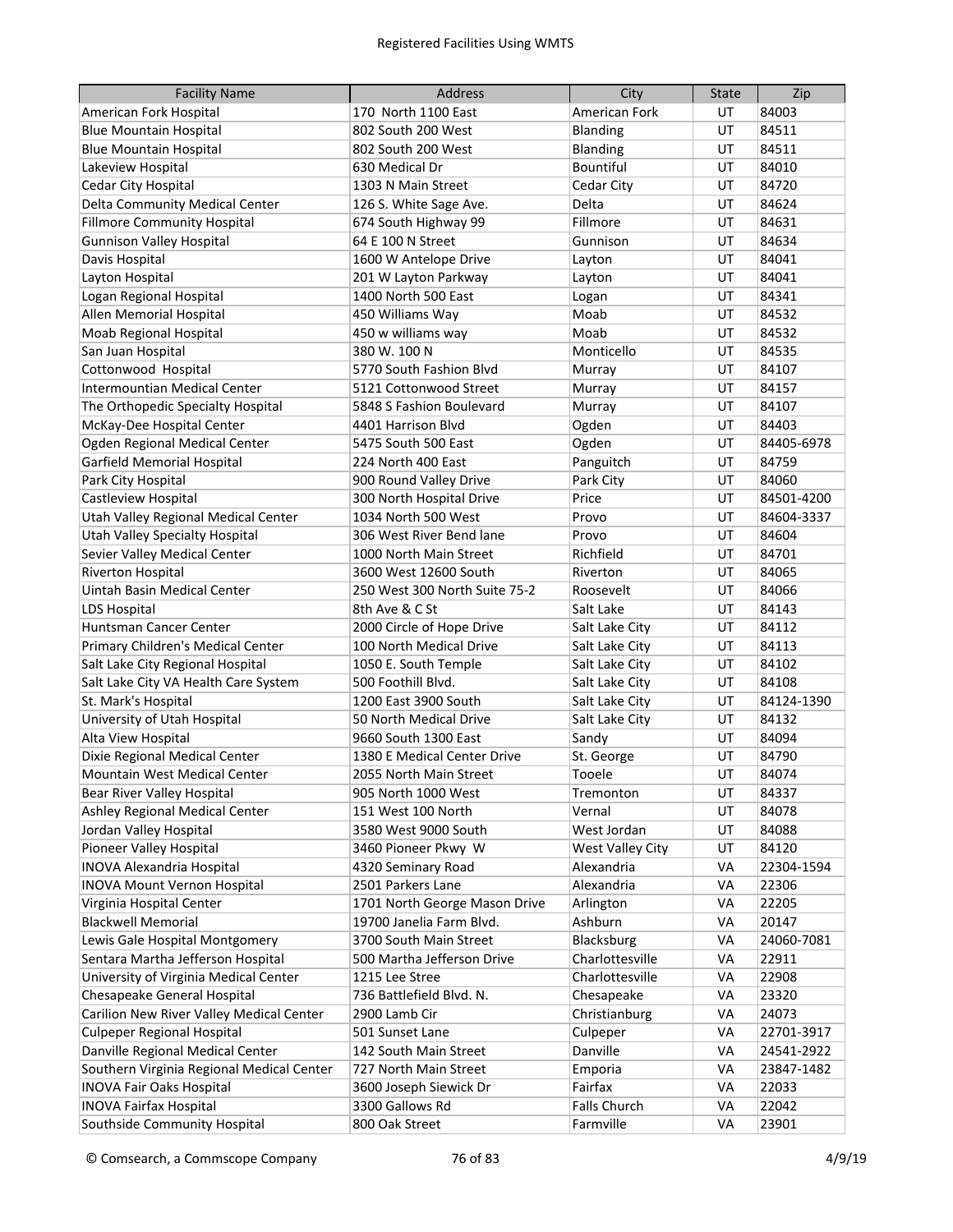| Facility Name | Address | City | State | Zip |
| --- | --- | --- | --- | --- |
| American Fork Hospital | 170 North 1100 East | American Fork | UT | 84003 |
| Blue Mountain Hospital | 802 South 200 West | Blanding | UT | 84511 |
| Blue Mountain Hospital | 802 South 200 West | Blanding | UT | 84511 |
| Lakeview Hospital | 630 Medical Dr | Bountiful | UT | 84010 |
| Cedar City Hospital | 1303 N Main Street | Cedar City | UT | 84720 |
| Delta Community Medical Center | 126 S. White Sage Ave. | Delta | UT | 84624 |
| Fillmore Community Hospital | 674 South Highway 99 | Fillmore | UT | 84631 |
| Gunnison Valley Hospital | 64 E 100 N Street | Gunnison | UT | 84634 |
| Davis Hospital | 1600 W Antelope Drive | Layton | UT | 84041 |
| Layton Hospital | 201 W Layton Parkway | Layton | UT | 84041 |
| Logan Regional Hospital | 1400 North 500 East | Logan | UT | 84341 |
| Allen Memorial Hospital | 450 Williams Way | Moab | UT | 84532 |
| Moab Regional Hospital | 450 w williams way | Moab | UT | 84532 |
| San Juan Hospital | 380 W. 100 N | Monticello | UT | 84535 |
| Cottonwood Hospital | 5770 South Fashion Blvd | Murray | UT | 84107 |
| Intermountian Medical Center | 5121 Cottonwood Street | Murray | UT | 84157 |
| The Orthopedic Specialty Hospital | 5848 S Fashion Boulevard | Murray | UT | 84107 |
| McKay-Dee Hospital Center | 4401 Harrison Blvd | Ogden | UT | 84403 |
| Ogden Regional Medical Center | 5475 South 500 East | Ogden | UT | 84405-6978 |
| Garfield Memorial Hospital | 224 North 400 East | Panguitch | UT | 84759 |
| Park City Hospital | 900 Round Valley Drive | Park City | UT | 84060 |
| Castleview Hospital | 300 North Hospital Drive | Price | UT | 84501-4200 |
| Utah Valley Regional Medical Center | 1034 North 500 West | Provo | UT | 84604-3337 |
| Utah Valley Specialty Hospital | 306 West River Bend lane | Provo | UT | 84604 |
| Sevier Valley Medical Center | 1000 North Main Street | Richfield | UT | 84701 |
| Riverton Hospital | 3600 West 12600 South | Riverton | UT | 84065 |
| Uintah Basin Medical Center | 250 West 300 North Suite 75-2 | Roosevelt | UT | 84066 |
| LDS Hospital | 8th Ave & C St | Salt Lake | UT | 84143 |
| Huntsman Cancer Center | 2000 Circle of Hope Drive | Salt Lake City | UT | 84112 |
| Primary Children's Medical Center | 100 North Medical Drive | Salt Lake City | UT | 84113 |
| Salt Lake City Regional Hospital | 1050 E. South Temple | Salt Lake City | UT | 84102 |
| Salt Lake City VA Health Care System | 500 Foothill Blvd. | Salt Lake City | UT | 84108 |
| St. Mark's Hospital | 1200 East 3900 South | Salt Lake City | UT | 84124-1390 |
| University of Utah Hospital | 50 North Medical Drive | Salt Lake City | UT | 84132 |
| Alta View Hospital | 9660 South 1300 East | Sandy | UT | 84094 |
| Dixie Regional Medical Center | 1380 E Medical Center Drive | St. George | UT | 84790 |
| Mountain West Medical Center | 2055 North Main Street | Tooele | UT | 84074 |
| Bear River Valley Hospital | 905 North 1000 West | Tremonton | UT | 84337 |
| Ashley Regional Medical Center | 151 West 100 North | Vernal | UT | 84078 |
| Jordan Valley Hospital | 3580 West 9000 South | West Jordan | UT | 84088 |
| Pioneer Valley Hospital | 3460 Pioneer Pkwy W | West Valley City | UT | 84120 |
| INOVA Alexandria Hospital | 4320 Seminary Road | Alexandria | VA | 22304-1594 |
| INOVA Mount Vernon Hospital | 2501 Parkers Lane | Alexandria | VA | 22306 |
| Virginia Hospital Center | 1701 North George Mason Drive | Arlington | VA | 22205 |
| Blackwell Memorial | 19700 Janelia Farm Blvd. | Ashburn | VA | 20147 |
| Lewis Gale Hospital Montgomery | 3700 South Main Street | Blacksburg | VA | 24060-7081 |
| Sentara Martha Jefferson Hospital | 500 Martha Jefferson Drive | Charlottesville | VA | 22911 |
| University of Virginia Medical Center | 1215 Lee Stree | Charlottesville | VA | 22908 |
| Chesapeake General Hospital | 736 Battlefield Blvd. N. | Chesapeake | VA | 23320 |
| Carilion New River Valley Medical Center | 2900 Lamb Cir | Christianburg | VA | 24073 |
| Culpeper Regional Hospital | 501 Sunset Lane | Culpeper | VA | 22701-3917 |
| Danville Regional Medical Center | 142 South Main Street | Danville | VA | 24541-2922 |
| Southern Virginia Regional Medical Center | 727 North Main Street | Emporia | VA | 23847-1482 |
| INOVA Fair Oaks Hospital | 3600 Joseph Siewick Dr | Fairfax | VA | 22033 |
| INOVA Fairfax Hospital | 3300 Gallows Rd | Falls Church | VA | 22042 |
| Southside Community Hospital | 800 Oak Street | Farmville | VA | 23901 |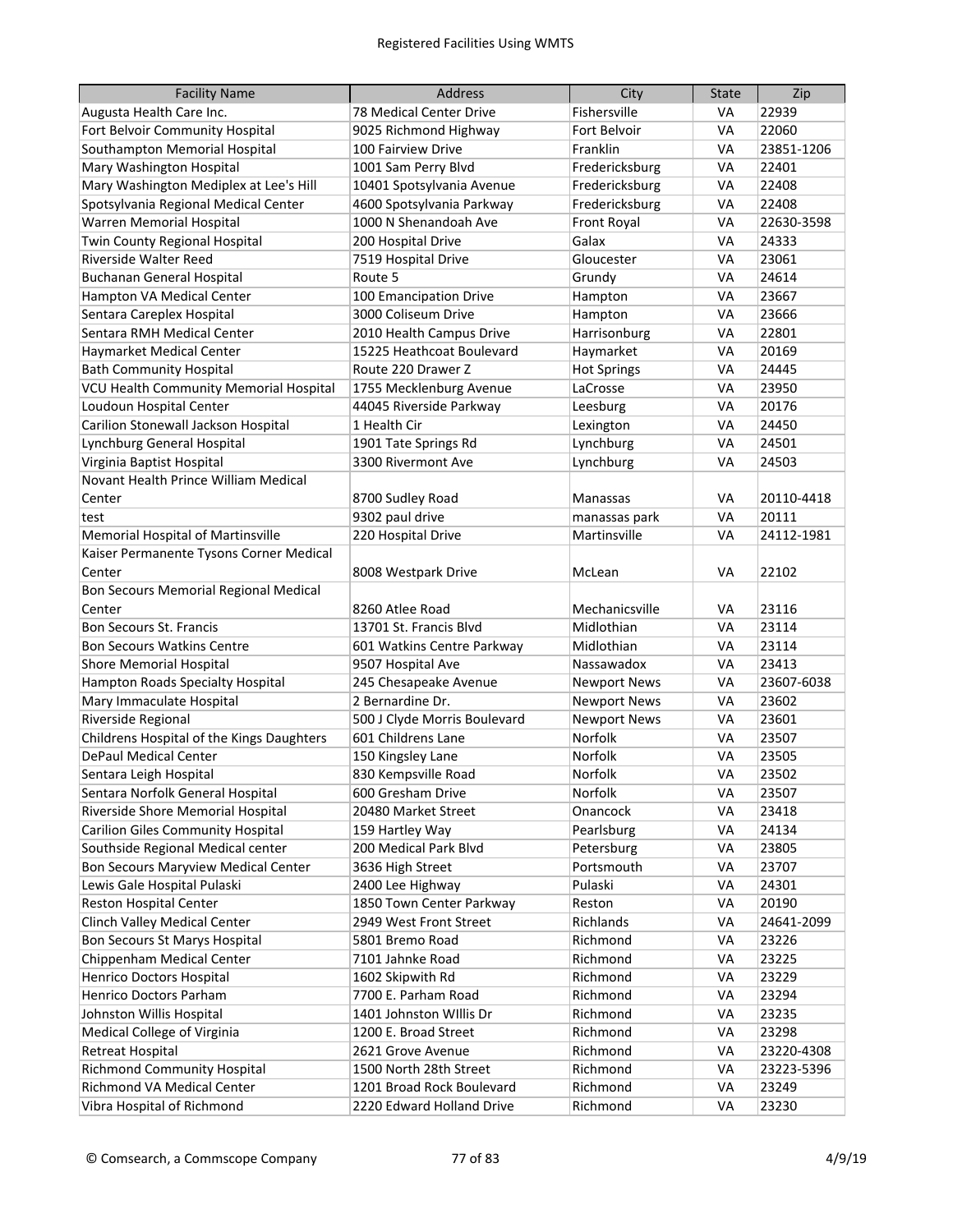| Facility Name | Address | City | State | Zip |
|---|---|---|---|---|
| Augusta Health Care Inc. | 78 Medical Center Drive | Fishersville | VA | 22939 |
| Fort Belvoir Community Hospital | 9025 Richmond Highway | Fort Belvoir | VA | 22060 |
| Southampton Memorial Hospital | 100 Fairview Drive | Franklin | VA | 23851-1206 |
| Mary Washington Hospital | 1001 Sam Perry Blvd | Fredericksburg | VA | 22401 |
| Mary Washington Mediplex at Lee's Hill | 10401 Spotsylvania Avenue | Fredericksburg | VA | 22408 |
| Spotsylvania Regional Medical Center | 4600 Spotsylvania Parkway | Fredericksburg | VA | 22408 |
| Warren Memorial Hospital | 1000 N Shenandoah Ave | Front Royal | VA | 22630-3598 |
| Twin County Regional Hospital | 200 Hospital Drive | Galax | VA | 24333 |
| Riverside Walter Reed | 7519 Hospital Drive | Gloucester | VA | 23061 |
| Buchanan General Hospital | Route 5 | Grundy | VA | 24614 |
| Hampton VA Medical Center | 100 Emancipation Drive | Hampton | VA | 23667 |
| Sentara Careplex Hospital | 3000 Coliseum Drive | Hampton | VA | 23666 |
| Sentara RMH Medical Center | 2010 Health Campus Drive | Harrisonburg | VA | 22801 |
| Haymarket Medical Center | 15225 Heathcoat Boulevard | Haymarket | VA | 20169 |
| Bath Community Hospital | Route 220 Drawer Z | Hot Springs | VA | 24445 |
| VCU Health Community Memorial Hospital | 1755 Mecklenburg Avenue | LaCrosse | VA | 23950 |
| Loudoun Hospital Center | 44045 Riverside Parkway | Leesburg | VA | 20176 |
| Carilion Stonewall Jackson Hospital | 1 Health Cir | Lexington | VA | 24450 |
| Lynchburg General Hospital | 1901 Tate Springs Rd | Lynchburg | VA | 24501 |
| Virginia Baptist Hospital | 3300 Rivermont Ave | Lynchburg | VA | 24503 |
| Novant Health Prince William Medical Center | 8700 Sudley Road | Manassas | VA | 20110-4418 |
| test | 9302 paul drive | manassas park | VA | 20111 |
| Memorial Hospital of Martinsville | 220 Hospital Drive | Martinsville | VA | 24112-1981 |
| Kaiser Permanente Tysons Corner Medical Center | 8008 Westpark Drive | McLean | VA | 22102 |
| Bon Secours Memorial Regional Medical Center | 8260 Atlee Road | Mechanicsville | VA | 23116 |
| Bon Secours St. Francis | 13701 St. Francis Blvd | Midlothian | VA | 23114 |
| Bon Secours Watkins Centre | 601 Watkins Centre Parkway | Midlothian | VA | 23114 |
| Shore Memorial Hospital | 9507 Hospital Ave | Nassawadox | VA | 23413 |
| Hampton Roads Specialty Hospital | 245 Chesapeake Avenue | Newport News | VA | 23607-6038 |
| Mary Immaculate Hospital | 2 Bernardine Dr. | Newport News | VA | 23602 |
| Riverside Regional | 500 J Clyde Morris Boulevard | Newport News | VA | 23601 |
| Childrens Hospital of the Kings Daughters | 601 Childrens Lane | Norfolk | VA | 23507 |
| DePaul Medical Center | 150 Kingsley Lane | Norfolk | VA | 23505 |
| Sentara Leigh Hospital | 830 Kempsville Road | Norfolk | VA | 23502 |
| Sentara Norfolk General Hospital | 600 Gresham Drive | Norfolk | VA | 23507 |
| Riverside Shore Memorial Hospital | 20480 Market Street | Onancock | VA | 23418 |
| Carilion Giles Community Hospital | 159 Hartley Way | Pearlsburg | VA | 24134 |
| Southside Regional Medical center | 200 Medical Park Blvd | Petersburg | VA | 23805 |
| Bon Secours Maryview Medical Center | 3636 High Street | Portsmouth | VA | 23707 |
| Lewis Gale Hospital Pulaski | 2400 Lee Highway | Pulaski | VA | 24301 |
| Reston Hospital Center | 1850 Town Center Parkway | Reston | VA | 20190 |
| Clinch Valley Medical Center | 2949 West Front Street | Richlands | VA | 24641-2099 |
| Bon Secours St Marys Hospital | 5801 Bremo Road | Richmond | VA | 23226 |
| Chippenham Medical Center | 7101 Jahnke Road | Richmond | VA | 23225 |
| Henrico Doctors Hospital | 1602 Skipwith Rd | Richmond | VA | 23229 |
| Henrico Doctors Parham | 7700 E. Parham Road | Richmond | VA | 23294 |
| Johnston Willis Hospital | 1401 Johnston WIllis Dr | Richmond | VA | 23235 |
| Medical College of Virginia | 1200 E. Broad Street | Richmond | VA | 23298 |
| Retreat Hospital | 2621 Grove Avenue | Richmond | VA | 23220-4308 |
| Richmond Community Hospital | 1500 North 28th Street | Richmond | VA | 23223-5396 |
| Richmond VA Medical Center | 1201 Broad Rock Boulevard | Richmond | VA | 23249 |
| Vibra Hospital of Richmond | 2220 Edward Holland Drive | Richmond | VA | 23230 |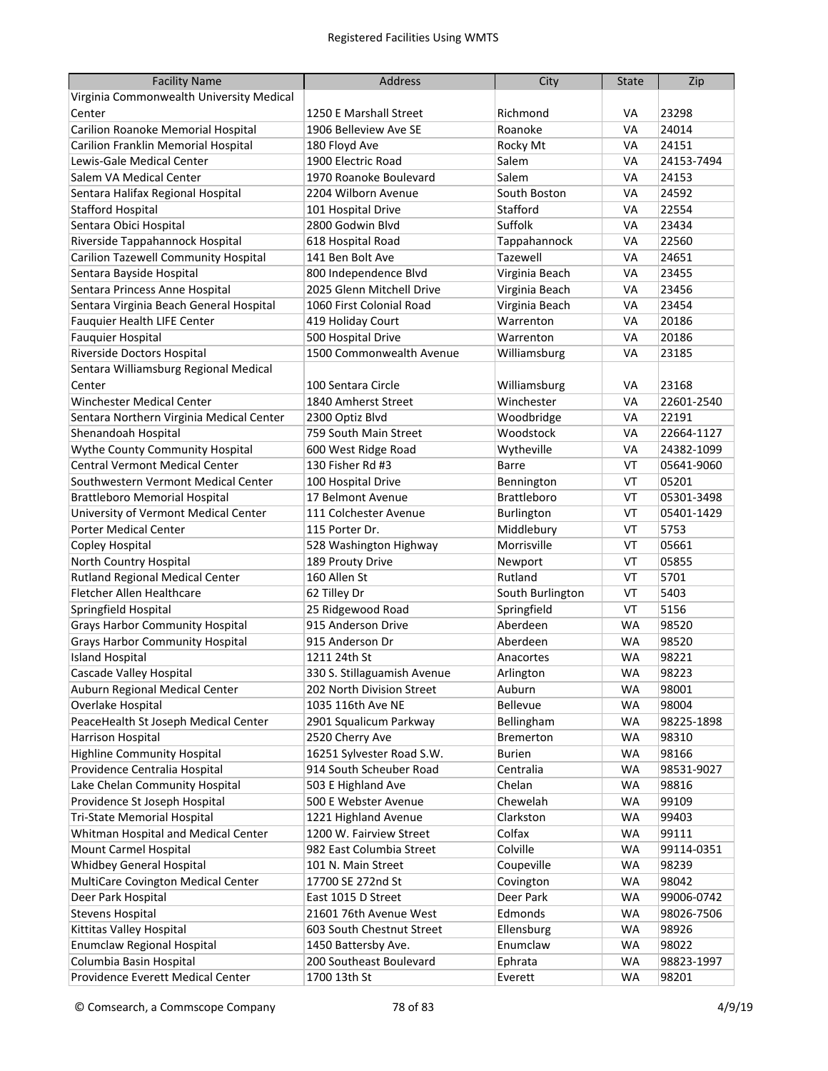Registered Facilities Using WMTS

| Facility Name | Address | City | State | Zip |
|---|---|---|---|---|
| Virginia Commonwealth University Medical Center | 1250 E Marshall Street | Richmond | VA | 23298 |
| Carilion Roanoke Memorial Hospital | 1906 Belleview Ave SE | Roanoke | VA | 24014 |
| Carilion Franklin Memorial Hospital | 180 Floyd Ave | Rocky Mt | VA | 24151 |
| Lewis-Gale Medical Center | 1900 Electric Road | Salem | VA | 24153-7494 |
| Salem VA Medical Center | 1970 Roanoke Boulevard | Salem | VA | 24153 |
| Sentara Halifax Regional Hospital | 2204 Wilborn Avenue | South Boston | VA | 24592 |
| Stafford Hospital | 101 Hospital Drive | Stafford | VA | 22554 |
| Sentara Obici Hospital | 2800 Godwin Blvd | Suffolk | VA | 23434 |
| Riverside Tappahannock Hospital | 618 Hospital Road | Tappahannock | VA | 22560 |
| Carilion Tazewell Community Hospital | 141 Ben Bolt Ave | Tazewell | VA | 24651 |
| Sentara Bayside Hospital | 800 Independence Blvd | Virginia Beach | VA | 23455 |
| Sentara Princess Anne Hospital | 2025 Glenn Mitchell Drive | Virginia Beach | VA | 23456 |
| Sentara Virginia Beach General Hospital | 1060 First Colonial Road | Virginia Beach | VA | 23454 |
| Fauquier Health LIFE Center | 419 Holiday Court | Warrenton | VA | 20186 |
| Fauquier Hospital | 500 Hospital Drive | Warrenton | VA | 20186 |
| Riverside Doctors Hospital | 1500 Commonwealth Avenue | Williamsburg | VA | 23185 |
| Sentara Williamsburg Regional Medical Center | 100 Sentara Circle | Williamsburg | VA | 23168 |
| Winchester Medical Center | 1840 Amherst Street | Winchester | VA | 22601-2540 |
| Sentara Northern Virginia Medical Center | 2300 Optiz Blvd | Woodbridge | VA | 22191 |
| Shenandoah Hospital | 759 South Main Street | Woodstock | VA | 22664-1127 |
| Wythe County Community Hospital | 600 West Ridge Road | Wytheville | VA | 24382-1099 |
| Central Vermont Medical Center | 130 Fisher Rd #3 | Barre | VT | 05641-9060 |
| Southwestern Vermont Medical Center | 100 Hospital Drive | Bennington | VT | 05201 |
| Brattleboro Memorial Hospital | 17 Belmont Avenue | Brattleboro | VT | 05301-3498 |
| University of Vermont Medical Center | 111 Colchester Avenue | Burlington | VT | 05401-1429 |
| Porter Medical Center | 115 Porter Dr. | Middlebury | VT | 5753 |
| Copley Hospital | 528 Washington Highway | Morrisville | VT | 05661 |
| North Country Hospital | 189 Prouty Drive | Newport | VT | 05855 |
| Rutland Regional Medical Center | 160 Allen St | Rutland | VT | 5701 |
| Fletcher Allen Healthcare | 62 Tilley Dr | South Burlington | VT | 5403 |
| Springfield Hospital | 25 Ridgewood Road | Springfield | VT | 5156 |
| Grays Harbor Community Hospital | 915 Anderson Drive | Aberdeen | WA | 98520 |
| Grays Harbor Community Hospital | 915 Anderson Dr | Aberdeen | WA | 98520 |
| Island Hospital | 1211 24th St | Anacortes | WA | 98221 |
| Cascade Valley Hospital | 330 S. Stillaguamish Avenue | Arlington | WA | 98223 |
| Auburn Regional Medical Center | 202 North Division Street | Auburn | WA | 98001 |
| Overlake Hospital | 1035 116th Ave NE | Bellevue | WA | 98004 |
| PeaceHealth St Joseph Medical Center | 2901 Squalicum Parkway | Bellingham | WA | 98225-1898 |
| Harrison Hospital | 2520 Cherry Ave | Bremerton | WA | 98310 |
| Highline Community Hospital | 16251 Sylvester Road S.W. | Burien | WA | 98166 |
| Providence Centralia Hospital | 914 South Scheuber Road | Centralia | WA | 98531-9027 |
| Lake Chelan Community Hospital | 503 E Highland Ave | Chelan | WA | 98816 |
| Providence St Joseph Hospital | 500 E Webster Avenue | Chewelah | WA | 99109 |
| Tri-State Memorial Hospital | 1221 Highland Avenue | Clarkston | WA | 99403 |
| Whitman Hospital and Medical Center | 1200 W. Fairview Street | Colfax | WA | 99111 |
| Mount Carmel Hospital | 982 East Columbia Street | Colville | WA | 99114-0351 |
| Whidbey General Hospital | 101 N. Main Street | Coupeville | WA | 98239 |
| MultiCare Covington Medical Center | 17700 SE 272nd St | Covington | WA | 98042 |
| Deer Park Hospital | East 1015 D Street | Deer Park | WA | 99006-0742 |
| Stevens Hospital | 21601 76th Avenue West | Edmonds | WA | 98026-7506 |
| Kittitas Valley Hospital | 603 South Chestnut Street | Ellensburg | WA | 98926 |
| Enumclaw Regional Hospital | 1450 Battersby Ave. | Enumclaw | WA | 98022 |
| Columbia Basin Hospital | 200 Southeast Boulevard | Ephrata | WA | 98823-1997 |
| Providence Everett Medical Center | 1700 13th St | Everett | WA | 98201 |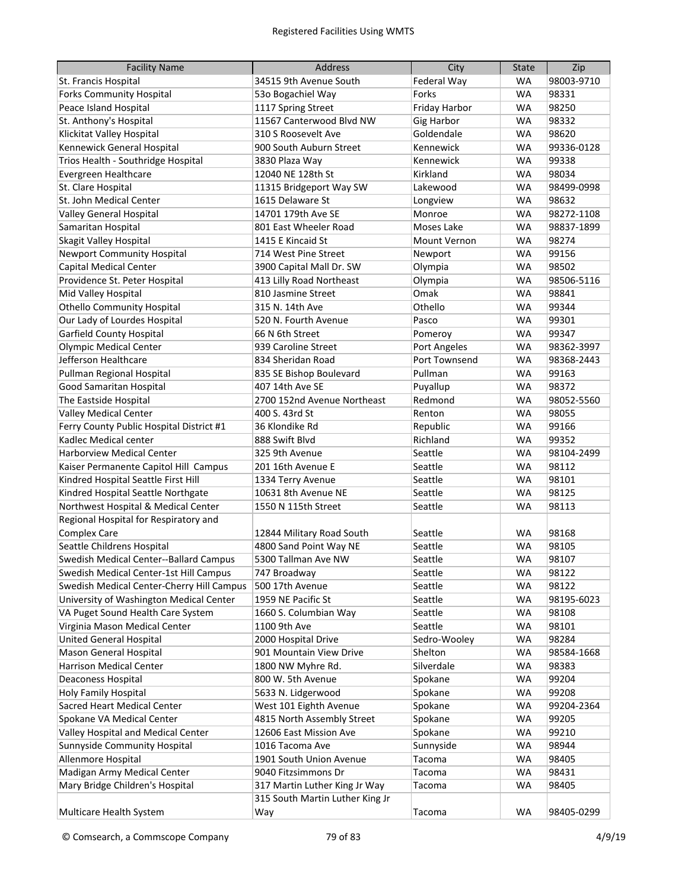| Facility Name | Address | City | State | Zip |
|---|---|---|---|---|
| St. Francis Hospital | 34515 9th Avenue South | Federal Way | WA | 98003-9710 |
| Forks Community Hospital | 53o Bogachiel Way | Forks | WA | 98331 |
| Peace Island Hospital | 1117 Spring Street | Friday Harbor | WA | 98250 |
| St. Anthony's Hospital | 11567 Canterwood Blvd NW | Gig Harbor | WA | 98332 |
| Klickitat Valley Hospital | 310 S Roosevelt Ave | Goldendale | WA | 98620 |
| Kennewick General Hospital | 900 South Auburn Street | Kennewick | WA | 99336-0128 |
| Trios Health - Southridge Hospital | 3830 Plaza Way | Kennewick | WA | 99338 |
| Evergreen Healthcare | 12040 NE 128th St | Kirkland | WA | 98034 |
| St. Clare Hospital | 11315 Bridgeport Way SW | Lakewood | WA | 98499-0998 |
| St. John Medical Center | 1615 Delaware St | Longview | WA | 98632 |
| Valley General Hospital | 14701 179th Ave SE | Monroe | WA | 98272-1108 |
| Samaritan Hospital | 801 East Wheeler Road | Moses Lake | WA | 98837-1899 |
| Skagit Valley Hospital | 1415 E Kincaid St | Mount Vernon | WA | 98274 |
| Newport Community Hospital | 714 West Pine Street | Newport | WA | 99156 |
| Capital Medical Center | 3900 Capital Mall Dr. SW | Olympia | WA | 98502 |
| Providence St. Peter Hospital | 413 Lilly Road Northeast | Olympia | WA | 98506-5116 |
| Mid Valley Hospital | 810 Jasmine Street | Omak | WA | 98841 |
| Othello Community Hospital | 315 N. 14th Ave | Othello | WA | 99344 |
| Our Lady of Lourdes Hospital | 520 N. Fourth Avenue | Pasco | WA | 99301 |
| Garfield County Hospital | 66 N 6th Street | Pomeroy | WA | 99347 |
| Olympic Medical Center | 939 Caroline Street | Port Angeles | WA | 98362-3997 |
| Jefferson Healthcare | 834 Sheridan Road | Port Townsend | WA | 98368-2443 |
| Pullman Regional Hospital | 835 SE Bishop Boulevard | Pullman | WA | 99163 |
| Good Samaritan Hospital | 407 14th Ave SE | Puyallup | WA | 98372 |
| The Eastside Hospital | 2700 152nd Avenue Northeast | Redmond | WA | 98052-5560 |
| Valley Medical Center | 400 S. 43rd St | Renton | WA | 98055 |
| Ferry County Public Hospital District #1 | 36 Klondike Rd | Republic | WA | 99166 |
| Kadlec Medical center | 888 Swift Blvd | Richland | WA | 99352 |
| Harborview Medical Center | 325 9th Avenue | Seattle | WA | 98104-2499 |
| Kaiser Permanente Capitol Hill Campus | 201 16th Avenue E | Seattle | WA | 98112 |
| Kindred Hospital Seattle First Hill | 1334 Terry Avenue | Seattle | WA | 98101 |
| Kindred Hospital Seattle Northgate | 10631 8th Avenue NE | Seattle | WA | 98125 |
| Northwest Hospital & Medical Center | 1550 N 115th Street | Seattle | WA | 98113 |
| Regional Hospital for Respiratory and Complex Care | 12844 Military Road South | Seattle | WA | 98168 |
| Seattle Childrens Hospital | 4800 Sand Point Way NE | Seattle | WA | 98105 |
| Swedish Medical Center--Ballard Campus | 5300 Tallman Ave NW | Seattle | WA | 98107 |
| Swedish Medical Center-1st Hill Campus | 747 Broadway | Seattle | WA | 98122 |
| Swedish Medical Center-Cherry Hill Campus | 500 17th Avenue | Seattle | WA | 98122 |
| University of Washington Medical Center | 1959 NE Pacific St | Seattle | WA | 98195-6023 |
| VA Puget Sound Health Care System | 1660 S. Columbian Way | Seattle | WA | 98108 |
| Virginia Mason Medical Center | 1100 9th Ave | Seattle | WA | 98101 |
| United General Hospital | 2000 Hospital Drive | Sedro-Wooley | WA | 98284 |
| Mason General Hospital | 901 Mountain View Drive | Shelton | WA | 98584-1668 |
| Harrison Medical Center | 1800 NW Myhre Rd. | Silverdale | WA | 98383 |
| Deaconess Hospital | 800 W. 5th Avenue | Spokane | WA | 99204 |
| Holy Family Hospital | 5633 N. Lidgerwood | Spokane | WA | 99208 |
| Sacred Heart Medical Center | West 101 Eighth Avenue | Spokane | WA | 99204-2364 |
| Spokane VA Medical Center | 4815 North Assembly Street | Spokane | WA | 99205 |
| Valley Hospital and Medical Center | 12606 East Mission Ave | Spokane | WA | 99210 |
| Sunnyside Community Hospital | 1016 Tacoma Ave | Sunnyside | WA | 98944 |
| Allenmore Hospital | 1901 South Union Avenue | Tacoma | WA | 98405 |
| Madigan Army Medical Center | 9040 Fitzsimmons Dr | Tacoma | WA | 98431 |
| Mary Bridge Children's Hospital | 317 Martin Luther King Jr Way | Tacoma | WA | 98405 |
| Multicare Health System | 315 South Martin Luther King Jr Way | Tacoma | WA | 98405-0299 |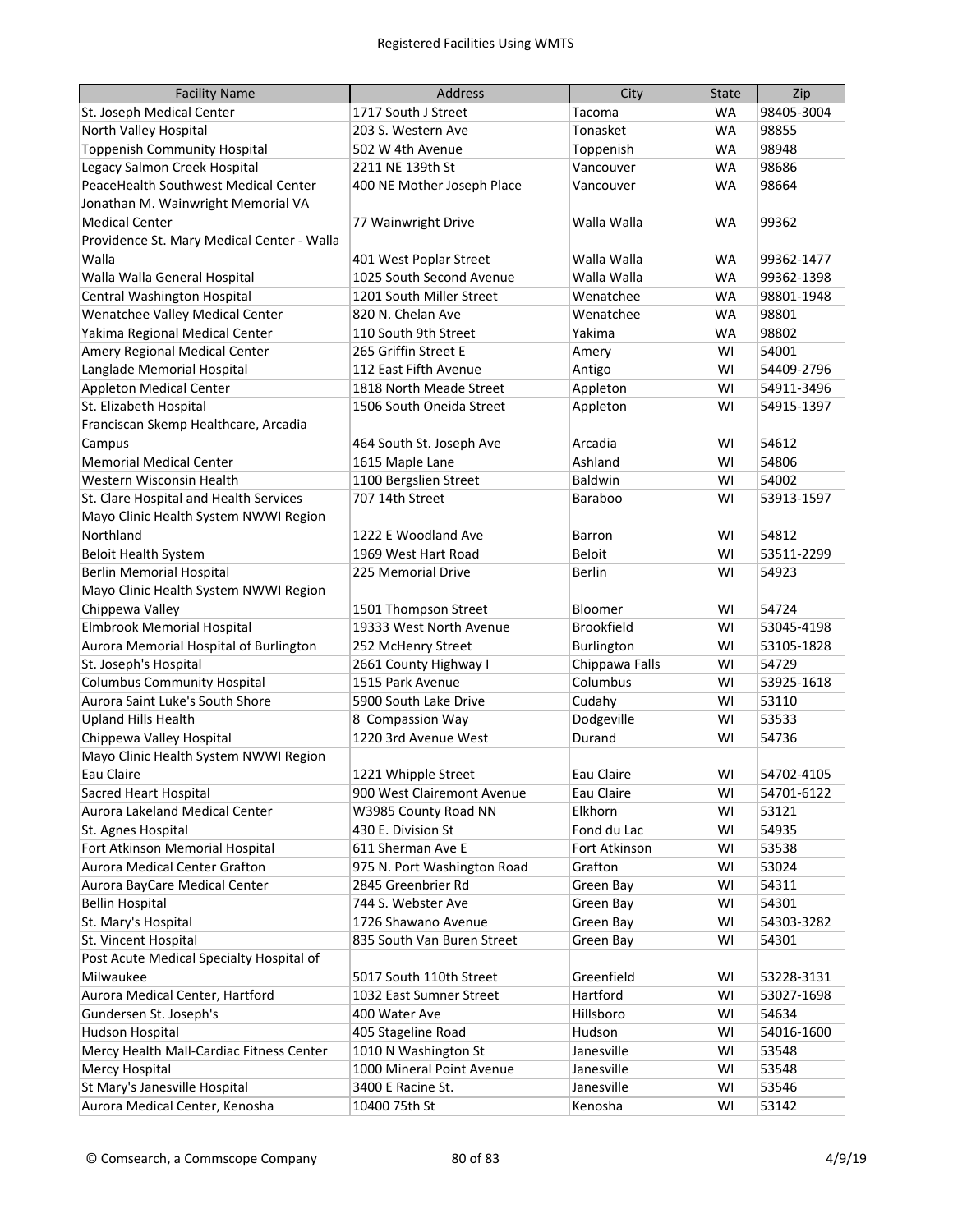| Facility Name | Address | City | State | Zip |
|---|---|---|---|---|
| St. Joseph Medical Center | 1717 South J Street | Tacoma | WA | 98405-3004 |
| North Valley Hospital | 203 S. Western Ave | Tonasket | WA | 98855 |
| Toppenish Community Hospital | 502 W 4th Avenue | Toppenish | WA | 98948 |
| Legacy Salmon Creek Hospital | 2211 NE 139th St | Vancouver | WA | 98686 |
| PeaceHealth Southwest Medical Center | 400 NE Mother Joseph Place | Vancouver | WA | 98664 |
| Jonathan M. Wainwright Memorial VA Medical Center | 77 Wainwright Drive | Walla Walla | WA | 99362 |
| Providence St. Mary Medical Center - Walla Walla | 401 West Poplar Street | Walla Walla | WA | 99362-1477 |
| Walla Walla General Hospital | 1025 South Second Avenue | Walla Walla | WA | 99362-1398 |
| Central Washington Hospital | 1201 South Miller Street | Wenatchee | WA | 98801-1948 |
| Wenatchee Valley Medical Center | 820 N. Chelan Ave | Wenatchee | WA | 98801 |
| Yakima Regional Medical Center | 110 South 9th Street | Yakima | WA | 98802 |
| Amery Regional Medical Center | 265 Griffin Street E | Amery | WI | 54001 |
| Langlade Memorial Hospital | 112 East Fifth Avenue | Antigo | WI | 54409-2796 |
| Appleton Medical Center | 1818 North Meade Street | Appleton | WI | 54911-3496 |
| St. Elizabeth Hospital | 1506 South Oneida Street | Appleton | WI | 54915-1397 |
| Franciscan Skemp Healthcare, Arcadia Campus | 464 South St. Joseph Ave | Arcadia | WI | 54612 |
| Memorial Medical Center | 1615 Maple Lane | Ashland | WI | 54806 |
| Western Wisconsin Health | 1100 Bergslien Street | Baldwin | WI | 54002 |
| St. Clare Hospital and Health Services | 707 14th Street | Baraboo | WI | 53913-1597 |
| Mayo Clinic Health System NWWI Region Northland | 1222 E Woodland Ave | Barron | WI | 54812 |
| Beloit Health System | 1969 West Hart Road | Beloit | WI | 53511-2299 |
| Berlin Memorial Hospital | 225 Memorial Drive | Berlin | WI | 54923 |
| Mayo Clinic Health System NWWI Region Chippewa Valley | 1501 Thompson Street | Bloomer | WI | 54724 |
| Elmbrook Memorial Hospital | 19333 West North Avenue | Brookfield | WI | 53045-4198 |
| Aurora Memorial Hospital of Burlington | 252 McHenry Street | Burlington | WI | 53105-1828 |
| St. Joseph's Hospital | 2661 County Highway I | Chippewa Falls | WI | 54729 |
| Columbus Community Hospital | 1515 Park Avenue | Columbus | WI | 53925-1618 |
| Aurora Saint Luke's South Shore | 5900 South Lake Drive | Cudahy | WI | 53110 |
| Upland Hills Health | 8 Compassion Way | Dodgeville | WI | 53533 |
| Chippewa Valley Hospital | 1220 3rd Avenue West | Durand | WI | 54736 |
| Mayo Clinic Health System NWWI Region Eau Claire | 1221 Whipple Street | Eau Claire | WI | 54702-4105 |
| Sacred Heart Hospital | 900 West Clairemont Avenue | Eau Claire | WI | 54701-6122 |
| Aurora Lakeland Medical Center | W3985 County Road NN | Elkhorn | WI | 53121 |
| St. Agnes Hospital | 430 E. Division St | Fond du Lac | WI | 54935 |
| Fort Atkinson Memorial Hospital | 611 Sherman Ave E | Fort Atkinson | WI | 53538 |
| Aurora Medical Center Grafton | 975 N. Port Washington Road | Grafton | WI | 53024 |
| Aurora BayCare Medical Center | 2845 Greenbrier Rd | Green Bay | WI | 54311 |
| Bellin Hospital | 744 S. Webster Ave | Green Bay | WI | 54301 |
| St. Mary's Hospital | 1726 Shawano Avenue | Green Bay | WI | 54303-3282 |
| St. Vincent Hospital | 835 South Van Buren Street | Green Bay | WI | 54301 |
| Post Acute Medical Specialty Hospital of Milwaukee | 5017 South 110th Street | Greenfield | WI | 53228-3131 |
| Aurora Medical Center, Hartford | 1032 East Sumner Street | Hartford | WI | 53027-1698 |
| Gundersen St. Joseph's | 400 Water Ave | Hillsboro | WI | 54634 |
| Hudson Hospital | 405 Stageline Road | Hudson | WI | 54016-1600 |
| Mercy Health Mall-Cardiac Fitness Center | 1010 N Washington St | Janesville | WI | 53548 |
| Mercy Hospital | 1000 Mineral Point Avenue | Janesville | WI | 53548 |
| St Mary's Janesville Hospital | 3400 E Racine St. | Janesville | WI | 53546 |
| Aurora Medical Center, Kenosha | 10400 75th St | Kenosha | WI | 53142 |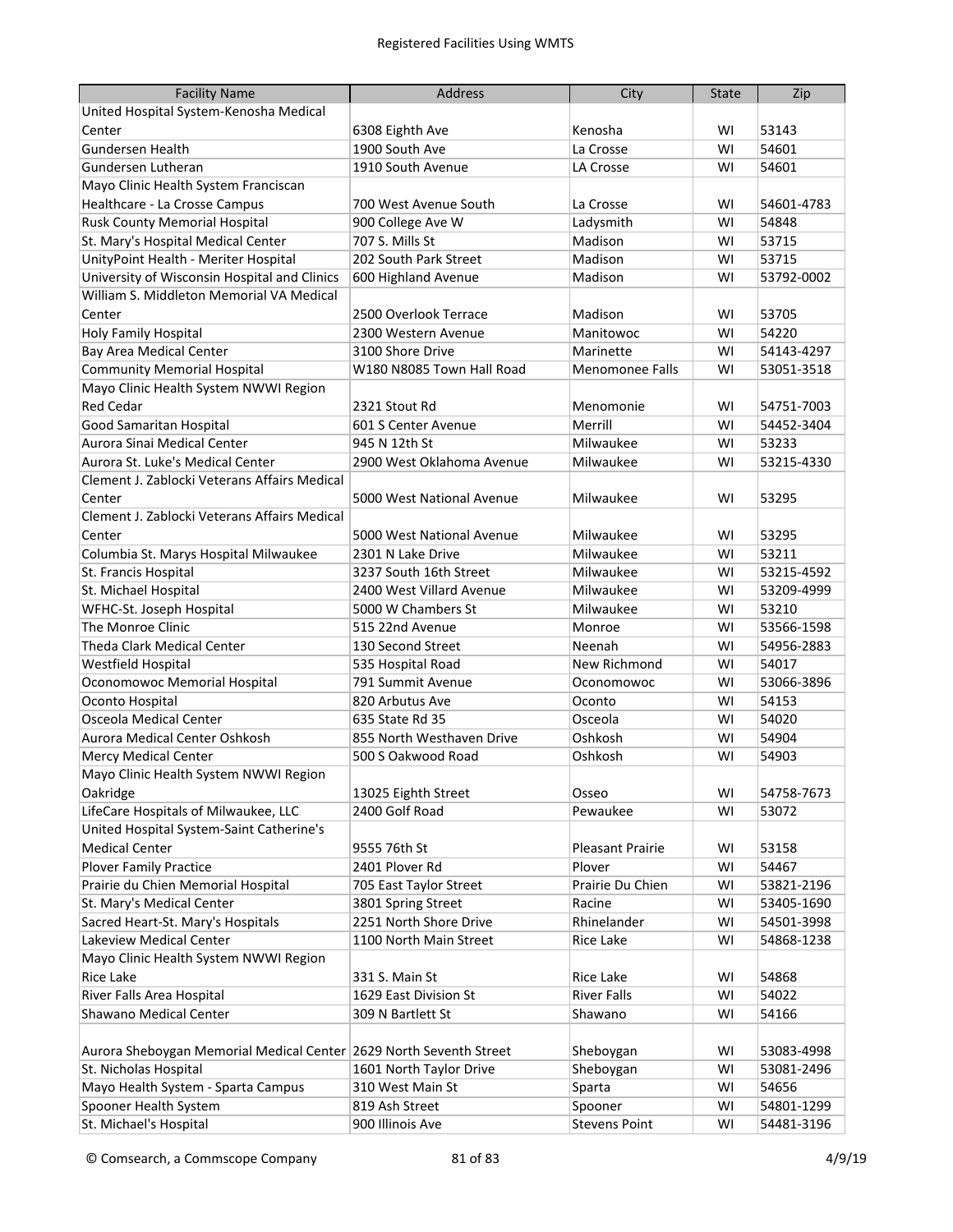Registered Facilities Using WMTS

| Facility Name | Address | City | State | Zip |
| --- | --- | --- | --- | --- |
| United Hospital System-Kenosha Medical Center | 6308 Eighth Ave | Kenosha | WI | 53143 |
| Gundersen Health | 1900 South Ave | La Crosse | WI | 54601 |
| Gundersen Lutheran | 1910 South Avenue | LA Crosse | WI | 54601 |
| Mayo Clinic Health System Franciscan Healthcare - La Crosse Campus | 700 West Avenue South | La Crosse | WI | 54601-4783 |
| Rusk County Memorial Hospital | 900 College Ave W | Ladysmith | WI | 54848 |
| St. Mary's Hospital Medical Center | 707 S. Mills St | Madison | WI | 53715 |
| UnityPoint Health - Meriter Hospital | 202 South Park Street | Madison | WI | 53715 |
| University of Wisconsin Hospital and Clinics | 600 Highland Avenue | Madison | WI | 53792-0002 |
| William S. Middleton Memorial VA Medical Center | 2500 Overlook Terrace | Madison | WI | 53705 |
| Holy Family Hospital | 2300 Western Avenue | Manitowoc | WI | 54220 |
| Bay Area Medical Center | 3100 Shore Drive | Marinette | WI | 54143-4297 |
| Community Memorial Hospital | W180 N8085 Town Hall Road | Menomonee Falls | WI | 53051-3518 |
| Mayo Clinic Health System NWWI Region Red Cedar | 2321 Stout Rd | Menomonie | WI | 54751-7003 |
| Good Samaritan Hospital | 601 S Center Avenue | Merrill | WI | 54452-3404 |
| Aurora Sinai Medical Center | 945 N 12th St | Milwaukee | WI | 53233 |
| Aurora St. Luke's Medical Center | 2900 West Oklahoma Avenue | Milwaukee | WI | 53215-4330 |
| Clement J. Zablocki Veterans Affairs Medical Center | 5000 West National Avenue | Milwaukee | WI | 53295 |
| Clement J. Zablocki Veterans Affairs Medical Center | 5000 West National Avenue | Milwaukee | WI | 53295 |
| Columbia St. Marys Hospital Milwaukee | 2301 N Lake Drive | Milwaukee | WI | 53211 |
| St. Francis Hospital | 3237 South 16th Street | Milwaukee | WI | 53215-4592 |
| St. Michael Hospital | 2400 West Villard Avenue | Milwaukee | WI | 53209-4999 |
| WFHC-St. Joseph Hospital | 5000 W Chambers St | Milwaukee | WI | 53210 |
| The Monroe Clinic | 515 22nd Avenue | Monroe | WI | 53566-1598 |
| Theda Clark Medical Center | 130 Second Street | Neenah | WI | 54956-2883 |
| Westfield Hospital | 535 Hospital Road | New Richmond | WI | 54017 |
| Oconomowoc Memorial Hospital | 791 Summit Avenue | Oconomowoc | WI | 53066-3896 |
| Oconto Hospital | 820 Arbutus Ave | Oconto | WI | 54153 |
| Osceola Medical Center | 635 State Rd 35 | Osceola | WI | 54020 |
| Aurora Medical Center Oshkosh | 855 North Westhaven Drive | Oshkosh | WI | 54904 |
| Mercy Medical Center | 500 S Oakwood Road | Oshkosh | WI | 54903 |
| Mayo Clinic Health System NWWI Region Oakridge | 13025 Eighth Street | Osseo | WI | 54758-7673 |
| LifeCare Hospitals of Milwaukee, LLC | 2400 Golf Road | Pewaukee | WI | 53072 |
| United Hospital System-Saint Catherine's Medical Center | 9555 76th St | Pleasant Prairie | WI | 53158 |
| Plover Family Practice | 2401 Plover Rd | Plover | WI | 54467 |
| Prairie du Chien Memorial Hospital | 705 East Taylor Street | Prairie Du Chien | WI | 53821-2196 |
| St. Mary's Medical Center | 3801 Spring Street | Racine | WI | 53405-1690 |
| Sacred Heart-St. Mary's Hospitals | 2251 North Shore Drive | Rhinelander | WI | 54501-3998 |
| Lakeview Medical Center | 1100 North Main Street | Rice Lake | WI | 54868-1238 |
| Mayo Clinic Health System NWWI Region Rice Lake | 331 S. Main St | Rice Lake | WI | 54868 |
| River Falls Area Hospital | 1629 East Division St | River Falls | WI | 54022 |
| Shawano Medical Center | 309 N Bartlett St | Shawano | WI | 54166 |
| Aurora Sheboygan Memorial Medical Center | 2629 North Seventh Street | Sheboygan | WI | 53083-4998 |
| St. Nicholas Hospital | 1601 North Taylor Drive | Sheboygan | WI | 53081-2496 |
| Mayo Health System - Sparta Campus | 310 West Main St | Sparta | WI | 54656 |
| Spooner Health System | 819 Ash Street | Spooner | WI | 54801-1299 |
| St. Michael's Hospital | 900 Illinois Ave | Stevens Point | WI | 54481-3196 |

© Comsearch, a Commscope Company 4/9/19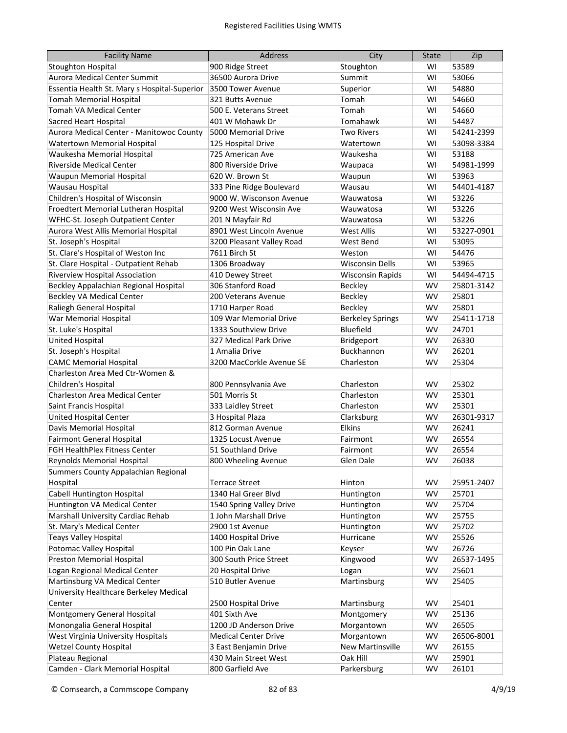Registered Facilities Using WMTS

| Facility Name | Address | City | State | Zip |
| --- | --- | --- | --- | --- |
| Stoughton Hospital | 900 Ridge Street | Stoughton | WI | 53589 |
| Aurora Medical Center Summit | 36500 Aurora Drive | Summit | WI | 53066 |
| Essentia Health St. Mary s Hospital-Superior | 3500 Tower Avenue | Superior | WI | 54880 |
| Tomah Memorial Hospital | 321 Butts Avenue | Tomah | WI | 54660 |
| Tomah VA Medical Center | 500 E. Veterans Street | Tomah | WI | 54660 |
| Sacred Heart Hospital | 401 W Mohawk Dr | Tomahawk | WI | 54487 |
| Aurora Medical Center - Manitowoc County | 5000 Memorial Drive | Two Rivers | WI | 54241-2399 |
| Watertown Memorial Hospital | 125 Hospital Drive | Watertown | WI | 53098-3384 |
| Waukesha Memorial Hospital | 725 American Ave | Waukesha | WI | 53188 |
| Riverside Medical Center | 800 Riverside Drive | Waupaca | WI | 54981-1999 |
| Waupun Memorial Hospital | 620 W. Brown St | Waupun | WI | 53963 |
| Wausau Hospital | 333 Pine Ridge Boulevard | Wausau | WI | 54401-4187 |
| Children's Hospital of Wisconsin | 9000 W. Wisconson Avenue | Wauwatosa | WI | 53226 |
| Froedtert Memorial Lutheran Hospital | 9200 West Wisconsin Ave | Wauwatosa | WI | 53226 |
| WFHC-St. Joseph Outpatient Center | 201 N Mayfair Rd | Wauwatosa | WI | 53226 |
| Aurora West Allis Memorial Hospital | 8901 West Lincoln Avenue | West Allis | WI | 53227-0901 |
| St. Joseph's Hospital | 3200 Pleasant Valley Road | West Bend | WI | 53095 |
| St. Clare's Hospital of Weston Inc | 7611 Birch St | Weston | WI | 54476 |
| St. Clare Hospital - Outpatient Rehab | 1306 Broadway | Wisconsin Dells | WI | 53965 |
| Riverview Hospital Association | 410 Dewey Street | Wisconsin Rapids | WI | 54494-4715 |
| Beckley Appalachian Regional Hospital | 306 Stanford Road | Beckley | WV | 25801-3142 |
| Beckley VA Medical Center | 200 Veterans Avenue | Beckley | WV | 25801 |
| Raliegh General Hospital | 1710 Harper Road | Beckley | WV | 25801 |
| War Memorial Hospital | 109 War Memorial Drive | Berkeley Springs | WV | 25411-1718 |
| St. Luke's Hospital | 1333 Southview Drive | Bluefield | WV | 24701 |
| United Hospital | 327 Medical Park Drive | Bridgeport | WV | 26330 |
| St. Joseph's Hospital | 1 Amalia Drive | Buckhannon | WV | 26201 |
| CAMC Memorial Hospital | 3200 MacCorkle Avenue SE | Charleston | WV | 25304 |
| Charleston Area Med Ctr-Women & Children's Hospital | 800 Pennsylvania Ave | Charleston | WV | 25302 |
| Charleston Area Medical Center | 501 Morris St | Charleston | WV | 25301 |
| Saint Francis Hospital | 333 Laidley Street | Charleston | WV | 25301 |
| United Hospital Center | 3 Hospital Plaza | Clarksburg | WV | 26301-9317 |
| Davis Memorial Hospital | 812 Gorman Avenue | Elkins | WV | 26241 |
| Fairmont General Hospital | 1325 Locust Avenue | Fairmont | WV | 26554 |
| FGH HealthPlex Fitness Center | 51 Southland Drive | Fairmont | WV | 26554 |
| Reynolds Memorial Hospital | 800 Wheeling Avenue | Glen Dale | WV | 26038 |
| Summers County Appalachian Regional Hospital | Terrace Street | Hinton | WV | 25951-2407 |
| Cabell Huntington Hospital | 1340 Hal Greer Blvd | Huntington | WV | 25701 |
| Huntington VA Medical Center | 1540 Spring Valley Drive | Huntington | WV | 25704 |
| Marshall University Cardiac Rehab | 1 John Marshall Drive | Huntington | WV | 25755 |
| St. Mary's Medical Center | 2900 1st Avenue | Huntington | WV | 25702 |
| Teays Valley Hospital | 1400 Hospital Drive | Hurricane | WV | 25526 |
| Potomac Valley Hospital | 100 Pin Oak Lane | Keyser | WV | 26726 |
| Preston Memorial Hospital | 300 South Price Street | Kingwood | WV | 26537-1495 |
| Logan Regional Medical Center | 20 Hospital Drive | Logan | WV | 25601 |
| Martinsburg VA Medical Center | 510 Butler Avenue | Martinsburg | WV | 25405 |
| University Healthcare Berkeley Medical Center | 2500 Hospital Drive | Martinsburg | WV | 25401 |
| Montgomery General Hospital | 401 Sixth Ave | Montgomery | WV | 25136 |
| Monongalia General Hospital | 1200 JD Anderson Drive | Morgantown | WV | 26505 |
| West Virginia University Hospitals | Medical Center Drive | Morgantown | WV | 26506-8001 |
| Wetzel County Hospital | 3 East Benjamin Drive | New Martinsville | WV | 26155 |
| Plateau Regional | 430 Main Street West | Oak Hill | WV | 25901 |
| Camden - Clark Memorial Hospital | 800 Garfield Ave | Parkersburg | WV | 26101 |

© Comsearch, a Commscope Company 4/9/19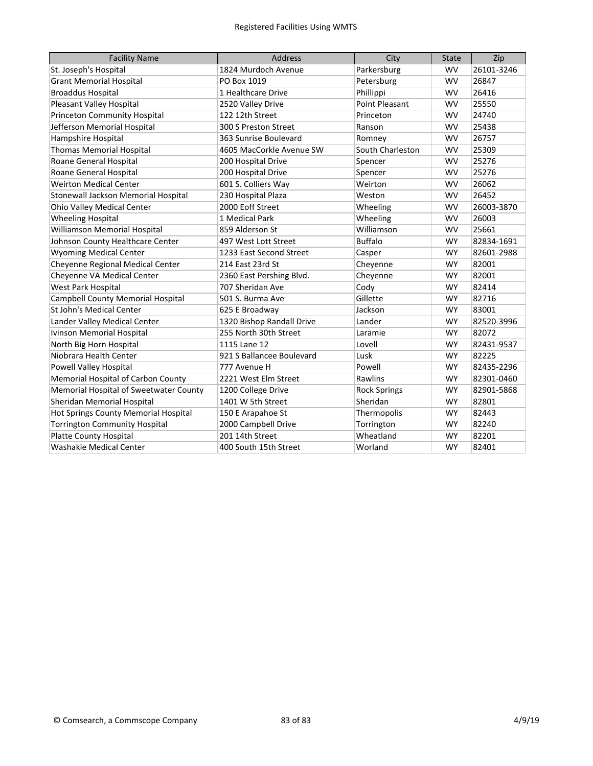| Facility Name | Address | City | State | Zip |
|---|---|---|---|---|
| St. Joseph's Hospital | 1824 Murdoch Avenue | Parkersburg | WV | 26101-3246 |
| Grant Memorial Hospital | PO Box 1019 | Petersburg | WV | 26847 |
| Broaddus Hospital | 1 Healthcare Drive | Phillippi | WV | 26416 |
| Pleasant Valley Hospital | 2520 Valley Drive | Point Pleasant | WV | 25550 |
| Princeton Community Hospital | 122 12th Street | Princeton | WV | 24740 |
| Jefferson Memorial Hospital | 300 S Preston Street | Ranson | WV | 25438 |
| Hampshire Hospital | 363 Sunrise Boulevard | Romney | WV | 26757 |
| Thomas Memorial Hospital | 4605 MacCorkle Avenue SW | South Charleston | WV | 25309 |
| Roane General Hospital | 200 Hospital Drive | Spencer | WV | 25276 |
| Roane General Hospital | 200 Hospital Drive | Spencer | WV | 25276 |
| Weirton Medical Center | 601 S. Colliers Way | Weirton | WV | 26062 |
| Stonewall Jackson Memorial Hospital | 230 Hospital Plaza | Weston | WV | 26452 |
| Ohio Valley Medical Center | 2000 Eoff Street | Wheeling | WV | 26003-3870 |
| Wheeling Hospital | 1 Medical Park | Wheeling | WV | 26003 |
| Williamson Memorial Hospital | 859 Alderson St | Williamson | WV | 25661 |
| Johnson County Healthcare Center | 497 West Lott Street | Buffalo | WY | 82834-1691 |
| Wyoming Medical Center | 1233 East Second Street | Casper | WY | 82601-2988 |
| Cheyenne Regional Medical Center | 214 East 23rd St | Cheyenne | WY | 82001 |
| Cheyenne VA Medical Center | 2360 East Pershing Blvd. | Cheyenne | WY | 82001 |
| West Park Hospital | 707 Sheridan Ave | Cody | WY | 82414 |
| Campbell County Memorial Hospital | 501 S. Burma Ave | Gillette | WY | 82716 |
| St John's Medical Center | 625 E Broadway | Jackson | WY | 83001 |
| Lander Valley Medical Center | 1320 Bishop Randall Drive | Lander | WY | 82520-3996 |
| Ivinson Memorial Hospital | 255 North 30th Street | Laramie | WY | 82072 |
| North Big Horn Hospital | 1115 Lane 12 | Lovell | WY | 82431-9537 |
| Niobrara Health Center | 921 S Ballancee Boulevard | Lusk | WY | 82225 |
| Powell Valley Hospital | 777 Avenue H | Powell | WY | 82435-2296 |
| Memorial Hospital of Carbon County | 2221 West Elm Street | Rawlins | WY | 82301-0460 |
| Memorial Hospital of Sweetwater County | 1200 College Drive | Rock Springs | WY | 82901-5868 |
| Sheridan Memorial Hospital | 1401 W 5th Street | Sheridan | WY | 82801 |
| Hot Springs County Memorial Hospital | 150 E Arapahoe St | Thermopolis | WY | 82443 |
| Torrington Community Hospital | 2000 Campbell Drive | Torrington | WY | 82240 |
| Platte County Hospital | 201 14th Street | Wheatland | WY | 82201 |
| Washakie Medical Center | 400 South 15th Street | Worland | WY | 82401 |